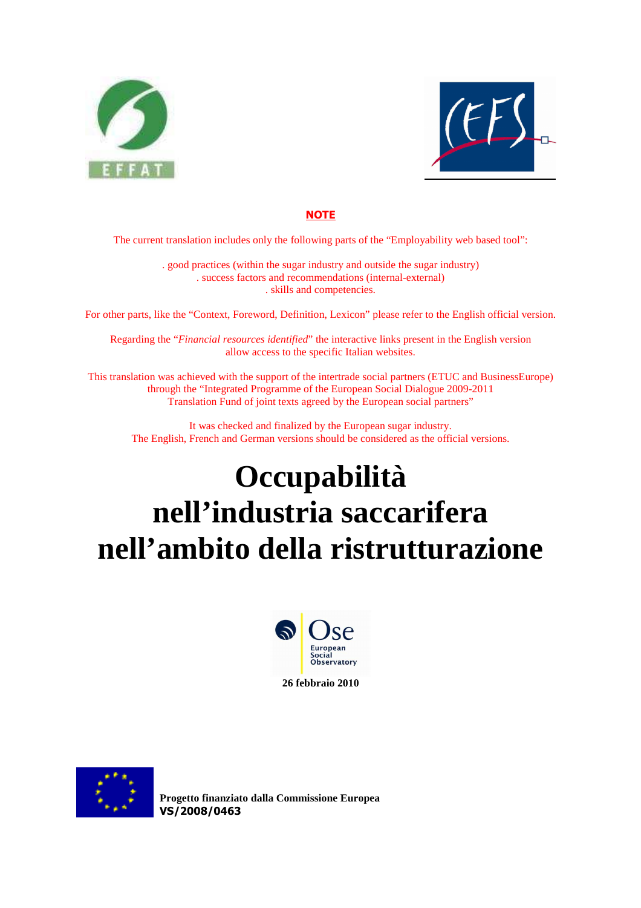**NOTE**

The current translation includes only the following parts of the "Employability web based tool":

. good practices (within the sugar industry and outside the sugar industry)
. success factors and recommendations (internal-external)
. skills and competencies.

For other parts, like the "Context, Foreword, Definition, Lexicon" please refer to the English official version.

Regarding the "*Financial resources identified*" the interactive links present in the English version allow access to the specific Italian websites.

This translation was achieved with the support of the intertrade social partners (ETUC and BusinessEurope) through the "Integrated Programme of the European Social Dialogue 2009-2011 Translation Fund of joint texts agreed by the European social partners"

It was checked and finalized by the European sugar industry.
The English, French and German versions should be considered as the official versions.

# Occupabilità nell'industria saccarifera nell'ambito della ristrutturazione

**26 febbraio 2010**

**Progetto finanziato dalla Commissione Europea**
**VS/2008/0463**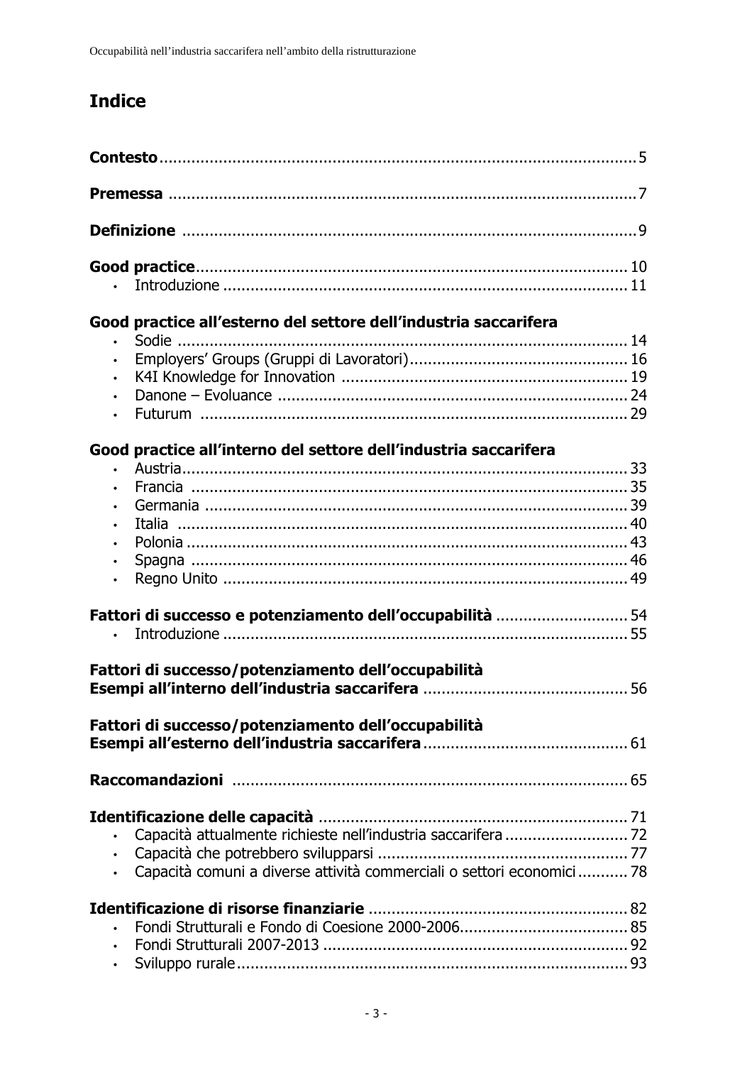# Indice

**Contesto** ........................................................................................................ 5

**Premessa** ........................................................................................................ 7

**Definizione** ...................................................................................................... 9

**Good practice** .................................................................................................. 10
- Introduzione ..................................................................................................... 11

**Good practice all'esterno del settore dell'industria saccarifera**
- Sodie .................................................................................................................. 14
- Employers' Groups (Gruppi di Lavoratori) .......................................................... 16
- K4I Knowledge for Innovation ............................................................................ 19
- Danone – Evoluance .......................................................................................... 24
- Futurum ............................................................................................................. 29

**Good practice all'interno del settore dell'industria saccarifera**
- Austria ............................................................................................................... 33
- Francia .............................................................................................................. 35
- Germania ........................................................................................................... 39
- Italia .................................................................................................................. 40
- Polonia ............................................................................................................... 43
- Spagna ............................................................................................................... 46
- Regno Unito ....................................................................................................... 49

**Fattori di successo e potenziamento dell'occupabilità** ........................................ 54
- Introduzione ....................................................................................................... 55

**Fattori di successo/potenziamento dell'occupabilità**
**Esempi all'interno dell'industria saccarifera** ........................................................ 56

**Fattori di successo/potenziamento dell'occupabilità**
**Esempi all'esterno dell'industria saccarifera** ........................................................ 61

**Raccomandazioni** ............................................................................................... 65

**Identificazione delle capacità** ............................................................................. 71
- Capacità attualmente richieste nell'industria saccarifera ................................... 72
- Capacità che potrebbero svilupparsi ................................................................... 77
- Capacità comuni a diverse attività commerciali o settori economici ................... 78

**Identificazione di risorse finanziarie** ................................................................... 82
- Fondi Strutturali e Fondo di Coesione 2000-2006 ............................................... 85
- Fondi Strutturali 2007-2013 ................................................................................ 92
- Sviluppo rurale .................................................................................................... 93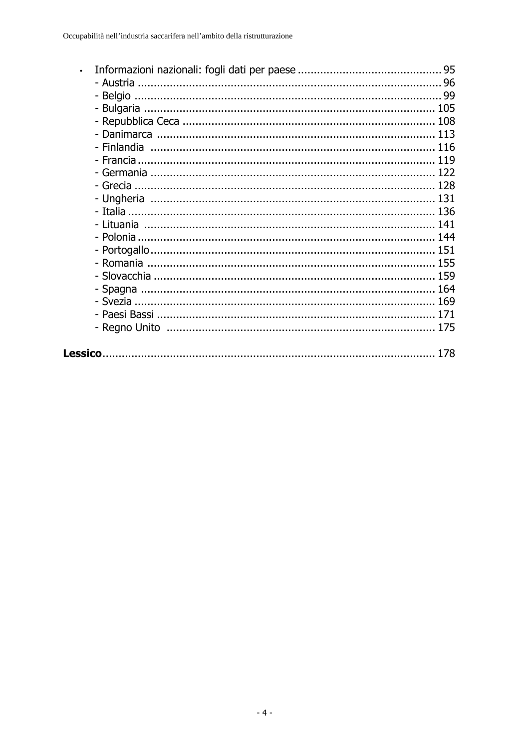- Informazioni nazionali: fogli dati per paese ............................................ 95
  - Austria ............................................................................................. 96
  - Belgio ............................................................................................. 99
  - Bulgaria ......................................................................................... 105
  - Repubblica Ceca ............................................................................. 108
  - Danimarca ..................................................................................... 113
  - Finlandia ....................................................................................... 116
  - Francia ........................................................................................... 119
  - Germania ........................................................................................ 122
  - Grecia ............................................................................................ 128
  - Ungheria ........................................................................................ 131
  - Italia .............................................................................................. 136
  - Lituania ......................................................................................... 141
  - Polonia ........................................................................................... 144
  - Portogallo ....................................................................................... 151
  - Romania ......................................................................................... 155
  - Slovacchia ...................................................................................... 159
  - Spagna ........................................................................................... 164
  - Svezia ............................................................................................ 169
  - Paesi Bassi ..................................................................................... 171
  - Regno Unito ................................................................................... 175

**Lessico** ...................................................................................................... 178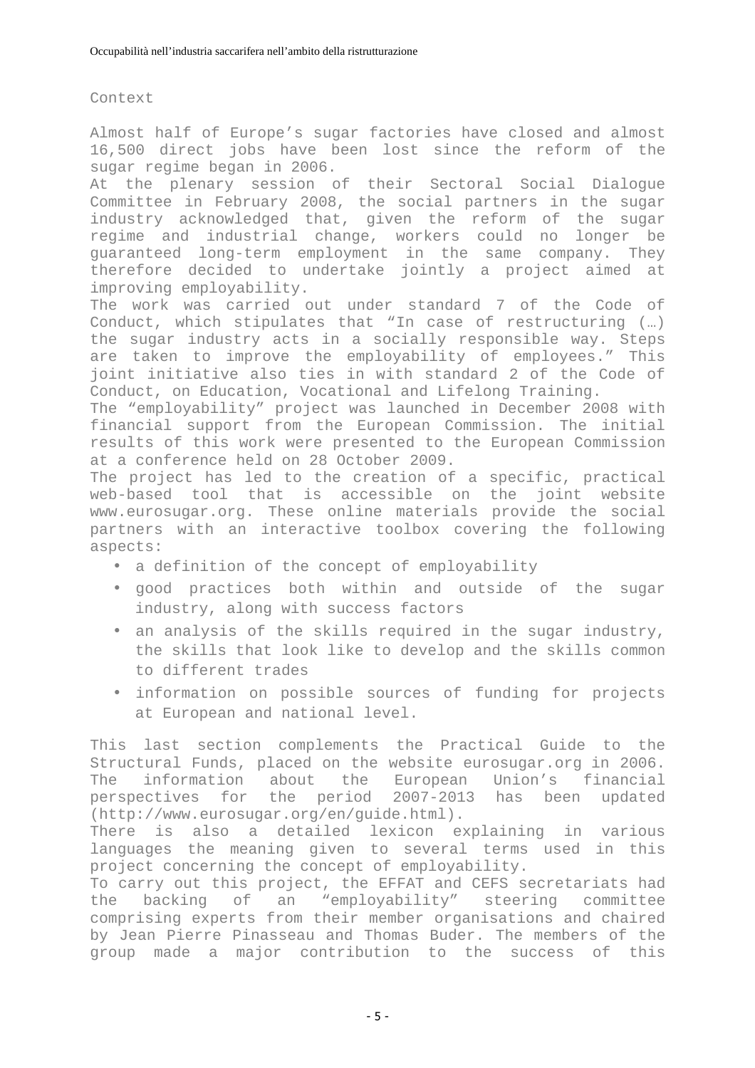Context

Almost half of Europe’s sugar factories have closed and almost 16,500 direct jobs have been lost since the reform of the sugar regime began in 2006.

At the plenary session of their Sectoral Social Dialogue Committee in February 2008, the social partners in the sugar industry acknowledged that, given the reform of the sugar regime and industrial change, workers could no longer be guaranteed long-term employment in the same company. They therefore decided to undertake jointly a project aimed at improving employability.

The work was carried out under standard 7 of the Code of Conduct, which stipulates that “In case of restructuring (…) the sugar industry acts in a socially responsible way. Steps are taken to improve the employability of employees.” This joint initiative also ties in with standard 2 of the Code of Conduct, on Education, Vocational and Lifelong Training.

The “employability” project was launched in December 2008 with financial support from the European Commission. The initial results of this work were presented to the European Commission at a conference held on 28 October 2009.

The project has led to the creation of a specific, practical web-based tool that is accessible on the joint website www.eurosugar.org. These online materials provide the social partners with an interactive toolbox covering the following aspects:

- a definition of the concept of employability
- good practices both within and outside of the sugar industry, along with success factors
- an analysis of the skills required in the sugar industry, the skills that look like to develop and the skills common to different trades
- information on possible sources of funding for projects at European and national level.

This last section complements the Practical Guide to the Structural Funds, placed on the website eurosugar.org in 2006. The information about the European Union’s financial perspectives for the period 2007-2013 has been updated (http://www.eurosugar.org/en/guide.html).

There is also a detailed lexicon explaining in various languages the meaning given to several terms used in this project concerning the concept of employability.

To carry out this project, the EFFAT and CEFS secretariats had the backing of an “employability” steering committee comprising experts from their member organisations and chaired by Jean Pierre Pinasseau and Thomas Buder. The members of the group made a major contribution to the success of this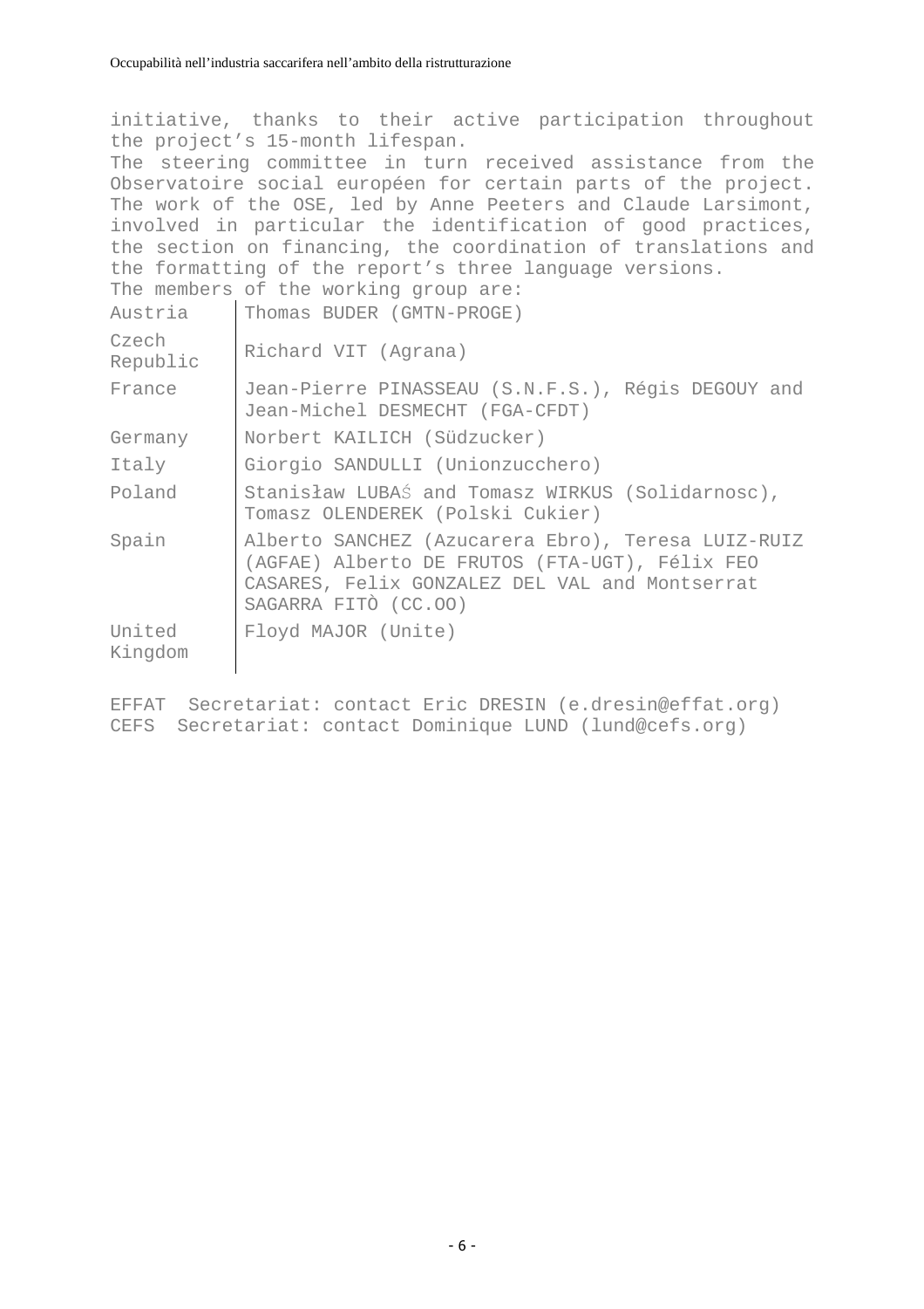initiative, thanks to their active participation throughout the project's 15-month lifespan.

The steering committee in turn received assistance from the Observatoire social européen for certain parts of the project. The work of the OSE, led by Anne Peeters and Claude Larsimont, involved in particular the identification of good practices, the section on financing, the coordination of translations and the formatting of the report's three language versions.

The members of the working group are:

| | |
|---|---|
| Austria | Thomas BUDER (GMTN-PROGE) |
| Czech Republic | Richard VIT (Agrana) |
| France | Jean-Pierre PINASSEAU (S.N.F.S.), Régis DEGOUY and Jean-Michel DESMECHT (FGA-CFDT) |
| Germany | Norbert KAILICH (Südzucker) |
| Italy | Giorgio SANDULLI (Unionzucchero) |
| Poland | Stanisław LUBAŚ and Tomasz WIRKUS (Solidarnosc), Tomasz OLENDEREK (Polski Cukier) |
| Spain | Alberto SANCHEZ (Azucarera Ebro), Teresa LUIZ-RUIZ (AGFAE) Alberto DE FRUTOS (FTA-UGT), Félix FEO CASARES, Felix GONZALEZ DEL VAL and Montserrat SAGARRA FITÒ (CC.OO) |
| United Kingdom | Floyd MAJOR (Unite) |

EFFAT Secretariat: contact Eric DRESIN (e.dresin@effat.org)
CEFS Secretariat: contact Dominique LUND (lund@cefs.org)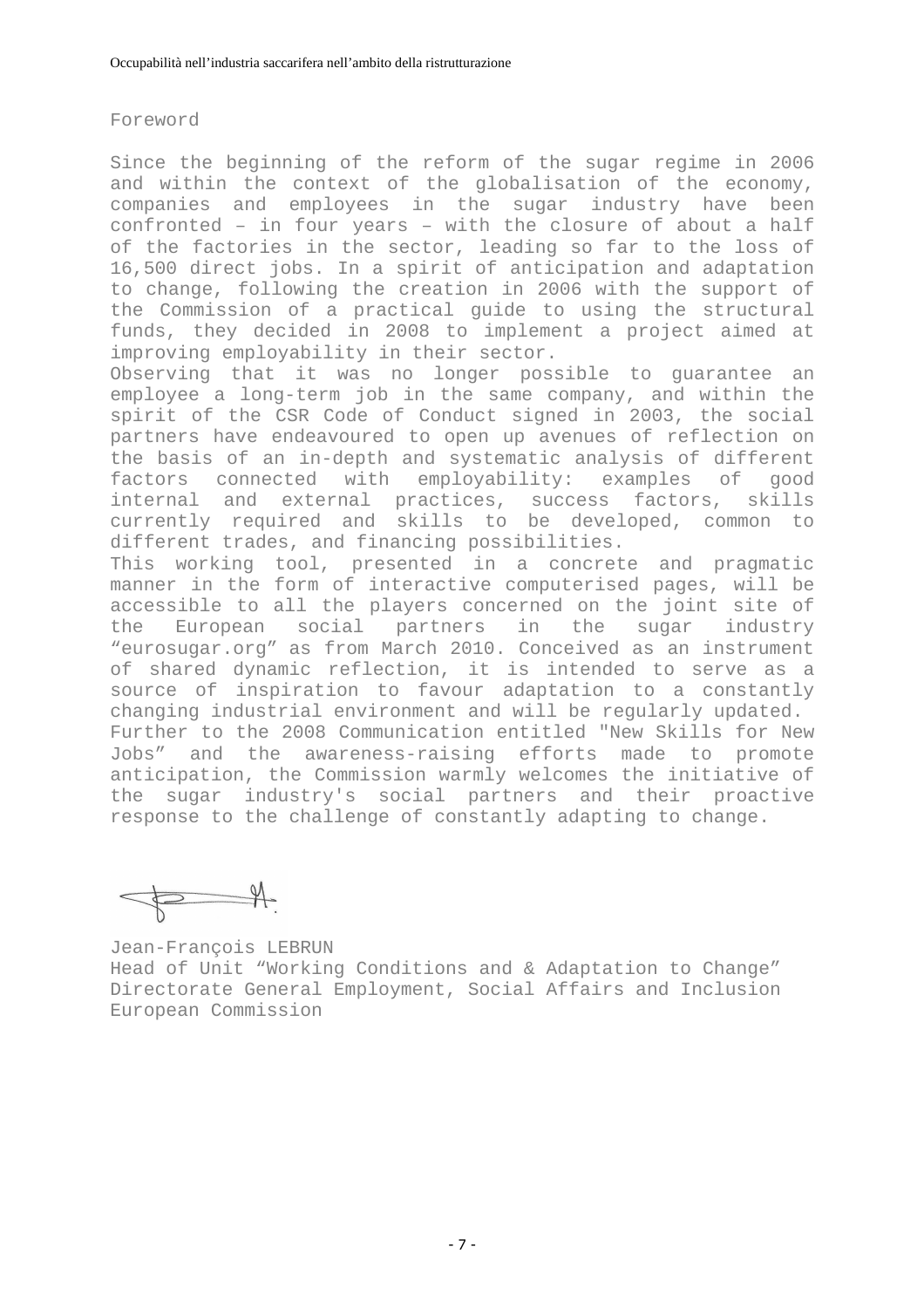# Foreword

Since the beginning of the reform of the sugar regime in 2006 and within the context of the globalisation of the economy, companies and employees in the sugar industry have been confronted – in four years – with the closure of about a half of the factories in the sector, leading so far to the loss of 16,500 direct jobs. In a spirit of anticipation and adaptation to change, following the creation in 2006 with the support of the Commission of a practical guide to using the structural funds, they decided in 2008 to implement a project aimed at improving employability in their sector.

Observing that it was no longer possible to guarantee an employee a long-term job in the same company, and within the spirit of the CSR Code of Conduct signed in 2003, the social partners have endeavoured to open up avenues of reflection on the basis of an in-depth and systematic analysis of different factors connected with employability: examples of good internal and external practices, success factors, skills currently required and skills to be developed, common to different trades, and financing possibilities.

This working tool, presented in a concrete and pragmatic manner in the form of interactive computerised pages, will be accessible to all the players concerned on the joint site of the European social partners in the sugar industry "eurosugar.org" as from March 2010. Conceived as an instrument of shared dynamic reflection, it is intended to serve as a source of inspiration to favour adaptation to a constantly changing industrial environment and will be regularly updated.

Further to the 2008 Communication entitled "New Skills for New Jobs" and the awareness-raising efforts made to promote anticipation, the Commission warmly welcomes the initiative of the sugar industry's social partners and their proactive response to the challenge of constantly adapting to change.

Jean-François LEBRUN
Head of Unit "Working Conditions and & Adaptation to Change"
Directorate General Employment, Social Affairs and Inclusion
European Commission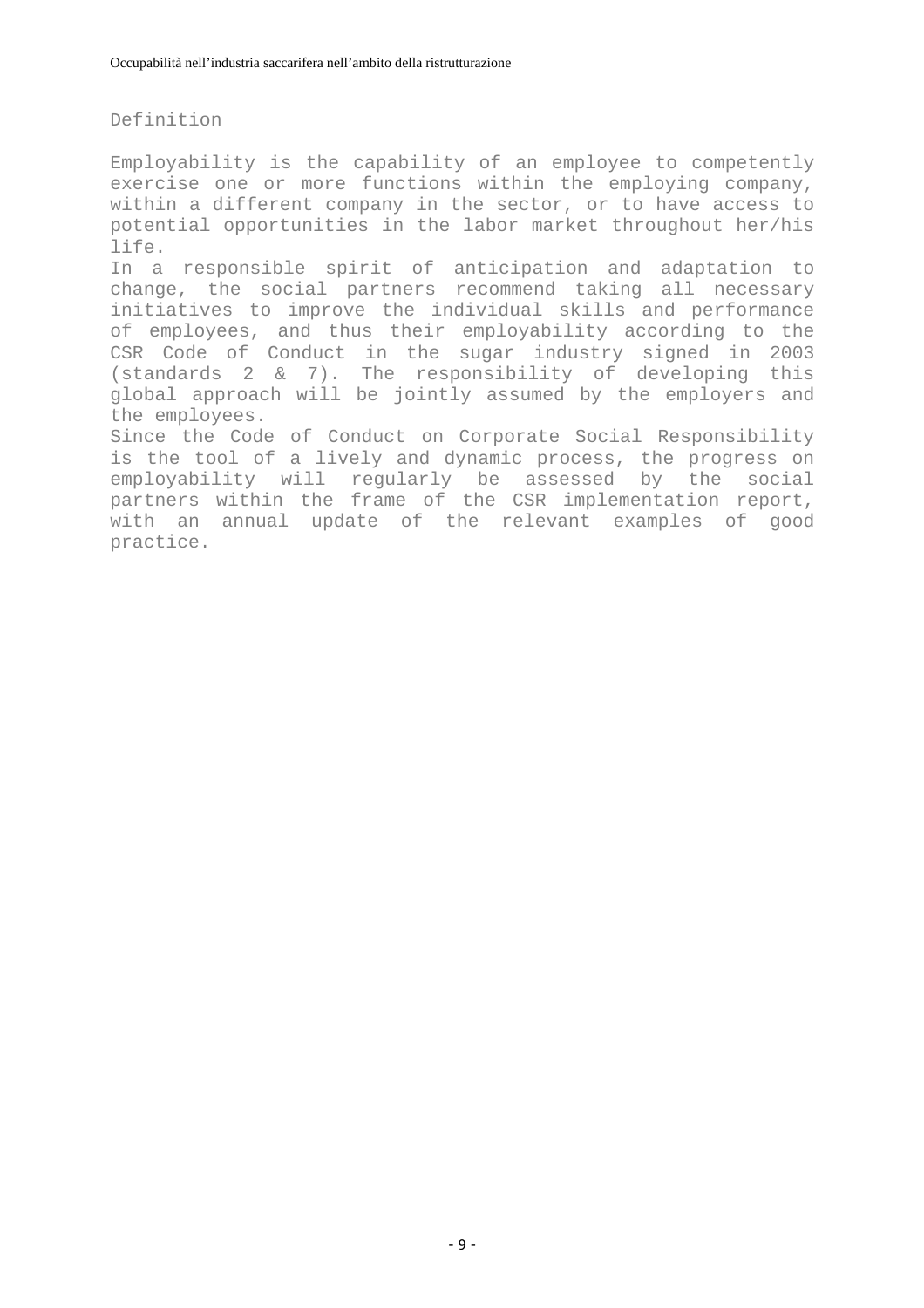## Definition

Employability is the capability of an employee to competently exercise one or more functions within the employing company, within a different company in the sector, or to have access to potential opportunities in the labor market throughout her/his life.

In a responsible spirit of anticipation and adaptation to change, the social partners recommend taking all necessary initiatives to improve the individual skills and performance of employees, and thus their employability according to the CSR Code of Conduct in the sugar industry signed in 2003 (standards 2 & 7). The responsibility of developing this global approach will be jointly assumed by the employers and the employees.

Since the Code of Conduct on Corporate Social Responsibility is the tool of a lively and dynamic process, the progress on employability will regularly be assessed by the social partners within the frame of the CSR implementation report, with an annual update of the relevant examples of good practice.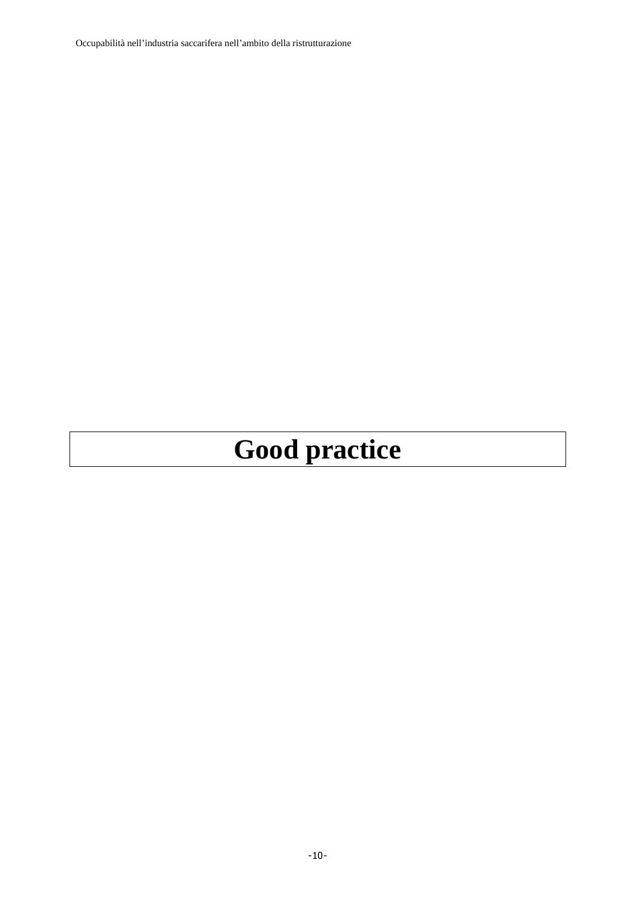# Good practice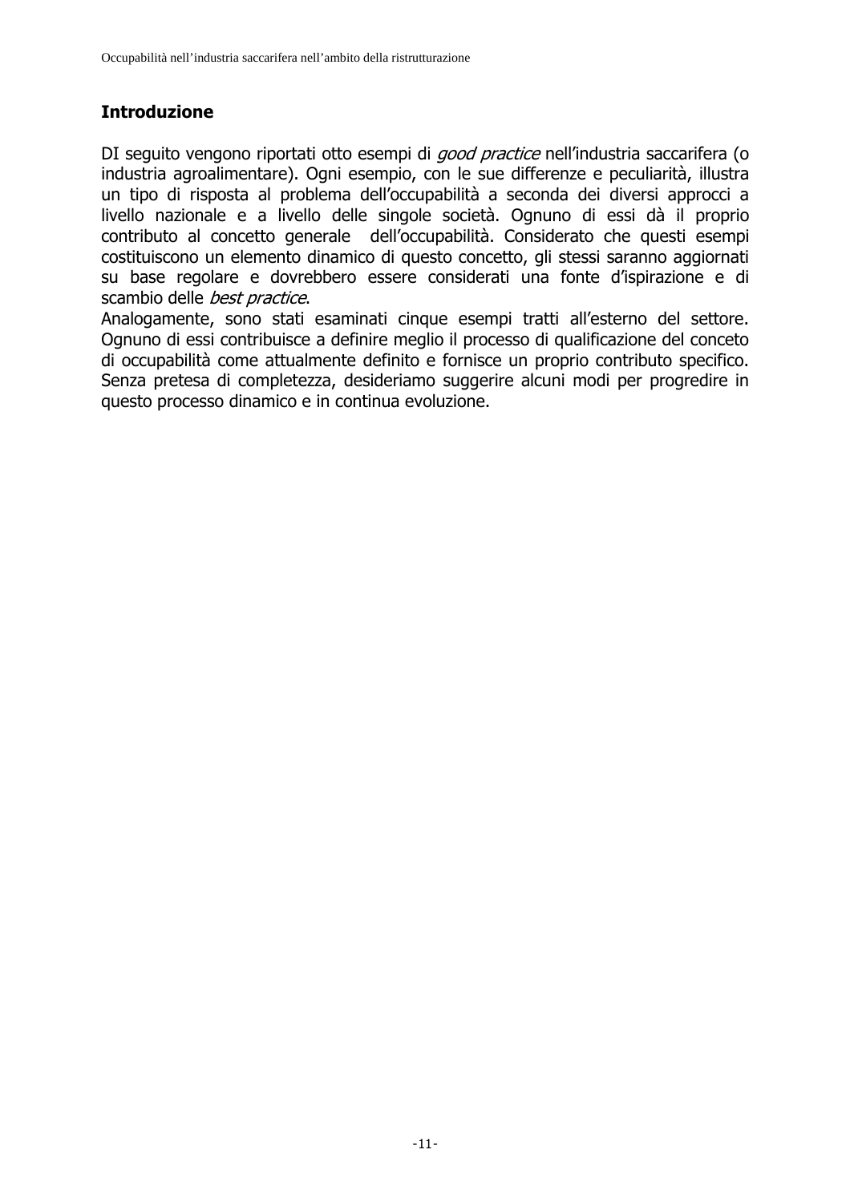## Introduzione

DI seguito vengono riportati otto esempi di *good practice* nell'industria saccarifera (o industria agroalimentare). Ogni esempio, con le sue differenze e peculiarità, illustra un tipo di risposta al problema dell'occupabilità a seconda dei diversi approcci a livello nazionale e a livello delle singole società. Ognuno di essi dà il proprio contributo al concetto generale dell'occupabilità. Considerato che questi esempi costituiscono un elemento dinamico di questo concetto, gli stessi saranno aggiornati su base regolare e dovrebbero essere considerati una fonte d'ispirazione e di scambio delle *best practice*.

Analogamente, sono stati esaminati cinque esempi tratti all'esterno del settore. Ognuno di essi contribuisce a definire meglio il processo di qualificazione del conceto di occupabilità come attualmente definito e fornisce un proprio contributo specifico. Senza pretesa di completezza, desideriamo suggerire alcuni modi per progredire in questo processo dinamico e in continua evoluzione.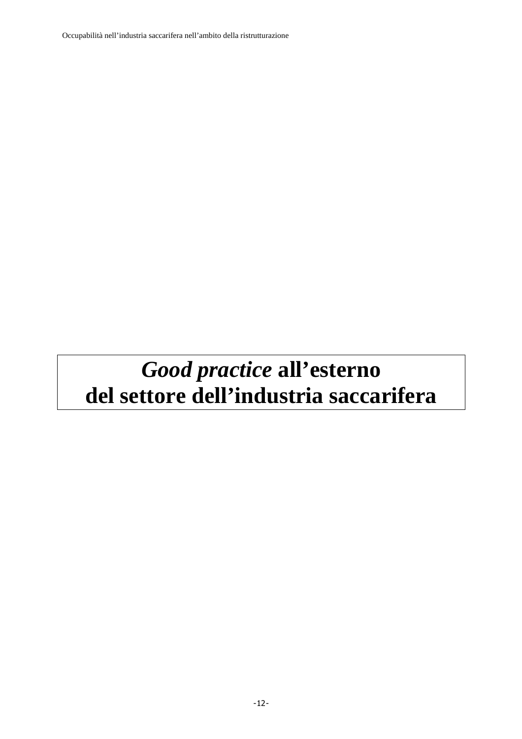# *Good practice* all'esterno del settore dell'industria saccarifera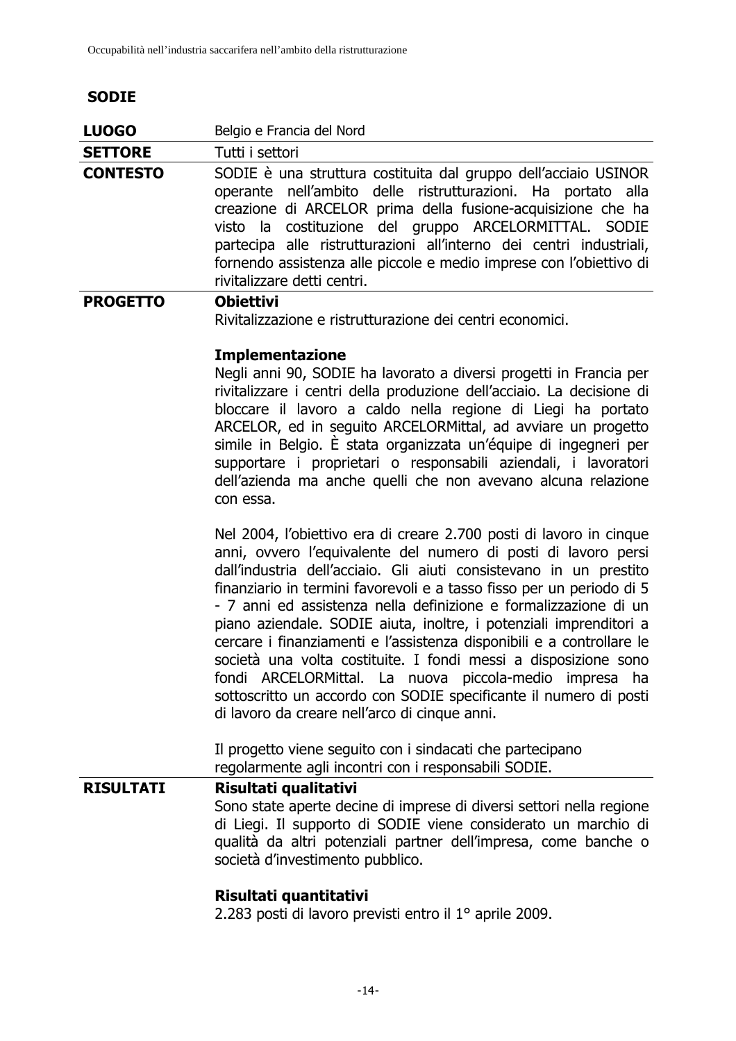## SODIE

| | |
|---|---|
| **LUOGO** | Belgio e Francia del Nord |
| **SETTORE** | Tutti i settori |
| **CONTESTO** | SODIE è una struttura costituita dal gruppo dell'acciaio USINOR operante nell'ambito delle ristrutturazioni. Ha portato alla creazione di ARCELOR prima della fusione-acquisizione che ha visto la costituzione del gruppo ARCELORMITTAL. SODIE partecipa alle ristrutturazioni all'interno dei centri industriali, fornendo assistenza alle piccole e medio imprese con l'obiettivo di rivitalizzare detti centri. |
| **PROGETTO** | **Obiettivi**<br>Rivitalizzazione e ristrutturazione dei centri economici.<br><br>**Implementazione**<br>Negli anni 90, SODIE ha lavorato a diversi progetti in Francia per rivitalizzare i centri della produzione dell'acciaio. La decisione di bloccare il lavoro a caldo nella regione di Liegi ha portato ARCELOR, ed in seguito ARCELORMittal, ad avviare un progetto simile in Belgio. È stata organizzata un'équipe di ingegneri per supportare i proprietari o responsabili aziendali, i lavoratori dell'azienda ma anche quelli che non avevano alcuna relazione con essa.<br><br>Nel 2004, l'obiettivo era di creare 2.700 posti di lavoro in cinque anni, ovvero l'equivalente del numero di posti di lavoro persi dall'industria dell'acciaio. Gli aiuti consistevano in un prestito finanziario in termini favorevoli e a tasso fisso per un periodo di 5 - 7 anni ed assistenza nella definizione e formalizzazione di un piano aziendale. SODIE aiuta, inoltre, i potenziali imprenditori a cercare i finanziamenti e l'assistenza disponibili e a controllare le società una volta costituite. I fondi messi a disposizione sono fondi ARCELORMittal. La nuova piccola-medio impresa ha sottoscritto un accordo con SODIE specificante il numero di posti di lavoro da creare nell'arco di cinque anni.<br><br>Il progetto viene seguito con i sindacati che partecipano regolarmente agli incontri con i responsabili SODIE. |
| **RISULTATI** | **Risultati qualitativi**<br>Sono state aperte decine di imprese di diversi settori nella regione di Liegi. Il supporto di SODIE viene considerato un marchio di qualità da altri potenziali partner dell'impresa, come banche o società d'investimento pubblico.<br><br>**Risultati quantitativi**<br>2.283 posti di lavoro previsti entro il 1° aprile 2009. |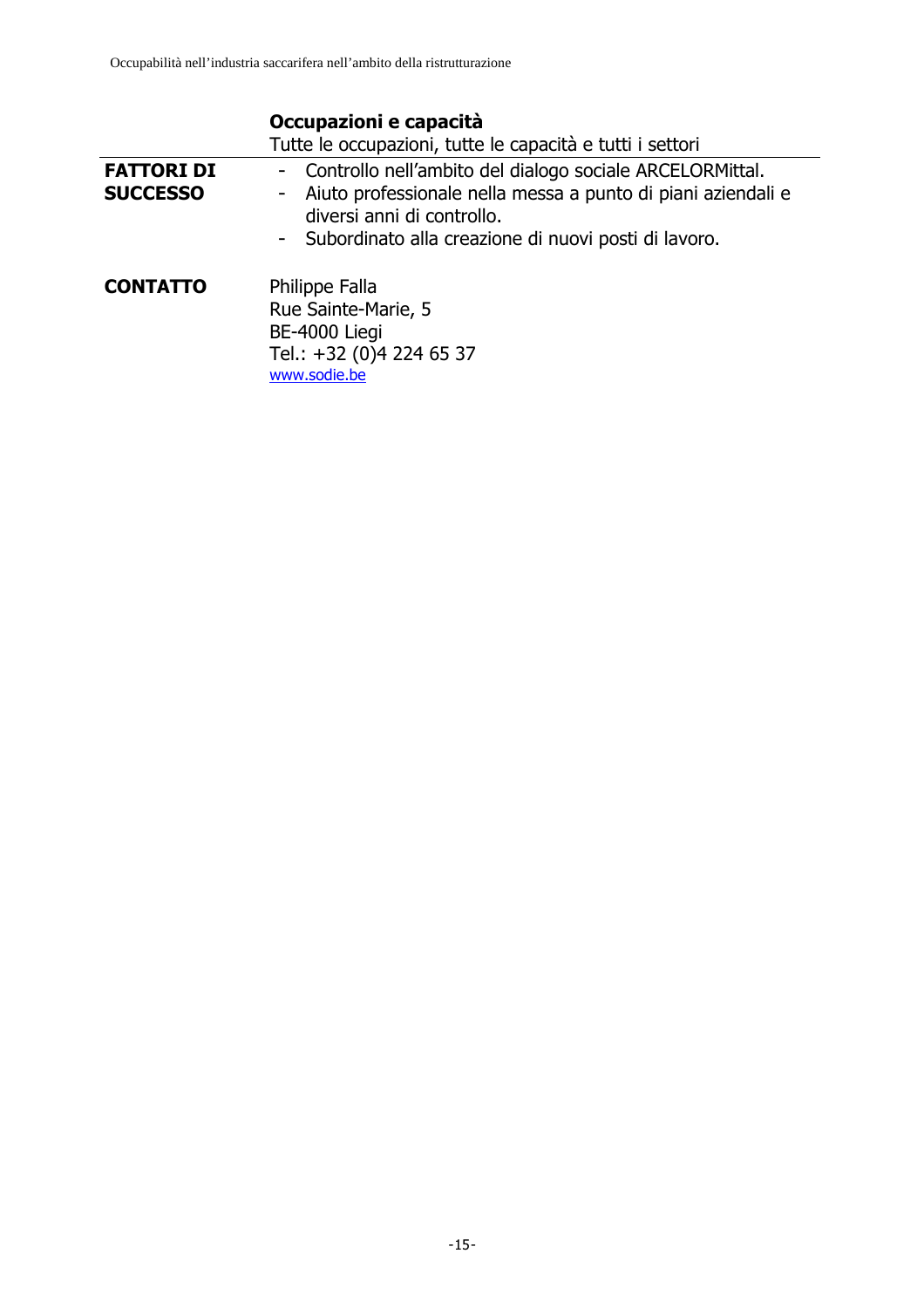**Occupazioni e capacità**

Tutte le occupazioni, tutte le capacità e tutti i settori

| | |
|---|---|
| **FATTORI DI SUCCESSO** | - Controllo nell'ambito del dialogo sociale ARCELORMittal.<br>- Aiuto professionale nella messa a punto di piani aziendali e diversi anni di controllo.<br>- Subordinato alla creazione di nuovi posti di lavoro. |
| **CONTATTO** | Philippe Falla<br>Rue Sainte-Marie, 5<br>BE-4000 Liegi<br>Tel.: +32 (0)4 224 65 37<br>www.sodie.be |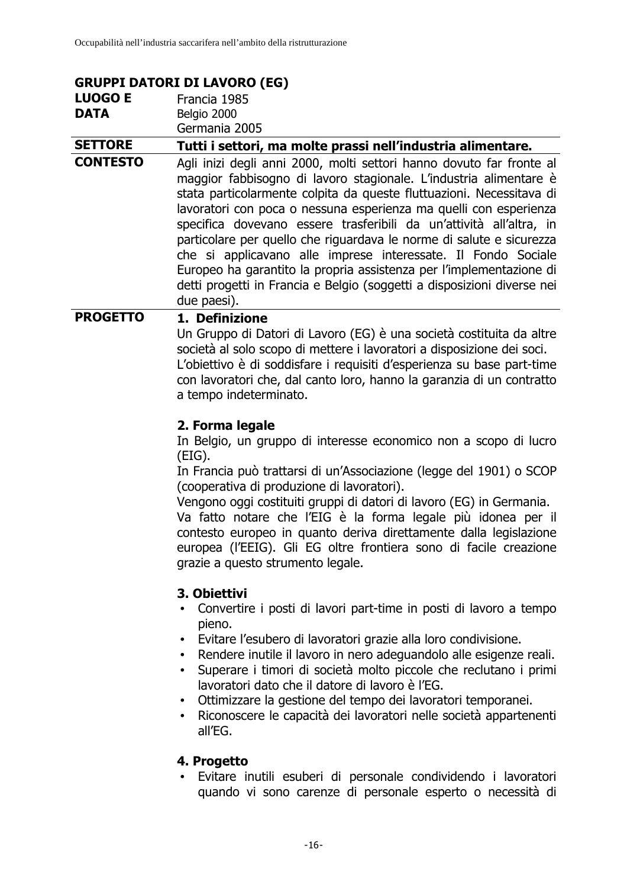## GRUPPI DATORI DI LAVORO (EG)

| | |
|---|---|
| **LUOGO E DATA** | Francia 1985<br>Belgio 2000<br>Germania 2005 |
| **SETTORE** | **Tutti i settori, ma molte prassi nell'industria alimentare.** |
| **CONTESTO** | Agli inizi degli anni 2000, molti settori hanno dovuto far fronte al maggior fabbisogno di lavoro stagionale. L'industria alimentare è stata particolarmente colpita da queste fluttuazioni. Necessitava di lavoratori con poca o nessuna esperienza ma quelli con esperienza specifica dovevano essere trasferibili da un'attività all'altra, in particolare per quello che riguardava le norme di salute e sicurezza che si applicavano alle imprese interessate. Il Fondo Sociale Europeo ha garantito la propria assistenza per l'implementazione di detti progetti in Francia e Belgio (soggetti a disposizioni diverse nei due paesi). |

**PROGETTO**

**1. Definizione**

Un Gruppo di Datori di Lavoro (EG) è una società costituita da altre società al solo scopo di mettere i lavoratori a disposizione dei soci. L'obiettivo è di soddisfare i requisiti d'esperienza su base part-time con lavoratori che, dal canto loro, hanno la garanzia di un contratto a tempo indeterminato.

**2. Forma legale**

In Belgio, un gruppo di interesse economico non a scopo di lucro (EIG).

In Francia può trattarsi di un'Associazione (legge del 1901) o SCOP (cooperativa di produzione di lavoratori).

Vengono oggi costituiti gruppi di datori di lavoro (EG) in Germania.

Va fatto notare che l'EIG è la forma legale più idonea per il contesto europeo in quanto deriva direttamente dalla legislazione europea (l'EEIG). Gli EG oltre frontiera sono di facile creazione grazie a questo strumento legale.

**3. Obiettivi**

- Convertire i posti di lavori part-time in posti di lavoro a tempo pieno.
- Evitare l'esubero di lavoratori grazie alla loro condivisione.
- Rendere inutile il lavoro in nero adeguandolo alle esigenze reali.
- Superare i timori di società molto piccole che reclutano i primi lavoratori dato che il datore di lavoro è l'EG.
- Ottimizzare la gestione del tempo dei lavoratori temporanei.
- Riconoscere le capacità dei lavoratori nelle società appartenenti all'EG.

**4. Progetto**

- Evitare inutili esuberi di personale condividendo i lavoratori quando vi sono carenze di personale esperto o necessità di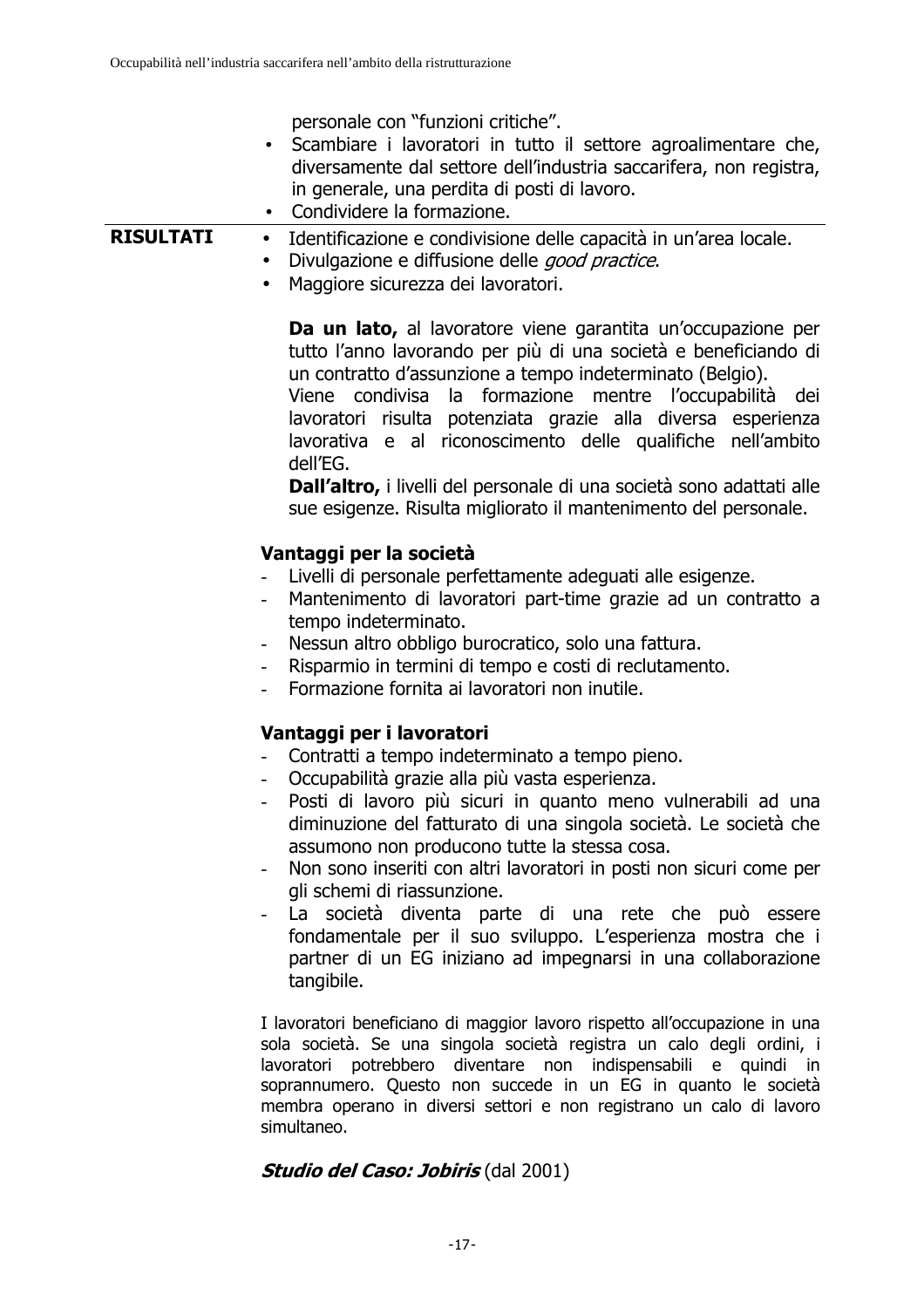personale con "funzioni critiche".

- Scambiare i lavoratori in tutto il settore agroalimentare che, diversamente dal settore dell'industria saccarifera, non registra, in generale, una perdita di posti di lavoro.
- Condividere la formazione.

**RISULTATI**

- Identificazione e condivisione delle capacità in un'area locale.
- Divulgazione e diffusione delle *good practice*.
- Maggiore sicurezza dei lavoratori.

**Da un lato,** al lavoratore viene garantita un'occupazione per tutto l'anno lavorando per più di una società e beneficiando di un contratto d'assunzione a tempo indeterminato (Belgio).
Viene condivisa la formazione mentre l'occupabilità dei lavoratori risulta potenziata grazie alla diversa esperienza lavorativa e al riconoscimento delle qualifiche nell'ambito dell'EG.
**Dall'altro,** i livelli del personale di una società sono adattati alle sue esigenze. Risulta migliorato il mantenimento del personale.

**Vantaggi per la società**

- Livelli di personale perfettamente adeguati alle esigenze.
- Mantenimento di lavoratori part-time grazie ad un contratto a tempo indeterminato.
- Nessun altro obbligo burocratico, solo una fattura.
- Risparmio in termini di tempo e costi di reclutamento.
- Formazione fornita ai lavoratori non inutile.

**Vantaggi per i lavoratori**

- Contratti a tempo indeterminato a tempo pieno.
- Occupabilità grazie alla più vasta esperienza.
- Posti di lavoro più sicuri in quanto meno vulnerabili ad una diminuzione del fatturato di una singola società. Le società che assumono non producono tutte la stessa cosa.
- Non sono inseriti con altri lavoratori in posti non sicuri come per gli schemi di riassunzione.
- La società diventa parte di una rete che può essere fondamentale per il suo sviluppo. L'esperienza mostra che i partner di un EG iniziano ad impegnarsi in una collaborazione tangibile.

I lavoratori beneficiano di maggior lavoro rispetto all'occupazione in una sola società. Se una singola società registra un calo degli ordini, i lavoratori potrebbero diventare non indispensabili e quindi in soprannumero. Questo non succede in un EG in quanto le società membra operano in diversi settori e non registrano un calo di lavoro simultaneo.

***Studio del Caso: Jobiris*** (dal 2001)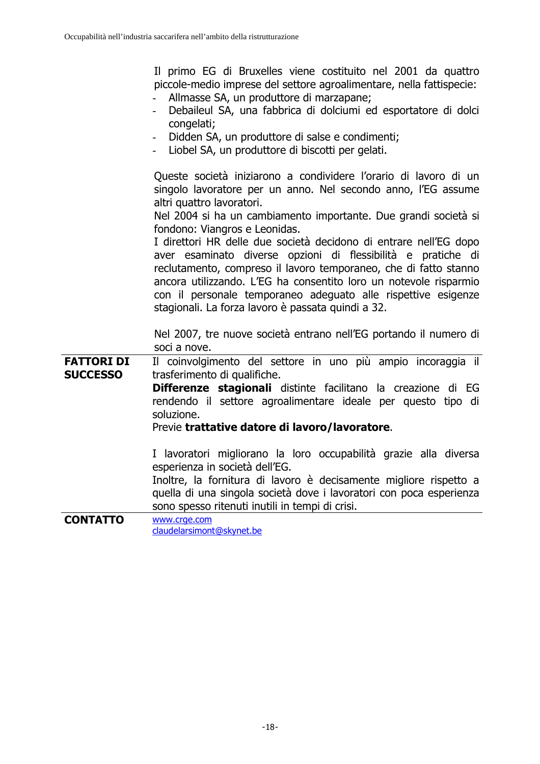Il primo EG di Bruxelles viene costituito nel 2001 da quattro piccole-medio imprese del settore agroalimentare, nella fattispecie:

- Allmasse SA, un produttore di marzapane;
- Debaileul SA, una fabbrica di dolciumi ed esportatore di dolci congelati;
- Didden SA, un produttore di salse e condimenti;
- Liobel SA, un produttore di biscotti per gelati.

Queste società iniziarono a condividere l'orario di lavoro di un singolo lavoratore per un anno. Nel secondo anno, l'EG assume altri quattro lavoratori.
Nel 2004 si ha un cambiamento importante. Due grandi società si fondono: Viangros e Leonidas.
I direttori HR delle due società decidono di entrare nell'EG dopo aver esaminato diverse opzioni di flessibilità e pratiche di reclutamento, compreso il lavoro temporaneo, che di fatto stanno ancora utilizzando. L'EG ha consentito loro un notevole risparmio con il personale temporaneo adeguato alle rispettive esigenze stagionali. La forza lavoro è passata quindi a 32.

Nel 2007, tre nuove società entrano nell'EG portando il numero di soci a nove.

| | |
|---|---|
| **FATTORI DI SUCCESSO** | Il coinvolgimento del settore in uno più ampio incoraggia il trasferimento di qualifiche.<br>**Differenze stagionali** distinte facilitano la creazione di EG rendendo il settore agroalimentare ideale per questo tipo di soluzione.<br>Previe **trattative datore di lavoro/lavoratore**.<br><br>I lavoratori migliorano la loro occupabilità grazie alla diversa esperienza in società dell'EG.<br>Inoltre, la fornitura di lavoro è decisamente migliore rispetto a quella di una singola società dove i lavoratori con poca esperienza sono spesso ritenuti inutili in tempi di crisi. |
| **CONTATTO** | www.crge.com<br>claudelarsimont@skynet.be |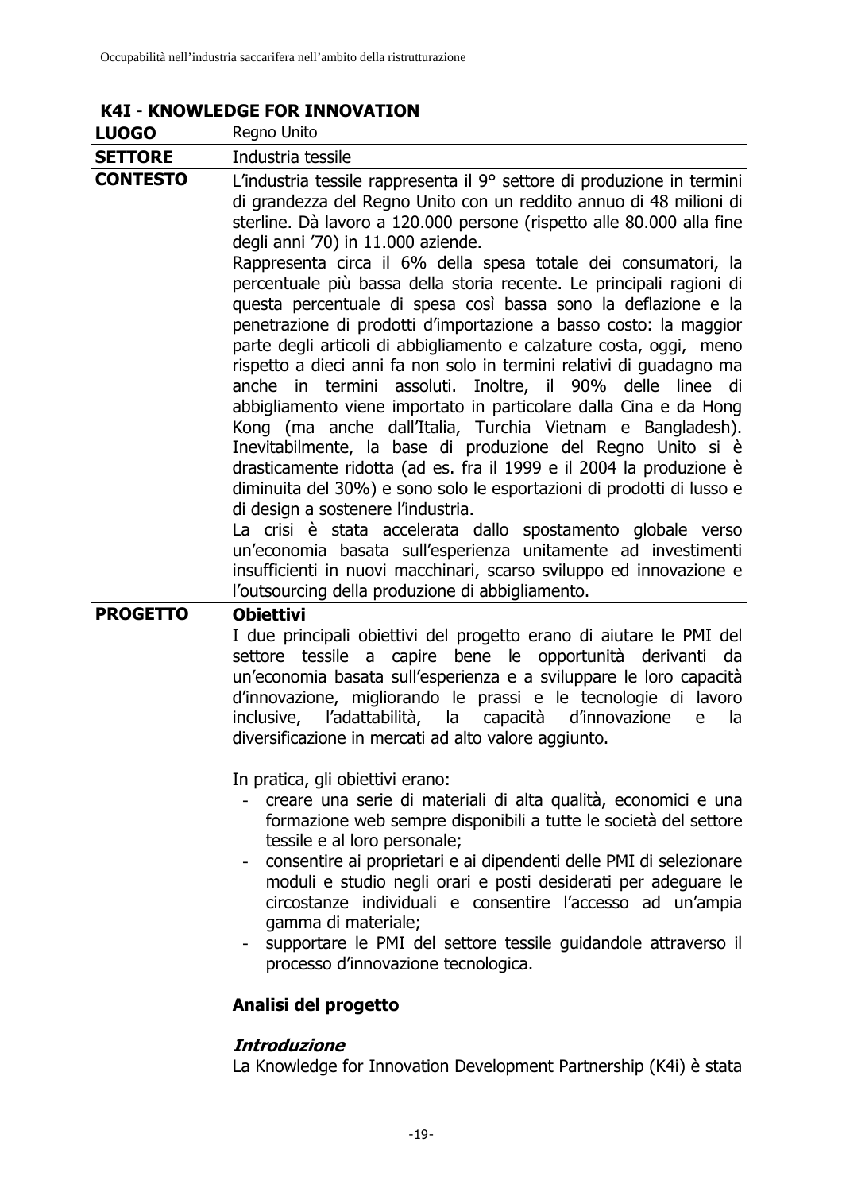## K4I - KNOWLEDGE FOR INNOVATION

| | |
|---|---|
| **LUOGO** | Regno Unito |
| **SETTORE** | Industria tessile |
| **CONTESTO** | L'industria tessile rappresenta il 9° settore di produzione in termini di grandezza del Regno Unito con un reddito annuo di 48 milioni di sterline. Dà lavoro a 120.000 persone (rispetto alle 80.000 alla fine degli anni '70) in 11.000 aziende.<br>Rappresenta circa il 6% della spesa totale dei consumatori, la percentuale più bassa della storia recente. Le principali ragioni di questa percentuale di spesa così bassa sono la deflazione e la penetrazione di prodotti d'importazione a basso costo: la maggior parte degli articoli di abbigliamento e calzature costa, oggi, meno rispetto a dieci anni fa non solo in termini relativi di guadagno ma anche in termini assoluti. Inoltre, il 90% delle linee di abbigliamento viene importato in particolare dalla Cina e da Hong Kong (ma anche dall'Italia, Turchia Vietnam e Bangladesh). Inevitabilmente, la base di produzione del Regno Unito si è drasticamente ridotta (ad es. fra il 1999 e il 2004 la produzione è diminuita del 30%) e sono solo le esportazioni di prodotti di lusso e di design a sostenere l'industria.<br>La crisi è stata accelerata dallo spostamento globale verso un'economia basata sull'esperienza unitamente ad investimenti insufficienti in nuovi macchinari, scarso sviluppo ed innovazione e l'outsourcing della produzione di abbigliamento. |
| **PROGETTO** | **Obiettivi**<br>I due principali obiettivi del progetto erano di aiutare le PMI del settore tessile a capire bene le opportunità derivanti da un'economia basata sull'esperienza e a sviluppare le loro capacità d'innovazione, migliorando le prassi e le tecnologie di lavoro inclusive, l'adattabilità, la capacità d'innovazione e la diversificazione in mercati ad alto valore aggiunto.<br><br>In pratica, gli obiettivi erano:<br>- creare una serie di materiali di alta qualità, economici e una formazione web sempre disponibili a tutte le società del settore tessile e al loro personale;<br>- consentire ai proprietari e ai dipendenti delle PMI di selezionare moduli e studio negli orari e posti desiderati per adeguare le circostanze individuali e consentire l'accesso ad un'ampia gamma di materiale;<br>- supportare le PMI del settore tessile guidandole attraverso il processo d'innovazione tecnologica.<br><br>**Analisi del progetto**<br><br>***Introduzione***<br>La Knowledge for Innovation Development Partnership (K4i) è stata |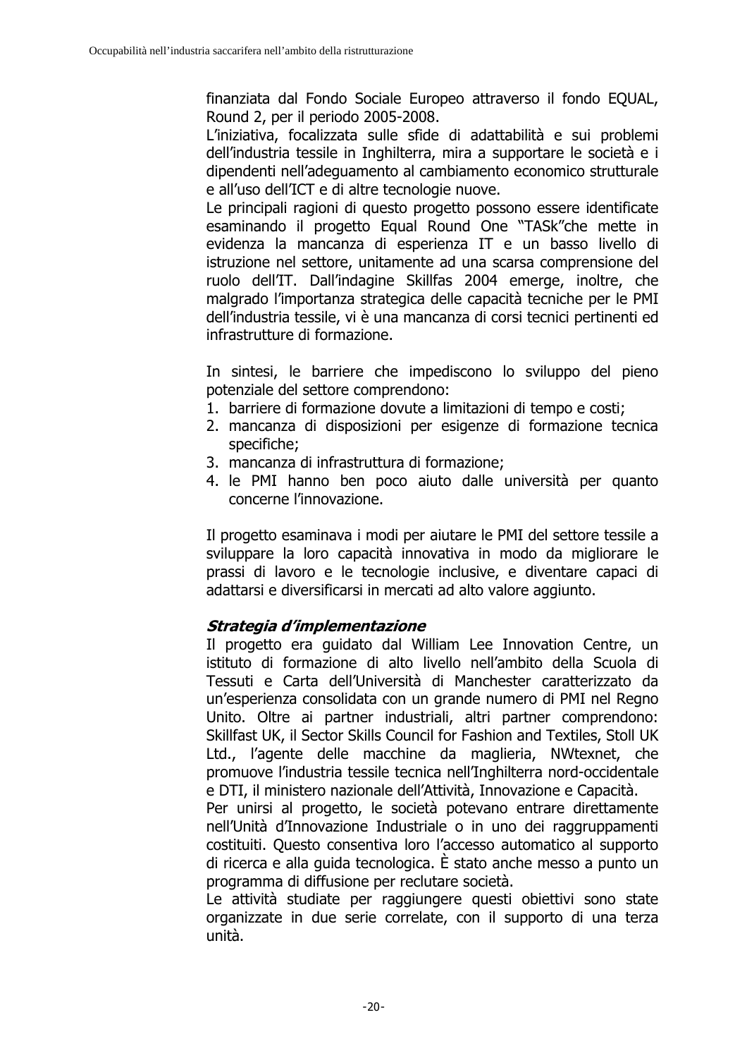finanziata dal Fondo Sociale Europeo attraverso il fondo EQUAL, Round 2, per il periodo 2005-2008.

L'iniziativa, focalizzata sulle sfide di adattabilità e sui problemi dell'industria tessile in Inghilterra, mira a supportare le società e i dipendenti nell'adeguamento al cambiamento economico strutturale e all'uso dell'ICT e di altre tecnologie nuove.

Le principali ragioni di questo progetto possono essere identificate esaminando il progetto Equal Round One "TASk"che mette in evidenza la mancanza di esperienza IT e un basso livello di istruzione nel settore, unitamente ad una scarsa comprensione del ruolo dell'IT. Dall'indagine Skillfas 2004 emerge, inoltre, che malgrado l'importanza strategica delle capacità tecniche per le PMI dell'industria tessile, vi è una mancanza di corsi tecnici pertinenti ed infrastrutture di formazione.

In sintesi, le barriere che impediscono lo sviluppo del pieno potenziale del settore comprendono:

1. barriere di formazione dovute a limitazioni di tempo e costi;
2. mancanza di disposizioni per esigenze di formazione tecnica specifiche;
3. mancanza di infrastruttura di formazione;
4. le PMI hanno ben poco aiuto dalle università per quanto concerne l'innovazione.

Il progetto esaminava i modi per aiutare le PMI del settore tessile a sviluppare la loro capacità innovativa in modo da migliorare le prassi di lavoro e le tecnologie inclusive, e diventare capaci di adattarsi e diversificarsi in mercati ad alto valore aggiunto.

***Strategia d'implementazione***

Il progetto era guidato dal William Lee Innovation Centre, un istituto di formazione di alto livello nell'ambito della Scuola di Tessuti e Carta dell'Università di Manchester caratterizzato da un'esperienza consolidata con un grande numero di PMI nel Regno Unito. Oltre ai partner industriali, altri partner comprendono: Skillfast UK, il Sector Skills Council for Fashion and Textiles, Stoll UK Ltd., l'agente delle macchine da maglieria, NWtexnet, che promuove l'industria tessile tecnica nell'Inghilterra nord-occidentale e DTI, il ministero nazionale dell'Attività, Innovazione e Capacità.

Per unirsi al progetto, le società potevano entrare direttamente nell'Unità d'Innovazione Industriale o in uno dei raggruppamenti costituiti. Questo consentiva loro l'accesso automatico al supporto di ricerca e alla guida tecnologica. È stato anche messo a punto un programma di diffusione per reclutare società.

Le attività studiate per raggiungere questi obiettivi sono state organizzate in due serie correlate, con il supporto di una terza unità.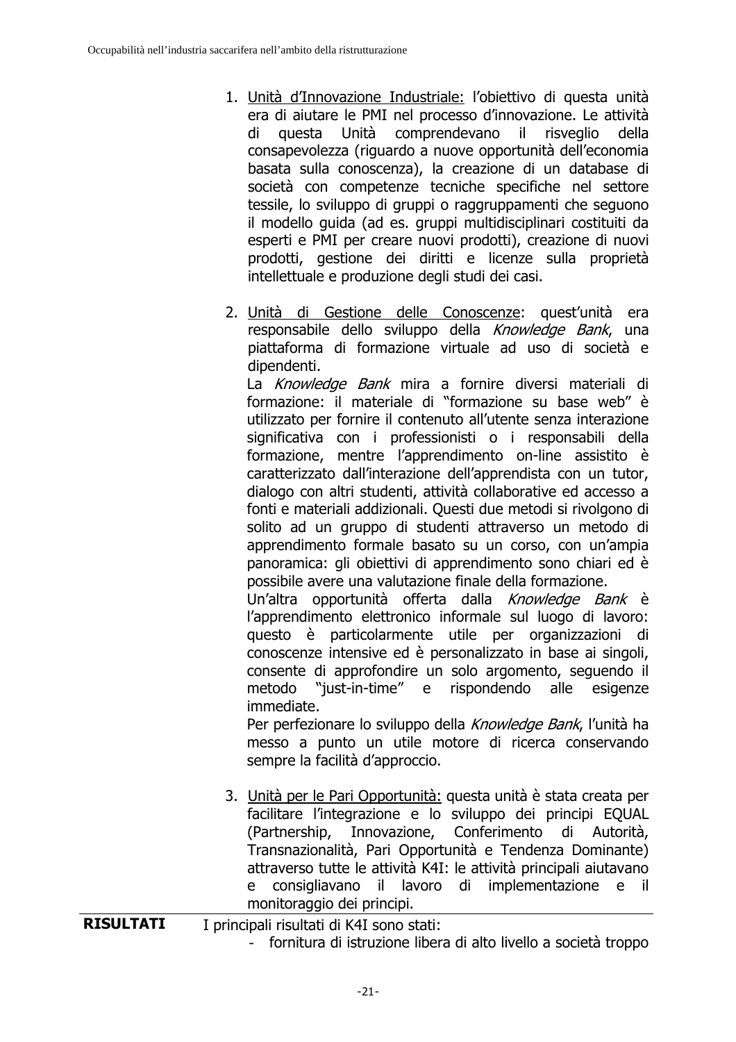1. Unità d'Innovazione Industriale: l'obiettivo di questa unità era di aiutare le PMI nel processo d'innovazione. Le attività di questa Unità comprendevano il risveglio della consapevolezza (riguardo a nuove opportunità dell'economia basata sulla conoscenza), la creazione di un database di società con competenze tecniche specifiche nel settore tessile, lo sviluppo di gruppi o raggruppamenti che seguono il modello guida (ad es. gruppi multidisciplinari costituiti da esperti e PMI per creare nuovi prodotti), creazione di nuovi prodotti, gestione dei diritti e licenze sulla proprietà intellettuale e produzione degli studi dei casi.

2. Unità di Gestione delle Conoscenze: quest'unità era responsabile dello sviluppo della *Knowledge Bank*, una piattaforma di formazione virtuale ad uso di società e dipendenti.
   La *Knowledge Bank* mira a fornire diversi materiali di formazione: il materiale di "formazione su base web" è utilizzato per fornire il contenuto all'utente senza interazione significativa con i professionisti o i responsabili della formazione, mentre l'apprendimento on-line assistito è caratterizzato dall'interazione dell'apprendista con un tutor, dialogo con altri studenti, attività collaborative ed accesso a fonti e materiali addizionali. Questi due metodi si rivolgono di solito ad un gruppo di studenti attraverso un metodo di apprendimento formale basato su un corso, con un'ampia panoramica: gli obiettivi di apprendimento sono chiari ed è possibile avere una valutazione finale della formazione.
   Un'altra opportunità offerta dalla *Knowledge Bank* è l'apprendimento elettronico informale sul luogo di lavoro: questo è particolarmente utile per organizzazioni di conoscenze intensive ed è personalizzato in base ai singoli, consente di approfondire un solo argomento, seguendo il metodo "just-in-time" e rispondendo alle esigenze immediate.
   Per perfezionare lo sviluppo della *Knowledge Bank*, l'unità ha messo a punto un utile motore di ricerca conservando sempre la facilità d'approccio.

3. Unità per le Pari Opportunità: questa unità è stata creata per facilitare l'integrazione e lo sviluppo dei principi EQUAL (Partnership, Innovazione, Conferimento di Autorità, Transnazionalità, Pari Opportunità e Tendenza Dominante) attraverso tutte le attività K4I: le attività principali aiutavano e consigliavano il lavoro di implementazione e il monitoraggio dei principi.

**RISULTATI**

I principali risultati di K4I sono stati:

- fornitura di istruzione libera di alto livello a società troppo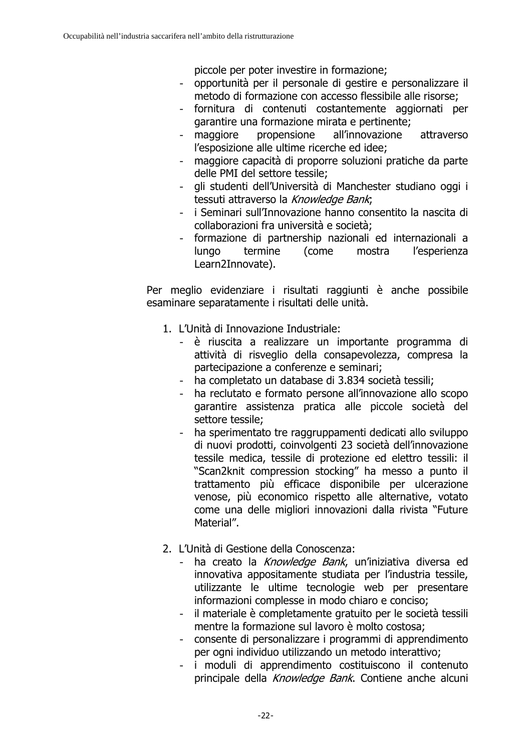piccole per poter investire in formazione;
- opportunità per il personale di gestire e personalizzare il metodo di formazione con accesso flessibile alle risorse;
- fornitura di contenuti costantemente aggiornati per garantire una formazione mirata e pertinente;
- maggiore propensione all'innovazione attraverso l'esposizione alle ultime ricerche ed idee;
- maggiore capacità di proporre soluzioni pratiche da parte delle PMI del settore tessile;
- gli studenti dell'Università di Manchester studiano oggi i tessuti attraverso la *Knowledge Bank*;
- i Seminari sull'Innovazione hanno consentito la nascita di collaborazioni fra università e società;
- formazione di partnership nazionali ed internazionali a lungo termine (come mostra l'esperienza Learn2Innovate).

Per meglio evidenziare i risultati raggiunti è anche possibile esaminare separatamente i risultati delle unità.

1. L'Unità di Innovazione Industriale:
   - è riuscita a realizzare un importante programma di attività di risveglio della consapevolezza, compresa la partecipazione a conferenze e seminari;
   - ha completato un database di 3.834 società tessili;
   - ha reclutato e formato persone all'innovazione allo scopo garantire assistenza pratica alle piccole società del settore tessile;
   - ha sperimentato tre raggruppamenti dedicati allo sviluppo di nuovi prodotti, coinvolgenti 23 società dell'innovazione tessile medica, tessile di protezione ed elettro tessili: il "Scan2knit compression stocking" ha messo a punto il trattamento più efficace disponibile per ulcerazione venose, più economico rispetto alle alternative, votato come una delle migliori innovazioni dalla rivista "Future Material".

2. L'Unità di Gestione della Conoscenza:
   - ha creato la *Knowledge Bank*, un'iniziativa diversa ed innovativa appositamente studiata per l'industria tessile, utilizzante le ultime tecnologie web per presentare informazioni complesse in modo chiaro e conciso;
   - il materiale è completamente gratuito per le società tessili mentre la formazione sul lavoro è molto costosa;
   - consente di personalizzare i programmi di apprendimento per ogni individuo utilizzando un metodo interattivo;
   - i moduli di apprendimento costituiscono il contenuto principale della *Knowledge Bank*. Contiene anche alcuni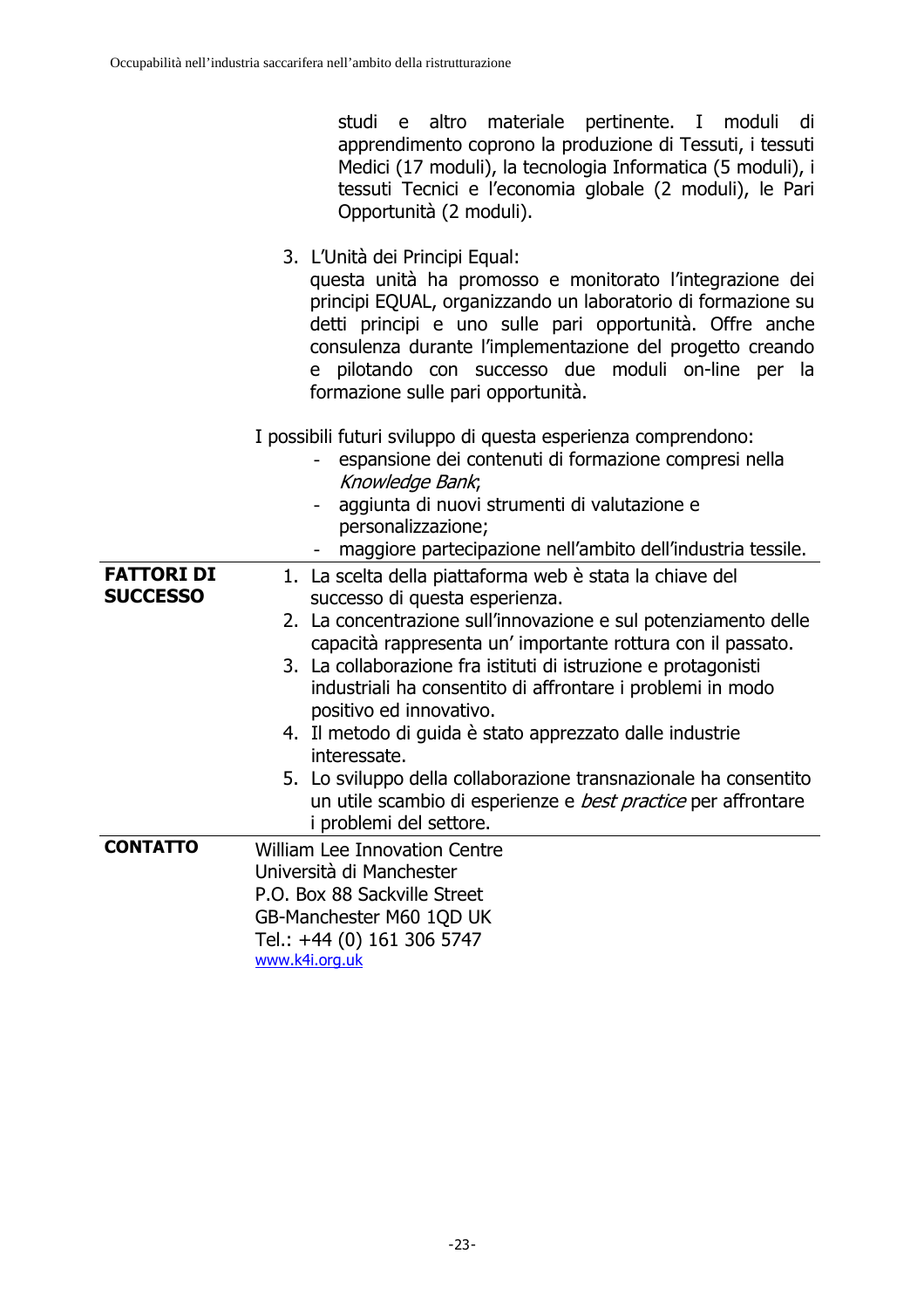studi e altro materiale pertinente. I moduli di apprendimento coprono la produzione di Tessuti, i tessuti Medici (17 moduli), la tecnologia Informatica (5 moduli), i tessuti Tecnici e l'economia globale (2 moduli), le Pari Opportunità (2 moduli).

3. L'Unità dei Principi Equal:
   questa unità ha promosso e monitorato l'integrazione dei principi EQUAL, organizzando un laboratorio di formazione su detti principi e uno sulle pari opportunità. Offre anche consulenza durante l'implementazione del progetto creando e pilotando con successo due moduli on-line per la formazione sulle pari opportunità.

I possibili futuri sviluppo di questa esperienza comprendono:

- espansione dei contenuti di formazione compresi nella *Knowledge Bank*;
- aggiunta di nuovi strumenti di valutazione e personalizzazione;
- maggiore partecipazione nell'ambito dell'industria tessile.

| | |
|---|---|
| **FATTORI DI SUCCESSO** | 1. La scelta della piattaforma web è stata la chiave del successo di questa esperienza.<br>2. La concentrazione sull'innovazione e sul potenziamento delle capacità rappresenta un' importante rottura con il passato.<br>3. La collaborazione fra istituti di istruzione e protagonisti industriali ha consentito di affrontare i problemi in modo positivo ed innovativo.<br>4. Il metodo di guida è stato apprezzato dalle industrie interessate.<br>5. Lo sviluppo della collaborazione transnazionale ha consentito un utile scambio di esperienze e *best practice* per affrontare i problemi del settore. |
| **CONTATTO** | William Lee Innovation Centre<br>Università di Manchester<br>P.O. Box 88 Sackville Street<br>GB-Manchester M60 1QD UK<br>Tel.: +44 (0) 161 306 5747<br>www.k4i.org.uk |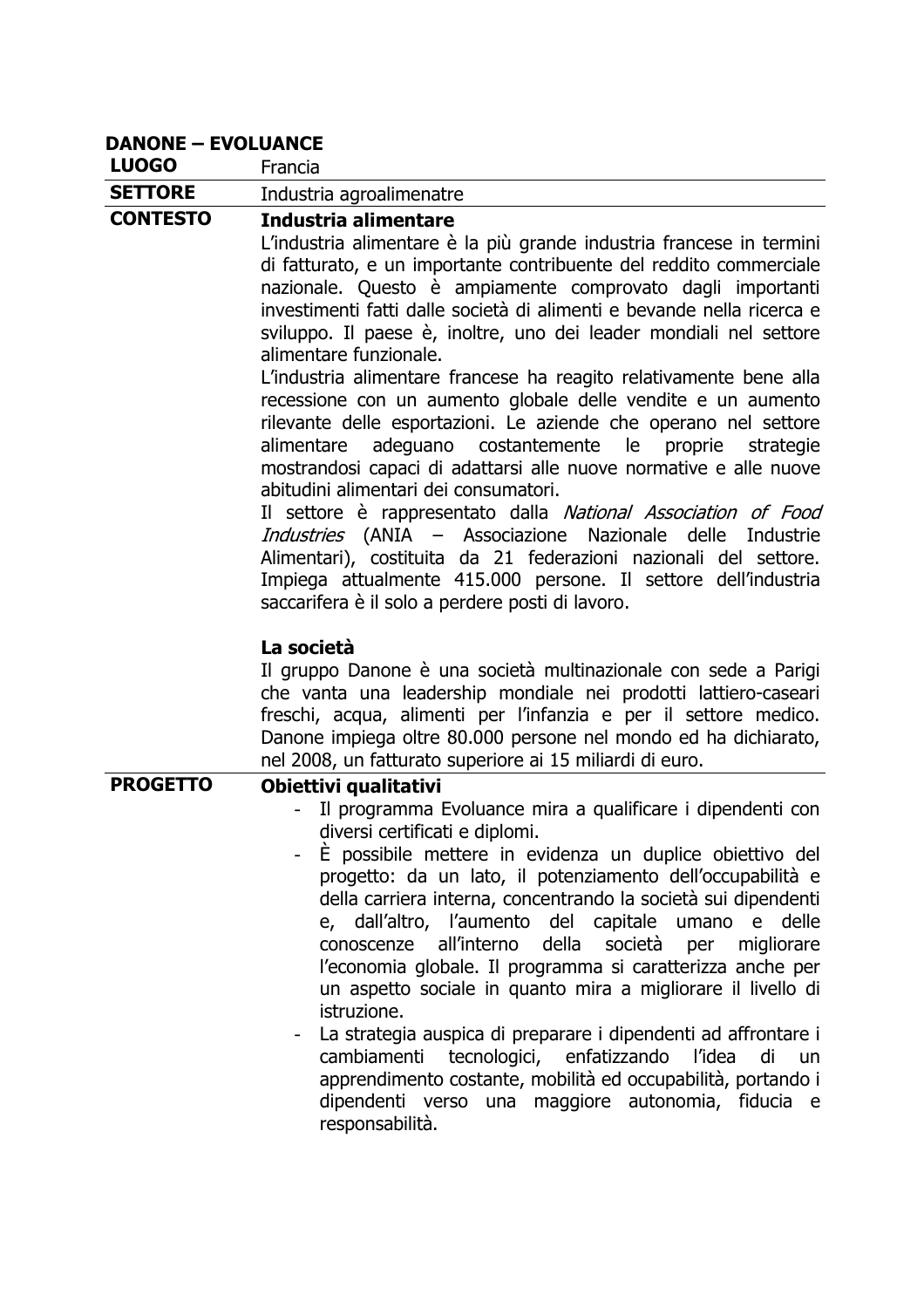**DANONE – EVOLUANCE**

| | |
|---|---|
| **LUOGO** | Francia |
| **SETTORE** | Industria agroalimenatre |
| **CONTESTO** | **Industria alimentare**<br>L'industria alimentare è la più grande industria francese in termini di fatturato, e un importante contribuente del reddito commerciale nazionale. Questo è ampiamente comprovato dagli importanti investimenti fatti dalle società di alimenti e bevande nella ricerca e sviluppo. Il paese è, inoltre, uno dei leader mondiali nel settore alimentare funzionale.<br>L'industria alimentare francese ha reagito relativamente bene alla recessione con un aumento globale delle vendite e un aumento rilevante delle esportazioni. Le aziende che operano nel settore alimentare adeguano costantemente le proprie strategie mostrandosi capaci di adattarsi alle nuove normative e alle nuove abitudini alimentari dei consumatori.<br>Il settore è rappresentato dalla *National Association of Food Industries* (ANIA – Associazione Nazionale delle Industrie Alimentari), costituita da 21 federazioni nazionali del settore. Impiega attualmente 415.000 persone. Il settore dell'industria saccarifera è il solo a perdere posti di lavoro.<br><br>**La società**<br>Il gruppo Danone è una società multinazionale con sede a Parigi che vanta una leadership mondiale nei prodotti lattiero-caseari freschi, acqua, alimenti per l'infanzia e per il settore medico. Danone impiega oltre 80.000 persone nel mondo ed ha dichiarato, nel 2008, un fatturato superiore ai 15 miliardi di euro. |
| **PROGETTO** | **Obiettivi qualitativi**<br>- Il programma Evoluance mira a qualificare i dipendenti con diversi certificati e diplomi.<br>- È possibile mettere in evidenza un duplice obiettivo del progetto: da un lato, il potenziamento dell'occupabilità e della carriera interna, concentrando la società sui dipendenti e, dall'altro, l'aumento del capitale umano e delle conoscenze all'interno della società per migliorare l'economia globale. Il programma si caratterizza anche per un aspetto sociale in quanto mira a migliorare il livello di istruzione.<br>- La strategia auspica di preparare i dipendenti ad affrontare i cambiamenti tecnologici, enfatizzando l'idea di un apprendimento costante, mobilità ed occupabilità, portando i dipendenti verso una maggiore autonomia, fiducia e responsabilità. |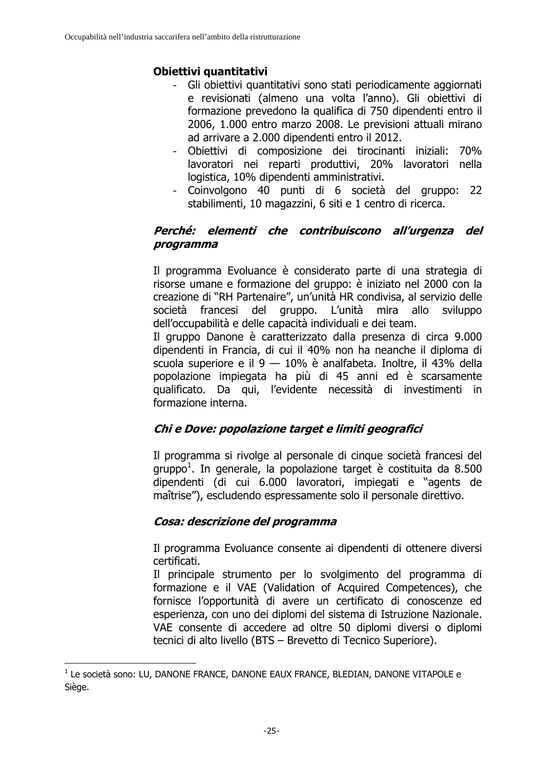**Obiettivi quantitativi**

- Gli obiettivi quantitativi sono stati periodicamente aggiornati e revisionati (almeno una volta l'anno). Gli obiettivi di formazione prevedono la qualifica di 750 dipendenti entro il 2006, 1.000 entro marzo 2008. Le previsioni attuali mirano ad arrivare a 2.000 dipendenti entro il 2012.
- Obiettivi di composizione dei tirocinanti iniziali: 70% lavoratori nei reparti produttivi, 20% lavoratori nella logistica, 10% dipendenti amministrativi.
- Coinvolgono 40 punti di 6 società del gruppo: 22 stabilimenti, 10 magazzini, 6 siti e 1 centro di ricerca.

***Perché: elementi che contribuiscono all'urgenza del programma***

Il programma Evoluance è considerato parte di una strategia di risorse umane e formazione del gruppo: è iniziato nel 2000 con la creazione di "RH Partenaire", un'unità HR condivisa, al servizio delle società francesi del gruppo. L'unità mira allo sviluppo dell'occupabilità e delle capacità individuali e dei team.
Il gruppo Danone è caratterizzato dalla presenza di circa 9.000 dipendenti in Francia, di cui il 40% non ha neanche il diploma di scuola superiore e il 9 — 10% è analfabeta. Inoltre, il 43% della popolazione impiegata ha più di 45 anni ed è scarsamente qualificato. Da qui, l'evidente necessità di investimenti in formazione interna.

***Chi e Dove: popolazione target e limiti geografici***

Il programma si rivolge al personale di cinque società francesi del gruppo[1]. In generale, la popolazione target è costituita da 8.500 dipendenti (di cui 6.000 lavoratori, impiegati e "agents de maîtrise"), escludendo espressamente solo il personale direttivo.

***Cosa: descrizione del programma***

Il programma Evoluance consente ai dipendenti di ottenere diversi certificati.
Il principale strumento per lo svolgimento del programma di formazione e il VAE (Validation of Acquired Competences), che fornisce l'opportunità di avere un certificato di conoscenze ed esperienza, con uno dei diplomi del sistema di Istruzione Nazionale. VAE consente di accedere ad oltre 50 diplomi diversi o diplomi tecnici di alto livello (BTS – Brevetto di Tecnico Superiore).

[1] Le società sono: LU, DANONE FRANCE, DANONE EAUX FRANCE, BLEDIAN, DANONE VITAPOLE e Siège.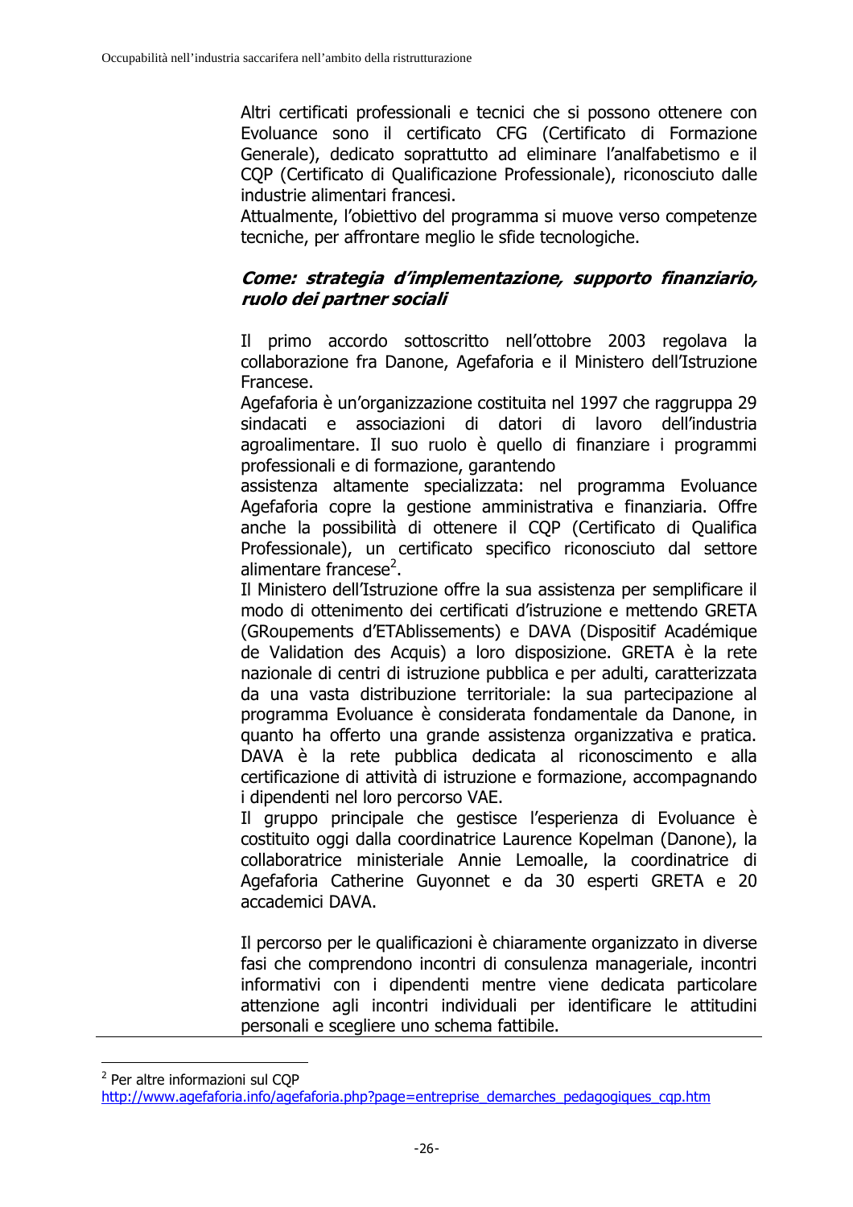Altri certificati professionali e tecnici che si possono ottenere con Evoluance sono il certificato CFG (Certificato di Formazione Generale), dedicato soprattutto ad eliminare l'analfabetismo e il CQP (Certificato di Qualificazione Professionale), riconosciuto dalle industrie alimentari francesi.
Attualmente, l'obiettivo del programma si muove verso competenze tecniche, per affrontare meglio le sfide tecnologiche.

### *Come: strategia d'implementazione, supporto finanziario, ruolo dei partner sociali*

Il primo accordo sottoscritto nell'ottobre 2003 regolava la collaborazione fra Danone, Agefaforia e il Ministero dell'Istruzione Francese.
Agefaforia è un'organizzazione costituita nel 1997 che raggruppa 29 sindacati e associazioni di datori di lavoro dell'industria agroalimentare. Il suo ruolo è quello di finanziare i programmi professionali e di formazione, garantendo
assistenza altamente specializzata: nel programma Evoluance Agefaforia copre la gestione amministrativa e finanziaria. Offre anche la possibilità di ottenere il CQP (Certificato di Qualifica Professionale), un certificato specifico riconosciuto dal settore alimentare francese[2].
Il Ministero dell'Istruzione offre la sua assistenza per semplificare il modo di ottenimento dei certificati d'istruzione e mettendo GRETA (GRoupements d'ETAblissements) e DAVA (Dispositif Académique de Validation des Acquis) a loro disposizione. GRETA è la rete nazionale di centri di istruzione pubblica e per adulti, caratterizzata da una vasta distribuzione territoriale: la sua partecipazione al programma Evoluance è considerata fondamentale da Danone, in quanto ha offerto una grande assistenza organizzativa e pratica. DAVA è la rete pubblica dedicata al riconoscimento e alla certificazione di attività di istruzione e formazione, accompagnando i dipendenti nel loro percorso VAE.
Il gruppo principale che gestisce l'esperienza di Evoluance è costituito oggi dalla coordinatrice Laurence Kopelman (Danone), la collaboratrice ministeriale Annie Lemoalle, la coordinatrice di Agefaforia Catherine Guyonnet e da 30 esperti GRETA e 20 accademici DAVA.

Il percorso per le qualificazioni è chiaramente organizzato in diverse fasi che comprendono incontri di consulenza manageriale, incontri informativi con i dipendenti mentre viene dedicata particolare attenzione agli incontri individuali per identificare le attitudini personali e scegliere uno schema fattibile.

---

[2] Per altre informazioni sul CQP
http://www.agefaforia.info/agefaforia.php?page=entreprise_demarches_pedagogiques_cqp.htm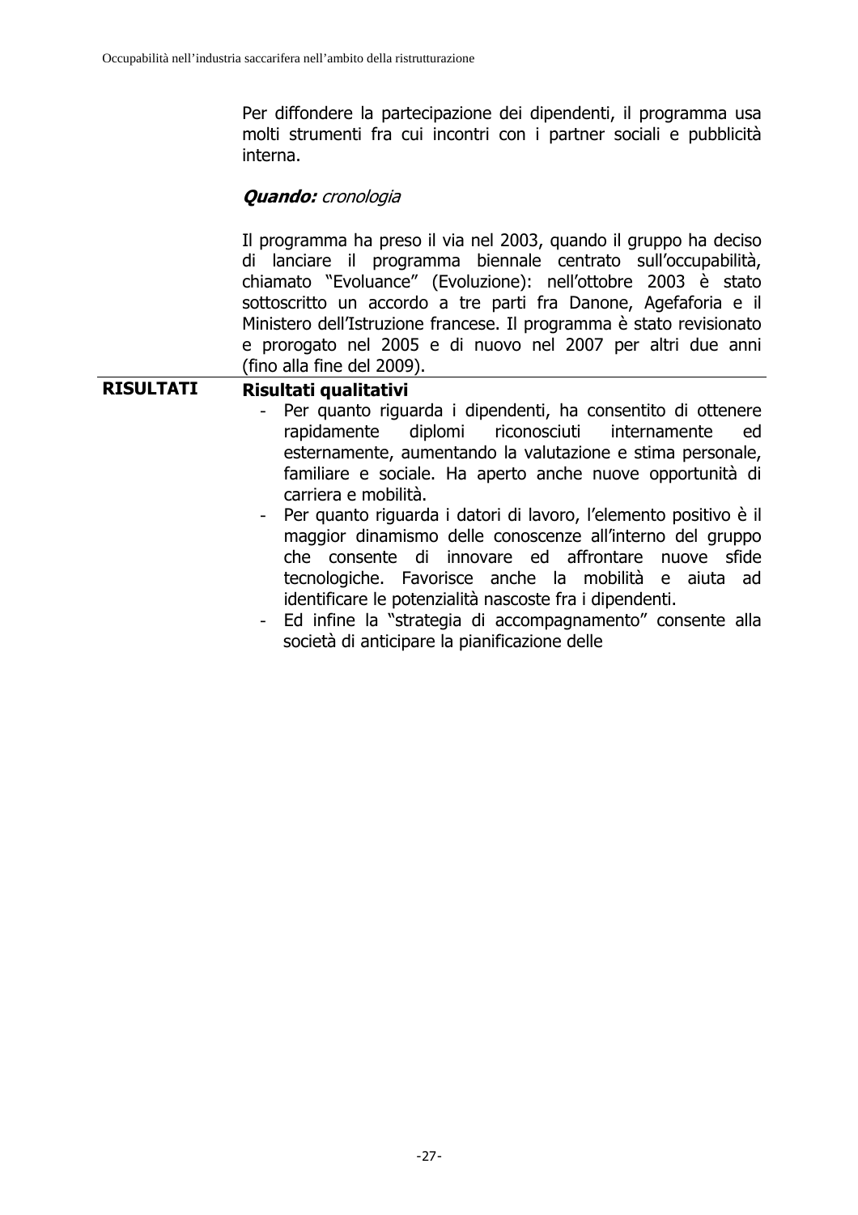Per diffondere la partecipazione dei dipendenti, il programma usa molti strumenti fra cui incontri con i partner sociali e pubblicità interna.

***Quando:*** *cronologia*

Il programma ha preso il via nel 2003, quando il gruppo ha deciso di lanciare il programma biennale centrato sull'occupabilità, chiamato "Evoluance" (Evoluzione): nell'ottobre 2003 è stato sottoscritto un accordo a tre parti fra Danone, Agefaforia e il Ministero dell'Istruzione francese. Il programma è stato revisionato e prorogato nel 2005 e di nuovo nel 2007 per altri due anni (fino alla fine del 2009).

**RISULTATI**

**Risultati qualitativi**

- Per quanto riguarda i dipendenti, ha consentito di ottenere rapidamente diplomi riconosciuti internamente ed esternamente, aumentando la valutazione e stima personale, familiare e sociale. Ha aperto anche nuove opportunità di carriera e mobilità.
- Per quanto riguarda i datori di lavoro, l'elemento positivo è il maggior dinamismo delle conoscenze all'interno del gruppo che consente di innovare ed affrontare nuove sfide tecnologiche. Favorisce anche la mobilità e aiuta ad identificare le potenzialità nascoste fra i dipendenti.
- Ed infine la "strategia di accompagnamento" consente alla società di anticipare la pianificazione delle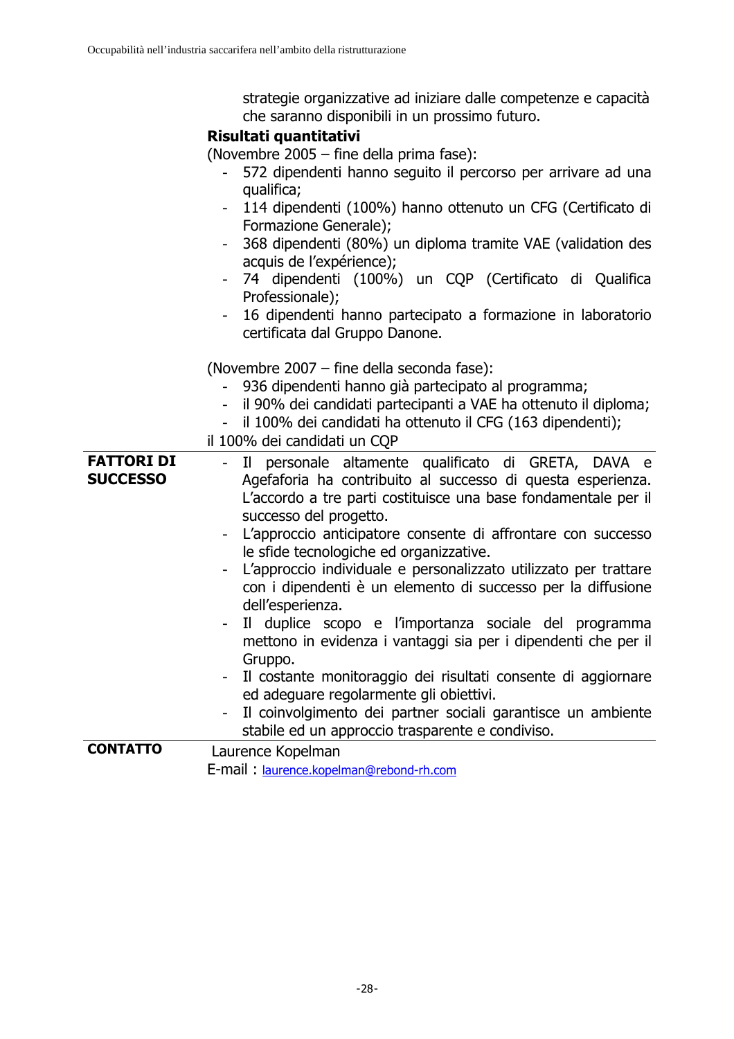strategie organizzative ad iniziare dalle competenze e capacità che saranno disponibili in un prossimo futuro.

**Risultati quantitativi**

(Novembre 2005 – fine della prima fase):

- 572 dipendenti hanno seguito il percorso per arrivare ad una qualifica;
- 114 dipendenti (100%) hanno ottenuto un CFG (Certificato di Formazione Generale);
- 368 dipendenti (80%) un diploma tramite VAE (validation des acquis de l'expérience);
- 74 dipendenti (100%) un CQP (Certificato di Qualifica Professionale);
- 16 dipendenti hanno partecipato a formazione in laboratorio certificata dal Gruppo Danone.

(Novembre 2007 – fine della seconda fase):

- 936 dipendenti hanno già partecipato al programma;
- il 90% dei candidati partecipanti a VAE ha ottenuto il diploma;
- il 100% dei candidati ha ottenuto il CFG (163 dipendenti);

il 100% dei candidati un CQP

**FATTORI DI SUCCESSO**

- Il personale altamente qualificato di GRETA, DAVA e Agefaforia ha contribuito al successo di questa esperienza. L'accordo a tre parti costituisce una base fondamentale per il successo del progetto.
- L'approccio anticipatore consente di affrontare con successo le sfide tecnologiche ed organizzative.
- L'approccio individuale e personalizzato utilizzato per trattare con i dipendenti è un elemento di successo per la diffusione dell'esperienza.
- Il duplice scopo e l'importanza sociale del programma mettono in evidenza i vantaggi sia per i dipendenti che per il Gruppo.
- Il costante monitoraggio dei risultati consente di aggiornare ed adeguare regolarmente gli obiettivi.
- Il coinvolgimento dei partner sociali garantisce un ambiente stabile ed un approccio trasparente e condiviso.

**CONTATTO**

Laurence Kopelman

E-mail : laurence.kopelman@rebond-rh.com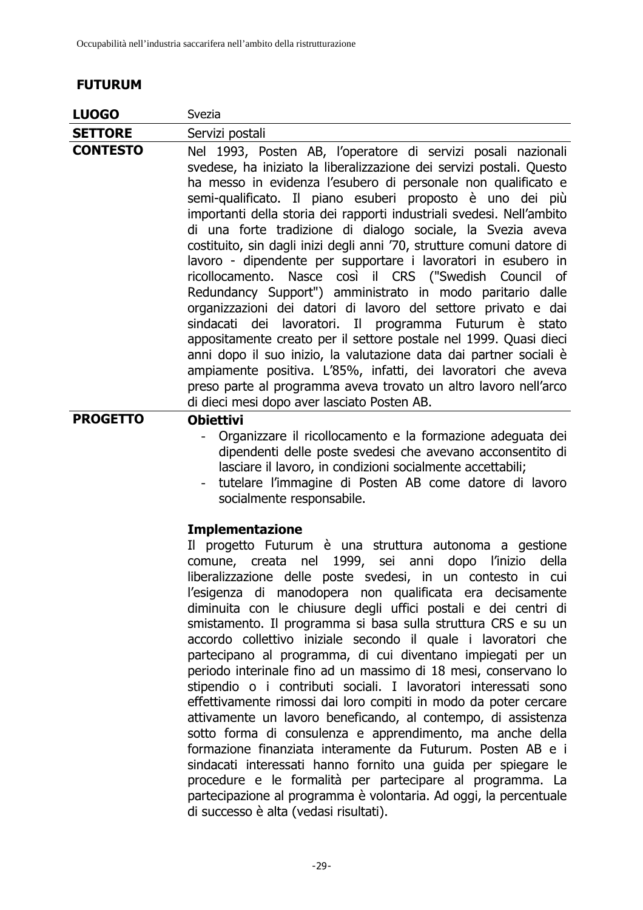## FUTURUM

| LUOGO | Svezia |
|---|---|
| **SETTORE** | Servizi postali |
| **CONTESTO** | Nel 1993, Posten AB, l'operatore di servizi posali nazionali svedese, ha iniziato la liberalizzazione dei servizi postali. Questo ha messo in evidenza l'esubero di personale non qualificato e semi-qualificato. Il piano esuberi proposto è uno dei più importanti della storia dei rapporti industriali svedesi. Nell'ambito di una forte tradizione di dialogo sociale, la Svezia aveva costituito, sin dagli inizi degli anni '70, strutture comuni datore di lavoro - dipendente per supportare i lavoratori in esubero in ricollocamento. Nasce così il CRS ("Swedish Council of Redundancy Support") amministrato in modo paritario dalle organizzazioni dei datori di lavoro del settore privato e dai sindacati dei lavoratori. Il programma Futurum è stato appositamente creato per il settore postale nel 1999. Quasi dieci anni dopo il suo inizio, la valutazione data dai partner sociali è ampiamente positiva. L'85%, infatti, dei lavoratori che aveva preso parte al programma aveva trovato un altro lavoro nell'arco di dieci mesi dopo aver lasciato Posten AB. |
| **PROGETTO** | **Obiettivi**<br>- Organizzare il ricollocamento e la formazione adeguata dei dipendenti delle poste svedesi che avevano acconsentito di lasciare il lavoro, in condizioni socialmente accettabili;<br>- tutelare l'immagine di Posten AB come datore di lavoro socialmente responsabile.<br><br>**Implementazione**<br>Il progetto Futurum è una struttura autonoma a gestione comune, creata nel 1999, sei anni dopo l'inizio della liberalizzazione delle poste svedesi, in un contesto in cui l'esigenza di manodopera non qualificata era decisamente diminuita con le chiusure degli uffici postali e dei centri di smistamento. Il programma si basa sulla struttura CRS e su un accordo collettivo iniziale secondo il quale i lavoratori che partecipano al programma, di cui diventano impiegati per un periodo interinale fino ad un massimo di 18 mesi, conservano lo stipendio o i contributi sociali. I lavoratori interessati sono effettivamente rimossi dai loro compiti in modo da poter cercare attivamente un lavoro beneficando, al contempo, di assistenza sotto forma di consulenza e apprendimento, ma anche della formazione finanziata interamente da Futurum. Posten AB e i sindacati interessati hanno fornito una guida per spiegare le procedure e le formalità per partecipare al programma. La partecipazione al programma è volontaria. Ad oggi, la percentuale di successo è alta (vedasi risultati). |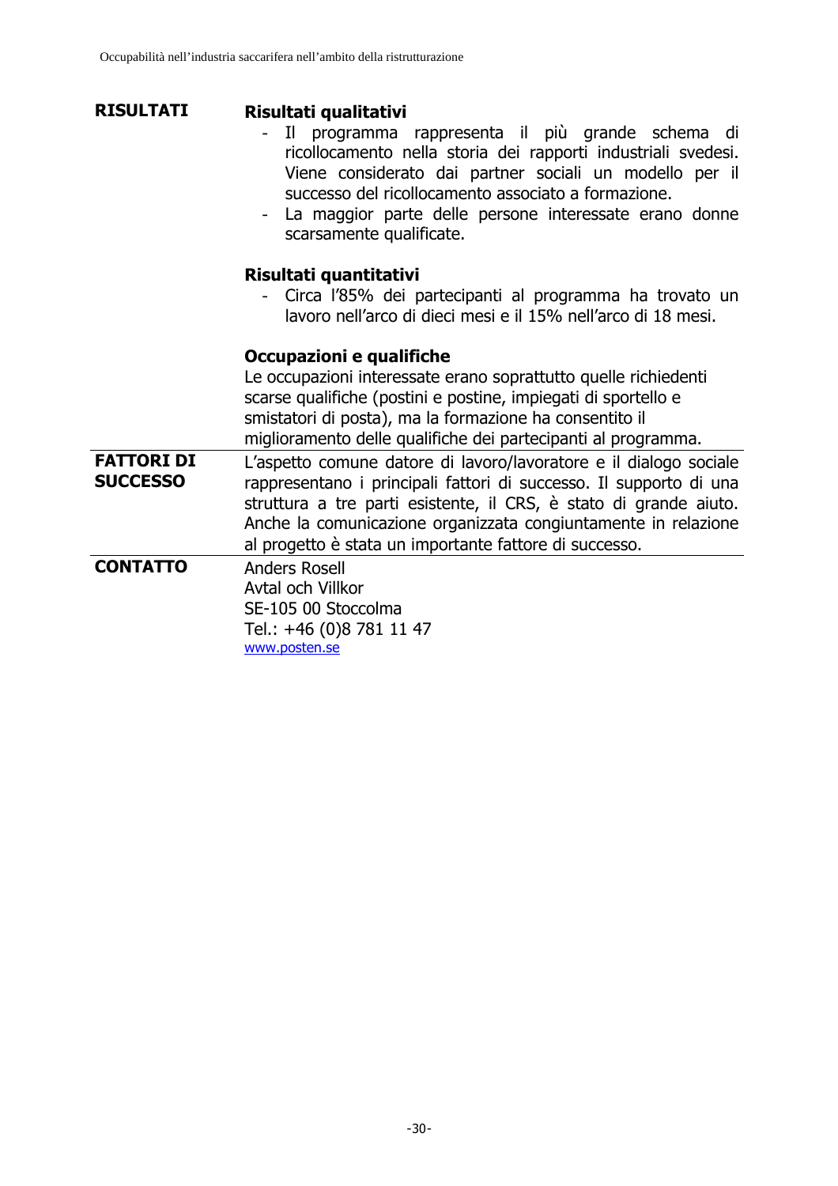| | |
|---|---|
| **RISULTATI** | **Risultati qualitativi**<br>- Il programma rappresenta il più grande schema di ricollocamento nella storia dei rapporti industriali svedesi. Viene considerato dai partner sociali un modello per il successo del ricollocamento associato a formazione.<br>- La maggior parte delle persone interessate erano donne scarsamente qualificate.<br><br>**Risultati quantitativi**<br>- Circa l'85% dei partecipanti al programma ha trovato un lavoro nell'arco di dieci mesi e il 15% nell'arco di 18 mesi.<br><br>**Occupazioni e qualifiche**<br>Le occupazioni interessate erano soprattutto quelle richiedenti scarse qualifiche (postini e postine, impiegati di sportello e smistatori di posta), ma la formazione ha consentito il miglioramento delle qualifiche dei partecipanti al programma. |
| **FATTORI DI SUCCESSO** | L'aspetto comune datore di lavoro/lavoratore e il dialogo sociale rappresentano i principali fattori di successo. Il supporto di una struttura a tre parti esistente, il CRS, è stato di grande aiuto. Anche la comunicazione organizzata congiuntamente in relazione al progetto è stata un importante fattore di successo. |
| **CONTATTO** | Anders Rosell<br>Avtal och Villkor<br>SE-105 00 Stoccolma<br>Tel.: +46 (0)8 781 11 47<br>www.posten.se |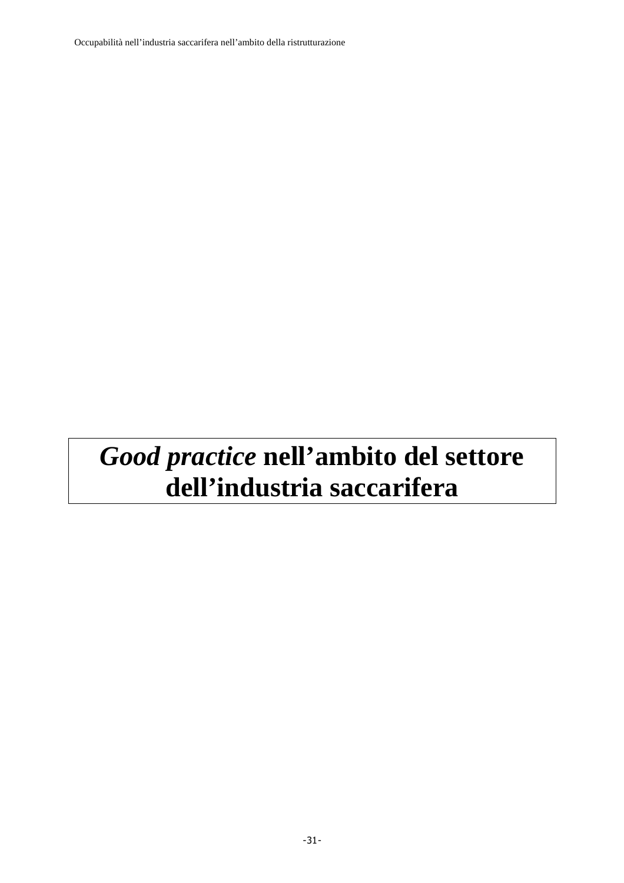# *Good practice* nell'ambito del settore dell'industria saccarifera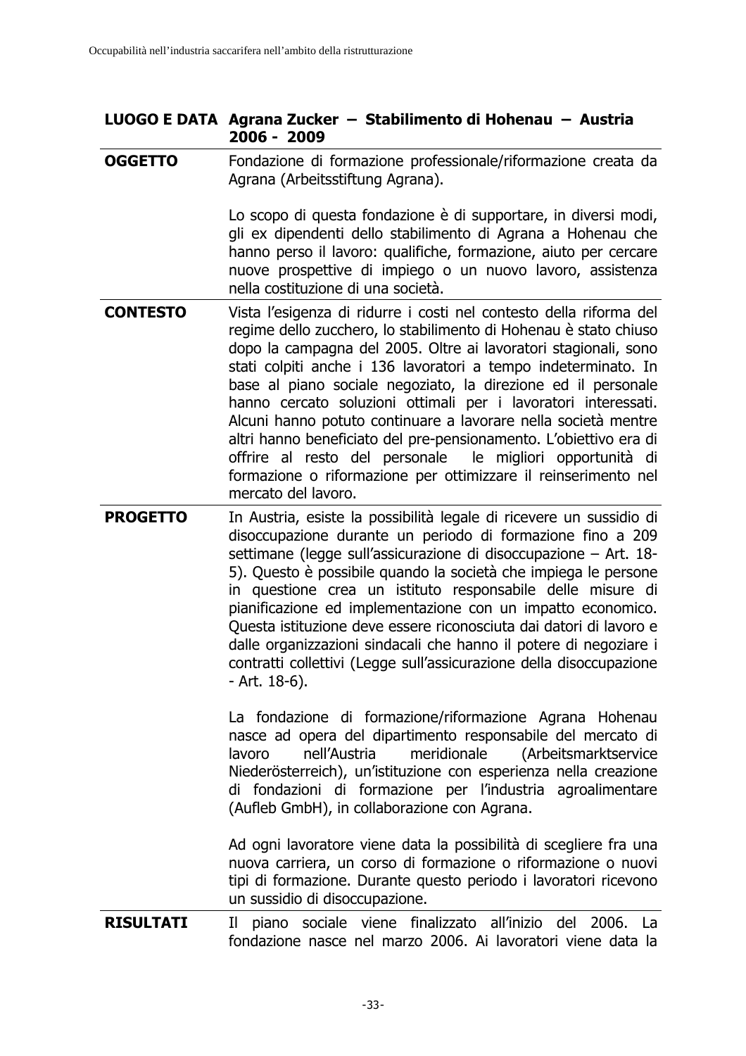| LUOGO E DATA | Agrana Zucker – Stabilimento di Hohenau – Austria 2006 - 2009 |
|---|---|
| **OGGETTO** | Fondazione di formazione professionale/riformazione creata da Agrana (Arbeitsstiftung Agrana).<br><br>Lo scopo di questa fondazione è di supportare, in diversi modi, gli ex dipendenti dello stabilimento di Agrana a Hohenau che hanno perso il lavoro: qualifiche, formazione, aiuto per cercare nuove prospettive di impiego o un nuovo lavoro, assistenza nella costituzione di una società. |
| **CONTESTO** | Vista l'esigenza di ridurre i costi nel contesto della riforma del regime dello zucchero, lo stabilimento di Hohenau è stato chiuso dopo la campagna del 2005. Oltre ai lavoratori stagionali, sono stati colpiti anche i 136 lavoratori a tempo indeterminato. In base al piano sociale negoziato, la direzione ed il personale hanno cercato soluzioni ottimali per i lavoratori interessati. Alcuni hanno potuto continuare a lavorare nella società mentre altri hanno beneficiato del pre-pensionamento. L'obiettivo era di offrire al resto del personale le migliori opportunità di formazione o riformazione per ottimizzare il reinserimento nel mercato del lavoro. |
| **PROGETTO** | In Austria, esiste la possibilità legale di ricevere un sussidio di disoccupazione durante un periodo di formazione fino a 209 settimane (legge sull'assicurazione di disoccupazione – Art. 18-5). Questo è possibile quando la società che impiega le persone in questione crea un istituto responsabile delle misure di pianificazione ed implementazione con un impatto economico. Questa istituzione deve essere riconosciuta dai datori di lavoro e dalle organizzazioni sindacali che hanno il potere di negoziare i contratti collettivi (Legge sull'assicurazione della disoccupazione - Art. 18-6).<br><br>La fondazione di formazione/riformazione Agrana Hohenau nasce ad opera del dipartimento responsabile del mercato di lavoro nell'Austria meridionale (Arbeitsmarktservice Niederösterreich), un'istituzione con esperienza nella creazione di fondazioni di formazione per l'industria agroalimentare (Aufleb GmbH), in collaborazione con Agrana.<br><br>Ad ogni lavoratore viene data la possibilità di scegliere fra una nuova carriera, un corso di formazione o riformazione o nuovi tipi di formazione. Durante questo periodo i lavoratori ricevono un sussidio di disoccupazione. |
| **RISULTATI** | Il piano sociale viene finalizzato all'inizio del 2006. La fondazione nasce nel marzo 2006. Ai lavoratori viene data la |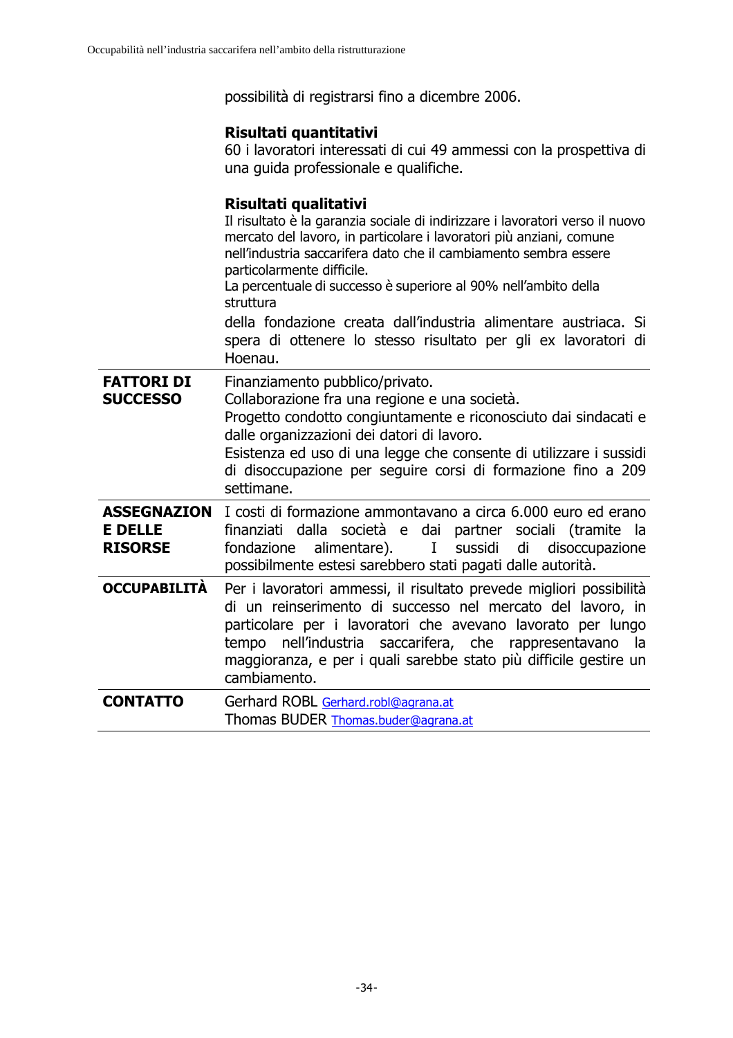possibilità di registrarsi fino a dicembre 2006.

**Risultati quantitativi**
60 i lavoratori interessati di cui 49 ammessi con la prospettiva di una guida professionale e qualifiche.

**Risultati qualitativi**
Il risultato è la garanzia sociale di indirizzare i lavoratori verso il nuovo mercato del lavoro, in particolare i lavoratori più anziani, comune nell'industria saccarifera dato che il cambiamento sembra essere particolarmente difficile.
La percentuale di successo è superiore al 90% nell'ambito della struttura
della fondazione creata dall'industria alimentare austriaca. Si spera di ottenere lo stesso risultato per gli ex lavoratori di Hoenau.

| | |
|---|---|
| **FATTORI DI SUCCESSO** | Finanziamento pubblico/privato.<br>Collaborazione fra una regione e una società.<br>Progetto condotto congiuntamente e riconosciuto dai sindacati e dalle organizzazioni dei datori di lavoro.<br>Esistenza ed uso di una legge che consente di utilizzare i sussidi di disoccupazione per seguire corsi di formazione fino a 209 settimane. |
| **ASSEGNAZIONE DELLE RISORSE** | I costi di formazione ammontavano a circa 6.000 euro ed erano finanziati dalla società e dai partner sociali (tramite la fondazione alimentare). I sussidi di disoccupazione possibilmente estesi sarebbero stati pagati dalle autorità. |
| **OCCUPABILITÀ** | Per i lavoratori ammessi, il risultato prevede migliori possibilità di un reinserimento di successo nel mercato del lavoro, in particolare per i lavoratori che avevano lavorato per lungo tempo nell'industria saccarifera, che rappresentavano la maggioranza, e per i quali sarebbe stato più difficile gestire un cambiamento. |
| **CONTATTO** | Gerhard ROBL Gerhard.robl@agrana.at<br>Thomas BUDER Thomas.buder@agrana.at |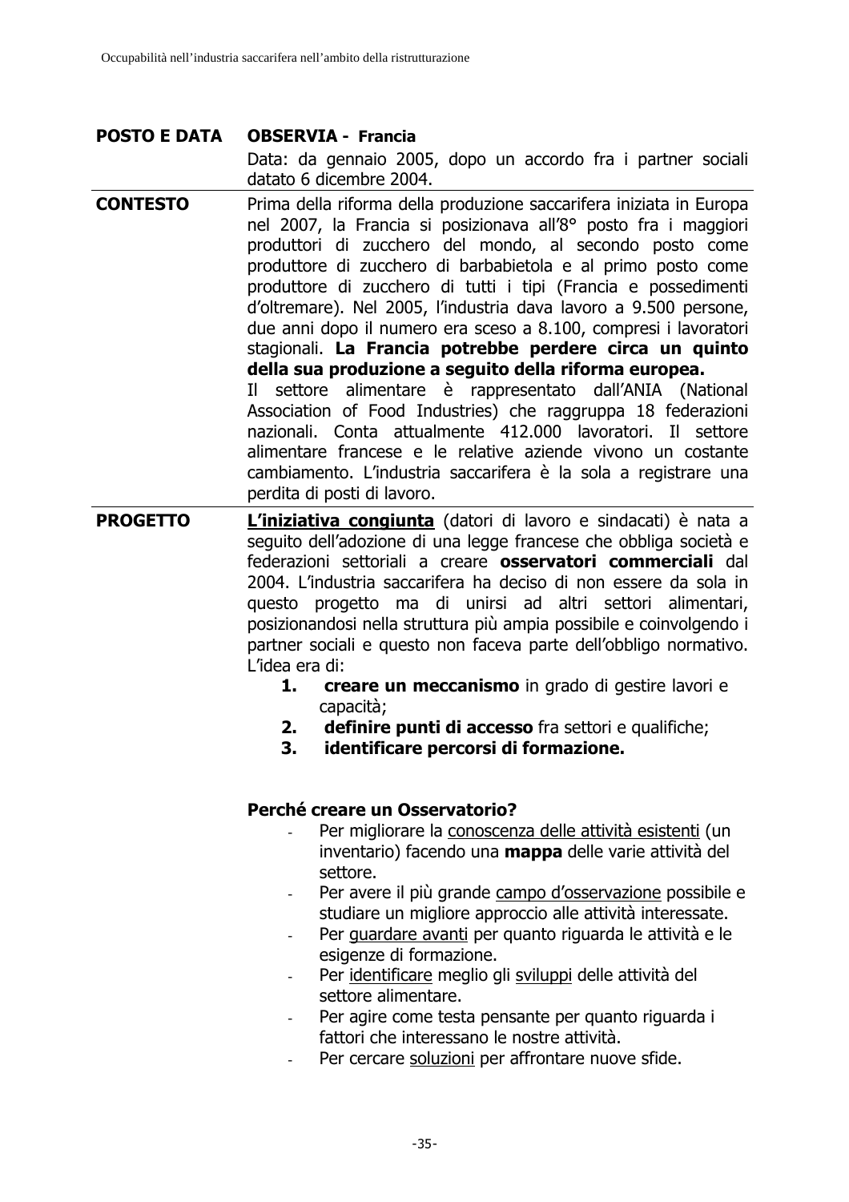| POSTO E DATA | **OBSERVIA - Francia**<br>Data: da gennaio 2005, dopo un accordo fra i partner sociali datato 6 dicembre 2004. |
|---|---|
| **CONTESTO** | Prima della riforma della produzione saccarifera iniziata in Europa nel 2007, la Francia si posizionava all'8° posto fra i maggiori produttori di zucchero del mondo, al secondo posto come produttore di zucchero di barbabietola e al primo posto come produttore di zucchero di tutti i tipi (Francia e possedimenti d'oltremare). Nel 2005, l'industria dava lavoro a 9.500 persone, due anni dopo il numero era sceso a 8.100, compresi i lavoratori stagionali. **La Francia potrebbe perdere circa un quinto della sua produzione a seguito della riforma europea.**<br>Il settore alimentare è rappresentato dall'ANIA (National Association of Food Industries) che raggruppa 18 federazioni nazionali. Conta attualmente 412.000 lavoratori. Il settore alimentare francese e le relative aziende vivono un costante cambiamento. L'industria saccarifera è la sola a registrare una perdita di posti di lavoro. |
| **PROGETTO** | **L'iniziativa congiunta** (datori di lavoro e sindacati) è nata a seguito dell'adozione di una legge francese che obbliga società e federazioni settoriali a creare **osservatori commerciali** dal 2004. L'industria saccarifera ha deciso di non essere da sola in questo progetto ma di unirsi ad altri settori alimentari, posizionandosi nella struttura più ampia possibile e coinvolgendo i partner sociali e questo non faceva parte dell'obbligo normativo. L'idea era di:<br>1. **creare un meccanismo** in grado di gestire lavori e capacità;<br>2. **definire punti di accesso** fra settori e qualifiche;<br>3. **identificare percorsi di formazione.**<br><br>**Perché creare un Osservatorio?**<br>- Per migliorare la conoscenza delle attività esistenti (un inventario) facendo una **mappa** delle varie attività del settore.<br>- Per avere il più grande campo d'osservazione possibile e studiare un migliore approccio alle attività interessate.<br>- Per guardare avanti per quanto riguarda le attività e le esigenze di formazione.<br>- Per identificare meglio gli sviluppi delle attività del settore alimentare.<br>- Per agire come testa pensante per quanto riguarda i fattori che interessano le nostre attività.<br>- Per cercare soluzioni per affrontare nuove sfide. |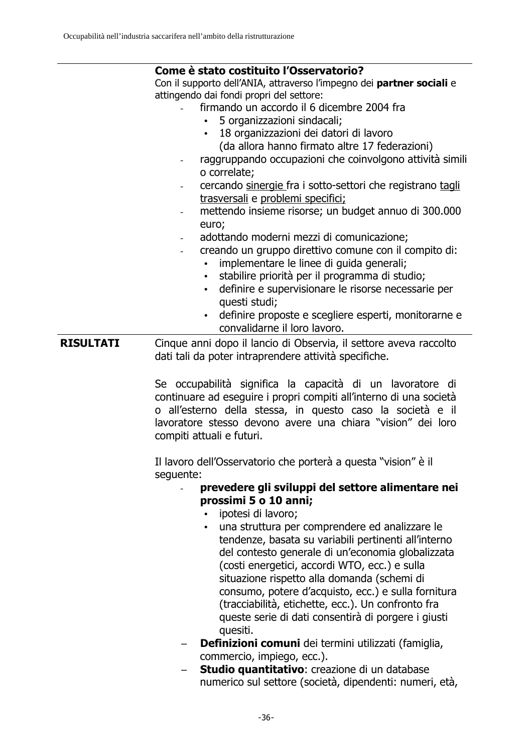| | **Come è stato costituito l'Osservatorio?**<br>Con il supporto dell'ANIA, attraverso l'impegno dei **partner sociali** e attingendo dai fondi propri del settore:<br>- firmando un accordo il 6 dicembre 2004 fra<br>  • 5 organizzazioni sindacali;<br>  • 18 organizzazioni dei datori di lavoro (da allora hanno firmato altre 17 federazioni)<br>- raggruppando occupazioni che coinvolgono attività simili o correlate;<br>- cercando <u>sinergie</u> fra i sotto-settori che registrano <u>tagli trasversali</u> e <u>problemi specifici;</u><br>- mettendo insieme risorse; un budget annuo di 300.000 euro;<br>- adottando moderni mezzi di comunicazione;<br>- creando un gruppo direttivo comune con il compito di:<br>  • implementare le linee di guida generali;<br>  • stabilire priorità per il programma di studio;<br>  • definire e supervisionare le risorse necessarie per questi studi;<br>  • definire proposte e scegliere esperti, monitorarne e convalidarne il loro lavoro. |
|---|---|
| **RISULTATI** | Cinque anni dopo il lancio di Observia, il settore aveva raccolto dati tali da poter intraprendere attività specifiche.<br><br>Se occupabilità significa la capacità di un lavoratore di continuare ad eseguire i propri compiti all'interno di una società o all'esterno della stessa, in questo caso la società e il lavoratore stesso devono avere una chiara "vision" dei loro compiti attuali e futuri.<br><br>Il lavoro dell'Osservatorio che porterà a questa "vision" è il seguente:<br>- **prevedere gli sviluppi del settore alimentare nei prossimi 5 o 10 anni;**<br>  • ipotesi di lavoro;<br>  • una struttura per comprendere ed analizzare le tendenze, basata su variabili pertinenti all'interno del contesto generale di un'economia globalizzata (costi energetici, accordi WTO, ecc.) e sulla situazione rispetto alla domanda (schemi di consumo, potere d'acquisto, ecc.) e sulla fornitura (tracciabilità, etichette, ecc.). Un confronto fra queste serie di dati consentirà di porgere i giusti quesiti.<br>– **Definizioni comuni** dei termini utilizzati (famiglia, commercio, impiego, ecc.).<br>– **Studio quantitativo**: creazione di un database numerico sul settore (società, dipendenti: numeri, età, |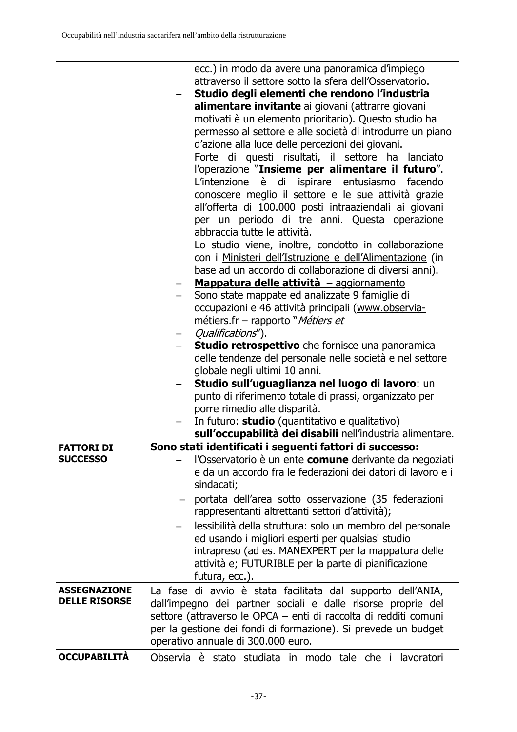| | |
|---|---|
| | ecc.) in modo da avere una panoramica d'impiego attraverso il settore sotto la sfera dell'Osservatorio.<br>– **Studio degli elementi che rendono l'industria alimentare invitante** ai giovani (attrarre giovani motivati è un elemento prioritario). Questo studio ha permesso al settore e alle società di introdurre un piano d'azione alla luce delle percezioni dei giovani.<br>Forte di questi risultati, il settore ha lanciato l'operazione "**Insieme per alimentare il futuro**". L'intenzione è di ispirare entusiasmo facendo conoscere meglio il settore e le sue attività grazie all'offerta di 100.000 posti intraaziendali ai giovani per un periodo di tre anni. Questa operazione abbraccia tutte le attività.<br>Lo studio viene, inoltre, condotto in collaborazione con i Ministeri dell'Istruzione e dell'Alimentazione (in base ad un accordo di collaborazione di diversi anni).<br>– **Mappatura delle attività** – aggiornamento<br>– Sono state mappate ed analizzate 9 famiglie di occupazioni e 46 attività principali (www.observia-métiers.fr – rapporto "*Métiers et*<br>– *Qualifications*").<br>– **Studio retrospettivo** che fornisce una panoramica delle tendenze del personale nelle società e nel settore globale negli ultimi 10 anni.<br>– **Studio sull'uguaglianza nel luogo di lavoro**: un punto di riferimento totale di prassi, organizzato per porre rimedio alle disparità.<br>– In futuro: **studio** (quantitativo e qualitativo) **sull'occupabilità dei disabili** nell'industria alimentare. |
| **FATTORI DI SUCCESSO** | **Sono stati identificati i seguenti fattori di successo:**<br>– l'Osservatorio è un ente **comune** derivante da negoziati e da un accordo fra le federazioni dei datori di lavoro e i sindacati;<br>– portata dell'area sotto osservazione (35 federazioni rappresentanti altrettanti settori d'attività);<br>– lessibilità della struttura: solo un membro del personale ed usando i migliori esperti per qualsiasi studio intrapreso (ad es. MANEXPERT per la mappatura delle attività e; FUTURIBLE per la parte di pianificazione futura, ecc.). |
| **ASSEGNAZIONE DELLE RISORSE** | La fase di avvio è stata facilitata dal supporto dell'ANIA, dall'impegno dei partner sociali e dalle risorse proprie del settore (attraverso le OPCA – enti di raccolta di redditi comuni per la gestione dei fondi di formazione). Si prevede un budget operativo annuale di 300.000 euro. |
| **OCCUPABILITÀ** | Observia è stato studiata in modo tale che i lavoratori |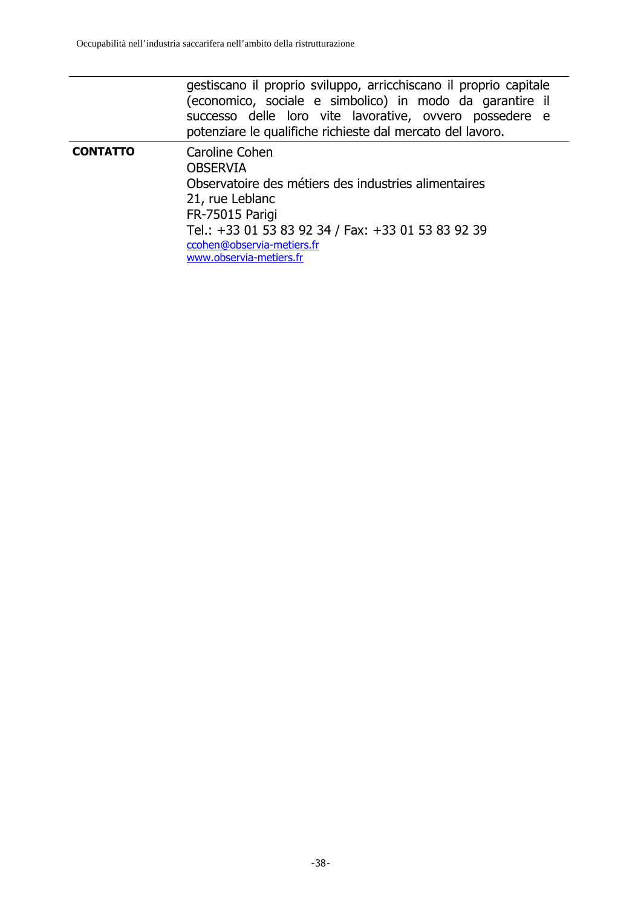| | |
|---|---|
| | gestiscano il proprio sviluppo, arricchiscano il proprio capitale (economico, sociale e simbolico) in modo da garantire il successo delle loro vite lavorative, ovvero possedere e potenziare le qualifiche richieste dal mercato del lavoro. |
| **CONTATTO** | Caroline Cohen<br>OBSERVIA<br>Observatoire des métiers des industries alimentaires<br>21, rue Leblanc<br>FR-75015 Parigi<br>Tel.: +33 01 53 83 92 34 / Fax: +33 01 53 83 92 39<br>ccohen@observia-metiers.fr<br>www.observia-metiers.fr |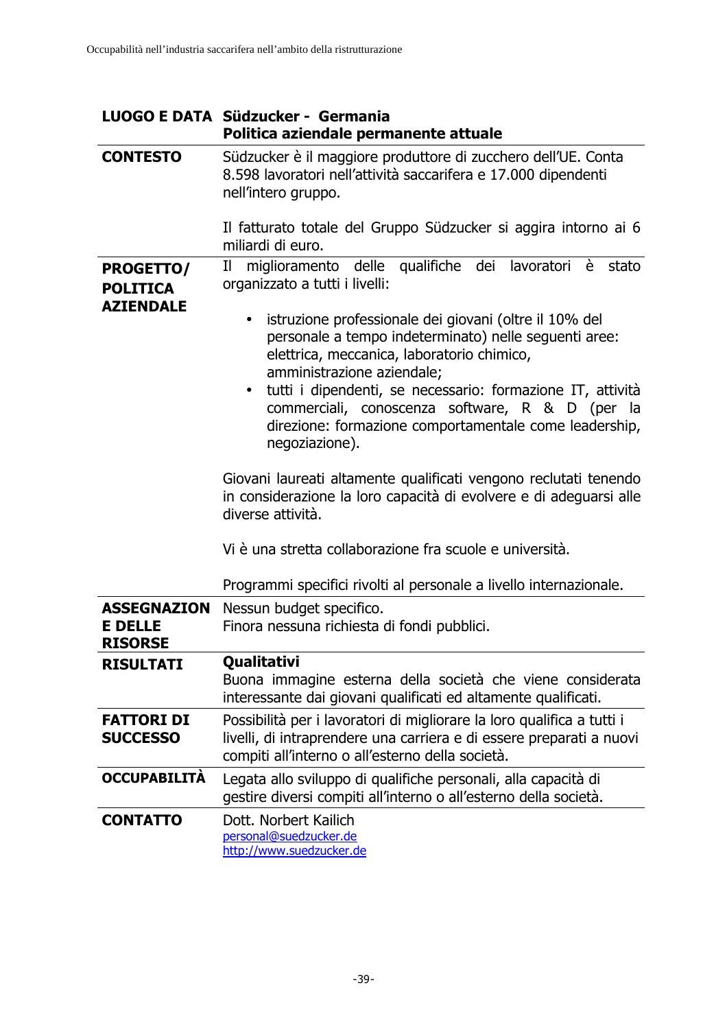| LUOGO E DATA | Südzucker - Germania<br>Politica aziendale permanente attuale |
|---|---|
| **CONTESTO** | Südzucker è il maggiore produttore di zucchero dell'UE. Conta 8.598 lavoratori nell'attività saccarifera e 17.000 dipendenti nell'intero gruppo.<br><br>Il fatturato totale del Gruppo Südzucker si aggira intorno ai 6 miliardi di euro. |
| **PROGETTO/ POLITICA AZIENDALE** | Il miglioramento delle qualifiche dei lavoratori è stato organizzato a tutti i livelli:<br><br>• istruzione professionale dei giovani (oltre il 10% del personale a tempo indeterminato) nelle seguenti aree: elettrica, meccanica, laboratorio chimico, amministrazione aziendale;<br>• tutti i dipendenti, se necessario: formazione IT, attività commerciali, conoscenza software, R & D (per la direzione: formazione comportamentale come leadership, negoziazione).<br><br>Giovani laureati altamente qualificati vengono reclutati tenendo in considerazione la loro capacità di evolvere e di adeguarsi alle diverse attività.<br><br>Vi è una stretta collaborazione fra scuole e università.<br><br>Programmi specifici rivolti al personale a livello internazionale. |
| **ASSEGNAZIONE DELLE RISORSE** | Nessun budget specifico.<br>Finora nessuna richiesta di fondi pubblici. |
| **RISULTATI** | **Qualitativi**<br>Buona immagine esterna della società che viene considerata interessante dai giovani qualificati ed altamente qualificati. |
| **FATTORI DI SUCCESSO** | Possibilità per i lavoratori di migliorare la loro qualifica a tutti i livelli, di intraprendere una carriera e di essere preparati a nuovi compiti all'interno o all'esterno della società. |
| **OCCUPABILITÀ** | Legata allo sviluppo di qualifiche personali, alla capacità di gestire diversi compiti all'interno o all'esterno della società. |
| **CONTATTO** | Dott. Norbert Kailich<br>personal@suedzucker.de<br>http://www.suedzucker.de |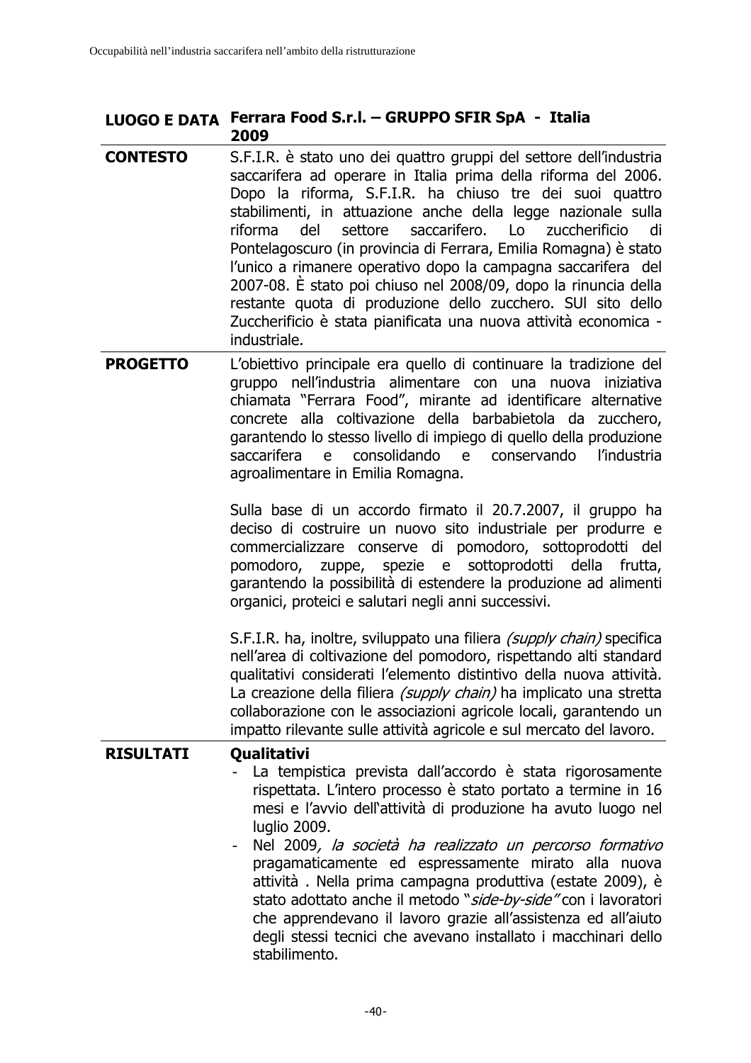| LUOGO E DATA | Ferrara Food S.r.l. – GRUPPO SFIR SpA - Italia 2009 |
|---|---|
| **CONTESTO** | S.F.I.R. è stato uno dei quattro gruppi del settore dell'industria saccarifera ad operare in Italia prima della riforma del 2006. Dopo la riforma, S.F.I.R. ha chiuso tre dei suoi quattro stabilimenti, in attuazione anche della legge nazionale sulla riforma del settore saccarifero. Lo zuccherificio di Pontelagoscuro (in provincia di Ferrara, Emilia Romagna) è stato l'unico a rimanere operativo dopo la campagna saccarifera del 2007-08. È stato poi chiuso nel 2008/09, dopo la rinuncia della restante quota di produzione dello zucchero. SUl sito dello Zuccherificio è stata pianificata una nuova attività economica - industriale. |
| **PROGETTO** | L'obiettivo principale era quello di continuare la tradizione del gruppo nell'industria alimentare con una nuova iniziativa chiamata "Ferrara Food", mirante ad identificare alternative concrete alla coltivazione della barbabietola da zucchero, garantendo lo stesso livello di impiego di quello della produzione saccarifera e consolidando e conservando l'industria agroalimentare in Emilia Romagna.<br><br>Sulla base di un accordo firmato il 20.7.2007, il gruppo ha deciso di costruire un nuovo sito industriale per produrre e commercializzare conserve di pomodoro, sottoprodotti del pomodoro, zuppe, spezie e sottoprodotti della frutta, garantendo la possibilità di estendere la produzione ad alimenti organici, proteici e salutari negli anni successivi.<br><br>S.F.I.R. ha, inoltre, sviluppato una filiera *(supply chain)* specifica nell'area di coltivazione del pomodoro, rispettando alti standard qualitativi considerati l'elemento distintivo della nuova attività. La creazione della filiera *(supply chain)* ha implicato una stretta collaborazione con le associazioni agricole locali, garantendo un impatto rilevante sulle attività agricole e sul mercato del lavoro. |
| **RISULTATI** | **Qualitativi**<br>- La tempistica prevista dall'accordo è stata rigorosamente rispettata. L'intero processo è stato portato a termine in 16 mesi e l'avvio dell'attività di produzione ha avuto luogo nel luglio 2009.<br>- Nel 2009*, la società ha realizzato un percorso formativo* pragamaticamente ed espressamente mirato alla nuova attività . Nella prima campagna produttiva (estate 2009), è stato adottato anche il metodo "*side-by-side"* con i lavoratori che apprendevano il lavoro grazie all'assistenza ed all'aiuto degli stessi tecnici che avevano installato i macchinari dello stabilimento. |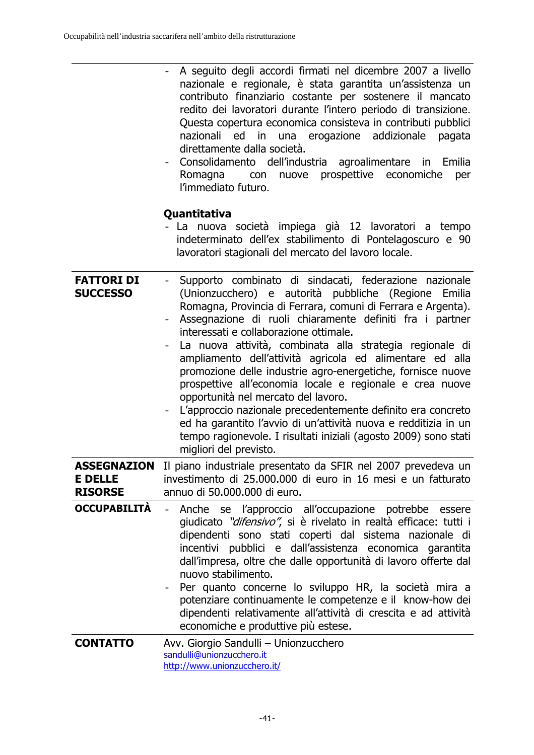| | |
|---|---|
| | - A seguito degli accordi firmati nel dicembre 2007 a livello nazionale e regionale, è stata garantita un'assistenza un contributo finanziario costante per sostenere il mancato redito dei lavoratori durante l'intero periodo di transizione. Questa copertura economica consisteva in contributi pubblici nazionali ed in una erogazione addizionale pagata direttamente dalla società.<br>- Consolidamento dell'industria agroalimentare in Emilia Romagna con nuove prospettive economiche per l'immediato futuro.<br><br>**Quantitativa**<br>- La nuova società impiega già 12 lavoratori a tempo indeterminato dell'ex stabilimento di Pontelagoscuro e 90 lavoratori stagionali del mercato del lavoro locale. |
| **FATTORI DI SUCCESSO** | - Supporto combinato di sindacati, federazione nazionale (Unionzucchero) e autorità pubbliche (Regione Emilia Romagna, Provincia di Ferrara, comuni di Ferrara e Argenta).<br>- Assegnazione di ruoli chiaramente definiti fra i partner interessati e collaborazione ottimale.<br>- La nuova attività, combinata alla strategia regionale di ampliamento dell'attività agricola ed alimentare ed alla promozione delle industrie agro-energetiche, fornisce nuove prospettive all'economia locale e regionale e crea nuove opportunità nel mercato del lavoro.<br>- L'approccio nazionale precedentemente definito era concreto ed ha garantito l'avvio di un'attività nuova e redditizia in un tempo ragionevole. I risultati iniziali (agosto 2009) sono stati migliori del previsto. |
| **ASSEGNAZIONE DELLE RISORSE** | Il piano industriale presentato da SFIR nel 2007 prevedeva un investimento di 25.000.000 di euro in 16 mesi e un fatturato annuo di 50.000.000 di euro. |
| **OCCUPABILITÀ** | - Anche se l'approccio all'occupazione potrebbe essere giudicato *"difensivo"*, si è rivelato in realtà efficace: tutti i dipendenti sono stati coperti dal sistema nazionale di incentivi pubblici e dall'assistenza economica garantita dall'impresa, oltre che dalle opportunità di lavoro offerte dal nuovo stabilimento.<br>- Per quanto concerne lo sviluppo HR, la società mira a potenziare continuamente le competenze e il know-how dei dipendenti relativamente all'attività di crescita e ad attività economiche e produttive più estese. |
| **CONTATTO** | Avv. Giorgio Sandulli – Unionzucchero<br>sandulli@unionzucchero.it<br>http://www.unionzucchero.it/ |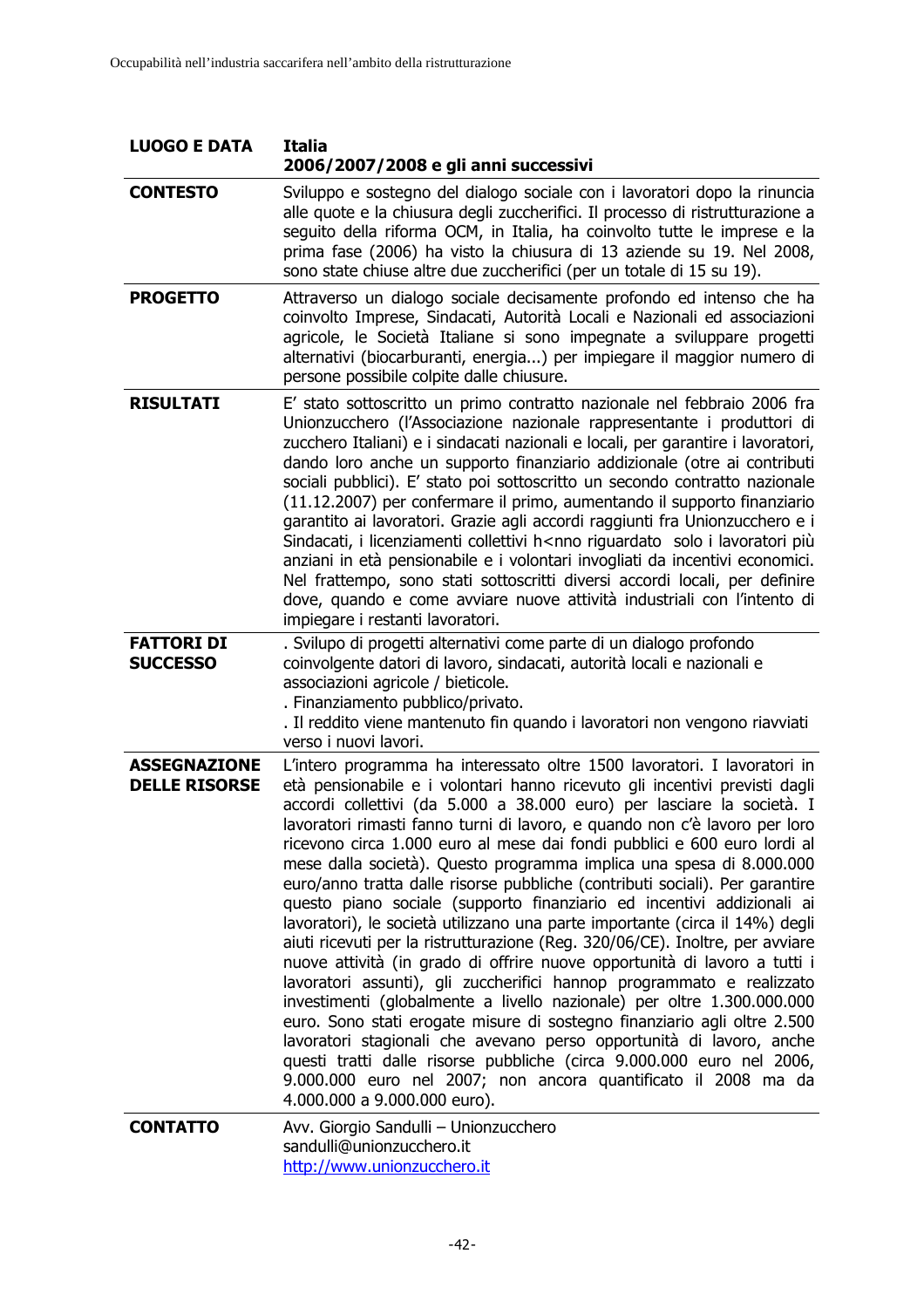| LUOGO E DATA | Italia<br>2006/2007/2008 e gli anni successivi |
|---|---|
| **CONTESTO** | Sviluppo e sostegno del dialogo sociale con i lavoratori dopo la rinuncia alle quote e la chiusura degli zuccherifici. Il processo di ristrutturazione a seguito della riforma OCM, in Italia, ha coinvolto tutte le imprese e la prima fase (2006) ha visto la chiusura di 13 aziende su 19. Nel 2008, sono state chiuse altre due zuccherifici (per un totale di 15 su 19). |
| **PROGETTO** | Attraverso un dialogo sociale decisamente profondo ed intenso che ha coinvolto Imprese, Sindacati, Autorità Locali e Nazionali ed associazioni agricole, le Società Italiane si sono impegnate a sviluppare progetti alternativi (biocarburanti, energia...) per impiegare il maggior numero di persone possibile colpite dalle chiusure. |
| **RISULTATI** | E' stato sottoscritto un primo contratto nazionale nel febbraio 2006 fra Unionzucchero (l'Associazione nazionale rappresentante i produttori di zucchero Italiani) e i sindacati nazionali e locali, per garantire i lavoratori, dando loro anche un supporto finanziario addizionale (otre ai contributi sociali pubblici). E' stato poi sottoscritto un secondo contratto nazionale (11.12.2007) per confermare il primo, aumentando il supporto finanziario garantito ai lavoratori. Grazie agli accordi raggiunti fra Unionzucchero e i Sindacati, i licenziamenti collettivi h<nno riguardato solo i lavoratori più anziani in età pensionabile e i volontari invogliati da incentivi economici. Nel frattempo, sono stati sottoscritti diversi accordi locali, per definire dove, quando e come avviare nuove attività industriali con l'intento di impiegare i restanti lavoratori. |
| **FATTORI DI SUCCESSO** | . Svilupo di progetti alternativi come parte di un dialogo profondo coinvolgente datori di lavoro, sindacati, autorità locali e nazionali e associazioni agricole / bieticole.<br>. Finanziamento pubblico/privato.<br>. Il reddito viene mantenuto fin quando i lavoratori non vengono riavviati verso i nuovi lavori. |
| **ASSEGNAZIONE DELLE RISORSE** | L'intero programma ha interessato oltre 1500 lavoratori. I lavoratori in età pensionabile e i volontari hanno ricevuto gli incentivi previsti dagli accordi collettivi (da 5.000 a 38.000 euro) per lasciare la società. I lavoratori rimasti fanno turni di lavoro, e quando non c'è lavoro per loro ricevono circa 1.000 euro al mese dai fondi pubblici e 600 euro lordi al mese dalla società). Questo programma implica una spesa di 8.000.000 euro/anno tratta dalle risorse pubbliche (contributi sociali). Per garantire questo piano sociale (supporto finanziario ed incentivi addizionali ai lavoratori), le società utilizzano una parte importante (circa il 14%) degli aiuti ricevuti per la ristrutturazione (Reg. 320/06/CE). Inoltre, per avviare nuove attività (in grado di offrire nuove opportunità di lavoro a tutti i lavoratori assunti), gli zuccherifici hannop programmato e realizzato investimenti (globalmente a livello nazionale) per oltre 1.300.000.000 euro. Sono stati erogate misure di sostegno finanziario agli oltre 2.500 lavoratori stagionali che avevano perso opportunità di lavoro, anche questi tratti dalle risorse pubbliche (circa 9.000.000 euro nel 2006, 9.000.000 euro nel 2007; non ancora quantificato il 2008 ma da 4.000.000 a 9.000.000 euro). |
| **CONTATTO** | Avv. Giorgio Sandulli – Unionzucchero<br>sandulli@unionzucchero.it<br>http://www.unionzucchero.it |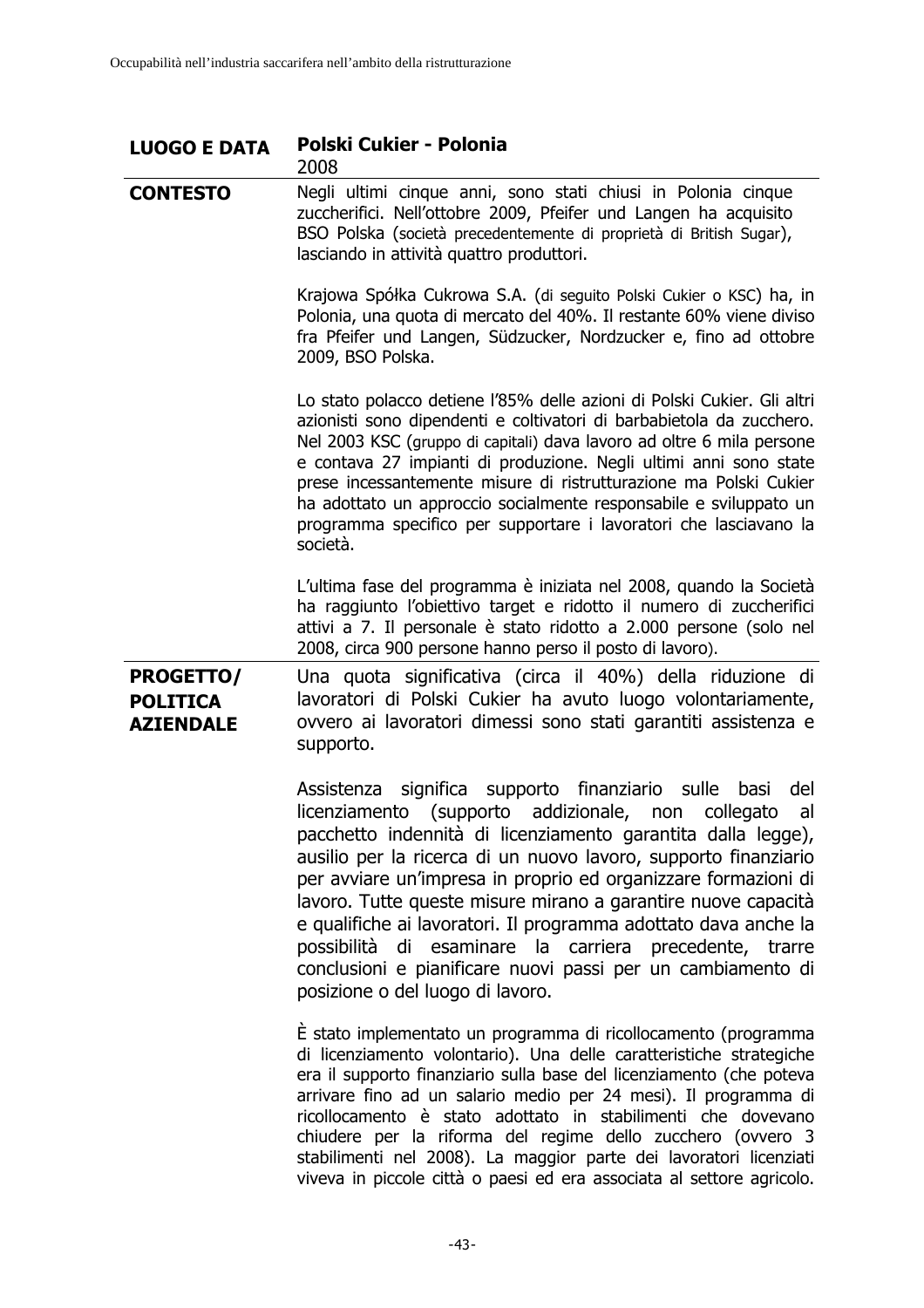| LUOGO E DATA | **Polski Cukier - Polonia**<br>2008 |
|---|---|
| **CONTESTO** | Negli ultimi cinque anni, sono stati chiusi in Polonia cinque zuccherifici. Nell'ottobre 2009, Pfeifer und Langen ha acquisito BSO Polska (società precedentemente di proprietà di British Sugar), lasciando in attività quattro produttori.<br><br>Krajowa Spółka Cukrowa S.A. (di seguito Polski Cukier o KSC) ha, in Polonia, una quota di mercato del 40%. Il restante 60% viene diviso fra Pfeifer und Langen, Südzucker, Nordzucker e, fino ad ottobre 2009, BSO Polska.<br><br>Lo stato polacco detiene l'85% delle azioni di Polski Cukier. Gli altri azionisti sono dipendenti e coltivatori di barbabietola da zucchero. Nel 2003 KSC (gruppo di capitali) dava lavoro ad oltre 6 mila persone e contava 27 impianti di produzione. Negli ultimi anni sono state prese incessantemente misure di ristrutturazione ma Polski Cukier ha adottato un approccio socialmente responsabile e sviluppato un programma specifico per supportare i lavoratori che lasciavano la società.<br><br>L'ultima fase del programma è iniziata nel 2008, quando la Società ha raggiunto l'obiettivo target e ridotto il numero di zuccherifici attivi a 7. Il personale è stato ridotto a 2.000 persone (solo nel 2008, circa 900 persone hanno perso il posto di lavoro). |
| **PROGETTO/ POLITICA AZIENDALE** | Una quota significativa (circa il 40%) della riduzione di lavoratori di Polski Cukier ha avuto luogo volontariamente, ovvero ai lavoratori dimessi sono stati garantiti assistenza e supporto.<br><br>Assistenza significa supporto finanziario sulle basi del licenziamento (supporto addizionale, non collegato al pacchetto indennità di licenziamento garantita dalla legge), ausilio per la ricerca di un nuovo lavoro, supporto finanziario per avviare un'impresa in proprio ed organizzare formazioni di lavoro. Tutte queste misure mirano a garantire nuove capacità e qualifiche ai lavoratori. Il programma adottato dava anche la possibilità di esaminare la carriera precedente, trarre conclusioni e pianificare nuovi passi per un cambiamento di posizione o del luogo di lavoro.<br><br>È stato implementato un programma di ricollocamento (programma di licenziamento volontario). Una delle caratteristiche strategiche era il supporto finanziario sulla base del licenziamento (che poteva arrivare fino ad un salario medio per 24 mesi). Il programma di ricollocamento è stato adottato in stabilimenti che dovevano chiudere per la riforma del regime dello zucchero (ovvero 3 stabilimenti nel 2008). La maggior parte dei lavoratori licenziati viveva in piccole città o paesi ed era associata al settore agricolo. |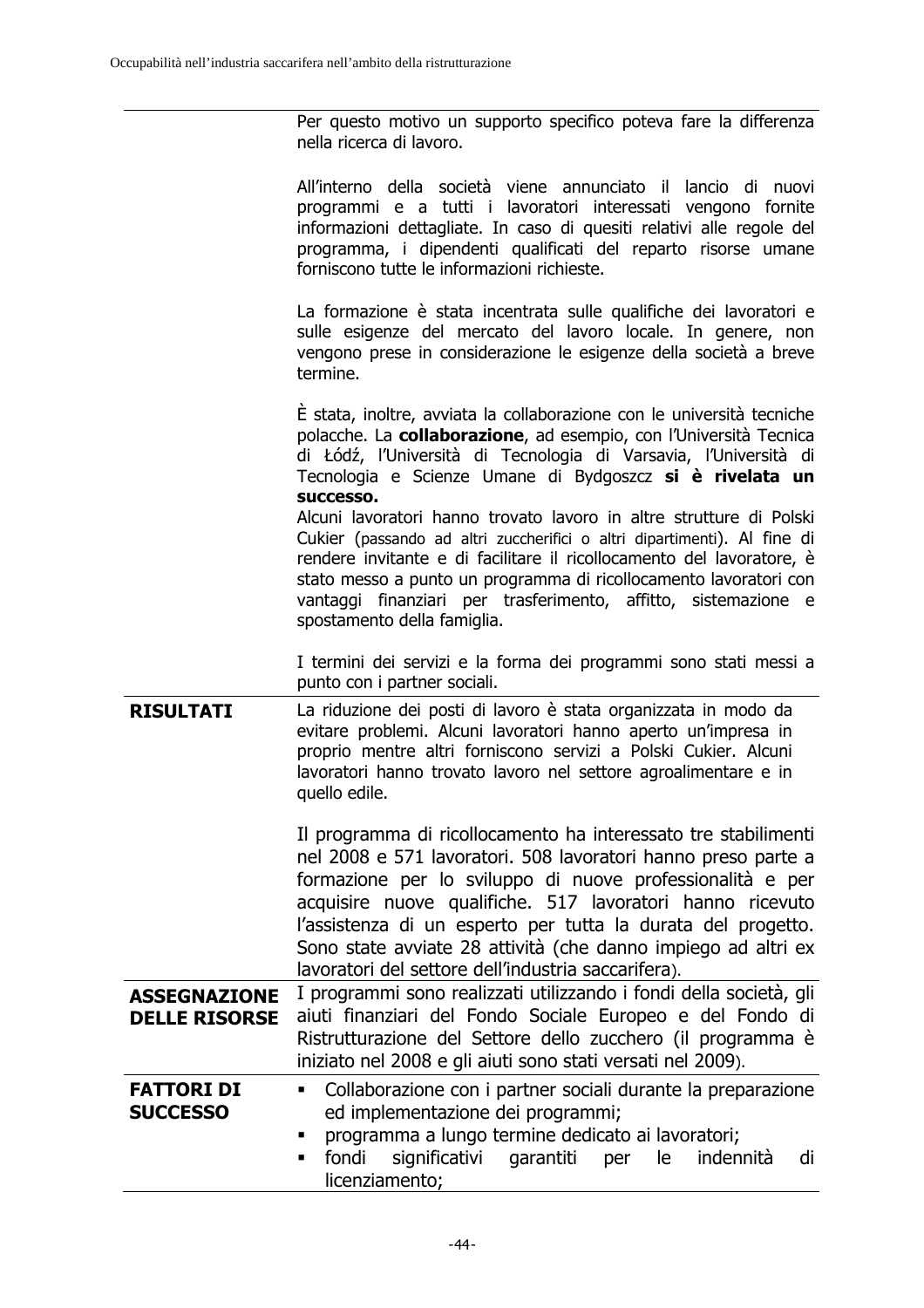| | |
|---|---|
| | Per questo motivo un supporto specifico poteva fare la differenza nella ricerca di lavoro.<br><br>All'interno della società viene annunciato il lancio di nuovi programmi e a tutti i lavoratori interessati vengono fornite informazioni dettagliate. In caso di quesiti relativi alle regole del programma, i dipendenti qualificati del reparto risorse umane forniscono tutte le informazioni richieste.<br><br>La formazione è stata incentrata sulle qualifiche dei lavoratori e sulle esigenze del mercato del lavoro locale. In genere, non vengono prese in considerazione le esigenze della società a breve termine.<br><br>È stata, inoltre, avviata la collaborazione con le università tecniche polacche. La **collaborazione**, ad esempio, con l'Università Tecnica di Łódź, l'Università di Tecnologia di Varsavia, l'Università di Tecnologia e Scienze Umane di Bydgoszcz **si è rivelata un successo.**<br>Alcuni lavoratori hanno trovato lavoro in altre strutture di Polski Cukier (passando ad altri zuccherifici o altri dipartimenti). Al fine di rendere invitante e di facilitare il ricollocamento del lavoratore, è stato messo a punto un programma di ricollocamento lavoratori con vantaggi finanziari per trasferimento, affitto, sistemazione e spostamento della famiglia.<br><br>I termini dei servizi e la forma dei programmi sono stati messi a punto con i partner sociali. |
| **RISULTATI** | La riduzione dei posti di lavoro è stata organizzata in modo da evitare problemi. Alcuni lavoratori hanno aperto un'impresa in proprio mentre altri forniscono servizi a Polski Cukier. Alcuni lavoratori hanno trovato lavoro nel settore agroalimentare e in quello edile.<br><br>Il programma di ricollocamento ha interessato tre stabilimenti nel 2008 e 571 lavoratori. 508 lavoratori hanno preso parte a formazione per lo sviluppo di nuove professionalità e per acquisire nuove qualifiche. 517 lavoratori hanno ricevuto l'assistenza di un esperto per tutta la durata del progetto. Sono state avviate 28 attività (che danno impiego ad altri ex lavoratori del settore dell'industria saccarifera). |
| **ASSEGNAZIONE DELLE RISORSE** | I programmi sono realizzati utilizzando i fondi della società, gli aiuti finanziari del Fondo Sociale Europeo e del Fondo di Ristrutturazione del Settore dello zucchero (il programma è iniziato nel 2008 e gli aiuti sono stati versati nel 2009). |
| **FATTORI DI SUCCESSO** | ▪ Collaborazione con i partner sociali durante la preparazione ed implementazione dei programmi;<br>▪ programma a lungo termine dedicato ai lavoratori;<br>▪ fondi significativi garantiti per le indennità di licenziamento; |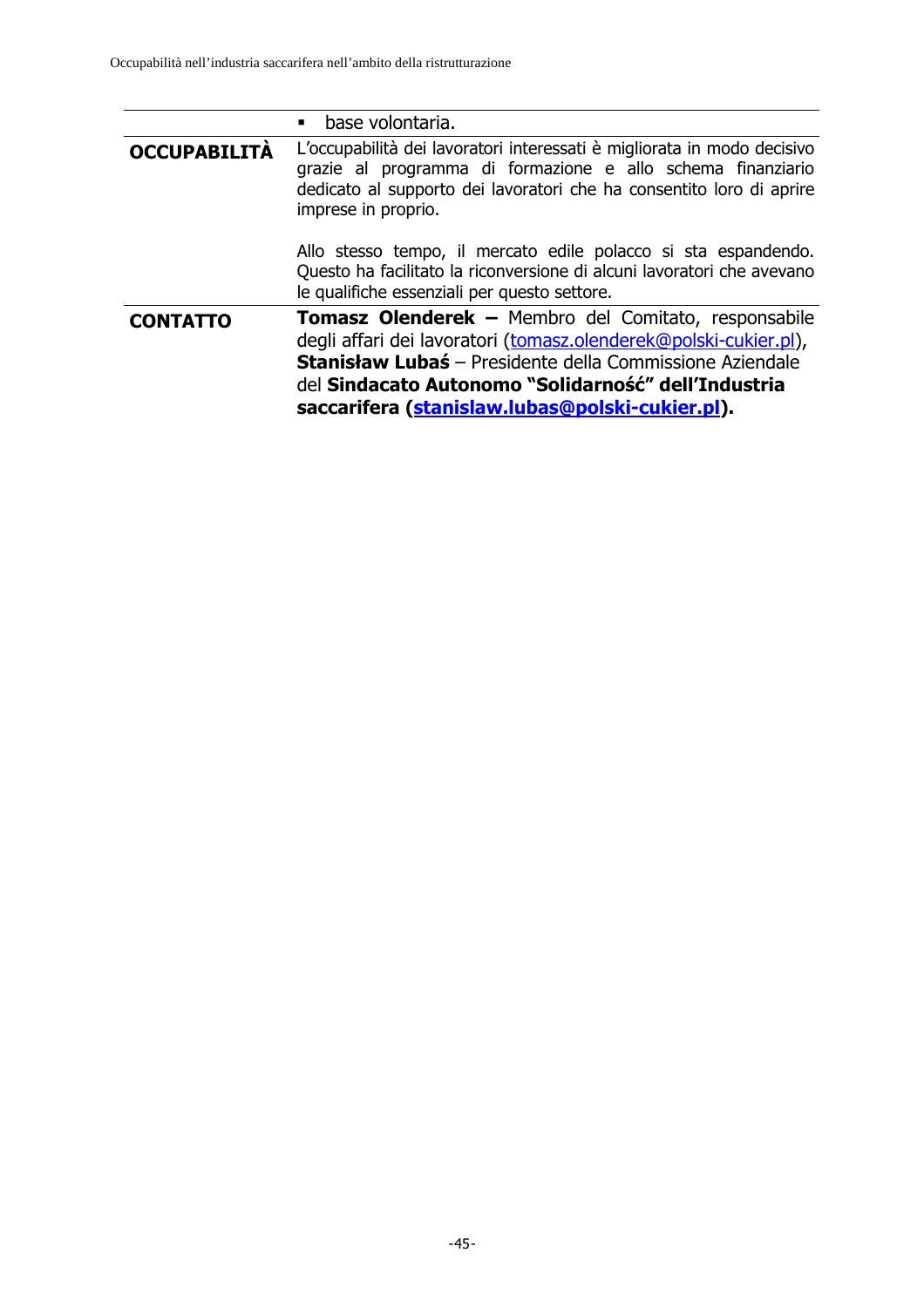| | |
|---|---|
| | ▪ base volontaria. |
| **OCCUPABILITÀ** | L'occupabilità dei lavoratori interessati è migliorata in modo decisivo grazie al programma di formazione e allo schema finanziario dedicato al supporto dei lavoratori che ha consentito loro di aprire imprese in proprio.<br><br>Allo stesso tempo, il mercato edile polacco si sta espandendo. Questo ha facilitato la riconversione di alcuni lavoratori che avevano le qualifiche essenziali per questo settore. |
| **CONTATTO** | **Tomasz Olenderek –** Membro del Comitato, responsabile degli affari dei lavoratori (tomasz.olenderek@polski-cukier.pl), **Stanisław Lubaś** – Presidente della Commissione Aziendale del **Sindacato Autonomo "Solidarność" dell'Industria saccarifera (stanislaw.lubas@polski-cukier.pl).** |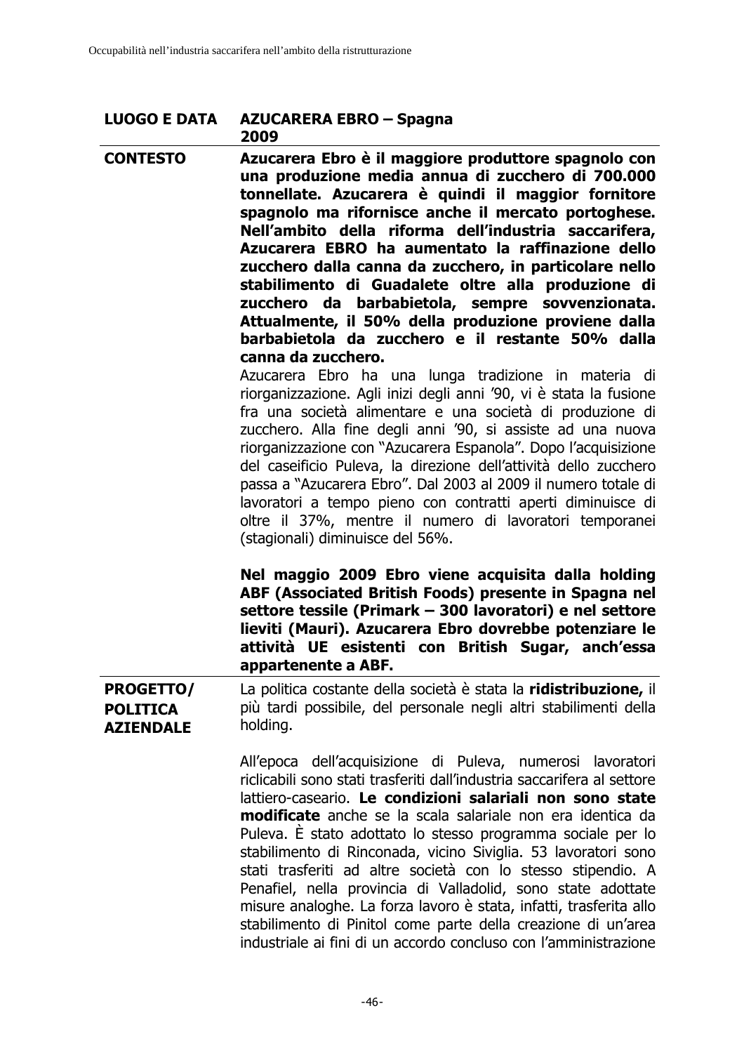| LUOGO E DATA | AZUCARERA EBRO – Spagna<br>2009 |
|---|---|
| **CONTESTO** | **Azucarera Ebro è il maggiore produttore spagnolo con una produzione media annua di zucchero di 700.000 tonnellate. Azucarera è quindi il maggior fornitore spagnolo ma rifornisce anche il mercato portoghese. Nell'ambito della riforma dell'industria saccarifera, Azucarera EBRO ha aumentato la raffinazione dello zucchero dalla canna da zucchero, in particolare nello stabilimento di Guadalete oltre alla produzione di zucchero da barbabietola, sempre sovvenzionata. Attualmente, il 50% della produzione proviene dalla barbabietola da zucchero e il restante 50% dalla canna da zucchero.**<br>Azucarera Ebro ha una lunga tradizione in materia di riorganizzazione. Agli inizi degli anni '90, vi è stata la fusione fra una società alimentare e una società di produzione di zucchero. Alla fine degli anni '90, si assiste ad una nuova riorganizzazione con "Azucarera Espanola". Dopo l'acquisizione del caseificio Puleva, la direzione dell'attività dello zucchero passa a "Azucarera Ebro". Dal 2003 al 2009 il numero totale di lavoratori a tempo pieno con contratti aperti diminuisce di oltre il 37%, mentre il numero di lavoratori temporanei (stagionali) diminuisce del 56%.<br><br>**Nel maggio 2009 Ebro viene acquisita dalla holding ABF (Associated British Foods) presente in Spagna nel settore tessile (Primark – 300 lavoratori) e nel settore lieviti (Mauri). Azucarera Ebro dovrebbe potenziare le attività UE esistenti con British Sugar, anch'essa appartenente a ABF.** |
| **PROGETTO/ POLITICA AZIENDALE** | La politica costante della società è stata la **ridistribuzione,** il più tardi possibile, del personale negli altri stabilimenti della holding.<br><br>All'epoca dell'acquisizione di Puleva, numerosi lavoratori riclicabili sono stati trasferiti dall'industria saccarifera al settore lattiero-caseario. **Le condizioni salariali non sono state modificate** anche se la scala salariale non era identica da Puleva. È stato adottato lo stesso programma sociale per lo stabilimento di Rinconada, vicino Siviglia. 53 lavoratori sono stati trasferiti ad altre società con lo stesso stipendio. A Penafiel, nella provincia di Valladolid, sono state adottate misure analoghe. La forza lavoro è stata, infatti, trasferita allo stabilimento di Pinitol come parte della creazione di un'area industriale ai fini di un accordo concluso con l'amministrazione |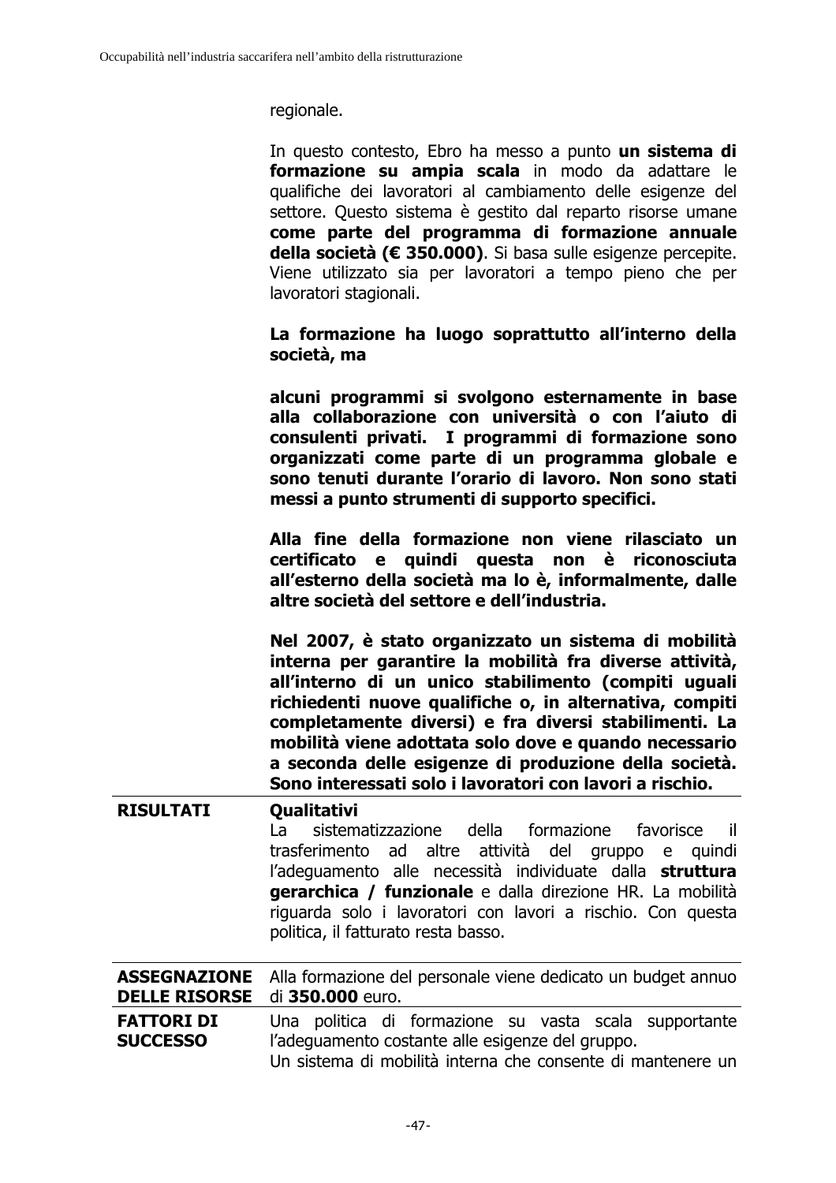regionale.

In questo contesto, Ebro ha messo a punto **un sistema di formazione su ampia scala** in modo da adattare le qualifiche dei lavoratori al cambiamento delle esigenze del settore. Questo sistema è gestito dal reparto risorse umane **come parte del programma di formazione annuale della società (€ 350.000)**. Si basa sulle esigenze percepite. Viene utilizzato sia per lavoratori a tempo pieno che per lavoratori stagionali.

**La formazione ha luogo soprattutto all'interno della società, ma**

**alcuni programmi si svolgono esternamente in base alla collaborazione con università o con l'aiuto di consulenti privati. I programmi di formazione sono organizzati come parte di un programma globale e sono tenuti durante l'orario di lavoro. Non sono stati messi a punto strumenti di supporto specifici.**

**Alla fine della formazione non viene rilasciato un certificato e quindi questa non è riconosciuta all'esterno della società ma lo è, informalmente, dalle altre società del settore e dell'industria.**

**Nel 2007, è stato organizzato un sistema di mobilità interna per garantire la mobilità fra diverse attività, all'interno di un unico stabilimento (compiti uguali richiedenti nuove qualifiche o, in alternativa, compiti completamente diversi) e fra diversi stabilimenti. La mobilità viene adottata solo dove e quando necessario a seconda delle esigenze di produzione della società. Sono interessati solo i lavoratori con lavori a rischio.**

| | |
|---|---|
| **RISULTATI** | **Qualitativi**<br>La sistematizzazione della formazione favorisce il trasferimento ad altre attività del gruppo e quindi l'adeguamento alle necessità individuate dalla **struttura gerarchica / funzionale** e dalla direzione HR. La mobilità riguarda solo i lavoratori con lavori a rischio. Con questa politica, il fatturato resta basso. |
| **ASSEGNAZIONE DELLE RISORSE** | Alla formazione del personale viene dedicato un budget annuo di **350.000** euro. |
| **FATTORI DI SUCCESSO** | Una politica di formazione su vasta scala supportante l'adeguamento costante alle esigenze del gruppo.<br>Un sistema di mobilità interna che consente di mantenere un |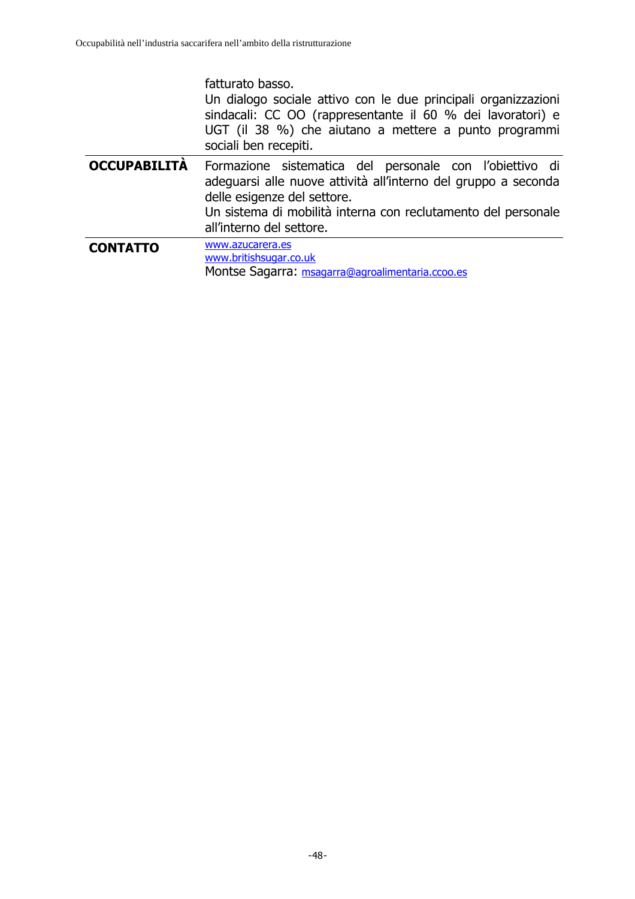| | |
|---|---|
| | fatturato basso.<br>Un dialogo sociale attivo con le due principali organizzazioni sindacali: CC OO (rappresentante il 60 % dei lavoratori) e UGT (il 38 %) che aiutano a mettere a punto programmi sociali ben recepiti. |
| **OCCUPABILITÀ** | Formazione sistematica del personale con l'obiettivo di adeguarsi alle nuove attività all'interno del gruppo a seconda delle esigenze del settore.<br>Un sistema di mobilità interna con reclutamento del personale all'interno del settore. |
| **CONTATTO** | www.azucarera.es<br>www.britishsugar.co.uk<br>Montse Sagarra: msagarra@agroalimentaria.ccoo.es |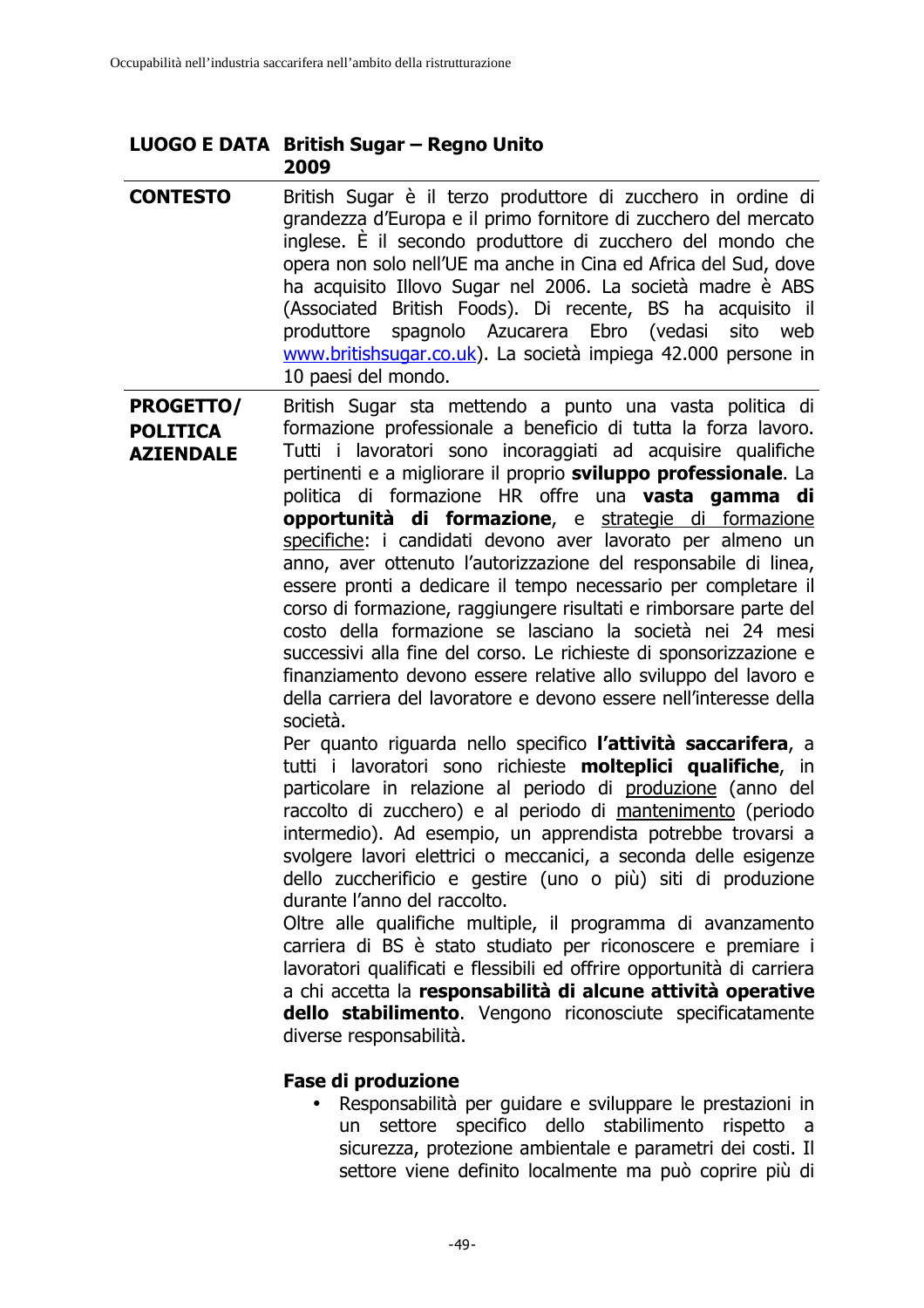| **LUOGO E DATA** | **British Sugar – Regno Unito** **2009** |
|---|---|
| **CONTESTO** | British Sugar è il terzo produttore di zucchero in ordine di grandezza d'Europa e il primo fornitore di zucchero del mercato inglese. È il secondo produttore di zucchero del mondo che opera non solo nell'UE ma anche in Cina ed Africa del Sud, dove ha acquisito Illovo Sugar nel 2006. La società madre è ABS (Associated British Foods). Di recente, BS ha acquisito il produttore spagnolo Azucarera Ebro (vedasi sito web [www.britishsugar.co.uk](http://www.britishsugar.co.uk)). La società impiega 42.000 persone in 10 paesi del mondo. |
| **PROGETTO/ POLITICA AZIENDALE** | British Sugar sta mettendo a punto una vasta politica di formazione professionale a beneficio di tutta la forza lavoro. Tutti i lavoratori sono incoraggiati ad acquisire qualifiche pertinenti e a migliorare il proprio **sviluppo professionale**. La politica di formazione HR offre una **vasta gamma di opportunità di formazione**, e <u>strategie di formazione specifiche</u>: i candidati devono aver lavorato per almeno un anno, aver ottenuto l'autorizzazione del responsabile di linea, essere pronti a dedicare il tempo necessario per completare il corso di formazione, raggiungere risultati e rimborsare parte del costo della formazione se lasciano la società nei 24 mesi successivi alla fine del corso. Le richieste di sponsorizzazione e finanziamento devono essere relative allo sviluppo del lavoro e della carriera del lavoratore e devono essere nell'interesse della società.<br>Per quanto riguarda nello specifico **l'attività saccarifera**, a tutti i lavoratori sono richieste **molteplici qualifiche**, in particolare in relazione al periodo di <u>produzione</u> (anno del raccolto di zucchero) e al periodo di <u>mantenimento</u> (periodo intermedio). Ad esempio, un apprendista potrebbe trovarsi a svolgere lavori elettrici o meccanici, a seconda delle esigenze dello zuccherificio e gestire (uno o più) siti di produzione durante l'anno del raccolto.<br>Oltre alle qualifiche multiple, il programma di avanzamento carriera di BS è stato studiato per riconoscere e premiare i lavoratori qualificati e flessibili ed offrire opportunità di carriera a chi accetta la **responsabilità di alcune attività operative dello stabilimento**. Vengono riconosciute specificatamente diverse responsabilità.<br><br>**Fase di produzione**<br>• Responsabilità per guidare e sviluppare le prestazioni in un settore specifico dello stabilimento rispetto a sicurezza, protezione ambientale e parametri dei costi. Il settore viene definito localmente ma può coprire più di |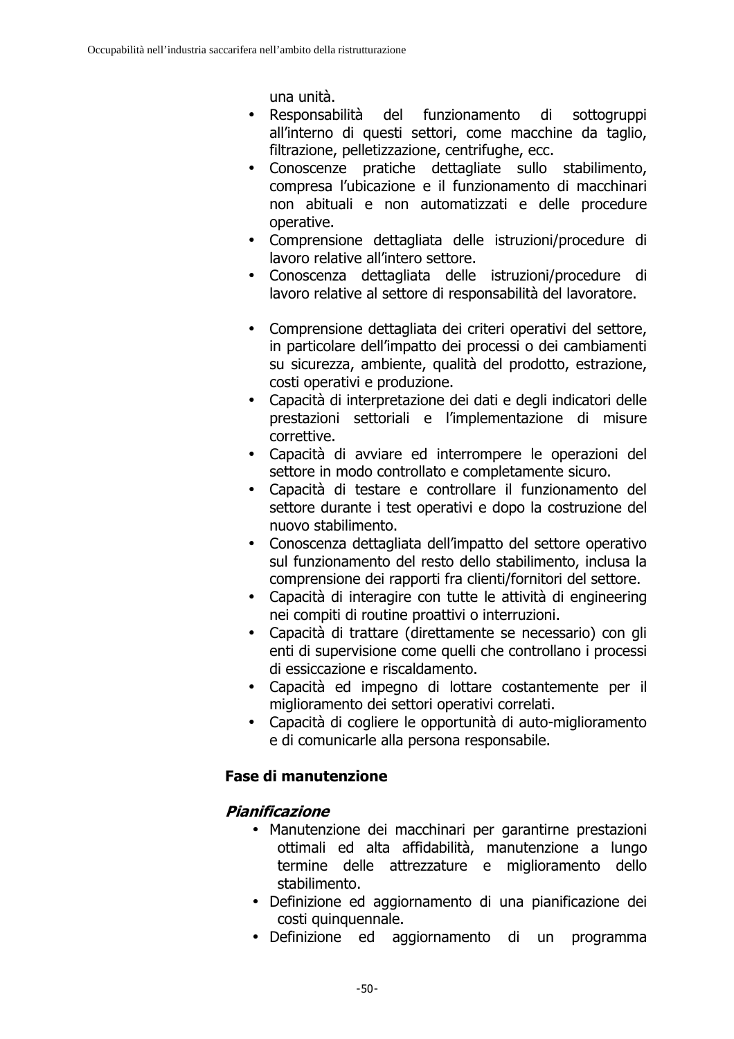una unità.

- Responsabilità del funzionamento di sottogruppi all'interno di questi settori, come macchine da taglio, filtrazione, pelletizzazione, centrifughe, ecc.
- Conoscenze pratiche dettagliate sullo stabilimento, compresa l'ubicazione e il funzionamento di macchinari non abituali e non automatizzati e delle procedure operative.
- Comprensione dettagliata delle istruzioni/procedure di lavoro relative all'intero settore.
- Conoscenza dettagliata delle istruzioni/procedure di lavoro relative al settore di responsabilità del lavoratore.

- Comprensione dettagliata dei criteri operativi del settore, in particolare dell'impatto dei processi o dei cambiamenti su sicurezza, ambiente, qualità del prodotto, estrazione, costi operativi e produzione.
- Capacità di interpretazione dei dati e degli indicatori delle prestazioni settoriali e l'implementazione di misure correttive.
- Capacità di avviare ed interrompere le operazioni del settore in modo controllato e completamente sicuro.
- Capacità di testare e controllare il funzionamento del settore durante i test operativi e dopo la costruzione del nuovo stabilimento.
- Conoscenza dettagliata dell'impatto del settore operativo sul funzionamento del resto dello stabilimento, inclusa la comprensione dei rapporti fra clienti/fornitori del settore.
- Capacità di interagire con tutte le attività di engineering nei compiti di routine proattivi o interruzioni.
- Capacità di trattare (direttamente se necessario) con gli enti di supervisione come quelli che controllano i processi di essiccazione e riscaldamento.
- Capacità ed impegno di lottare costantemente per il miglioramento dei settori operativi correlati.
- Capacità di cogliere le opportunità di auto-miglioramento e di comunicarle alla persona responsabile.

**Fase di manutenzione**

***Pianificazione***

- Manutenzione dei macchinari per garantirne prestazioni ottimali ed alta affidabilità, manutenzione a lungo termine delle attrezzature e miglioramento dello stabilimento.
- Definizione ed aggiornamento di una pianificazione dei costi quinquennale.
- Definizione ed aggiornamento di un programma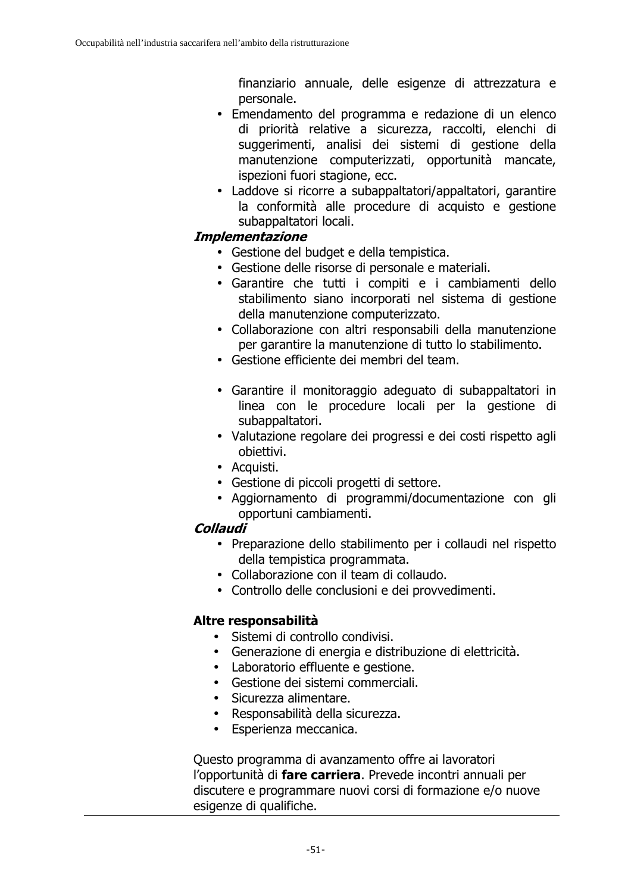finanziario annuale, delle esigenze di attrezzatura e personale.

- Emendamento del programma e redazione di un elenco di priorità relative a sicurezza, raccolti, elenchi di suggerimenti, analisi dei sistemi di gestione della manutenzione computerizzati, opportunità mancate, ispezioni fuori stagione, ecc.
- Laddove si ricorre a subappaltatori/appaltatori, garantire la conformità alle procedure di acquisto e gestione subappaltatori locali.

***Implementazione***

- Gestione del budget e della tempistica.
- Gestione delle risorse di personale e materiali.
- Garantire che tutti i compiti e i cambiamenti dello stabilimento siano incorporati nel sistema di gestione della manutenzione computerizzato.
- Collaborazione con altri responsabili della manutenzione per garantire la manutenzione di tutto lo stabilimento.
- Gestione efficiente dei membri del team.

- Garantire il monitoraggio adeguato di subappaltatori in linea con le procedure locali per la gestione di subappaltatori.
- Valutazione regolare dei progressi e dei costi rispetto agli obiettivi.
- Acquisti.
- Gestione di piccoli progetti di settore.
- Aggiornamento di programmi/documentazione con gli opportuni cambiamenti.

***Collaudi***

- Preparazione dello stabilimento per i collaudi nel rispetto della tempistica programmata.
- Collaborazione con il team di collaudo.
- Controllo delle conclusioni e dei provvedimenti.

**Altre responsabilità**

- Sistemi di controllo condivisi.
- Generazione di energia e distribuzione di elettricità.
- Laboratorio effluente e gestione.
- Gestione dei sistemi commerciali.
- Sicurezza alimentare.
- Responsabilità della sicurezza.
- Esperienza meccanica.

Questo programma di avanzamento offre ai lavoratori l'opportunità di **fare carriera**. Prevede incontri annuali per discutere e programmare nuovi corsi di formazione e/o nuove esigenze di qualifiche.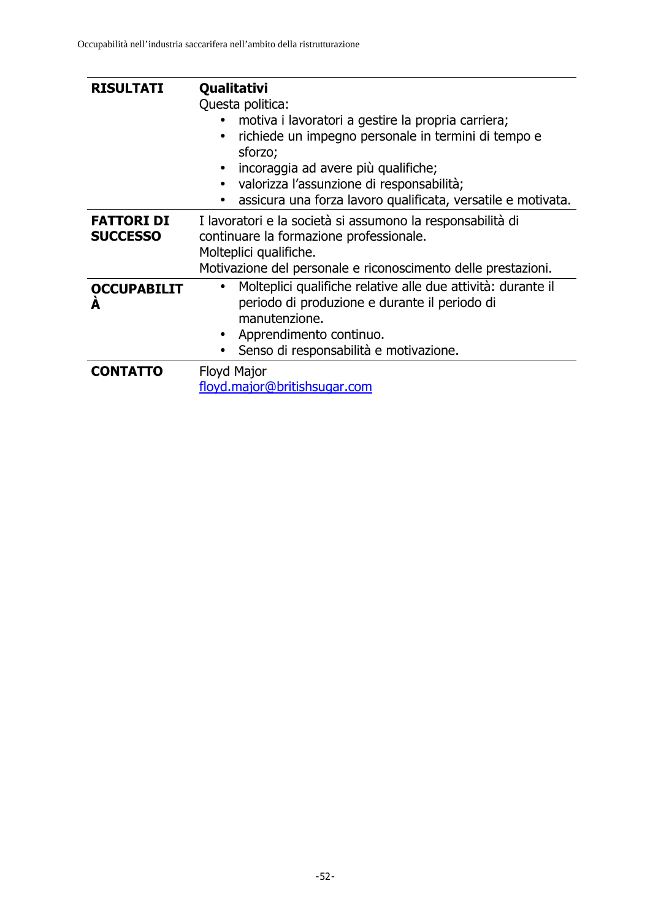| | |
|---|---|
| **RISULTATI** | **Qualitativi**<br>Questa politica:<br>• motiva i lavoratori a gestire la propria carriera;<br>• richiede un impegno personale in termini di tempo e sforzo;<br>• incoraggia ad avere più qualifiche;<br>• valorizza l'assunzione di responsabilità;<br>• assicura una forza lavoro qualificata, versatile e motivata. |
| **FATTORI DI SUCCESSO** | I lavoratori e la società si assumono la responsabilità di continuare la formazione professionale.<br>Molteplici qualifiche.<br>Motivazione del personale e riconoscimento delle prestazioni. |
| **OCCUPABILITÀ** | • Molteplici qualifiche relative alle due attività: durante il periodo di produzione e durante il periodo di manutenzione.<br>• Apprendimento continuo.<br>• Senso di responsabilità e motivazione. |
| **CONTATTO** | Floyd Major<br>floyd.major@britishsugar.com |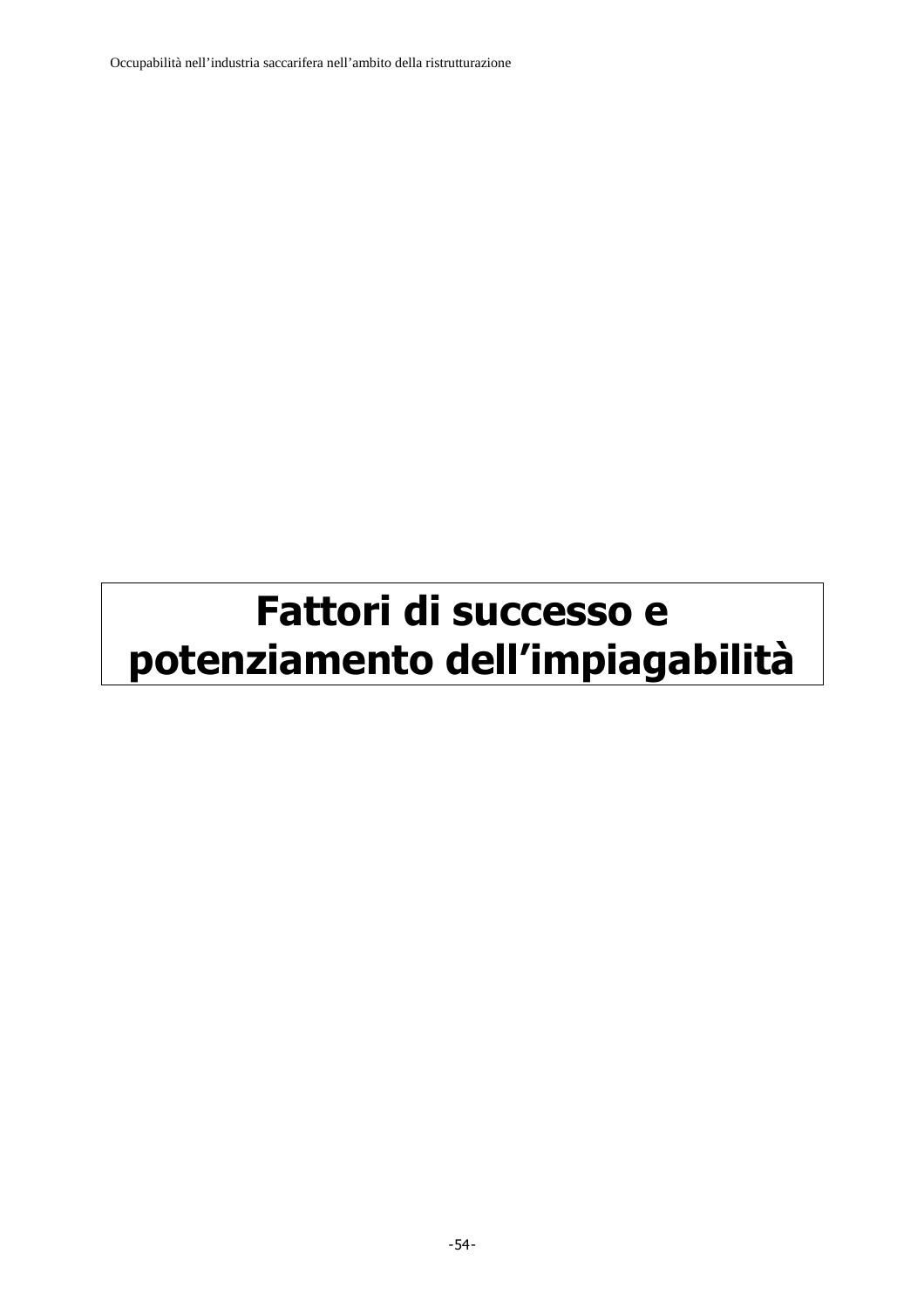# Fattori di successo e potenziamento dell'impiagabilità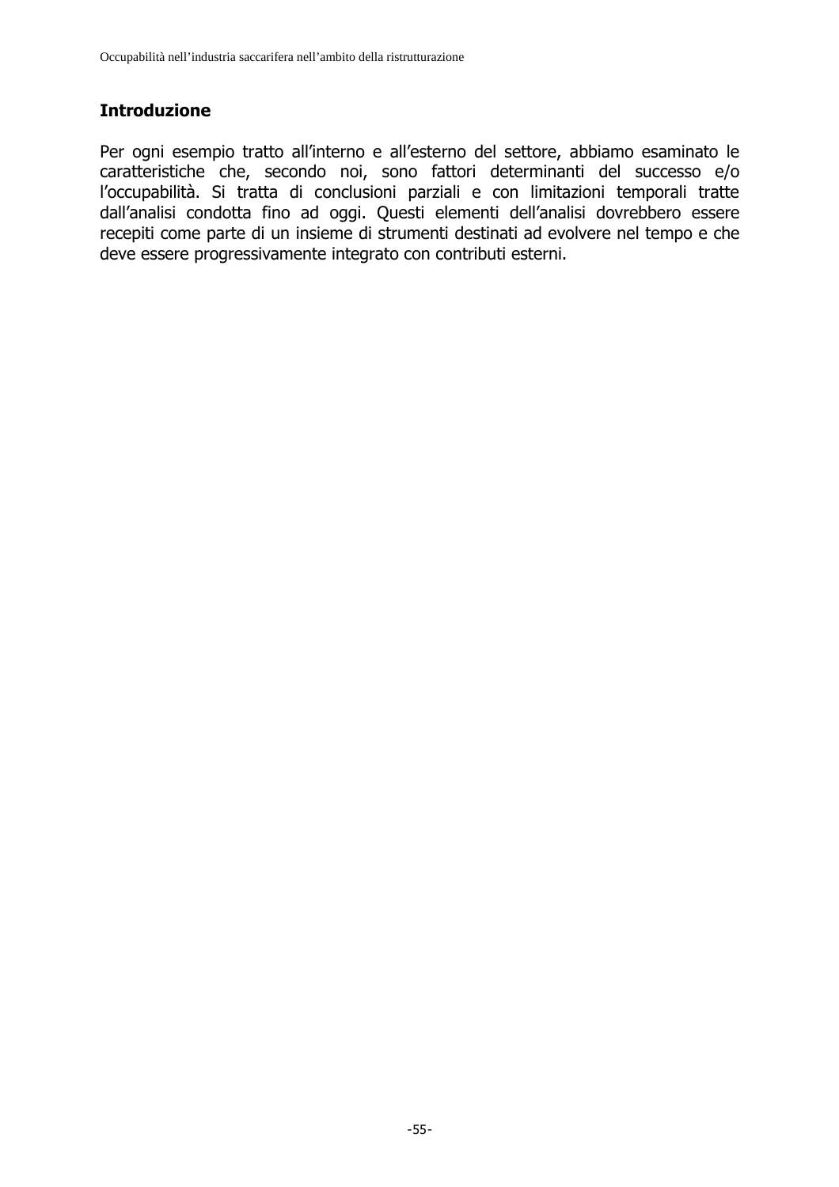## Introduzione

Per ogni esempio tratto all'interno e all'esterno del settore, abbiamo esaminato le caratteristiche che, secondo noi, sono fattori determinanti del successo e/o l'occupabilità. Si tratta di conclusioni parziali e con limitazioni temporali tratte dall'analisi condotta fino ad oggi. Questi elementi dell'analisi dovrebbero essere recepiti come parte di un insieme di strumenti destinati ad evolvere nel tempo e che deve essere progressivamente integrato con contributi esterni.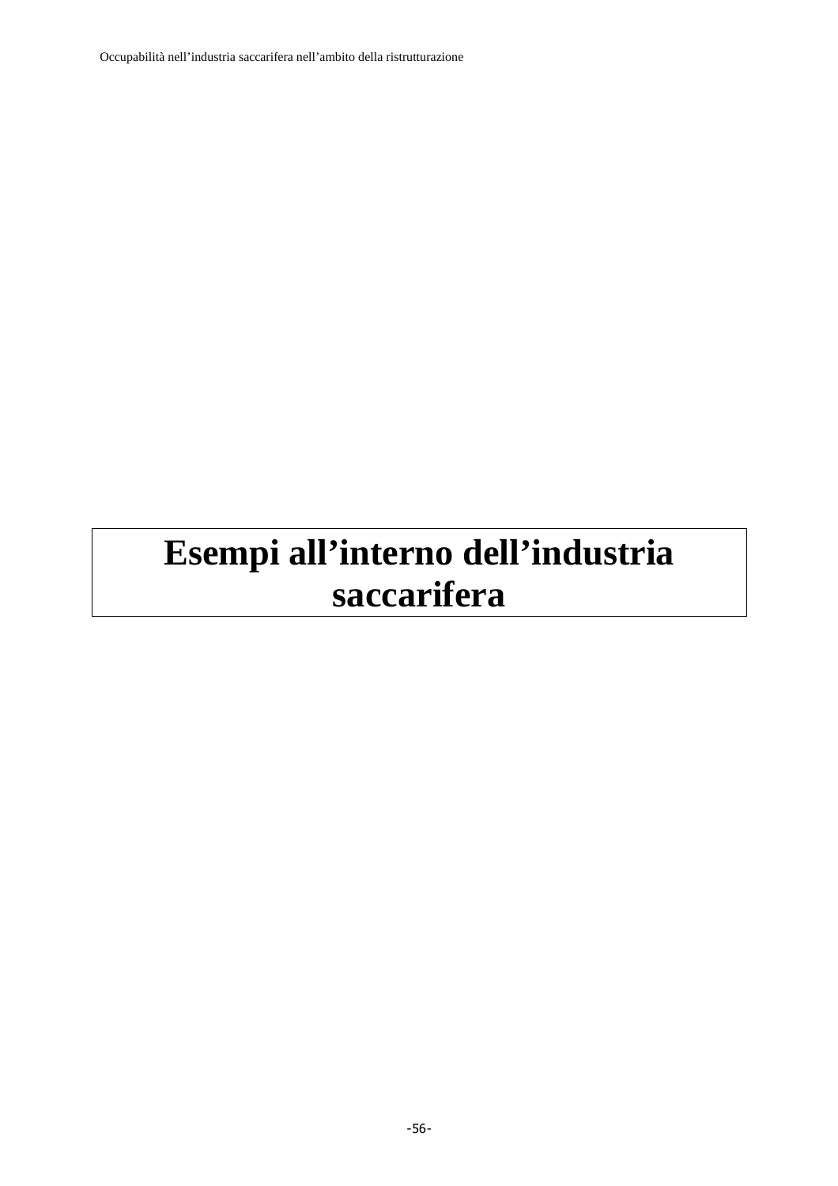# Esempi all’interno dell’industria saccarifera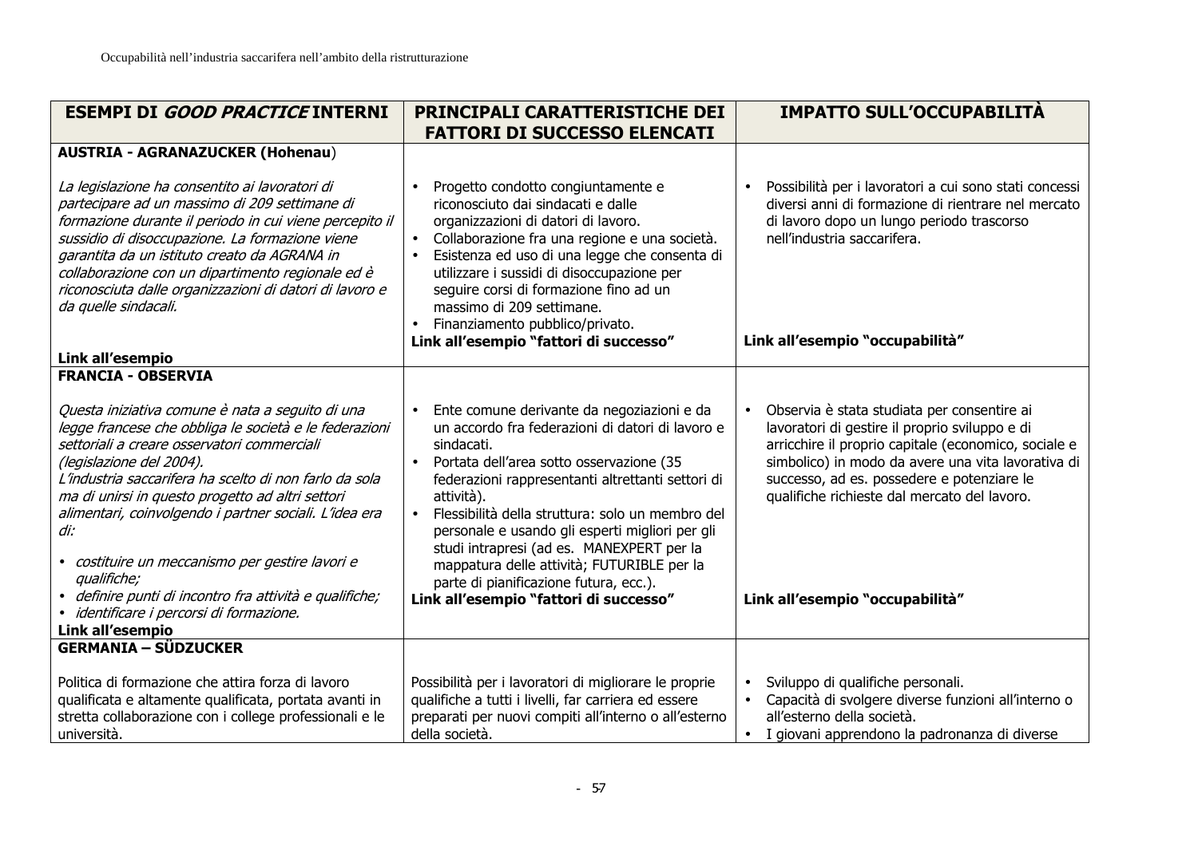| ESEMPI DI *GOOD PRACTICE* INTERNI | PRINCIPALI CARATTERISTICHE DEI FATTORI DI SUCCESSO ELENCATI | IMPATTO SULL'OCCUPABILITÀ |
|---|---|---|
| **AUSTRIA - AGRANAZUCKER (Hohenau)**<br><br>*La legislazione ha consentito ai lavoratori di partecipare ad un massimo di 209 settimane di formazione durante il periodo in cui viene percepito il sussidio di disoccupazione. La formazione viene garantita da un istituto creato da AGRANA in collaborazione con un dipartimento regionale ed è riconosciuta dalle organizzazioni di datori di lavoro e da quelle sindacali.*<br><br>**Link all'esempio** | • Progetto condotto congiuntamente e riconosciuto dai sindacati e dalle organizzazioni di datori di lavoro.<br>• Collaborazione fra una regione e una società.<br>• Esistenza ed uso di una legge che consenta di utilizzare i sussidi di disoccupazione per seguire corsi di formazione fino ad un massimo di 209 settimane.<br>• Finanziamento pubblico/privato.<br>**Link all'esempio "fattori di successo"** | • Possibilità per i lavoratori a cui sono stati concessi diversi anni di formazione di rientrare nel mercato di lavoro dopo un lungo periodo trascorso nell'industria saccarifera.<br><br>**Link all'esempio "occupabilità"** |
| **FRANCIA - OBSERVIA**<br><br>*Questa iniziativa comune è nata a seguito di una legge francese che obbliga le società e le federazioni settoriali a creare osservatori commerciali (legislazione del 2004).*<br>*L'industria saccarifera ha scelto di non farlo da sola ma di unirsi in questo progetto ad altri settori alimentari, coinvolgendo i partner sociali. L'idea era di:*<br>• *costituire un meccanismo per gestire lavori e qualifiche;*<br>• *definire punti di incontro fra attività e qualifiche;*<br>• *identificare i percorsi di formazione.*<br>**Link all'esempio** | • Ente comune derivante da negoziazioni e da un accordo fra federazioni di datori di lavoro e sindacati.<br>• Portata dell'area sotto osservazione (35 federazioni rappresentanti altrettanti settori di attività).<br>• Flessibilità della struttura: solo un membro del personale e usando gli esperti migliori per gli studi intrapresi (ad es. MANEXPERT per la mappatura delle attività; FUTURIBLE per la parte di pianificazione futura, ecc.).<br>**Link all'esempio "fattori di successo"** | • Observia è stata studiata per consentire ai lavoratori di gestire il proprio sviluppo e di arricchire il proprio capitale (economico, sociale e simbolico) in modo da avere una vita lavorativa di successo, ad es. possedere e potenziare le qualifiche richieste dal mercato del lavoro.<br><br>**Link all'esempio "occupabilità"** |
| **GERMANIA – SÜDZUCKER**<br><br>Politica di formazione che attira forza di lavoro qualificata e altamente qualificata, portata avanti in stretta collaborazione con i college professionali e le università. | Possibilità per i lavoratori di migliorare le proprie qualifiche a tutti i livelli, far carriera ed essere preparati per nuovi compiti all'interno o all'esterno della società. | • Sviluppo di qualifiche personali.<br>• Capacità di svolgere diverse funzioni all'interno o all'esterno della società.<br>• I giovani apprendono la padronanza di diverse |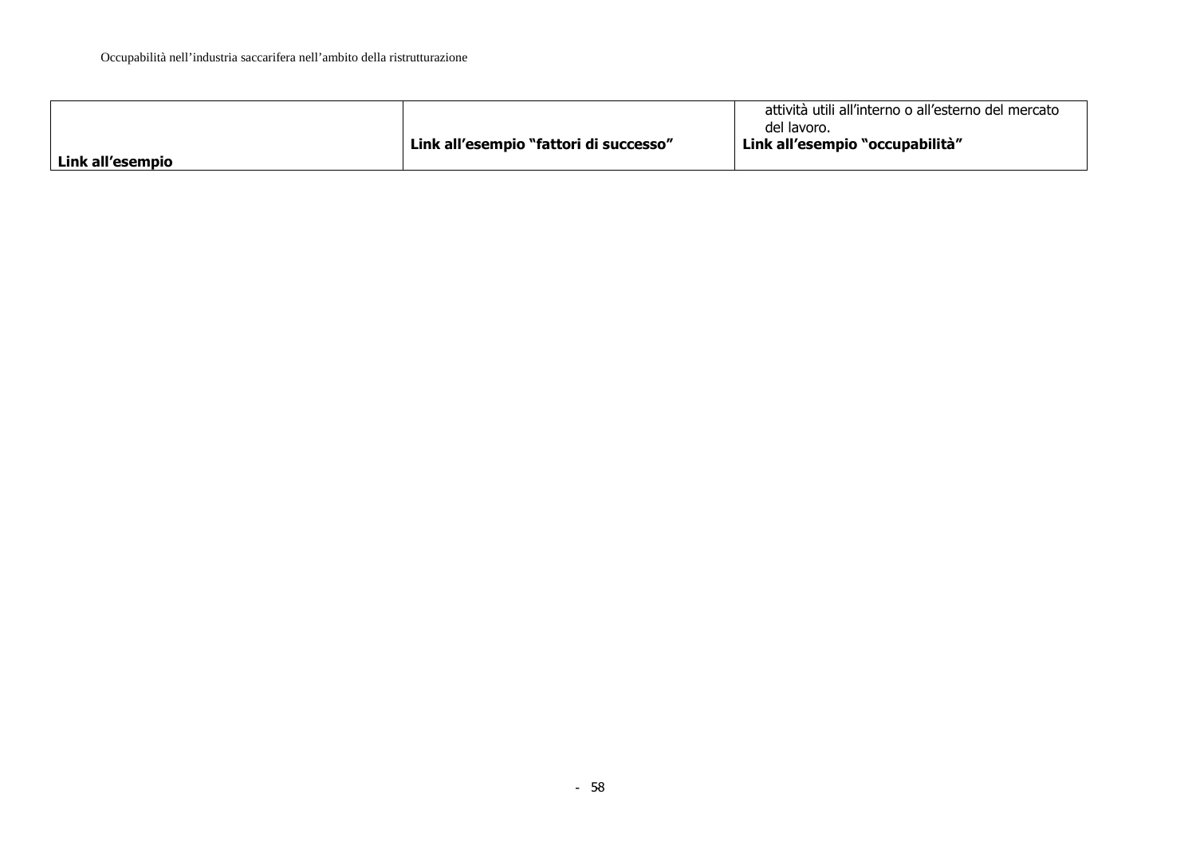| | | |
|---|---|---|
| **Link all'esempio** | **Link all'esempio "fattori di successo"** | attività utili all'interno o all'esterno del mercato del lavoro.<br>**Link all'esempio "occupabilità"** |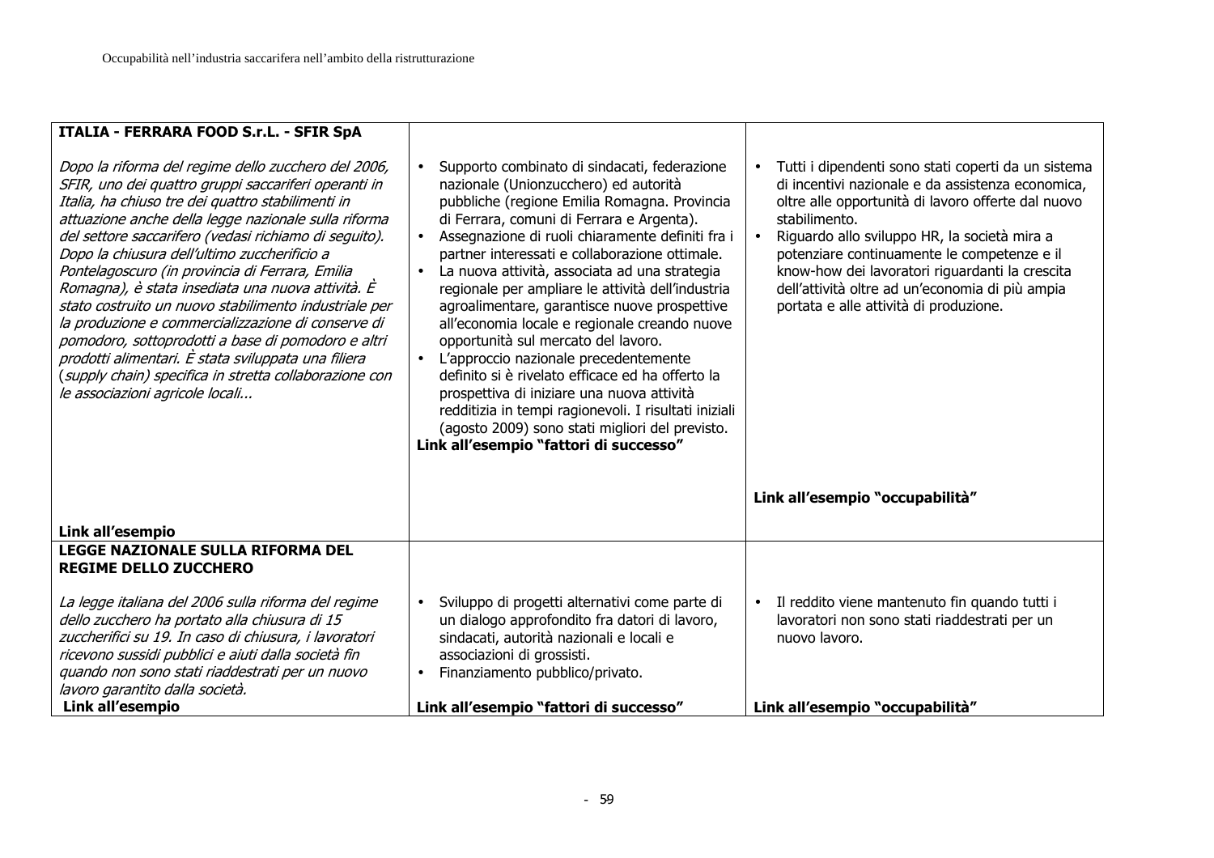| | | |
|---|---|---|
| **ITALIA - FERRARA FOOD S.r.L. - SFIR SpA**<br><br>*Dopo la riforma del regime dello zucchero del 2006, SFIR, uno dei quattro gruppi saccariferi operanti in Italia, ha chiuso tre dei quattro stabilimenti in attuazione anche della legge nazionale sulla riforma del settore saccarifero (vedasi richiamo di seguito). Dopo la chiusura dell'ultimo zuccherificio a Pontelagoscuro (in provincia di Ferrara, Emilia Romagna), è stata insediata una nuova attività. È stato costruito un nuovo stabilimento industriale per la produzione e commercializzazione di conserve di pomodoro, sottoprodotti a base di pomodoro e altri prodotti alimentari. È stata sviluppata una filiera (supply chain) specifica in stretta collaborazione con le associazioni agricole locali...*<br><br>**Link all'esempio** | • Supporto combinato di sindacati, federazione nazionale (Unionzucchero) ed autorità pubbliche (regione Emilia Romagna. Provincia di Ferrara, comuni di Ferrara e Argenta).<br>• Assegnazione di ruoli chiaramente definiti fra i partner interessati e collaborazione ottimale.<br>• La nuova attività, associata ad una strategia regionale per ampliare le attività dell'industria agroalimentare, garantisce nuove prospettive all'economia locale e regionale creando nuove opportunità sul mercato del lavoro.<br>• L'approccio nazionale precedentemente definito si è rivelato efficace ed ha offerto la prospettiva di iniziare una nuova attività redditizia in tempi ragionevoli. I risultati iniziali (agosto 2009) sono stati migliori del previsto.<br>**Link all'esempio "fattori di successo"** | • Tutti i dipendenti sono stati coperti da un sistema di incentivi nazionale e da assistenza economica, oltre alle opportunità di lavoro offerte dal nuovo stabilimento.<br>• Riguardo allo sviluppo HR, la società mira a potenziare continuamente le competenze e il know-how dei lavoratori riguardanti la crescita dell'attività oltre ad un'economia di più ampia portata e alle attività di produzione.<br><br>**Link all'esempio "occupabilità"** |
| **LEGGE NAZIONALE SULLA RIFORMA DEL REGIME DELLO ZUCCHERO**<br><br>*La legge italiana del 2006 sulla riforma del regime dello zucchero ha portato alla chiusura di 15 zuccherifici su 19. In caso di chiusura, i lavoratori ricevono sussidi pubblici e aiuti dalla società fin quando non sono stati riaddestrati per un nuovo lavoro garantito dalla società.*<br>**Link all'esempio** | • Sviluppo di progetti alternativi come parte di un dialogo approfondito fra datori di lavoro, sindacati, autorità nazionali e locali e associazioni di grossisti.<br>• Finanziamento pubblico/privato.<br><br>**Link all'esempio "fattori di successo"** | • Il reddito viene mantenuto fin quando tutti i lavoratori non sono stati riaddestrati per un nuovo lavoro.<br><br>**Link all'esempio "occupabilità"** |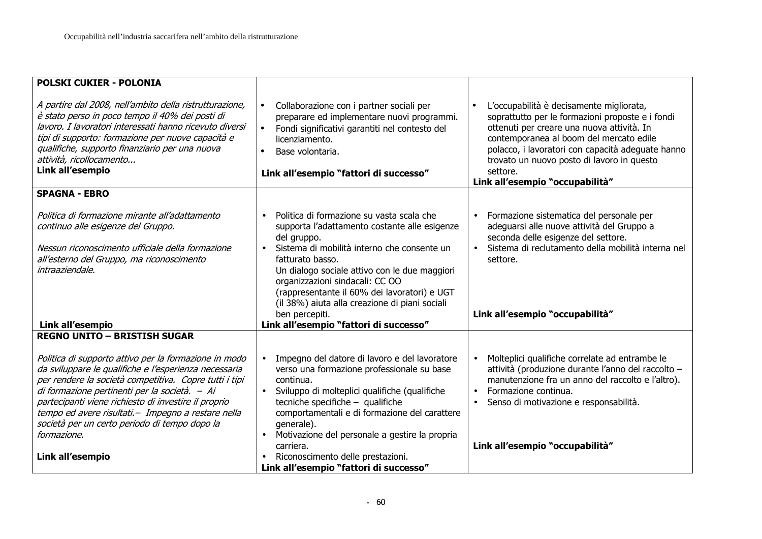| POLSKI CUKIER - POLONIA<br><br>*A partire dal 2008, nell'ambito della ristrutturazione, è stato perso in poco tempo il 40% dei posti di lavoro. I lavoratori interessati hanno ricevuto diversi tipi di supporto: formazione per nuove capacità e qualifiche, supporto finanziario per una nuova attività, ricollocamento...*<br>**Link all'esempio** | • Collaborazione con i partner sociali per preparare ed implementare nuovi programmi.<br>• Fondi significativi garantiti nel contesto del licenziamento.<br>• Base volontaria.<br><br>**Link all'esempio "fattori di successo"** | • L'occupabilità è decisamente migliorata, soprattutto per le formazioni proposte e i fondi ottenuti per creare una nuova attività. In contemporanea al boom del mercato edile polacco, i lavoratori con capacità adeguate hanno trovato un nuovo posto di lavoro in questo settore.<br>**Link all'esempio "occupabilità"** |
|---|---|---|
| **SPAGNA - EBRO**<br><br>*Politica di formazione mirante all'adattamento continuo alle esigenze del Gruppo.*<br><br>*Nessun riconoscimento ufficiale della formazione all'esterno del Gruppo, ma riconoscimento intraaziendale.*<br><br>**Link all'esempio** | • Politica di formazione su vasta scala che supporta l'adattamento costante alle esigenze del gruppo.<br>• Sistema di mobilità interno che consente un fatturato basso.<br>Un dialogo sociale attivo con le due maggiori organizzazioni sindacali: CC OO (rappresentante il 60% dei lavoratori) e UGT (il 38%) aiuta alla creazione di piani sociali ben percepiti.<br>**Link all'esempio "fattori di successo"** | • Formazione sistematica del personale per adeguarsi alle nuove attività del Gruppo a seconda delle esigenze del settore.<br>• Sistema di reclutamento della mobilità interna nel settore.<br><br>**Link all'esempio "occupabilità"** |
| **REGNO UNITO – BRISTISH SUGAR**<br><br>*Politica di supporto attivo per la formazione in modo da sviluppare le qualifiche e l'esperienza necessaria per rendere la società competitiva. Copre tutti i tipi di formazione pertinenti per la società. – Ai partecipanti viene richiesto di investire il proprio tempo ed avere risultati.– Impegno a restare nella società per un certo periodo di tempo dopo la formazione.*<br><br>**Link all'esempio** | • Impegno del datore di lavoro e del lavoratore verso una formazione professionale su base continua.<br>• Sviluppo di molteplici qualifiche (qualifiche tecniche specifiche – qualifiche comportamentali e di formazione del carattere generale).<br>• Motivazione del personale a gestire la propria carriera.<br>• Riconoscimento delle prestazioni.<br>**Link all'esempio "fattori di successo"** | • Molteplici qualifiche correlate ad entrambe le attività (produzione durante l'anno del raccolto – manutenzione fra un anno del raccolto e l'altro).<br>• Formazione continua.<br>• Senso di motivazione e responsabilità.<br><br>**Link all'esempio "occupabilità"** |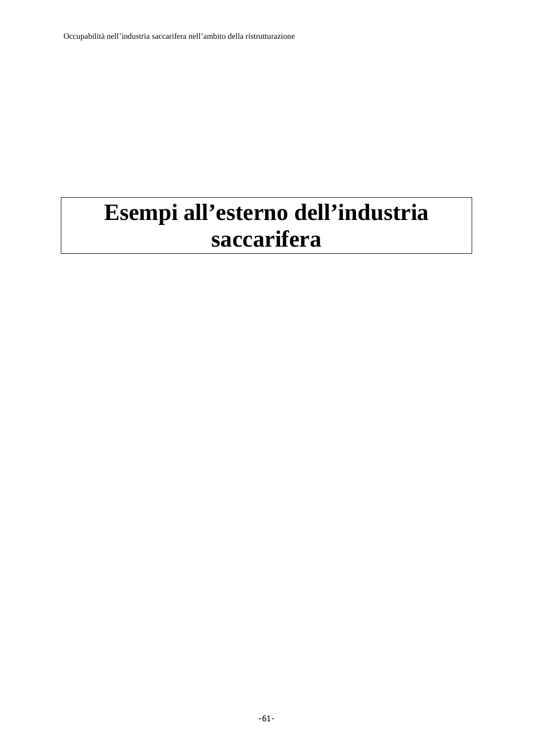# Esempi all’esterno dell’industria saccarifera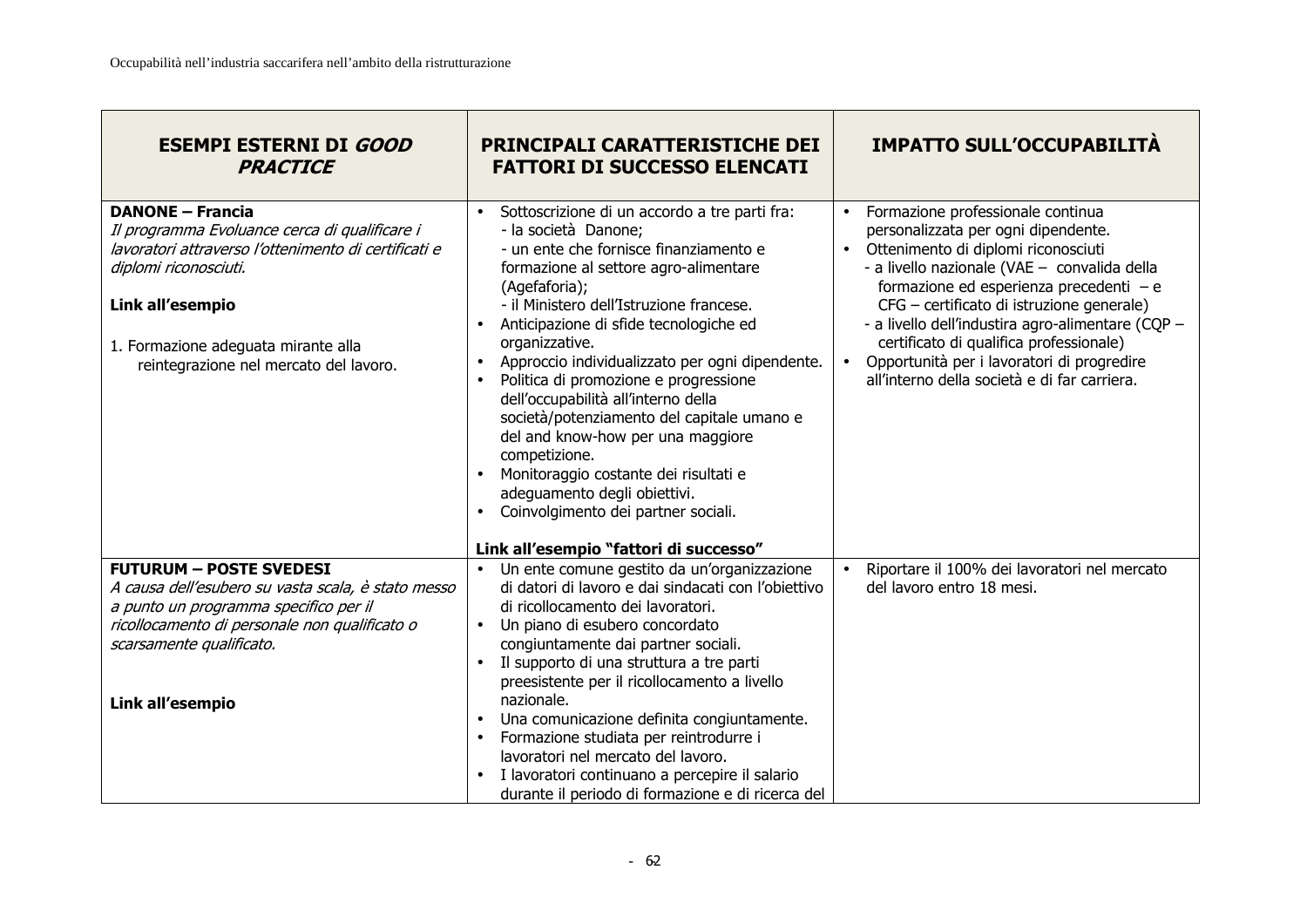| **ESEMPI ESTERNI DI *GOOD PRACTICE*** | **PRINCIPALI CARATTERISTICHE DEI FATTORI DI SUCCESSO ELENCATI** | **IMPATTO SULL'OCCUPABILITÀ** |
|---|---|---|
| **DANONE – Francia**<br>*Il programma Evoluance cerca di qualificare i lavoratori attraverso l'ottenimento di certificati e diplomi riconosciuti.*<br><br>**Link all'esempio**<br><br>1. Formazione adeguata mirante alla reintegrazione nel mercato del lavoro. | • Sottoscrizione di un accordo a tre parti fra:<br>- la società Danone;<br>- un ente che fornisce finanziamento e formazione al settore agro-alimentare (Agefaforia);<br>- il Ministero dell'Istruzione francese.<br>• Anticipazione di sfide tecnologiche ed organizzative.<br>• Approccio individualizzato per ogni dipendente.<br>• Politica di promozione e progressione dell'occupabilità all'interno della società/potenziamento del capitale umano e del and know-how per una maggiore competizione.<br>• Monitoraggio costante dei risultati e adeguamento degli obiettivi.<br>• Coinvolgimento dei partner sociali.<br><br>**Link all'esempio "fattori di successo"** | • Formazione professionale continua personalizzata per ogni dipendente.<br>• Ottenimento di diplomi riconosciuti<br>- a livello nazionale (VAE – convalida della formazione ed esperienza precedenti – e CFG – certificato di istruzione generale)<br>- a livello dell'industira agro-alimentare (CQP – certificato di qualifica professionale)<br>• Opportunità per i lavoratori di progredire all'interno della società e di far carriera. |
| **FUTURUM – POSTE SVEDESI**<br>*A causa dell'esubero su vasta scala, è stato messo a punto un programma specifico per il ricollocamento di personale non qualificato o scarsamente qualificato.*<br><br>**Link all'esempio** | • Un ente comune gestito da un'organizzazione di datori di lavoro e dai sindacati con l'obiettivo di ricollocamento dei lavoratori.<br>• Un piano di esubero concordato congiuntamente dai partner sociali.<br>• Il supporto di una struttura a tre parti preesistente per il ricollocamento a livello nazionale.<br>• Una comunicazione definita congiuntamente.<br>• Formazione studiata per reintrodurre i lavoratori nel mercato del lavoro.<br>• I lavoratori continuano a percepire il salario durante il periodo di formazione e di ricerca del | • Riportare il 100% dei lavoratori nel mercato del lavoro entro 18 mesi. |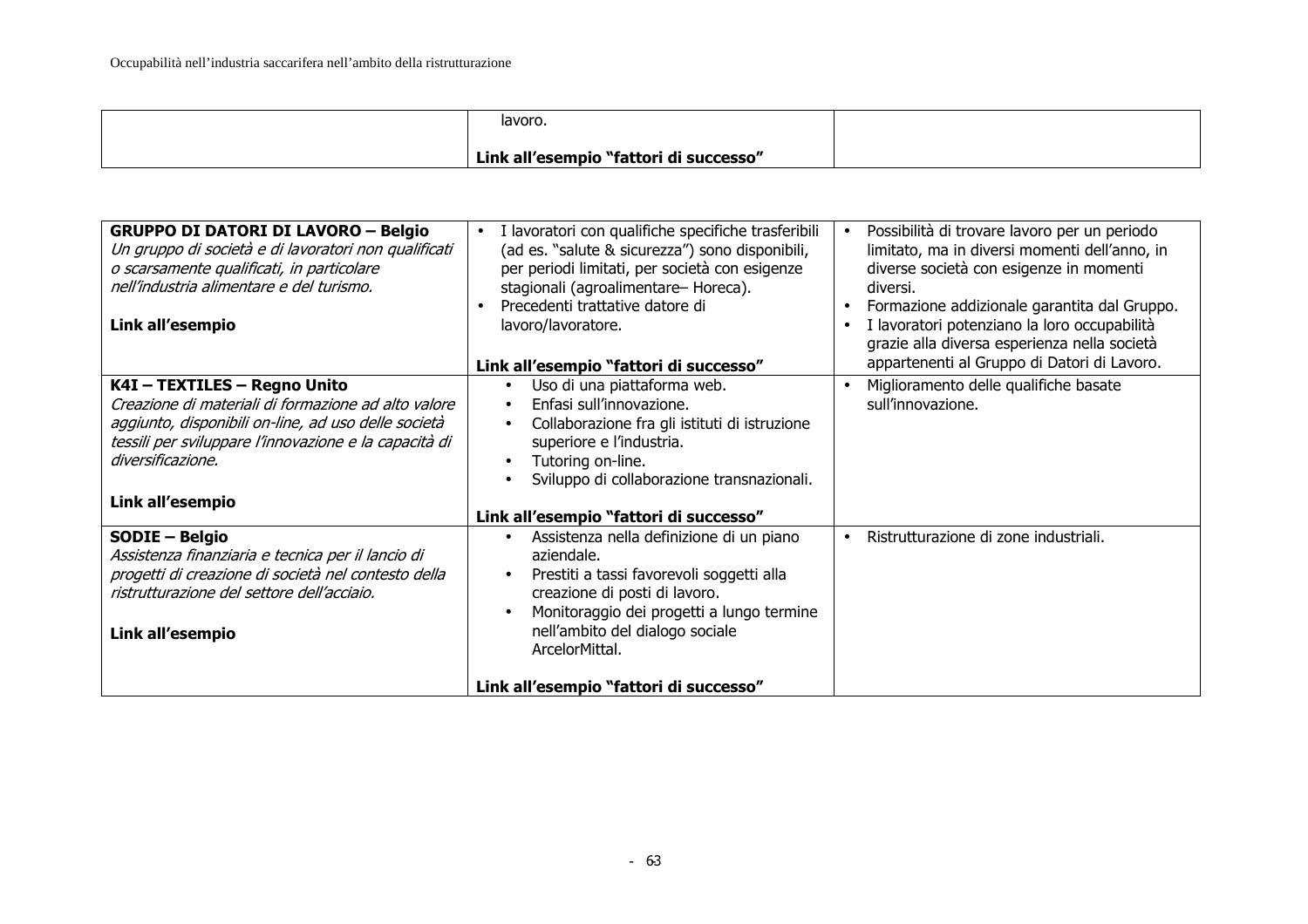| | lavoro.<br><br>**Link all'esempio "fattori di successo"** | |
|---|---|---|

| | | |
|---|---|---|
| **GRUPPO DI DATORI DI LAVORO – Belgio**<br>*Un gruppo di società e di lavoratori non qualificati o scarsamente qualificati, in particolare nell'industria alimentare e del turismo.*<br><br>**Link all'esempio** | • I lavoratori con qualifiche specifiche trasferibili (ad es. "salute & sicurezza") sono disponibili, per periodi limitati, per società con esigenze stagionali (agroalimentare– Horeca).<br>• Precedenti trattative datore di lavoro/lavoratore.<br><br>**Link all'esempio "fattori di successo"** | • Possibilità di trovare lavoro per un periodo limitato, ma in diversi momenti dell'anno, in diverse società con esigenze in momenti diversi.<br>• Formazione addizionale garantita dal Gruppo.<br>• I lavoratori potenziano la loro occupabilità grazie alla diversa esperienza nella società appartenenti al Gruppo di Datori di Lavoro. |
| **K4I – TEXTILES – Regno Unito**<br>*Creazione di materiali di formazione ad alto valore aggiunto, disponibili on-line, ad uso delle società tessili per sviluppare l'innovazione e la capacità di diversificazione.*<br><br>**Link all'esempio** | • Uso di una piattaforma web.<br>• Enfasi sull'innovazione.<br>• Collaborazione fra gli istituti di istruzione superiore e l'industria.<br>• Tutoring on-line.<br>• Sviluppo di collaborazione transnazionali.<br><br>**Link all'esempio "fattori di successo"** | • Miglioramento delle qualifiche basate sull'innovazione. |
| **SODIE – Belgio**<br>*Assistenza finanziaria e tecnica per il lancio di progetti di creazione di società nel contesto della ristrutturazione del settore dell'acciaio.*<br><br>**Link all'esempio** | • Assistenza nella definizione di un piano aziendale.<br>• Prestiti a tassi favorevoli soggetti alla creazione di posti di lavoro.<br>• Monitoraggio dei progetti a lungo termine nell'ambito del dialogo sociale ArcelorMittal.<br><br>**Link all'esempio "fattori di successo"** | • Ristrutturazione di zone industriali. |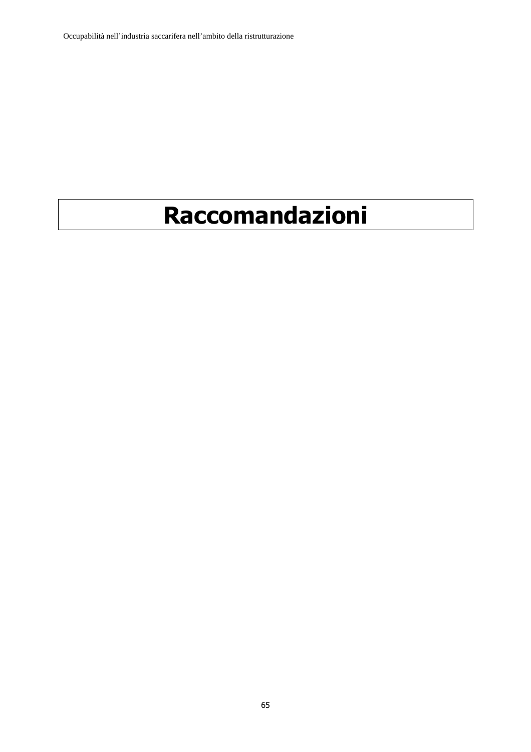# Raccomandazioni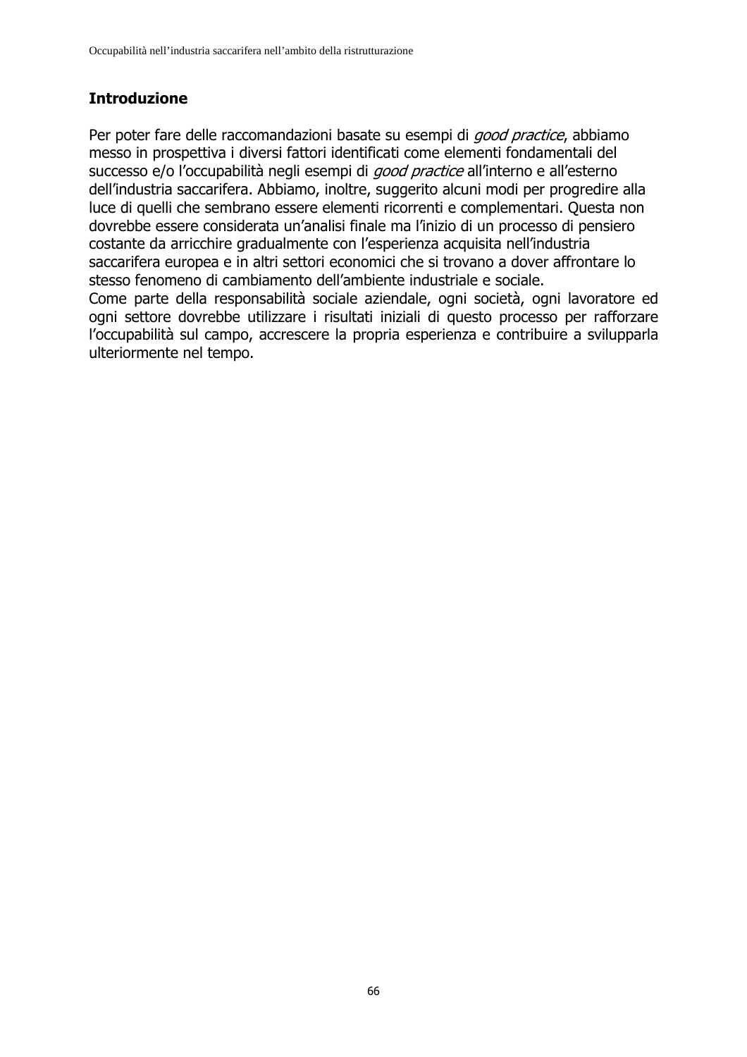## Introduzione

Per poter fare delle raccomandazioni basate su esempi di *good practice*, abbiamo messo in prospettiva i diversi fattori identificati come elementi fondamentali del successo e/o l'occupabilità negli esempi di *good practice* all'interno e all'esterno dell'industria saccarifera. Abbiamo, inoltre, suggerito alcuni modi per progredire alla luce di quelli che sembrano essere elementi ricorrenti e complementari. Questa non dovrebbe essere considerata un'analisi finale ma l'inizio di un processo di pensiero costante da arricchire gradualmente con l'esperienza acquisita nell'industria saccarifera europea e in altri settori economici che si trovano a dover affrontare lo stesso fenomeno di cambiamento dell'ambiente industriale e sociale.

Come parte della responsabilità sociale aziendale, ogni società, ogni lavoratore ed ogni settore dovrebbe utilizzare i risultati iniziali di questo processo per rafforzare l'occupabilità sul campo, accrescere la propria esperienza e contribuire a svilupparla ulteriormente nel tempo.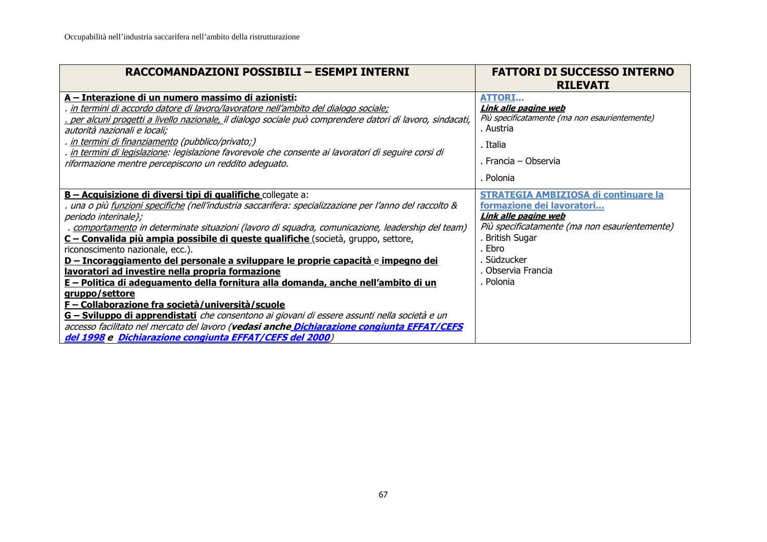| RACCOMANDAZIONI POSSIBILI – ESEMPI INTERNI | FATTORI DI SUCCESSO INTERNO RILEVATI |
|---|---|
| **A – Interazione di un numero massimo di azionisti:**<br>*. in termini di accordo datore di lavoro/lavoratore nell'ambito del dialogo sociale;*<br>*. per alcuni progetti a livello nazionale, il dialogo sociale può comprendere datori di lavoro, sindacati, autorità nazionali e locali;*<br>*. in termini di finanziamento (pubblico/privato;)*<br>*. in termini di legislazione: legislazione favorevole che consente ai lavoratori di seguire corsi di riformazione mentre percepiscono un reddito adeguato.* | **ATTORI…**<br>***Link alle pagine web***<br>*Più specificatamente (ma non esaurientemente)*<br>. Austria<br>. Italia<br>. Francia – Observia<br>. Polonia |
| **B – Acquisizione di diversi tipi di qualifiche** collegate a:<br>*. una o più funzioni specifiche (nell'industria saccarifera: specializzazione per l'anno del raccolto & periodo interinale};*<br>*. comportamento in determinate situazioni (lavoro di squadra, comunicazione, leadership del team)*<br>**C – Convalida più ampia possibile di queste qualifiche** (società, gruppo, settore, riconoscimento nazionale, ecc.).<br>**D – Incoraggiamento del personale a sviluppare le proprie capacità** e **impegno dei lavoratori ad investire nella propria formazione**<br>**E – Politica di adeguamento della fornitura alla domanda, anche nell'ambito di un gruppo/settore**<br>**F – Collaborazione fra società/università/scuole**<br>**G – Sviluppo di apprendistati** *che consentono ai giovani di essere assunti nella società e un accesso facilitato nel mercato del lavoro (**vedasi anche Dichiarazione congiunta EFFAT/CEFS del 1998 e Dichiarazione congiunta EFFAT/CEFS del 2000**)* | **STRATEGIA AMBIZIOSA di continuare la formazione dei lavoratori…**<br>***Link alle pagine web***<br>*Più specificatamente (ma non esaurientemente)*<br>. British Sugar<br>. Ebro<br>. Südzucker<br>. Observia Francia<br>. Polonia |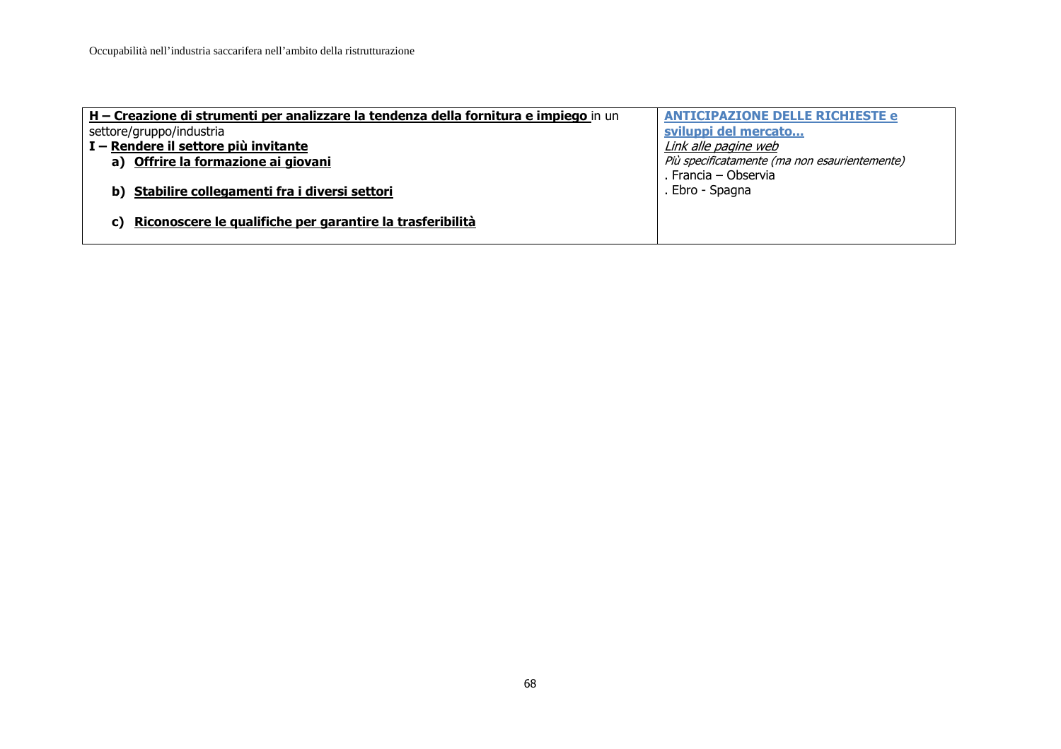| **<u>H – Creazione di strumenti per analizzare la tendenza della fornitura e impiego</u>** in un settore/gruppo/industria<br>**I – <u>Rendere il settore più invitante</u>**<br>**a) <u>Offrire la formazione ai giovani</u>**<br>**b) <u>Stabilire collegamenti fra i diversi settori</u>**<br>**c) <u>Riconoscere le qualifiche per garantire la trasferibilità</u>** | **<u>ANTICIPAZIONE DELLE RICHIESTE e sviluppi del mercato…</u>**<br>*<u>Link alle pagine web</u>*<br>*Più specificatamente (ma non esaurientemente)*<br>. Francia – Observia<br>. Ebro - Spagna |
|---|---|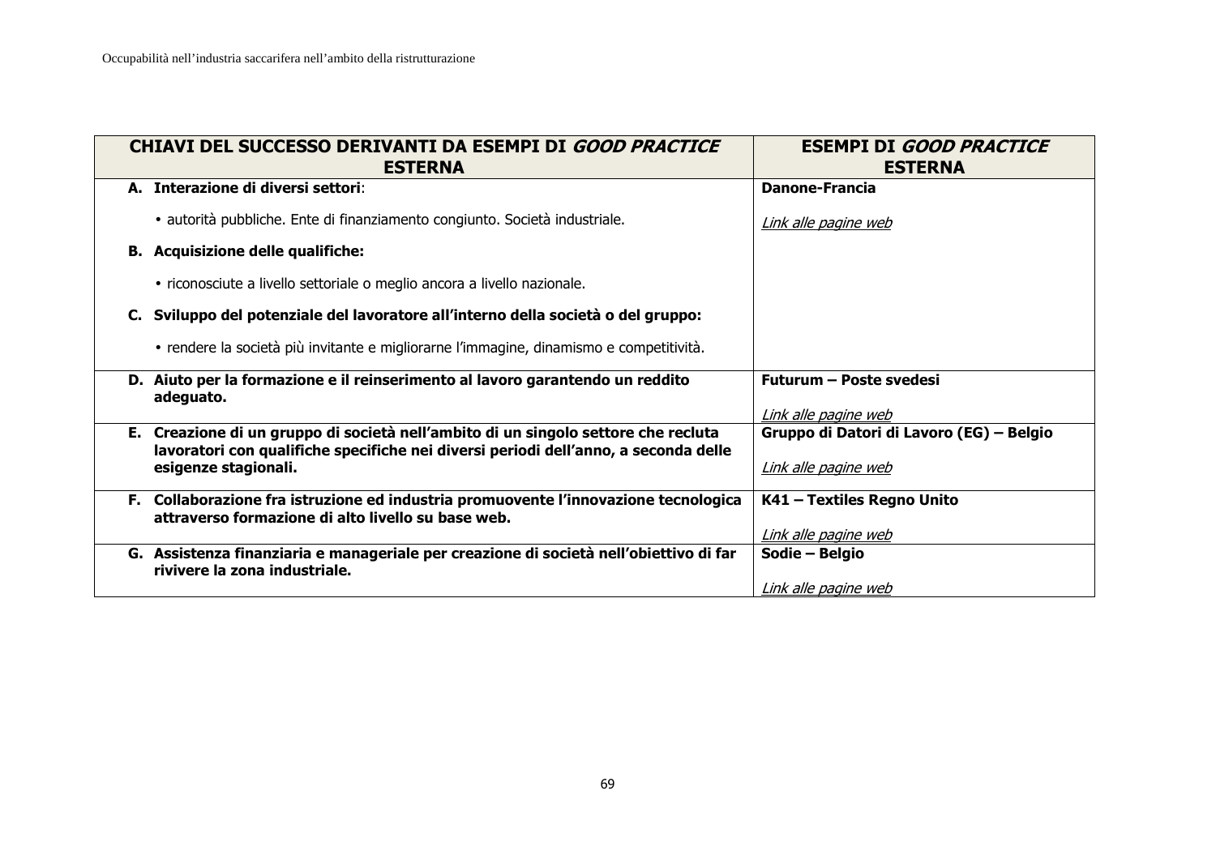| CHIAVI DEL SUCCESSO DERIVANTI DA ESEMPI DI *GOOD PRACTICE* ESTERNA | ESEMPI DI *GOOD PRACTICE* ESTERNA |
|---|---|
| **A. Interazione di diversi settori**:<br>• autorità pubbliche. Ente di finanziamento congiunto. Società industriale.<br>**B. Acquisizione delle qualifiche:**<br>• riconosciute a livello settoriale o meglio ancora a livello nazionale.<br>**C. Sviluppo del potenziale del lavoratore all'interno della società o del gruppo:**<br>• rendere la società più invitante e migliorarne l'immagine, dinamismo e competitività. | **Danone-Francia**<br>*Link alle pagine web* |
| **D. Aiuto per la formazione e il reinserimento al lavoro garantendo un reddito adeguato.** | **Futurum – Poste svedesi**<br>*Link alle pagine web* |
| **E. Creazione di un gruppo di società nell'ambito di un singolo settore che recluta lavoratori con qualifiche specifiche nei diversi periodi dell'anno, a seconda delle esigenze stagionali.** | **Gruppo di Datori di Lavoro (EG) – Belgio**<br>*Link alle pagine web* |
| **F. Collaborazione fra istruzione ed industria promuovente l'innovazione tecnologica attraverso formazione di alto livello su base web.** | **K41 – Textiles Regno Unito**<br>*Link alle pagine web* |
| **G. Assistenza finanziaria e manageriale per creazione di società nell'obiettivo di far rivivere la zona industriale.** | **Sodie – Belgio**<br>*Link alle pagine web* |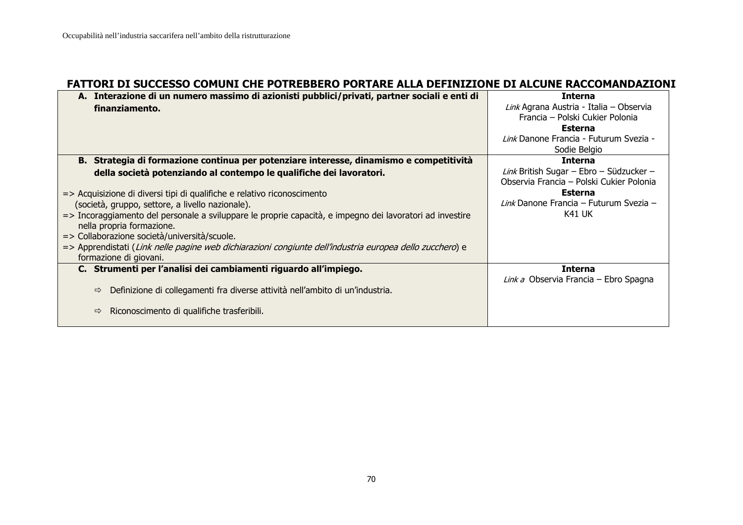## FATTORI DI SUCCESSO COMUNI CHE POTREBBERO PORTARE ALLA DEFINIZIONE DI ALCUNE RACCOMANDAZIONI

| | |
|---|---|
| **A. Interazione di un numero massimo di azionisti pubblici/privati, partner sociali e enti di finanziamento.** | **Interna**<br>*Link* Agrana Austria - Italia – Observia Francia – Polski Cukier Polonia<br>**Esterna**<br>*Link* Danone Francia - Futurum Svezia - Sodie Belgio |
| **B. Strategia di formazione continua per potenziare interesse, dinamismo e competitività della società potenziando al contempo le qualifiche dei lavoratori.**<br><br>=> Acquisizione di diversi tipi di qualifiche e relativo riconoscimento (società, gruppo, settore, a livello nazionale).<br>=> Incoraggiamento del personale a sviluppare le proprie capacità, e impegno dei lavoratori ad investire nella propria formazione.<br>=> Collaborazione società/università/scuole.<br>=> Apprendistati (*Link nelle pagine web dichiarazioni congiunte dell'industria europea dello zucchero*) e formazione di giovani. | **Interna**<br>*Link* British Sugar – Ebro – Südzucker – Observia Francia – Polski Cukier Polonia<br>**Esterna**<br>*Link* Danone Francia – Futurum Svezia – K41 UK |
| **C. Strumenti per l'analisi dei cambiamenti riguardo all'impiego.**<br><br>⇨ Definizione di collegamenti fra diverse attività nell'ambito di un'industria.<br><br>⇨ Riconoscimento di qualifiche trasferibili. | **Interna**<br>*Link a* Observia Francia – Ebro Spagna |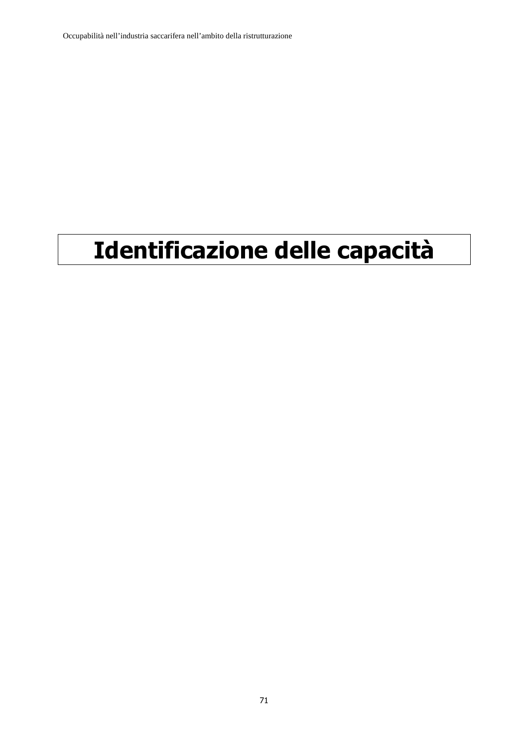# Identificazione delle capacità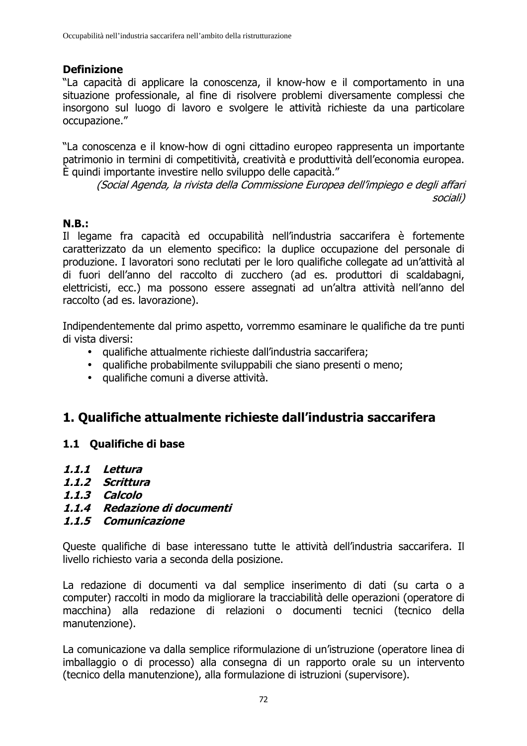**Definizione**

"La capacità di applicare la conoscenza, il know-how e il comportamento in una situazione professionale, al fine di risolvere problemi diversamente complessi che insorgono sul luogo di lavoro e svolgere le attività richieste da una particolare occupazione."

"La conoscenza e il know-how di ogni cittadino europeo rappresenta un importante patrimonio in termini di competitività, creatività e produttività dell'economia europea. È quindi importante investire nello sviluppo delle capacità."

*(Social Agenda, la rivista della Commissione Europea dell'impiego e degli affari sociali)*

**N.B.:**

Il legame fra capacità ed occupabilità nell'industria saccarifera è fortemente caratterizzato da un elemento specifico: la duplice occupazione del personale di produzione. I lavoratori sono reclutati per le loro qualifiche collegate ad un'attività al di fuori dell'anno del raccolto di zucchero (ad es. produttori di scaldabagni, elettricisti, ecc.) ma possono essere assegnati ad un'altra attività nell'anno del raccolto (ad es. lavorazione).

Indipendentemente dal primo aspetto, vorremmo esaminare le qualifiche da tre punti di vista diversi:

- qualifiche attualmente richieste dall'industria saccarifera;
- qualifiche probabilmente sviluppabili che siano presenti o meno;
- qualifiche comuni a diverse attività.

# 1. Qualifiche attualmente richieste dall'industria saccarifera

## 1.1 Qualifiche di base

***1.1.1 Lettura***
***1.1.2 Scrittura***
***1.1.3 Calcolo***
***1.1.4 Redazione di documenti***
***1.1.5 Comunicazione***

Queste qualifiche di base interessano tutte le attività dell'industria saccarifera. Il livello richiesto varia a seconda della posizione.

La redazione di documenti va dal semplice inserimento di dati (su carta o a computer) raccolti in modo da migliorare la tracciabilità delle operazioni (operatore di macchina) alla redazione di relazioni o documenti tecnici (tecnico della manutenzione).

La comunicazione va dalla semplice riformulazione di un'istruzione (operatore linea di imballaggio o di processo) alla consegna di un rapporto orale su un intervento (tecnico della manutenzione), alla formulazione di istruzioni (supervisore).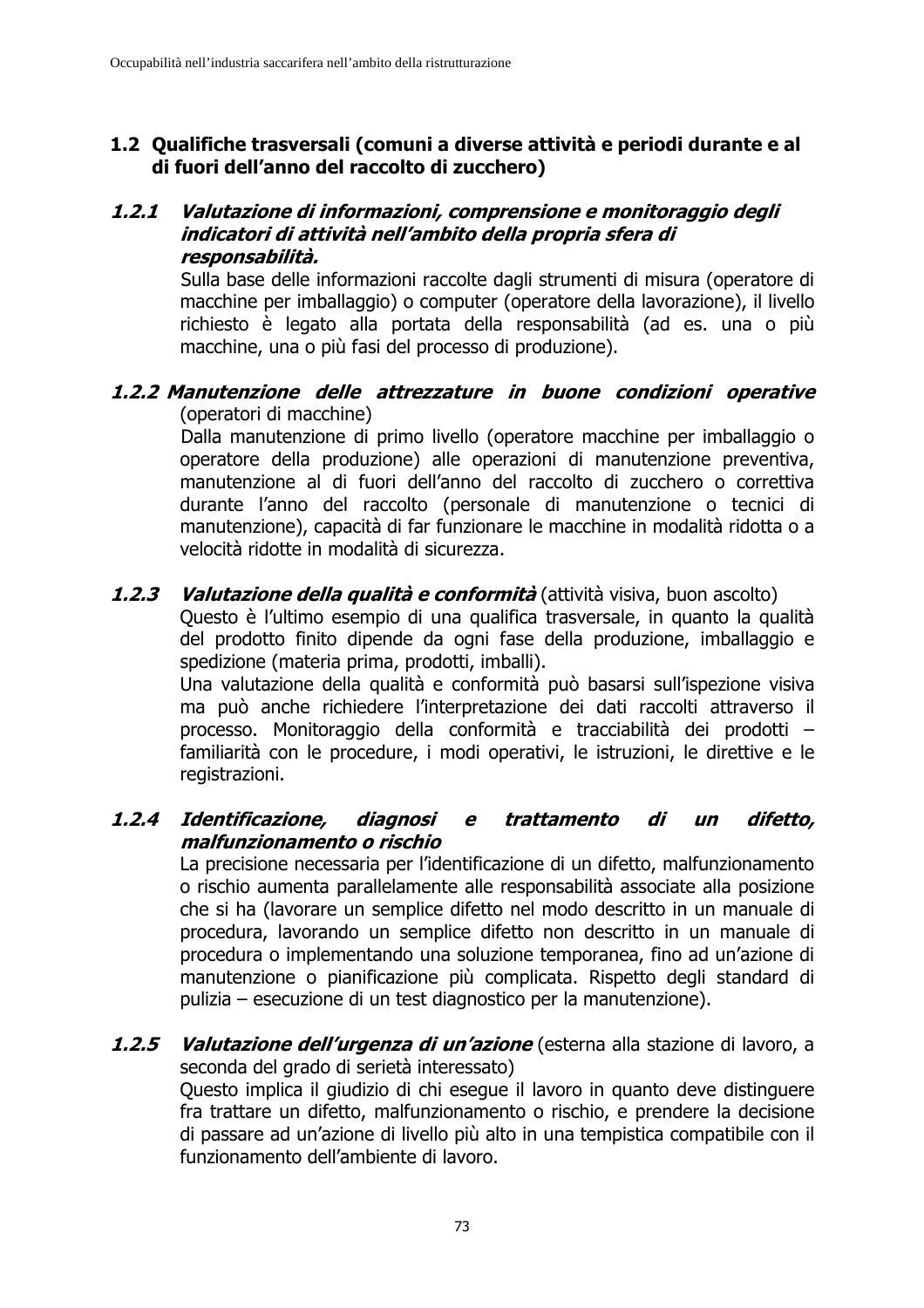## 1.2 Qualifiche trasversali (comuni a diverse attività e periodi durante e al di fuori dell'anno del raccolto di zucchero)

### *1.2.1 Valutazione di informazioni, comprensione e monitoraggio degli indicatori di attività nell'ambito della propria sfera di responsabilità.*

Sulla base delle informazioni raccolte dagli strumenti di misura (operatore di macchine per imballaggio) o computer (operatore della lavorazione), il livello richiesto è legato alla portata della responsabilità (ad es. una o più macchine, una o più fasi del processo di produzione).

### *1.2.2 Manutenzione delle attrezzature in buone condizioni operative* (operatori di macchine)

Dalla manutenzione di primo livello (operatore macchine per imballaggio o operatore della produzione) alle operazioni di manutenzione preventiva, manutenzione al di fuori dell'anno del raccolto di zucchero o correttiva durante l'anno del raccolto (personale di manutenzione o tecnici di manutenzione), capacità di far funzionare le macchine in modalità ridotta o a velocità ridotte in modalità di sicurezza.

### *1.2.3 Valutazione della qualità e conformità* (attività visiva, buon ascolto)

Questo è l'ultimo esempio di una qualifica trasversale, in quanto la qualità del prodotto finito dipende da ogni fase della produzione, imballaggio e spedizione (materia prima, prodotti, imballi).

Una valutazione della qualità e conformità può basarsi sull'ispezione visiva ma può anche richiedere l'interpretazione dei dati raccolti attraverso il processo. Monitoraggio della conformità e tracciabilità dei prodotti – familiarità con le procedure, i modi operativi, le istruzioni, le direttive e le registrazioni.

### *1.2.4 Identificazione, diagnosi e trattamento di un difetto, malfunzionamento o rischio*

La precisione necessaria per l'identificazione di un difetto, malfunzionamento o rischio aumenta parallelamente alle responsabilità associate alla posizione che si ha (lavorare un semplice difetto nel modo descritto in un manuale di procedura, lavorando un semplice difetto non descritto in un manuale di procedura o implementando una soluzione temporanea, fino ad un'azione di manutenzione o pianificazione più complicata. Rispetto degli standard di pulizia – esecuzione di un test diagnostico per la manutenzione).

### *1.2.5 Valutazione dell'urgenza di un'azione* (esterna alla stazione di lavoro, a seconda del grado di serietà interessato)

Questo implica il giudizio di chi esegue il lavoro in quanto deve distinguere fra trattare un difetto, malfunzionamento o rischio, e prendere la decisione di passare ad un'azione di livello più alto in una tempistica compatibile con il funzionamento dell'ambiente di lavoro.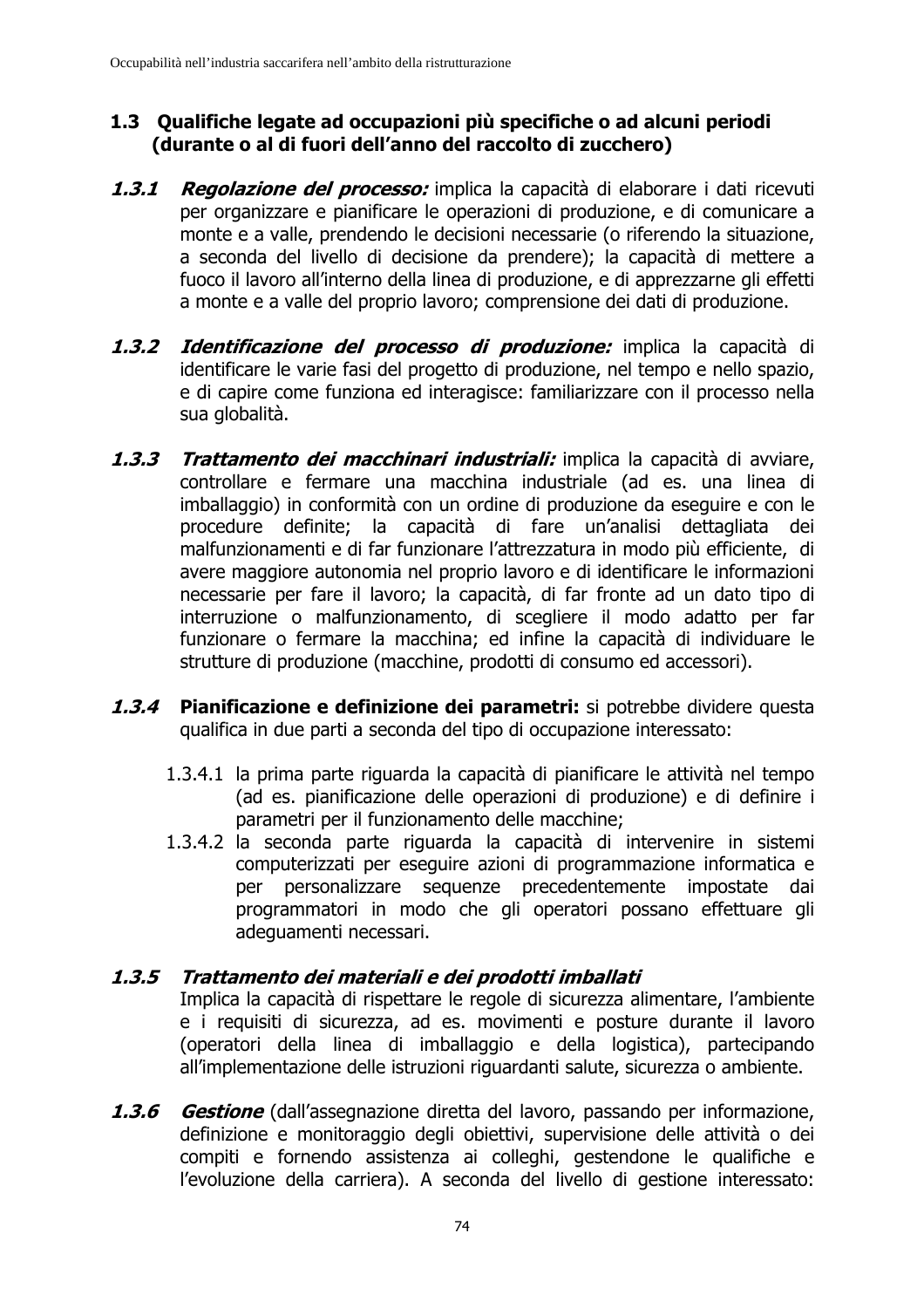## 1.3 Qualifiche legate ad occupazioni più specifiche o ad alcuni periodi (durante o al di fuori dell'anno del raccolto di zucchero)

***1.3.1*** ***Regolazione del processo:*** implica la capacità di elaborare i dati ricevuti per organizzare e pianificare le operazioni di produzione, e di comunicare a monte e a valle, prendendo le decisioni necessarie (o riferendo la situazione, a seconda del livello di decisione da prendere); la capacità di mettere a fuoco il lavoro all'interno della linea di produzione, e di apprezzarne gli effetti a monte e a valle del proprio lavoro; comprensione dei dati di produzione.

***1.3.2*** ***Identificazione del processo di produzione:*** implica la capacità di identificare le varie fasi del progetto di produzione, nel tempo e nello spazio, e di capire come funziona ed interagisce: familiarizzare con il processo nella sua globalità.

***1.3.3*** ***Trattamento dei macchinari industriali:*** implica la capacità di avviare, controllare e fermare una macchina industriale (ad es. una linea di imballaggio) in conformità con un ordine di produzione da eseguire e con le procedure definite; la capacità di fare un'analisi dettagliata dei malfunzionamenti e di far funzionare l'attrezzatura in modo più efficiente, di avere maggiore autonomia nel proprio lavoro e di identificare le informazioni necessarie per fare il lavoro; la capacità, di far fronte ad un dato tipo di interruzione o malfunzionamento, di scegliere il modo adatto per far funzionare o fermare la macchina; ed infine la capacità di individuare le strutture di produzione (macchine, prodotti di consumo ed accessori).

***1.3.4*** **Pianificazione e definizione dei parametri:** si potrebbe dividere questa qualifica in due parti a seconda del tipo di occupazione interessato:

1.3.4.1 la prima parte riguarda la capacità di pianificare le attività nel tempo (ad es. pianificazione delle operazioni di produzione) e di definire i parametri per il funzionamento delle macchine;

1.3.4.2 la seconda parte riguarda la capacità di intervenire in sistemi computerizzati per eseguire azioni di programmazione informatica e per personalizzare sequenze precedentemente impostate dai programmatori in modo che gli operatori possano effettuare gli adeguamenti necessari.

***1.3.5*** ***Trattamento dei materiali e dei prodotti imballati***

Implica la capacità di rispettare le regole di sicurezza alimentare, l'ambiente e i requisiti di sicurezza, ad es. movimenti e posture durante il lavoro (operatori della linea di imballaggio e della logistica), partecipando all'implementazione delle istruzioni riguardanti salute, sicurezza o ambiente.

***1.3.6*** ***Gestione*** (dall'assegnazione diretta del lavoro, passando per informazione, definizione e monitoraggio degli obiettivi, supervisione delle attività o dei compiti e fornendo assistenza ai colleghi, gestendone le qualifiche e l'evoluzione della carriera). A seconda del livello di gestione interessato: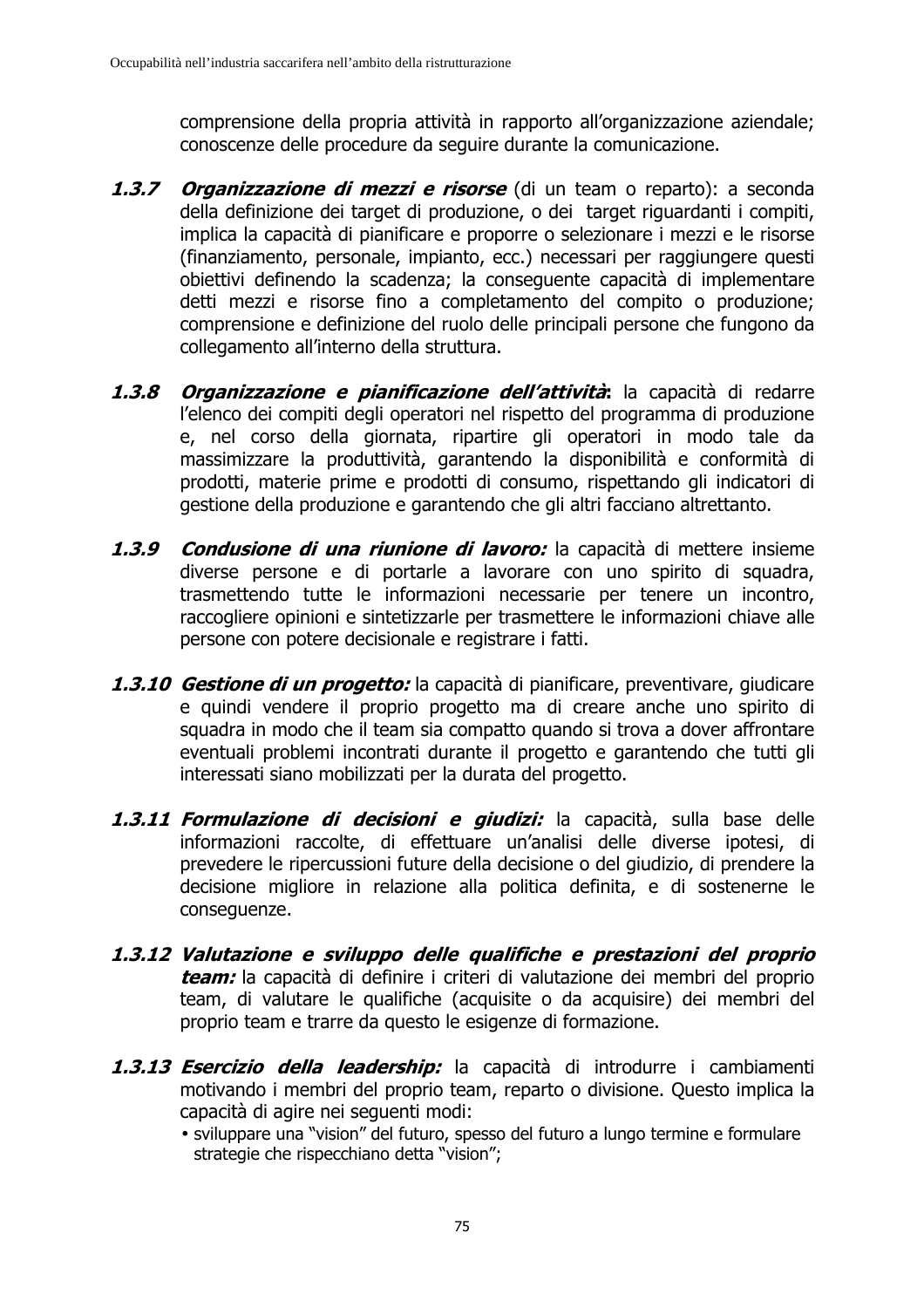comprensione della propria attività in rapporto all'organizzazione aziendale; conoscenze delle procedure da seguire durante la comunicazione.

**1.3.7** ***Organizzazione di mezzi e risorse*** (di un team o reparto): a seconda della definizione dei target di produzione, o dei target riguardanti i compiti, implica la capacità di pianificare e proporre o selezionare i mezzi e le risorse (finanziamento, personale, impianto, ecc.) necessari per raggiungere questi obiettivi definendo la scadenza; la conseguente capacità di implementare detti mezzi e risorse fino a completamento del compito o produzione; comprensione e definizione del ruolo delle principali persone che fungono da collegamento all'interno della struttura.

**1.3.8** ***Organizzazione e pianificazione dell'attività*****:** la capacità di redarre l'elenco dei compiti degli operatori nel rispetto del programma di produzione e, nel corso della giornata, ripartire gli operatori in modo tale da massimizzare la produttività, garantendo la disponibilità e conformità di prodotti, materie prime e prodotti di consumo, rispettando gli indicatori di gestione della produzione e garantendo che gli altri facciano altrettanto.

**1.3.9** ***Condusione di una riunione di lavoro:*** la capacità di mettere insieme diverse persone e di portarle a lavorare con uno spirito di squadra, trasmettendo tutte le informazioni necessarie per tenere un incontro, raccogliere opinioni e sintetizzarle per trasmettere le informazioni chiave alle persone con potere decisionale e registrare i fatti.

**1.3.10** ***Gestione di un progetto:*** la capacità di pianificare, preventivare, giudicare e quindi vendere il proprio progetto ma di creare anche uno spirito di squadra in modo che il team sia compatto quando si trova a dover affrontare eventuali problemi incontrati durante il progetto e garantendo che tutti gli interessati siano mobilizzati per la durata del progetto.

**1.3.11** ***Formulazione di decisioni e giudizi:*** la capacità, sulla base delle informazioni raccolte, di effettuare un'analisi delle diverse ipotesi, di prevedere le ripercussioni future della decisione o del giudizio, di prendere la decisione migliore in relazione alla politica definita, e di sostenerne le conseguenze.

**1.3.12** ***Valutazione e sviluppo delle qualifiche e prestazioni del proprio team:*** la capacità di definire i criteri di valutazione dei membri del proprio team, di valutare le qualifiche (acquisite o da acquisire) dei membri del proprio team e trarre da questo le esigenze di formazione.

**1.3.13** ***Esercizio della leadership:*** la capacità di introdurre i cambiamenti motivando i membri del proprio team, reparto o divisione. Questo implica la capacità di agire nei seguenti modi:

- sviluppare una "vision" del futuro, spesso del futuro a lungo termine e formulare strategie che rispecchiano detta "vision";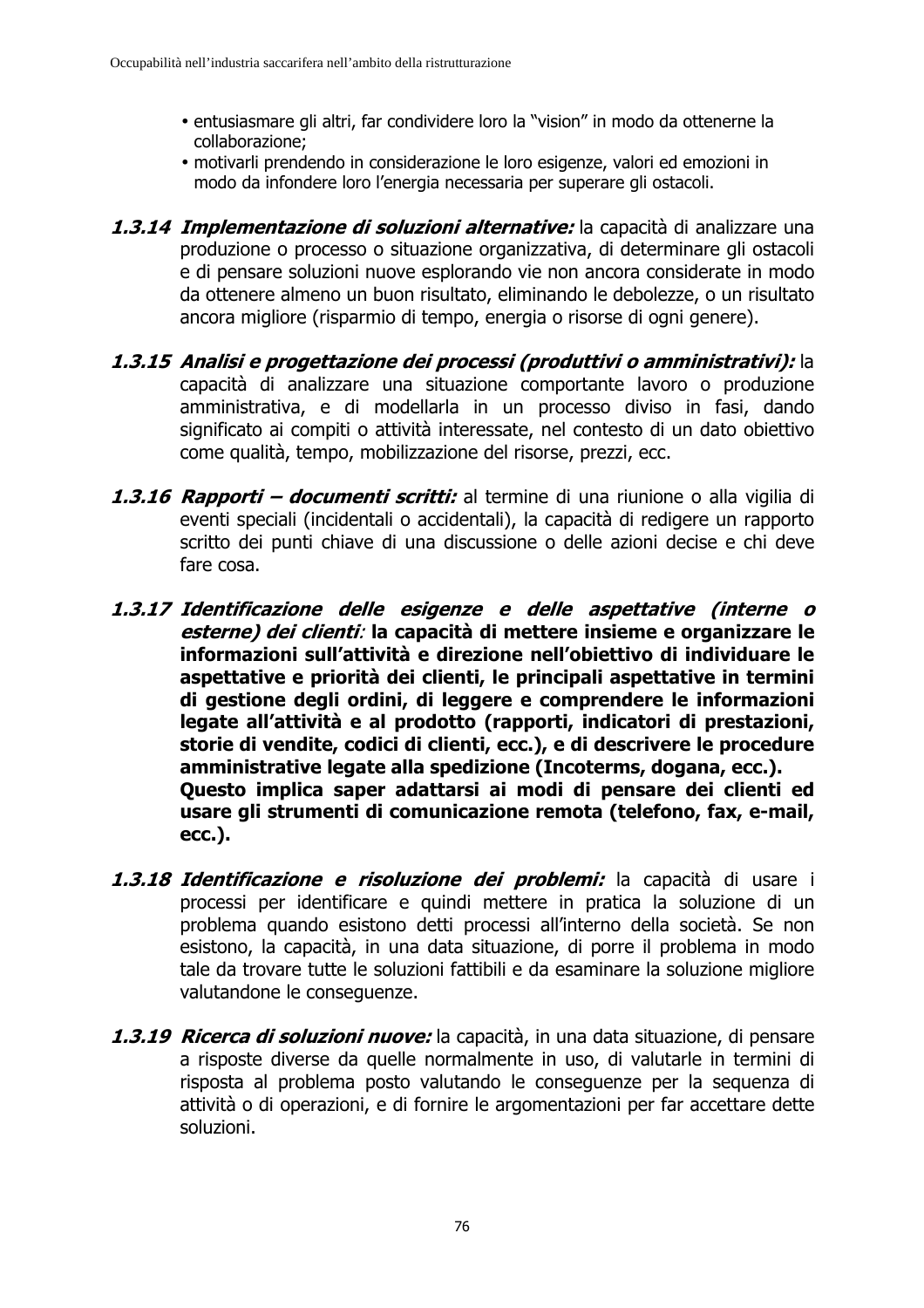- entusiasmare gli altri, far condividere loro la "vision" in modo da ottenerne la collaborazione;
- motivarli prendendo in considerazione le loro esigenze, valori ed emozioni in modo da infondere loro l'energia necessaria per superare gli ostacoli.

**1.3.14** ***Implementazione di soluzioni alternative:*** la capacità di analizzare una produzione o processo o situazione organizzativa, di determinare gli ostacoli e di pensare soluzioni nuove esplorando vie non ancora considerate in modo da ottenere almeno un buon risultato, eliminando le debolezze, o un risultato ancora migliore (risparmio di tempo, energia o risorse di ogni genere).

**1.3.15** ***Analisi e progettazione dei processi (produttivi o amministrativi):*** la capacità di analizzare una situazione comportante lavoro o produzione amministrativa, e di modellarla in un processo diviso in fasi, dando significato ai compiti o attività interessate, nel contesto di un dato obiettivo come qualità, tempo, mobilizzazione del risorse, prezzi, ecc.

**1.3.16** ***Rapporti – documenti scritti:*** al termine di una riunione o alla vigilia di eventi speciali (incidentali o accidentali), la capacità di redigere un rapporto scritto dei punti chiave di una discussione o delle azioni decise e chi deve fare cosa.

**1.3.17** ***Identificazione delle esigenze e delle aspettative (interne o esterne) dei clienti*****: la capacità di mettere insieme e organizzare le informazioni sull'attività e direzione nell'obiettivo di individuare le aspettative e priorità dei clienti, le principali aspettative in termini di gestione degli ordini, di leggere e comprendere le informazioni legate all'attività e al prodotto (rapporti, indicatori di prestazioni, storie di vendite, codici di clienti, ecc.), e di descrivere le procedure amministrative legate alla spedizione (Incoterms, dogana, ecc.).**
**Questo implica saper adattarsi ai modi di pensare dei clienti ed usare gli strumenti di comunicazione remota (telefono, fax, e-mail, ecc.).**

**1.3.18** ***Identificazione e risoluzione dei problemi:*** la capacità di usare i processi per identificare e quindi mettere in pratica la soluzione di un problema quando esistono detti processi all'interno della società. Se non esistono, la capacità, in una data situazione, di porre il problema in modo tale da trovare tutte le soluzioni fattibili e da esaminare la soluzione migliore valutandone le conseguenze.

**1.3.19** ***Ricerca di soluzioni nuove:*** la capacità, in una data situazione, di pensare a risposte diverse da quelle normalmente in uso, di valutarle in termini di risposta al problema posto valutando le conseguenze per la sequenza di attività o di operazioni, e di fornire le argomentazioni per far accettare dette soluzioni.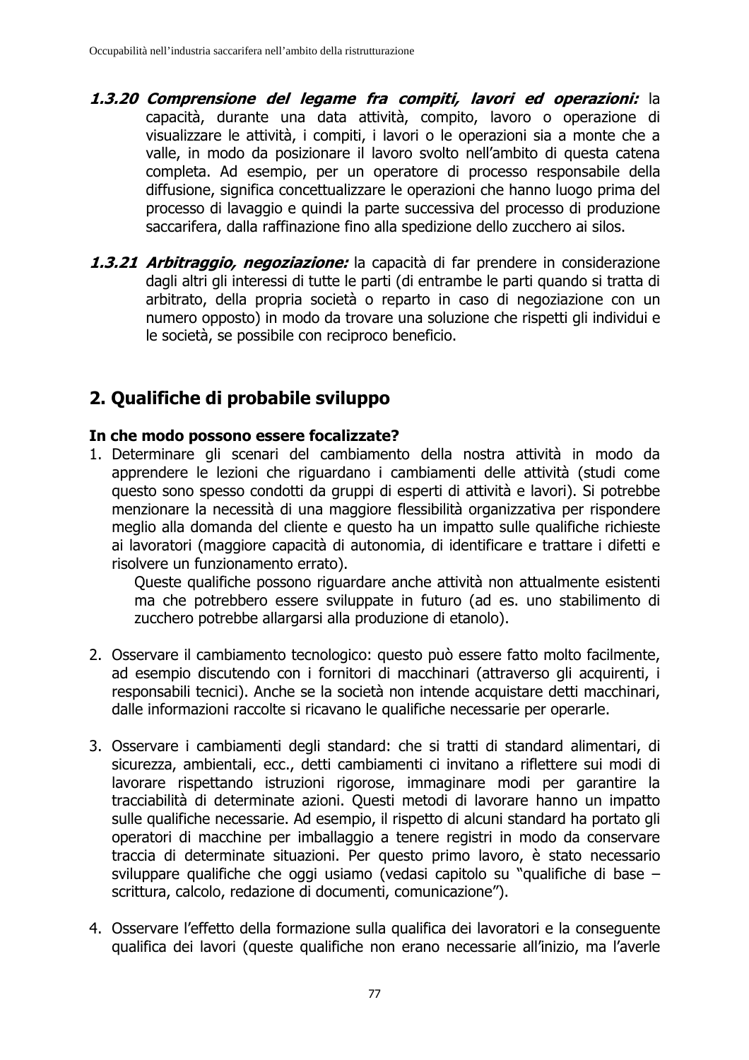**1.3.20 *Comprensione del legame fra compiti, lavori ed operazioni:*** la capacità, durante una data attività, compito, lavoro o operazione di visualizzare le attività, i compiti, i lavori o le operazioni sia a monte che a valle, in modo da posizionare il lavoro svolto nell'ambito di questa catena completa. Ad esempio, per un operatore di processo responsabile della diffusione, significa concettualizzare le operazioni che hanno luogo prima del processo di lavaggio e quindi la parte successiva del processo di produzione saccarifera, dalla raffinazione fino alla spedizione dello zucchero ai silos.

**1.3.21 *Arbitraggio, negoziazione:*** la capacità di far prendere in considerazione dagli altri gli interessi di tutte le parti (di entrambe le parti quando si tratta di arbitrato, della propria società o reparto in caso di negoziazione con un numero opposto) in modo da trovare una soluzione che rispetti gli individui e le società, se possibile con reciproco beneficio.

## 2. Qualifiche di probabile sviluppo

**In che modo possono essere focalizzate?**

1. Determinare gli scenari del cambiamento della nostra attività in modo da apprendere le lezioni che riguardano i cambiamenti delle attività (studi come questo sono spesso condotti da gruppi di esperti di attività e lavori). Si potrebbe menzionare la necessità di una maggiore flessibilità organizzativa per rispondere meglio alla domanda del cliente e questo ha un impatto sulle qualifiche richieste ai lavoratori (maggiore capacità di autonomia, di identificare e trattare i difetti e risolvere un funzionamento errato).

   Queste qualifiche possono riguardare anche attività non attualmente esistenti ma che potrebbero essere sviluppate in futuro (ad es. uno stabilimento di zucchero potrebbe allargarsi alla produzione di etanolo).

2. Osservare il cambiamento tecnologico: questo può essere fatto molto facilmente, ad esempio discutendo con i fornitori di macchinari (attraverso gli acquirenti, i responsabili tecnici). Anche se la società non intende acquistare detti macchinari, dalle informazioni raccolte si ricavano le qualifiche necessarie per operarle.

3. Osservare i cambiamenti degli standard: che si tratti di standard alimentari, di sicurezza, ambientali, ecc., detti cambiamenti ci invitano a riflettere sui modi di lavorare rispettando istruzioni rigorose, immaginare modi per garantire la tracciabilità di determinate azioni. Questi metodi di lavorare hanno un impatto sulle qualifiche necessarie. Ad esempio, il rispetto di alcuni standard ha portato gli operatori di macchine per imballaggio a tenere registri in modo da conservare traccia di determinate situazioni. Per questo primo lavoro, è stato necessario sviluppare qualifiche che oggi usiamo (vedasi capitolo su "qualifiche di base – scrittura, calcolo, redazione di documenti, comunicazione").

4. Osservare l'effetto della formazione sulla qualifica dei lavoratori e la conseguente qualifica dei lavori (queste qualifiche non erano necessarie all'inizio, ma l'averle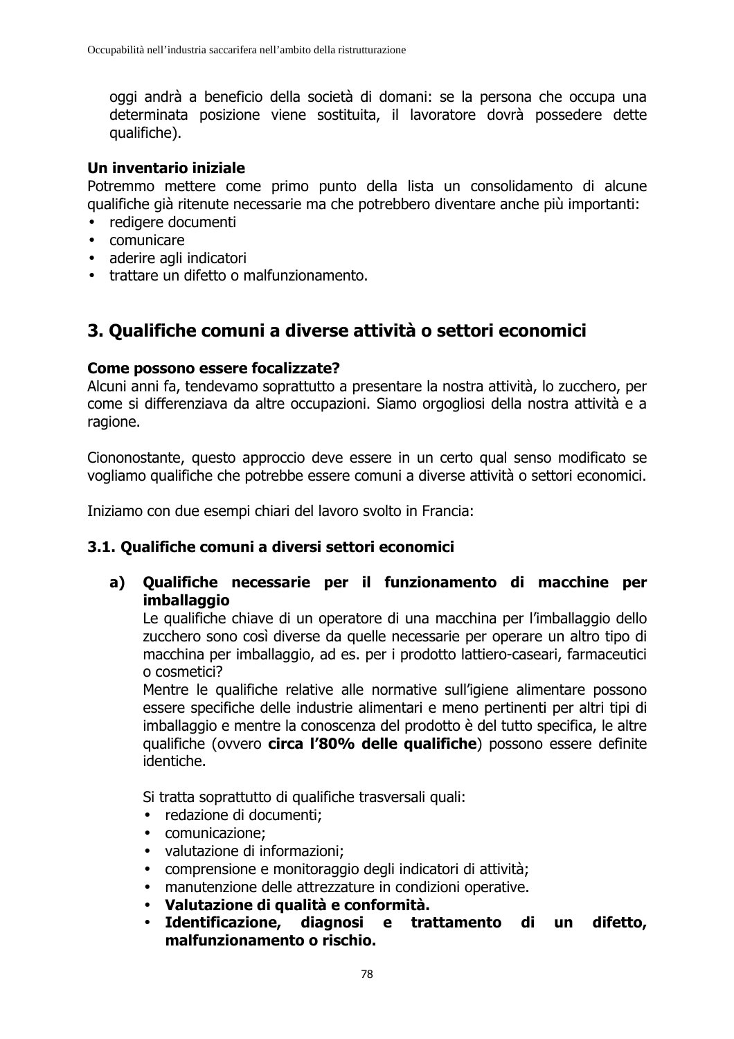oggi andrà a beneficio della società di domani: se la persona che occupa una determinata posizione viene sostituita, il lavoratore dovrà possedere dette qualifiche).

**Un inventario iniziale**

Potremmo mettere come primo punto della lista un consolidamento di alcune qualifiche già ritenute necessarie ma che potrebbero diventare anche più importanti:

- redigere documenti
- comunicare
- aderire agli indicatori
- trattare un difetto o malfunzionamento.

## 3. Qualifiche comuni a diverse attività o settori economici

**Come possono essere focalizzate?**

Alcuni anni fa, tendevamo soprattutto a presentare la nostra attività, lo zucchero, per come si differenziava da altre occupazioni. Siamo orgogliosi della nostra attività e a ragione.

Ciononostante, questo approccio deve essere in un certo qual senso modificato se vogliamo qualifiche che potrebbe essere comuni a diverse attività o settori economici.

Iniziamo con due esempi chiari del lavoro svolto in Francia:

### 3.1. Qualifiche comuni a diversi settori economici

**a) Qualifiche necessarie per il funzionamento di macchine per imballaggio**

Le qualifiche chiave di un operatore di una macchina per l'imballaggio dello zucchero sono così diverse da quelle necessarie per operare un altro tipo di macchina per imballaggio, ad es. per i prodotto lattiero-caseari, farmaceutici o cosmetici?

Mentre le qualifiche relative alle normative sull'igiene alimentare possono essere specifiche delle industrie alimentari e meno pertinenti per altri tipi di imballaggio e mentre la conoscenza del prodotto è del tutto specifica, le altre qualifiche (ovvero **circa l'80% delle qualifiche**) possono essere definite identiche.

Si tratta soprattutto di qualifiche trasversali quali:

- redazione di documenti;
- comunicazione;
- valutazione di informazioni;
- comprensione e monitoraggio degli indicatori di attività;
- manutenzione delle attrezzature in condizioni operative.
- **Valutazione di qualità e conformità.**
- **Identificazione, diagnosi e trattamento di un difetto, malfunzionamento o rischio.**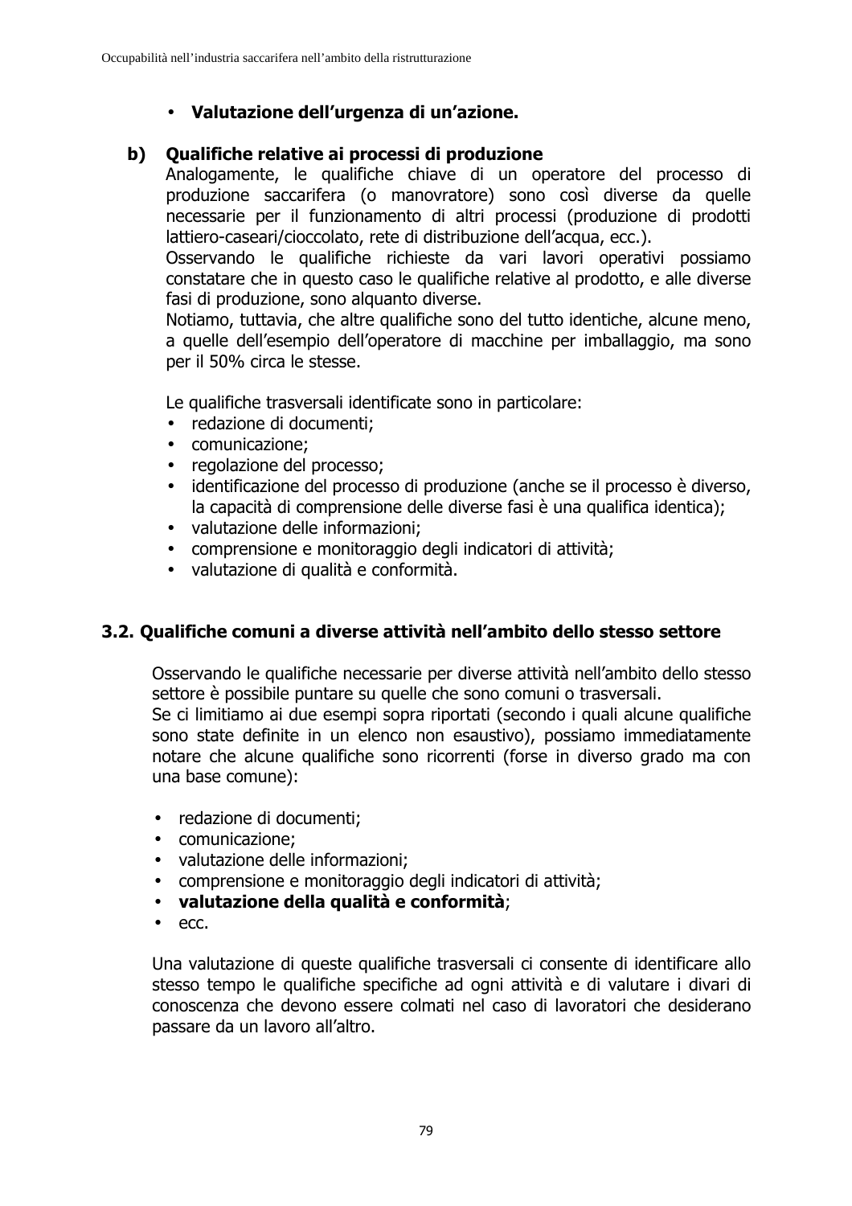- **Valutazione dell'urgenza di un'azione.**

**b) Qualifiche relative ai processi di produzione**

Analogamente, le qualifiche chiave di un operatore del processo di produzione saccarifera (o manovratore) sono così diverse da quelle necessarie per il funzionamento di altri processi (produzione di prodotti lattiero-caseari/cioccolato, rete di distribuzione dell'acqua, ecc.).
Osservando le qualifiche richieste da vari lavori operativi possiamo constatare che in questo caso le qualifiche relative al prodotto, e alle diverse fasi di produzione, sono alquanto diverse.
Notiamo, tuttavia, che altre qualifiche sono del tutto identiche, alcune meno, a quelle dell'esempio dell'operatore di macchine per imballaggio, ma sono per il 50% circa le stesse.

Le qualifiche trasversali identificate sono in particolare:

- redazione di documenti;
- comunicazione;
- regolazione del processo;
- identificazione del processo di produzione (anche se il processo è diverso, la capacità di comprensione delle diverse fasi è una qualifica identica);
- valutazione delle informazioni;
- comprensione e monitoraggio degli indicatori di attività;
- valutazione di qualità e conformità.

## 3.2. Qualifiche comuni a diverse attività nell'ambito dello stesso settore

Osservando le qualifiche necessarie per diverse attività nell'ambito dello stesso settore è possibile puntare su quelle che sono comuni o trasversali.
Se ci limitiamo ai due esempi sopra riportati (secondo i quali alcune qualifiche sono state definite in un elenco non esaustivo), possiamo immediatamente notare che alcune qualifiche sono ricorrenti (forse in diverso grado ma con una base comune):

- redazione di documenti;
- comunicazione;
- valutazione delle informazioni;
- comprensione e monitoraggio degli indicatori di attività;
- **valutazione della qualità e conformità**;
- ecc.

Una valutazione di queste qualifiche trasversali ci consente di identificare allo stesso tempo le qualifiche specifiche ad ogni attività e di valutare i divari di conoscenza che devono essere colmati nel caso di lavoratori che desiderano passare da un lavoro all'altro.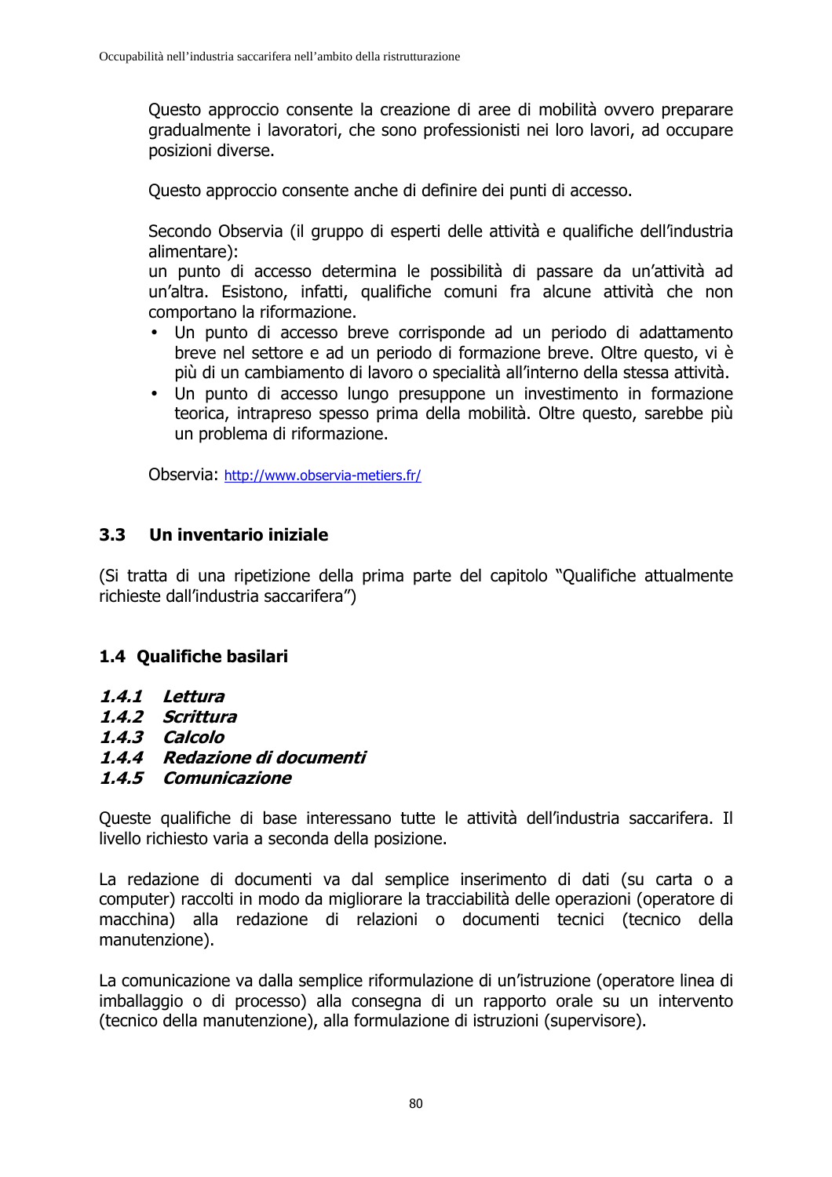Questo approccio consente la creazione di aree di mobilità ovvero preparare gradualmente i lavoratori, che sono professionisti nei loro lavori, ad occupare posizioni diverse.

Questo approccio consente anche di definire dei punti di accesso.

Secondo Observia (il gruppo di esperti delle attività e qualifiche dell'industria alimentare):
un punto di accesso determina le possibilità di passare da un'attività ad un'altra. Esistono, infatti, qualifiche comuni fra alcune attività che non comportano la riformazione.

- Un punto di accesso breve corrisponde ad un periodo di adattamento breve nel settore e ad un periodo di formazione breve. Oltre questo, vi è più di un cambiamento di lavoro o specialità all'interno della stessa attività.
- Un punto di accesso lungo presuppone un investimento in formazione teorica, intrapreso spesso prima della mobilità. Oltre questo, sarebbe più un problema di riformazione.

Observia: http://www.observia-metiers.fr/

## 3.3 Un inventario iniziale

(Si tratta di una ripetizione della prima parte del capitolo "Qualifiche attualmente richieste dall'industria saccarifera")

## 1.4 Qualifiche basilari

### *1.4.1 Lettura*
### *1.4.2 Scrittura*
### *1.4.3 Calcolo*
### *1.4.4 Redazione di documenti*
### *1.4.5 Comunicazione*

Queste qualifiche di base interessano tutte le attività dell'industria saccarifera. Il livello richiesto varia a seconda della posizione.

La redazione di documenti va dal semplice inserimento di dati (su carta o a computer) raccolti in modo da migliorare la tracciabilità delle operazioni (operatore di macchina) alla redazione di relazioni o documenti tecnici (tecnico della manutenzione).

La comunicazione va dalla semplice riformulazione di un'istruzione (operatore linea di imballaggio o di processo) alla consegna di un rapporto orale su un intervento (tecnico della manutenzione), alla formulazione di istruzioni (supervisore).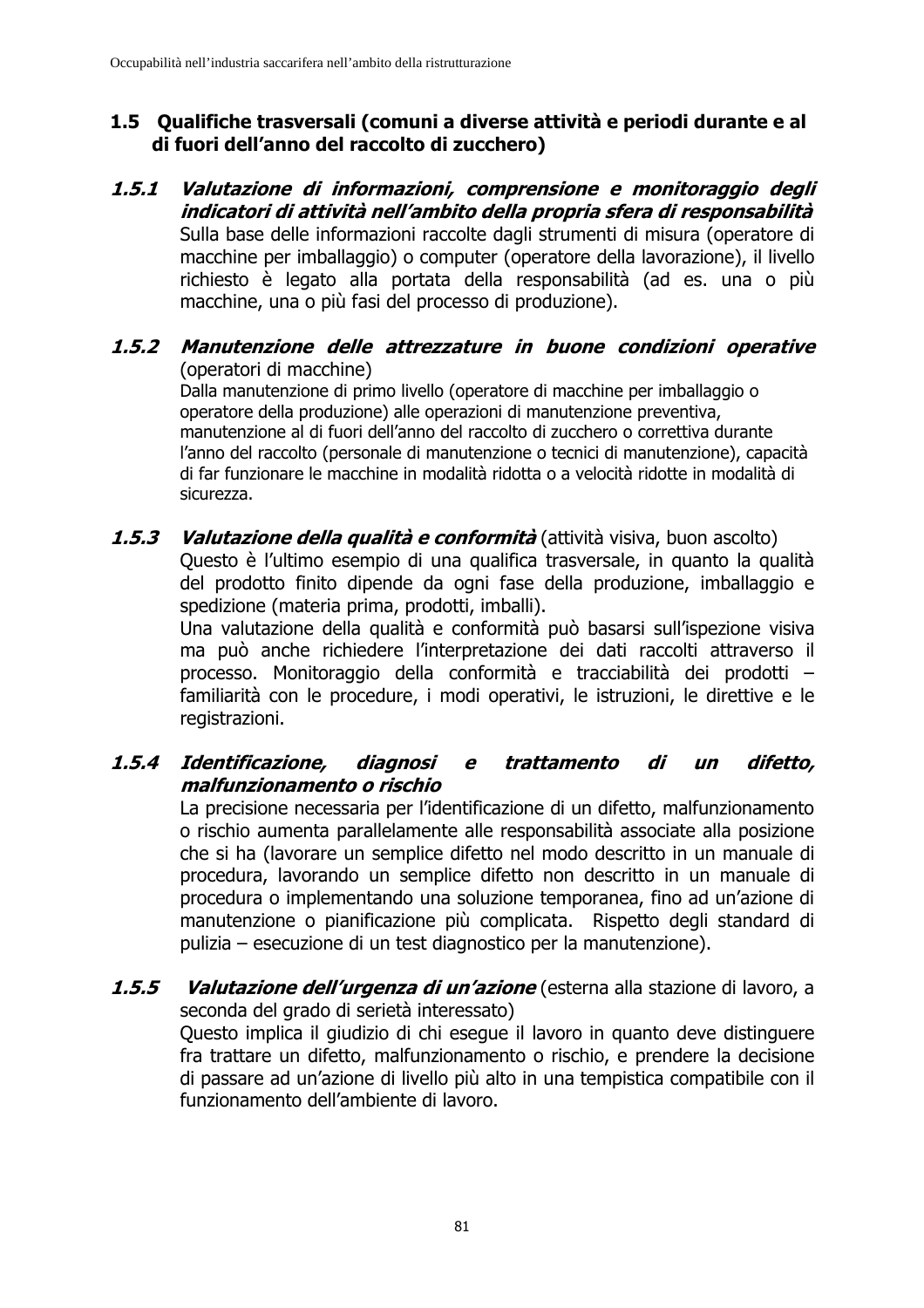## 1.5 Qualifiche trasversali (comuni a diverse attività e periodi durante e al di fuori dell'anno del raccolto di zucchero)

### *1.5.1 Valutazione di informazioni, comprensione e monitoraggio degli indicatori di attività nell'ambito della propria sfera di responsabilità*

Sulla base delle informazioni raccolte dagli strumenti di misura (operatore di macchine per imballaggio) o computer (operatore della lavorazione), il livello richiesto è legato alla portata della responsabilità (ad es. una o più macchine, una o più fasi del processo di produzione).

### *1.5.2 Manutenzione delle attrezzature in buone condizioni operative* (operatori di macchine)

Dalla manutenzione di primo livello (operatore di macchine per imballaggio o operatore della produzione) alle operazioni di manutenzione preventiva, manutenzione al di fuori dell'anno del raccolto di zucchero o correttiva durante l'anno del raccolto (personale di manutenzione o tecnici di manutenzione), capacità di far funzionare le macchine in modalità ridotta o a velocità ridotte in modalità di sicurezza.

### *1.5.3 Valutazione della qualità e conformità* (attività visiva, buon ascolto)

Questo è l'ultimo esempio di una qualifica trasversale, in quanto la qualità del prodotto finito dipende da ogni fase della produzione, imballaggio e spedizione (materia prima, prodotti, imballi).

Una valutazione della qualità e conformità può basarsi sull'ispezione visiva ma può anche richiedere l'interpretazione dei dati raccolti attraverso il processo. Monitoraggio della conformità e tracciabilità dei prodotti – familiarità con le procedure, i modi operativi, le istruzioni, le direttive e le registrazioni.

### *1.5.4 Identificazione, diagnosi e trattamento di un difetto, malfunzionamento o rischio*

La precisione necessaria per l'identificazione di un difetto, malfunzionamento o rischio aumenta parallelamente alle responsabilità associate alla posizione che si ha (lavorare un semplice difetto nel modo descritto in un manuale di procedura, lavorando un semplice difetto non descritto in un manuale di procedura o implementando una soluzione temporanea, fino ad un'azione di manutenzione o pianificazione più complicata. Rispetto degli standard di pulizia – esecuzione di un test diagnostico per la manutenzione).

### *1.5.5 Valutazione dell'urgenza di un'azione* (esterna alla stazione di lavoro, a seconda del grado di serietà interessato)

Questo implica il giudizio di chi esegue il lavoro in quanto deve distinguere fra trattare un difetto, malfunzionamento o rischio, e prendere la decisione di passare ad un'azione di livello più alto in una tempistica compatibile con il funzionamento dell'ambiente di lavoro.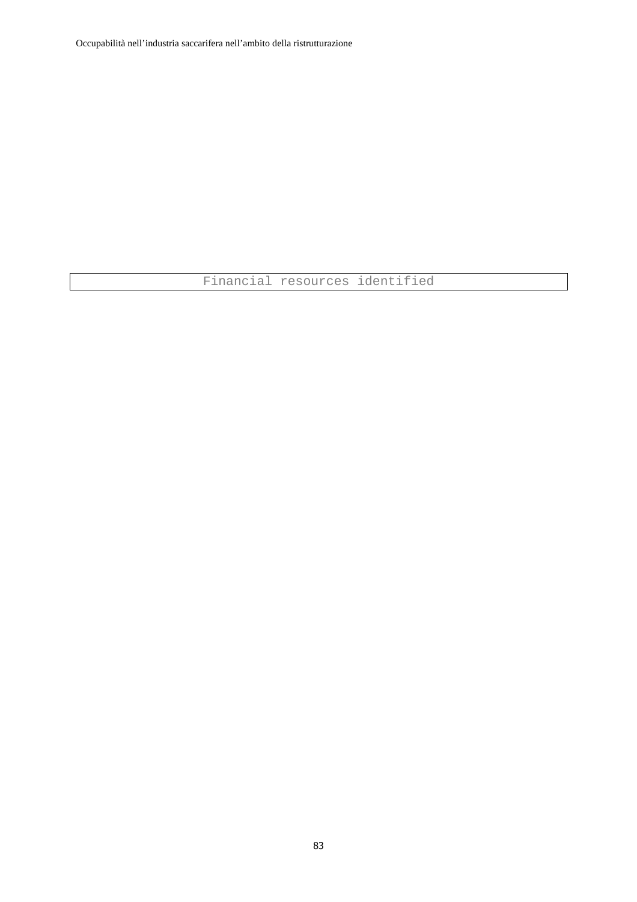| Financial resources identified |
|---|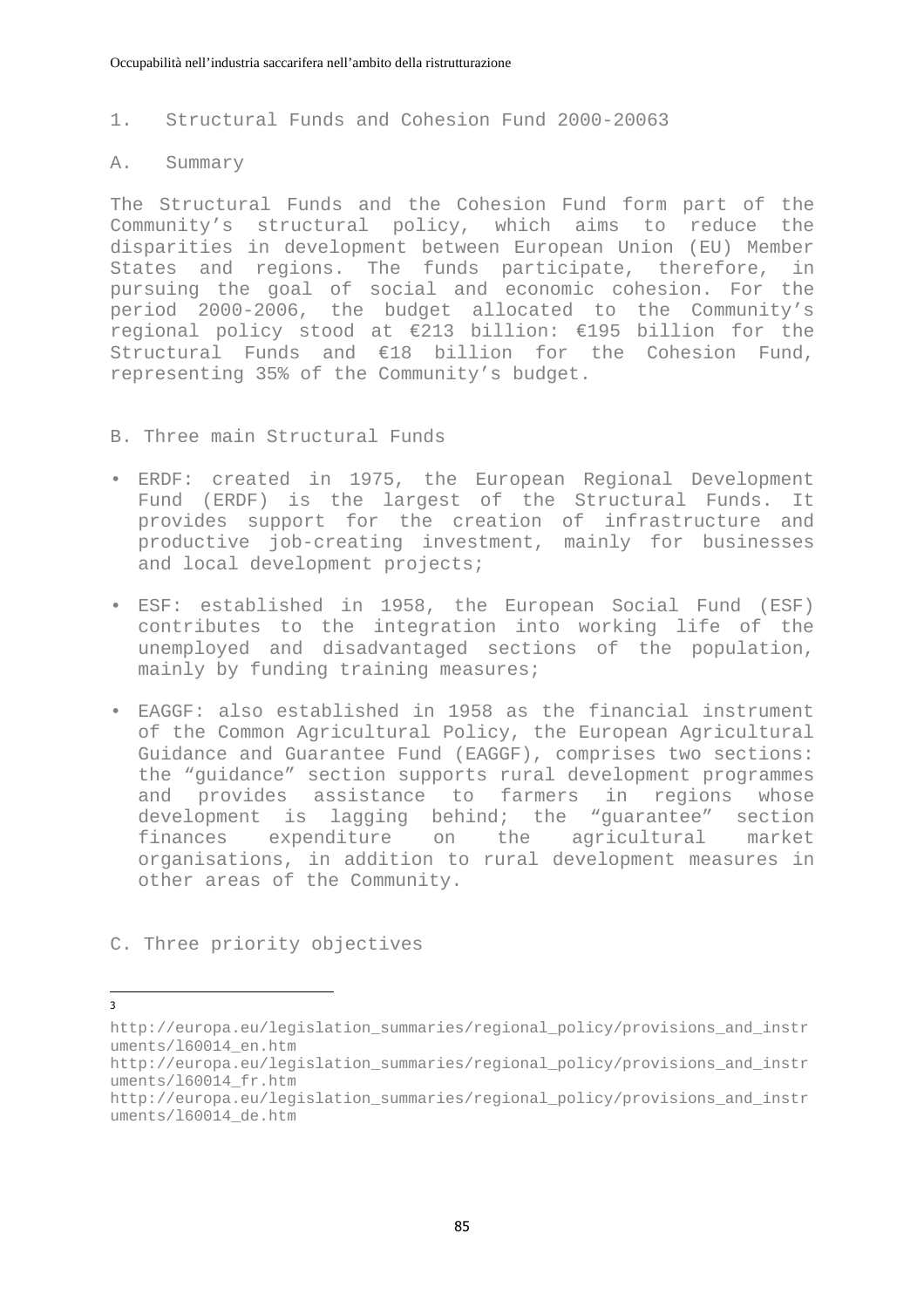## 1. Structural Funds and Cohesion Fund 2000-2006[3]

### A. Summary

The Structural Funds and the Cohesion Fund form part of the Community's structural policy, which aims to reduce the disparities in development between European Union (EU) Member States and regions. The funds participate, therefore, in pursuing the goal of social and economic cohesion. For the period 2000-2006, the budget allocated to the Community's regional policy stood at €213 billion: €195 billion for the Structural Funds and €18 billion for the Cohesion Fund, representing 35% of the Community's budget.

### B. Three main Structural Funds

- ERDF: created in 1975, the European Regional Development Fund (ERDF) is the largest of the Structural Funds. It provides support for the creation of infrastructure and productive job-creating investment, mainly for businesses and local development projects;
- ESF: established in 1958, the European Social Fund (ESF) contributes to the integration into working life of the unemployed and disadvantaged sections of the population, mainly by funding training measures;
- EAGGF: also established in 1958 as the financial instrument of the Common Agricultural Policy, the European Agricultural Guidance and Guarantee Fund (EAGGF), comprises two sections: the "guidance" section supports rural development programmes and provides assistance to farmers in regions whose development is lagging behind; the "guarantee" section finances expenditure on the agricultural market organisations, in addition to rural development measures in other areas of the Community.

### C. Three priority objectives

---

[3] http://europa.eu/legislation_summaries/regional_policy/provisions_and_instruments/l60014_en.htm
http://europa.eu/legislation_summaries/regional_policy/provisions_and_instruments/l60014_fr.htm
http://europa.eu/legislation_summaries/regional_policy/provisions_and_instruments/l60014_de.htm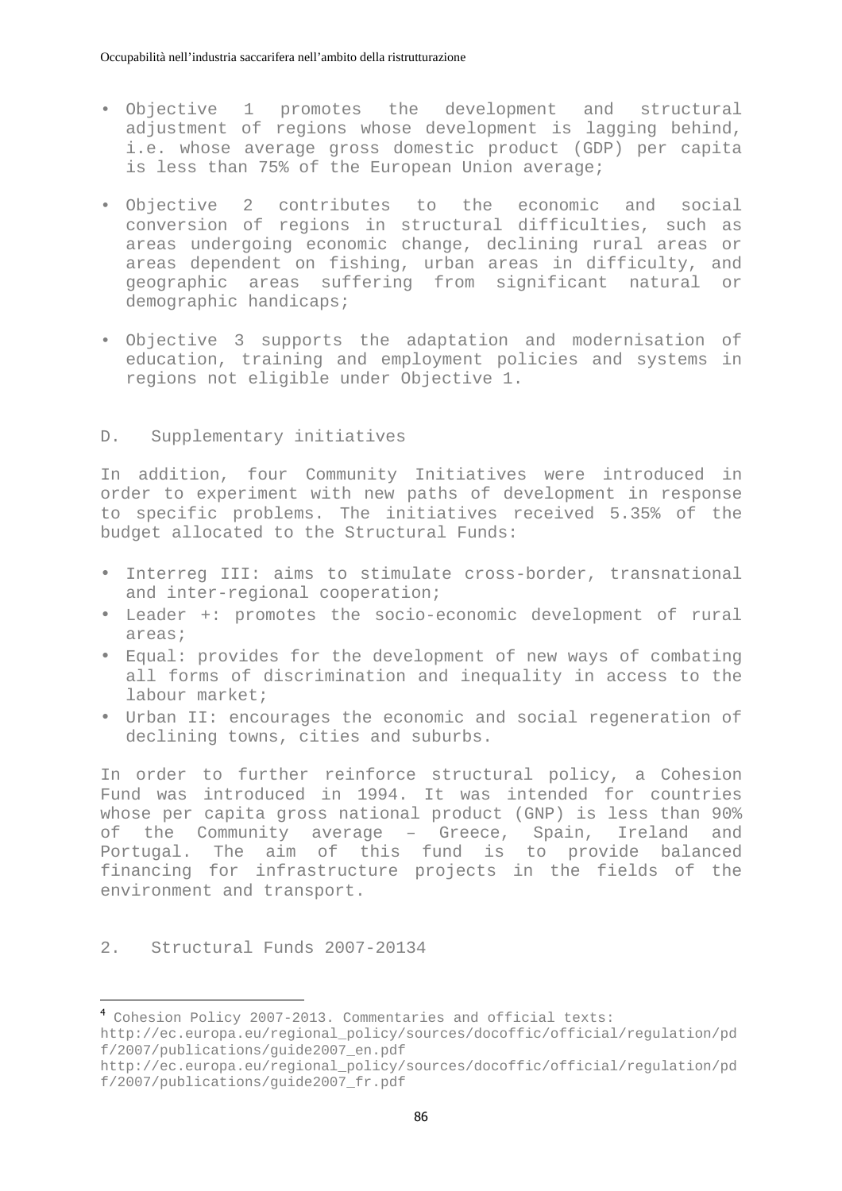- Objective 1 promotes the development and structural adjustment of regions whose development is lagging behind, i.e. whose average gross domestic product (GDP) per capita is less than 75% of the European Union average;

- Objective 2 contributes to the economic and social conversion of regions in structural difficulties, such as areas undergoing economic change, declining rural areas or areas dependent on fishing, urban areas in difficulty, and geographic areas suffering from significant natural or demographic handicaps;

- Objective 3 supports the adaptation and modernisation of education, training and employment policies and systems in regions not eligible under Objective 1.

### D. Supplementary initiatives

In addition, four Community Initiatives were introduced in order to experiment with new paths of development in response to specific problems. The initiatives received 5.35% of the budget allocated to the Structural Funds:

- Interreg III: aims to stimulate cross-border, transnational and inter-regional cooperation;
- Leader +: promotes the socio-economic development of rural areas;
- Equal: provides for the development of new ways of combating all forms of discrimination and inequality in access to the labour market;
- Urban II: encourages the economic and social regeneration of declining towns, cities and suburbs.

In order to further reinforce structural policy, a Cohesion Fund was introduced in 1994. It was intended for countries whose per capita gross national product (GNP) is less than 90% of the Community average – Greece, Spain, Ireland and Portugal. The aim of this fund is to provide balanced financing for infrastructure projects in the fields of the environment and transport.

## 2. Structural Funds 2007-2013[4]

---

[4] Cohesion Policy 2007-2013. Commentaries and official texts:
http://ec.europa.eu/regional_policy/sources/docoffic/official/regulation/pdf/2007/publications/guide2007_en.pdf
http://ec.europa.eu/regional_policy/sources/docoffic/official/regulation/pdf/2007/publications/guide2007_fr.pdf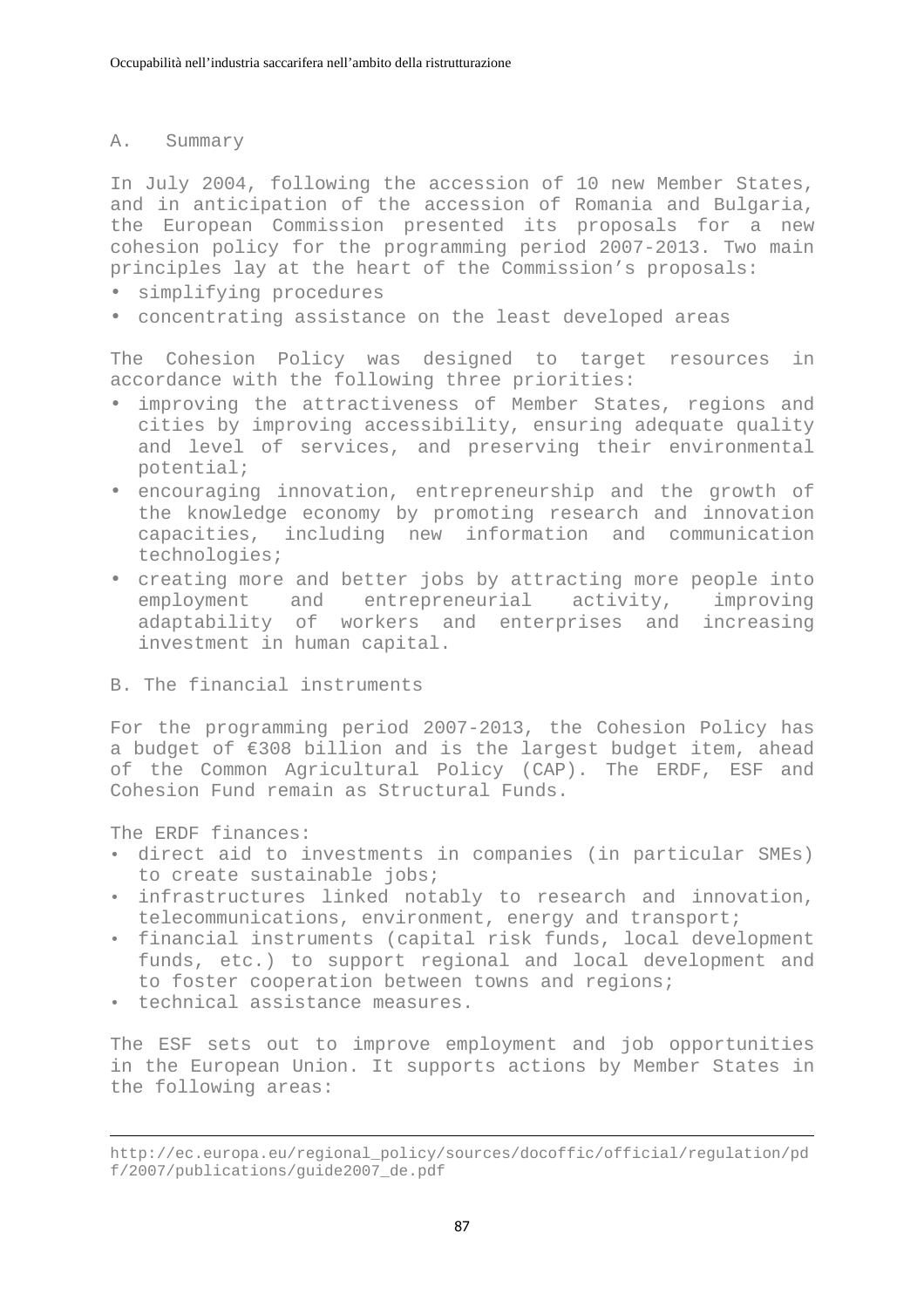## A. Summary

In July 2004, following the accession of 10 new Member States, and in anticipation of the accession of Romania and Bulgaria, the European Commission presented its proposals for a new cohesion policy for the programming period 2007-2013. Two main principles lay at the heart of the Commission’s proposals:

- simplifying procedures
- concentrating assistance on the least developed areas

The Cohesion Policy was designed to target resources in accordance with the following three priorities:

- improving the attractiveness of Member States, regions and cities by improving accessibility, ensuring adequate quality and level of services, and preserving their environmental potential;
- encouraging innovation, entrepreneurship and the growth of the knowledge economy by promoting research and innovation capacities, including new information and communication technologies;
- creating more and better jobs by attracting more people into employment and entrepreneurial activity, improving adaptability of workers and enterprises and increasing investment in human capital.

## B. The financial instruments

For the programming period 2007-2013, the Cohesion Policy has a budget of €308 billion and is the largest budget item, ahead of the Common Agricultural Policy (CAP). The ERDF, ESF and Cohesion Fund remain as Structural Funds.

The ERDF finances:

- direct aid to investments in companies (in particular SMEs) to create sustainable jobs;
- infrastructures linked notably to research and innovation, telecommunications, environment, energy and transport;
- financial instruments (capital risk funds, local development funds, etc.) to support regional and local development and to foster cooperation between towns and regions;
- technical assistance measures.

The ESF sets out to improve employment and job opportunities in the European Union. It supports actions by Member States in the following areas:

---

http://ec.europa.eu/regional_policy/sources/docoffic/official/regulation/pdf/2007/publications/guide2007_de.pdf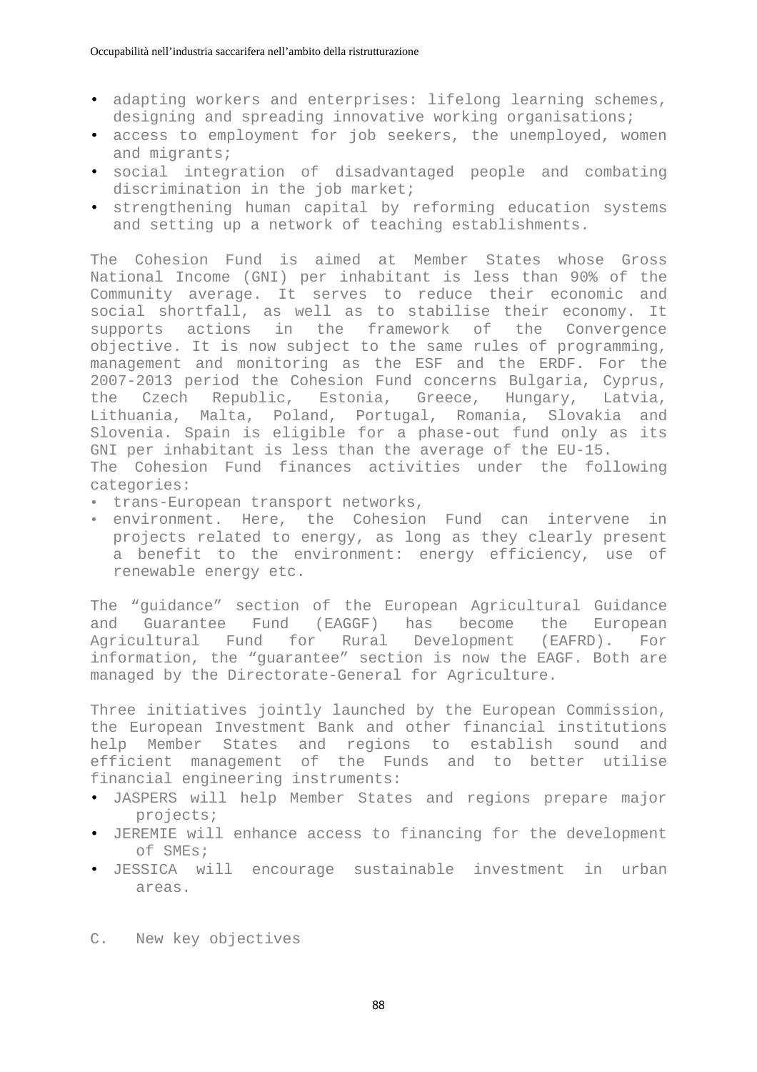- adapting workers and enterprises: lifelong learning schemes, designing and spreading innovative working organisations;
- access to employment for job seekers, the unemployed, women and migrants;
- social integration of disadvantaged people and combating discrimination in the job market;
- strengthening human capital by reforming education systems and setting up a network of teaching establishments.

The Cohesion Fund is aimed at Member States whose Gross National Income (GNI) per inhabitant is less than 90% of the Community average. It serves to reduce their economic and social shortfall, as well as to stabilise their economy. It supports actions in the framework of the Convergence objective. It is now subject to the same rules of programming, management and monitoring as the ESF and the ERDF. For the 2007-2013 period the Cohesion Fund concerns Bulgaria, Cyprus, the Czech Republic, Estonia, Greece, Hungary, Latvia, Lithuania, Malta, Poland, Portugal, Romania, Slovakia and Slovenia. Spain is eligible for a phase-out fund only as its GNI per inhabitant is less than the average of the EU-15.
The Cohesion Fund finances activities under the following categories:

- trans-European transport networks,
- environment. Here, the Cohesion Fund can intervene in projects related to energy, as long as they clearly present a benefit to the environment: energy efficiency, use of renewable energy etc.

The "guidance" section of the European Agricultural Guidance and Guarantee Fund (EAGGF) has become the European Agricultural Fund for Rural Development (EAFRD). For information, the "guarantee" section is now the EAGF. Both are managed by the Directorate-General for Agriculture.

Three initiatives jointly launched by the European Commission, the European Investment Bank and other financial institutions help Member States and regions to establish sound and efficient management of the Funds and to better utilise financial engineering instruments:

- JASPERS will help Member States and regions prepare major projects;
- JEREMIE will enhance access to financing for the development of SMEs;
- JESSICA will encourage sustainable investment in urban areas.

C. New key objectives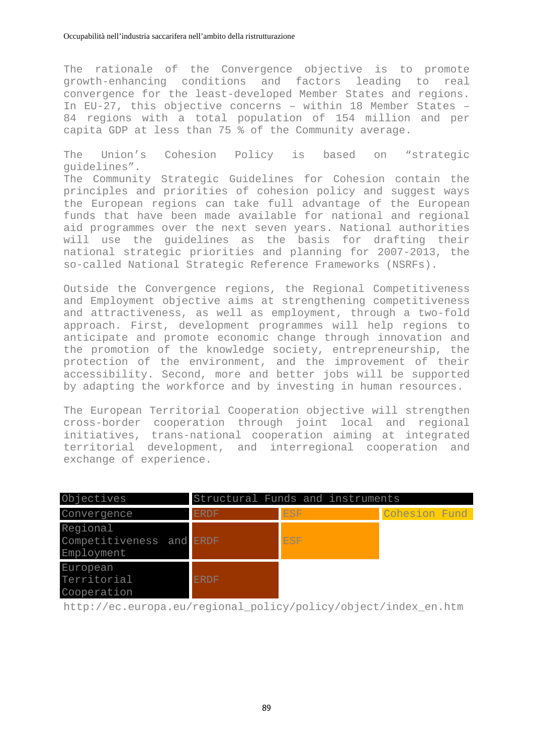The rationale of the Convergence objective is to promote growth-enhancing conditions and factors leading to real convergence for the least-developed Member States and regions. In EU-27, this objective concerns – within 18 Member States – 84 regions with a total population of 154 million and per capita GDP at less than 75 % of the Community average.

The Union's Cohesion Policy is based on "strategic guidelines".
The Community Strategic Guidelines for Cohesion contain the principles and priorities of cohesion policy and suggest ways the European regions can take full advantage of the European funds that have been made available for national and regional aid programmes over the next seven years. National authorities will use the guidelines as the basis for drafting their national strategic priorities and planning for 2007-2013, the so-called National Strategic Reference Frameworks (NSRFs).

Outside the Convergence regions, the Regional Competitiveness and Employment objective aims at strengthening competitiveness and attractiveness, as well as employment, through a two-fold approach. First, development programmes will help regions to anticipate and promote economic change through innovation and the promotion of the knowledge society, entrepreneurship, the protection of the environment, and the improvement of their accessibility. Second, more and better jobs will be supported by adapting the workforce and by investing in human resources.

The European Territorial Cooperation objective will strengthen cross-border cooperation through joint local and regional initiatives, trans-national cooperation aiming at integrated territorial development, and interregional cooperation and exchange of experience.

| Objectives | Structural Funds and instruments | | |
|---|---|---|---|
| Convergence | ERDF | ESF | Cohesion Fund |
| Regional Competitiveness and Employment | ERDF | ESF | |
| European Territorial Cooperation | ERDF | | |

http://ec.europa.eu/regional_policy/policy/object/index_en.htm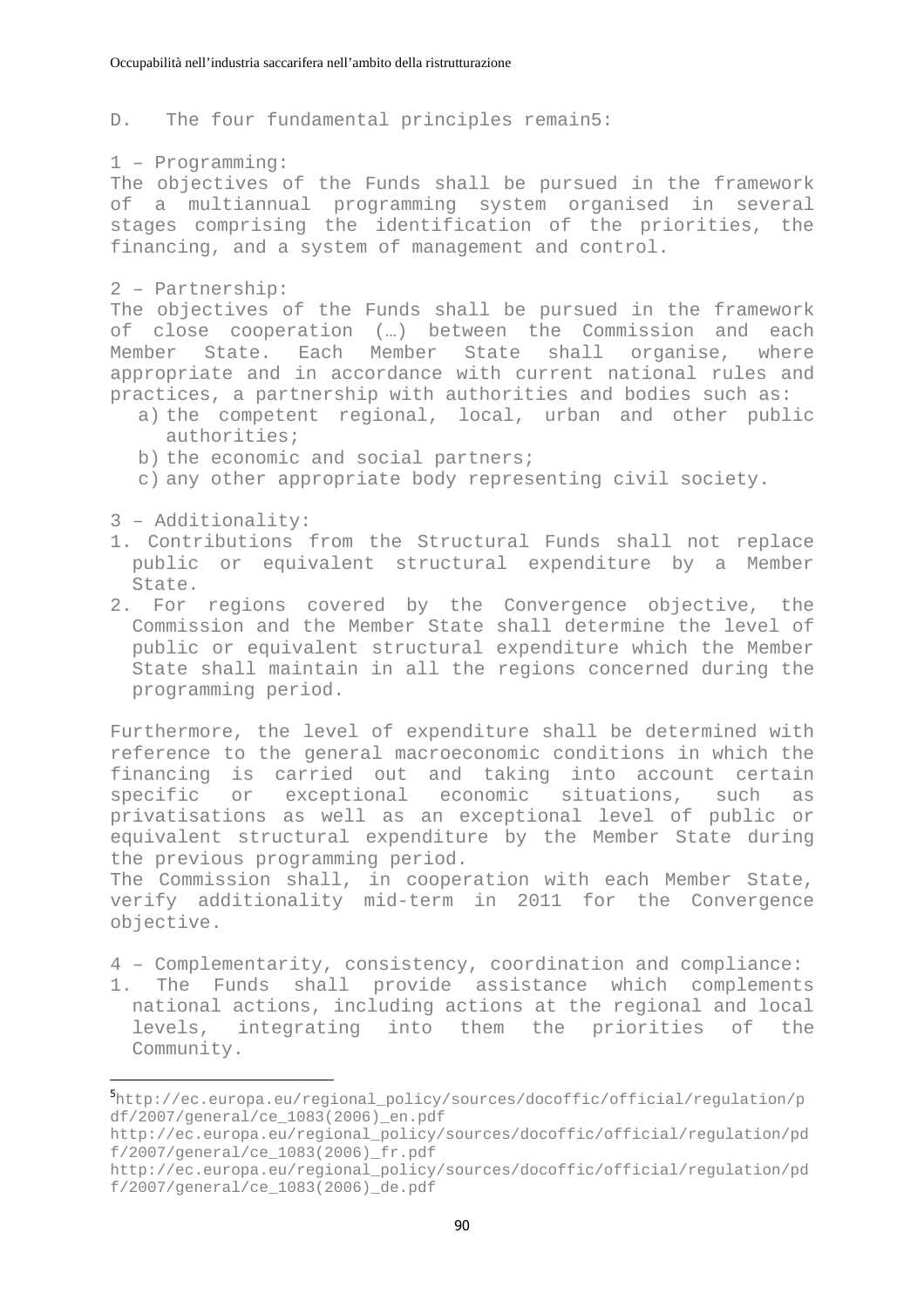D. The four fundamental principles remain[5]:

1 – Programming:
The objectives of the Funds shall be pursued in the framework of a multiannual programming system organised in several stages comprising the identification of the priorities, the financing, and a system of management and control.

2 – Partnership:
The objectives of the Funds shall be pursued in the framework of close cooperation (…) between the Commission and each Member State. Each Member State shall organise, where appropriate and in accordance with current national rules and practices, a partnership with authorities and bodies such as:

a) the competent regional, local, urban and other public authorities;
b) the economic and social partners;
c) any other appropriate body representing civil society.

3 – Additionality:

1. Contributions from the Structural Funds shall not replace public or equivalent structural expenditure by a Member State.
2. For regions covered by the Convergence objective, the Commission and the Member State shall determine the level of public or equivalent structural expenditure which the Member State shall maintain in all the regions concerned during the programming period.

Furthermore, the level of expenditure shall be determined with reference to the general macroeconomic conditions in which the financing is carried out and taking into account certain specific or exceptional economic situations, such as privatisations as well as an exceptional level of public or equivalent structural expenditure by the Member State during the previous programming period.
The Commission shall, in cooperation with each Member State, verify additionality mid-term in 2011 for the Convergence objective.

4 – Complementarity, consistency, coordination and compliance:

1. The Funds shall provide assistance which complements national actions, including actions at the regional and local levels, integrating into them the priorities of the Community.

---

[5] http://ec.europa.eu/regional_policy/sources/docoffic/official/regulation/pdf/2007/general/ce_1083(2006)_en.pdf
http://ec.europa.eu/regional_policy/sources/docoffic/official/regulation/pdf/2007/general/ce_1083(2006)_fr.pdf
http://ec.europa.eu/regional_policy/sources/docoffic/official/regulation/pdf/2007/general/ce_1083(2006)_de.pdf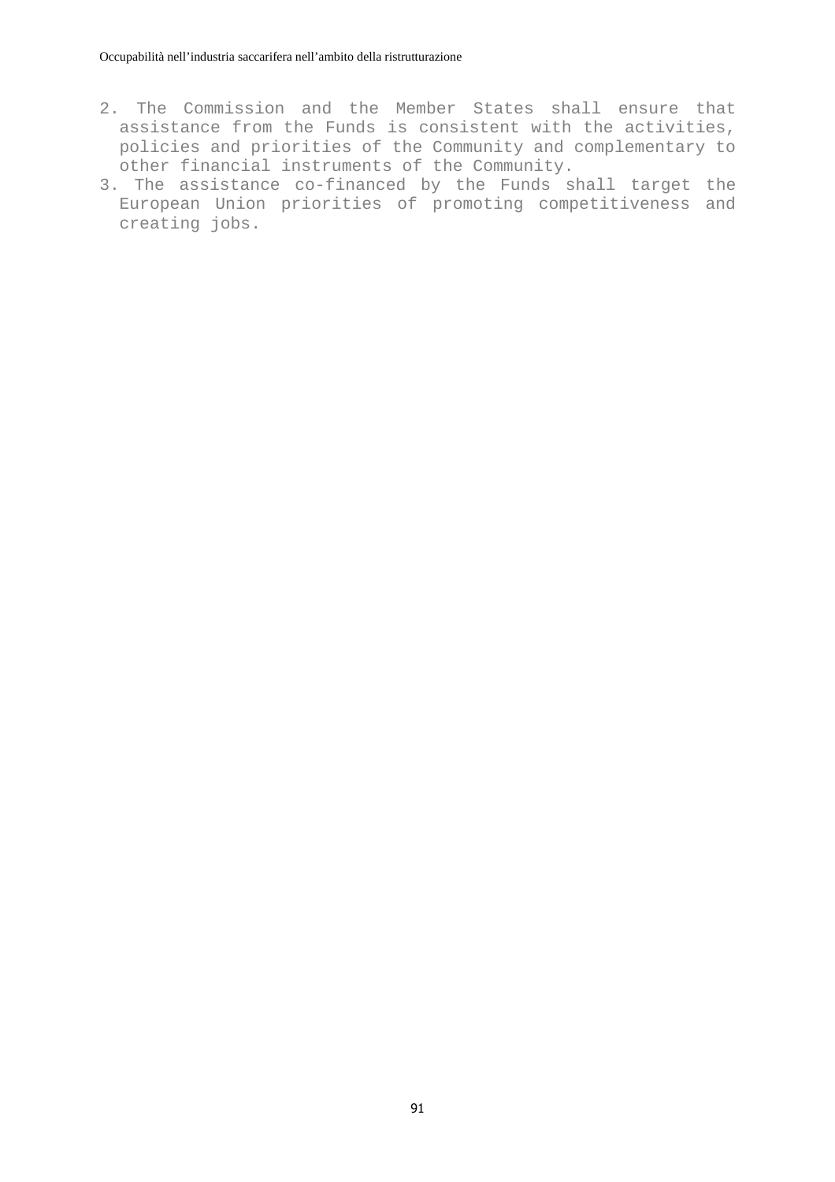2. The Commission and the Member States shall ensure that assistance from the Funds is consistent with the activities, policies and priorities of the Community and complementary to other financial instruments of the Community.
3. The assistance co-financed by the Funds shall target the European Union priorities of promoting competitiveness and creating jobs.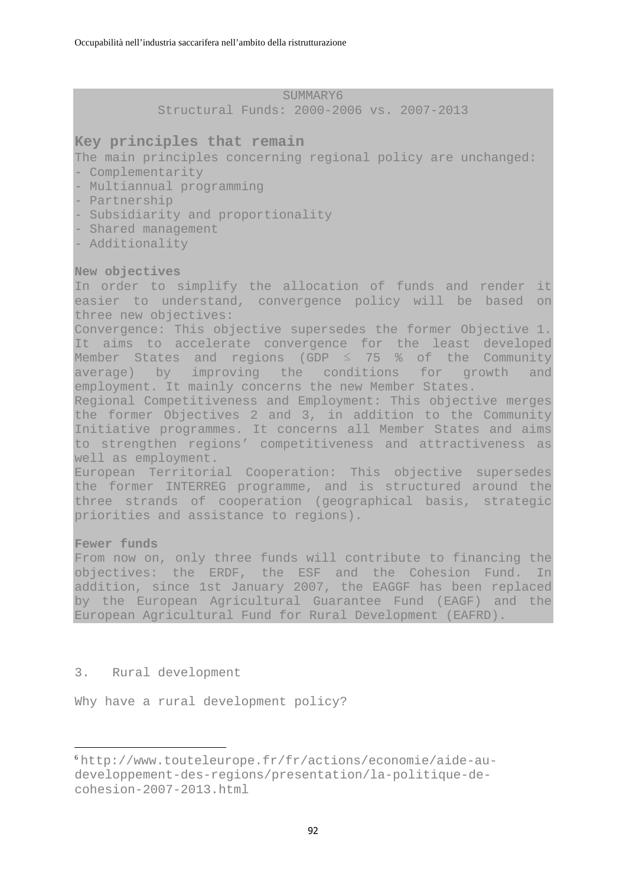SUMMARY[6]

Structural Funds: 2000-2006 vs. 2007-2013

**Key principles that remain**

The main principles concerning regional policy are unchanged:

- Complementarity
- Multiannual programming
- Partnership
- Subsidiarity and proportionality
- Shared management
- Additionality

**New objectives**

In order to simplify the allocation of funds and render it easier to understand, convergence policy will be based on three new objectives:

Convergence: This objective supersedes the former Objective 1. It aims to accelerate convergence for the least developed Member States and regions (GDP ≤ 75 % of the Community average) by improving the conditions for growth and employment. It mainly concerns the new Member States.

Regional Competitiveness and Employment: This objective merges the former Objectives 2 and 3, in addition to the Community Initiative programmes. It concerns all Member States and aims to strengthen regions' competitiveness and attractiveness as well as employment.

European Territorial Cooperation: This objective supersedes the former INTERREG programme, and is structured around the three strands of cooperation (geographical basis, strategic priorities and assistance to regions).

**Fewer funds**

From now on, only three funds will contribute to financing the objectives: the ERDF, the ESF and the Cohesion Fund. In addition, since 1st January 2007, the EAGGF has been replaced by the European Agricultural Guarantee Fund (EAGF) and the European Agricultural Fund for Rural Development (EAFRD).

## 3. Rural development

Why have a rural development policy?

---

[6] http://www.touteleurope.fr/fr/actions/economie/aide-au-developpement-des-regions/presentation/la-politique-de-cohesion-2007-2013.html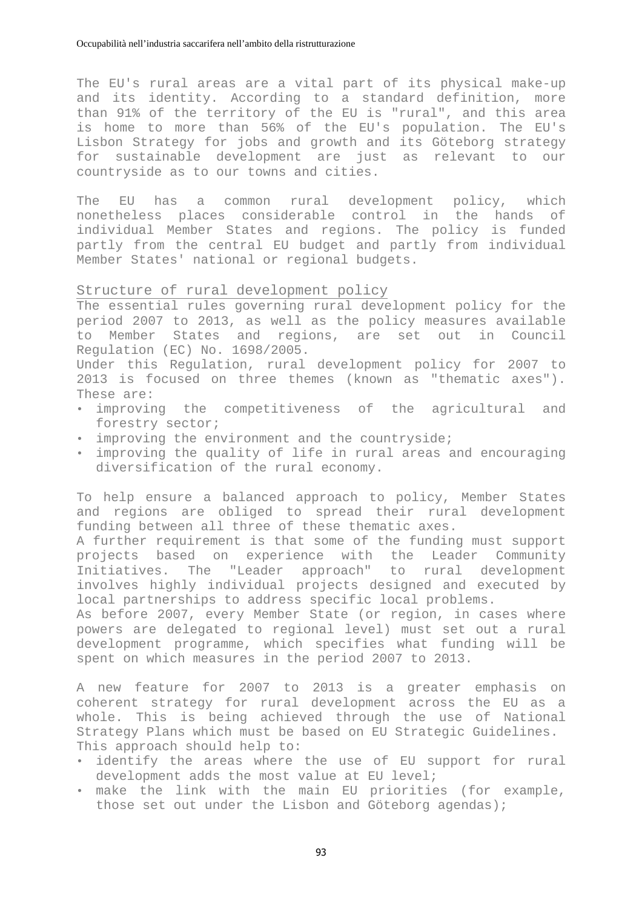The EU's rural areas are a vital part of its physical make-up and its identity. According to a standard definition, more than 91% of the territory of the EU is "rural", and this area is home to more than 56% of the EU's population. The EU's Lisbon Strategy for jobs and growth and its Göteborg strategy for sustainable development are just as relevant to our countryside as to our towns and cities.

The EU has a common rural development policy, which nonetheless places considerable control in the hands of individual Member States and regions. The policy is funded partly from the central EU budget and partly from individual Member States' national or regional budgets.

## Structure of rural development policy

The essential rules governing rural development policy for the period 2007 to 2013, as well as the policy measures available to Member States and regions, are set out in Council Regulation (EC) No. 1698/2005.

Under this Regulation, rural development policy for 2007 to 2013 is focused on three themes (known as "thematic axes"). These are:

- improving the competitiveness of the agricultural and forestry sector;
- improving the environment and the countryside;
- improving the quality of life in rural areas and encouraging diversification of the rural economy.

To help ensure a balanced approach to policy, Member States and regions are obliged to spread their rural development funding between all three of these thematic axes.

A further requirement is that some of the funding must support projects based on experience with the Leader Community Initiatives. The "Leader approach" to rural development involves highly individual projects designed and executed by local partnerships to address specific local problems.

As before 2007, every Member State (or region, in cases where powers are delegated to regional level) must set out a rural development programme, which specifies what funding will be spent on which measures in the period 2007 to 2013.

A new feature for 2007 to 2013 is a greater emphasis on coherent strategy for rural development across the EU as a whole. This is being achieved through the use of National Strategy Plans which must be based on EU Strategic Guidelines. This approach should help to:

- identify the areas where the use of EU support for rural development adds the most value at EU level;
- make the link with the main EU priorities (for example, those set out under the Lisbon and Göteborg agendas);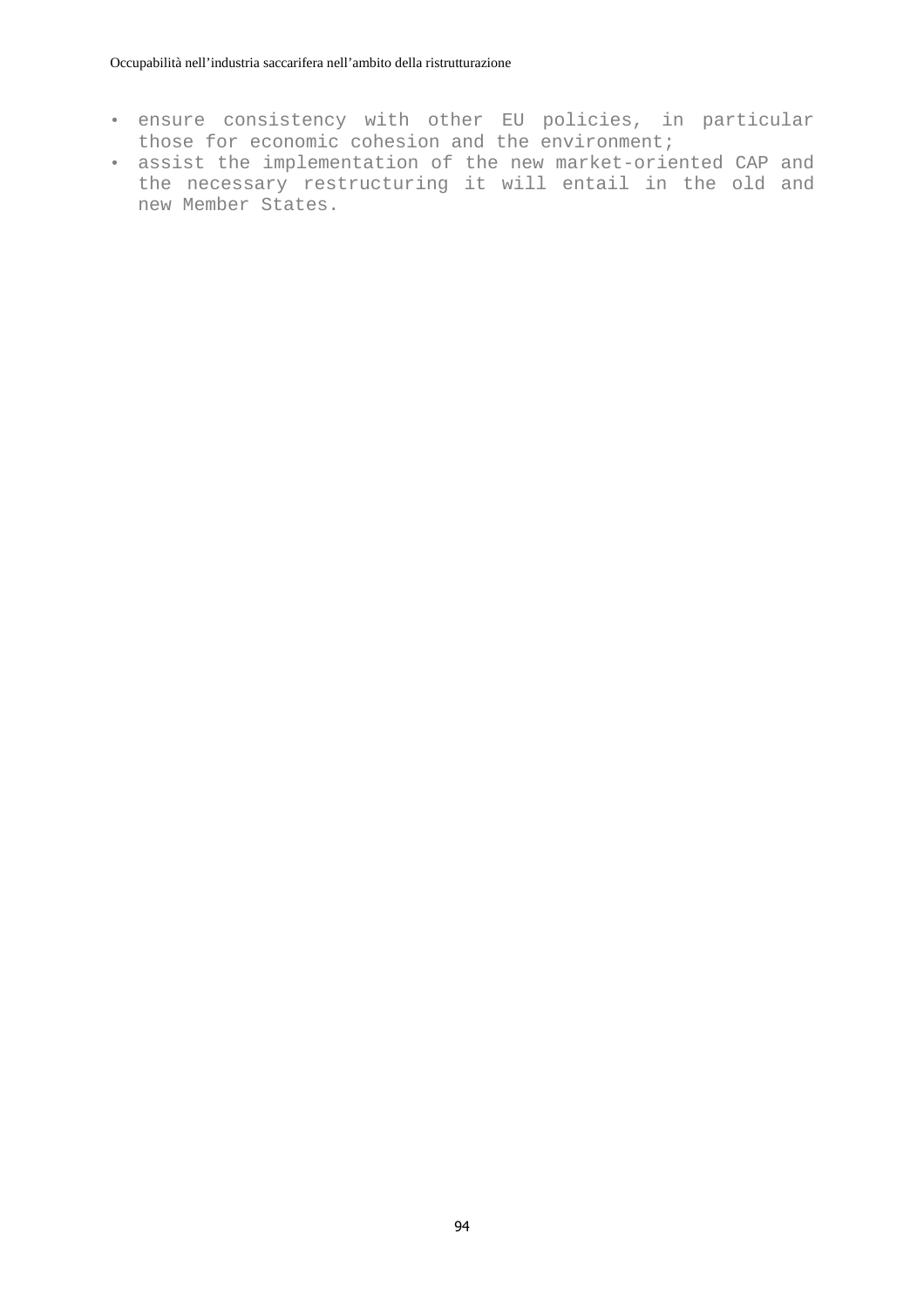- ensure consistency with other EU policies, in particular those for economic cohesion and the environment;
- assist the implementation of the new market-oriented CAP and the necessary restructuring it will entail in the old and new Member States.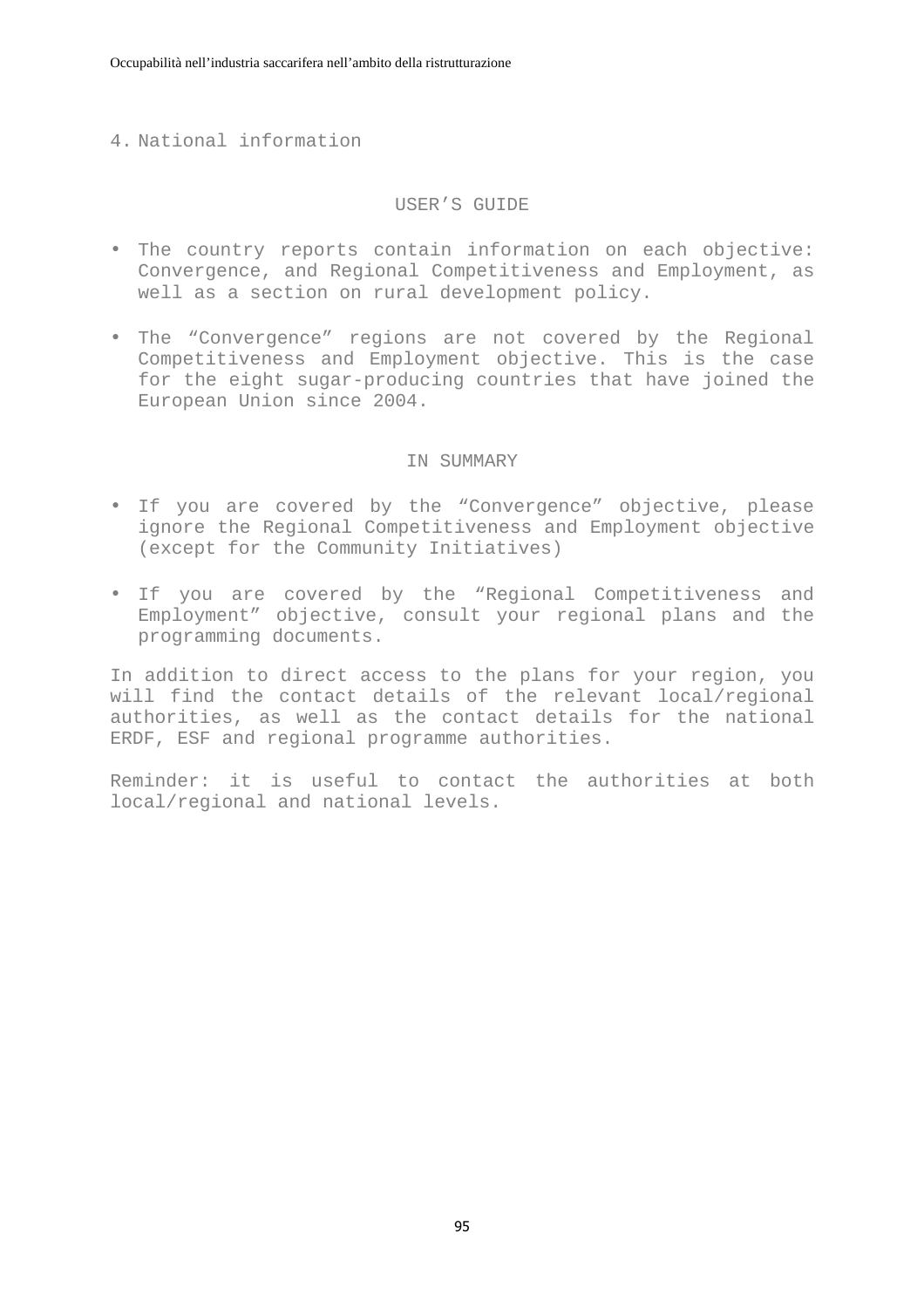## 4. National information

### USER’S GUIDE

- The country reports contain information on each objective: Convergence, and Regional Competitiveness and Employment, as well as a section on rural development policy.

- The “Convergence” regions are not covered by the Regional Competitiveness and Employment objective. This is the case for the eight sugar-producing countries that have joined the European Union since 2004.

### IN SUMMARY

- If you are covered by the “Convergence” objective, please ignore the Regional Competitiveness and Employment objective (except for the Community Initiatives)

- If you are covered by the “Regional Competitiveness and Employment” objective, consult your regional plans and the programming documents.

In addition to direct access to the plans for your region, you will find the contact details of the relevant local/regional authorities, as well as the contact details for the national ERDF, ESF and regional programme authorities.

Reminder: it is useful to contact the authorities at both local/regional and national levels.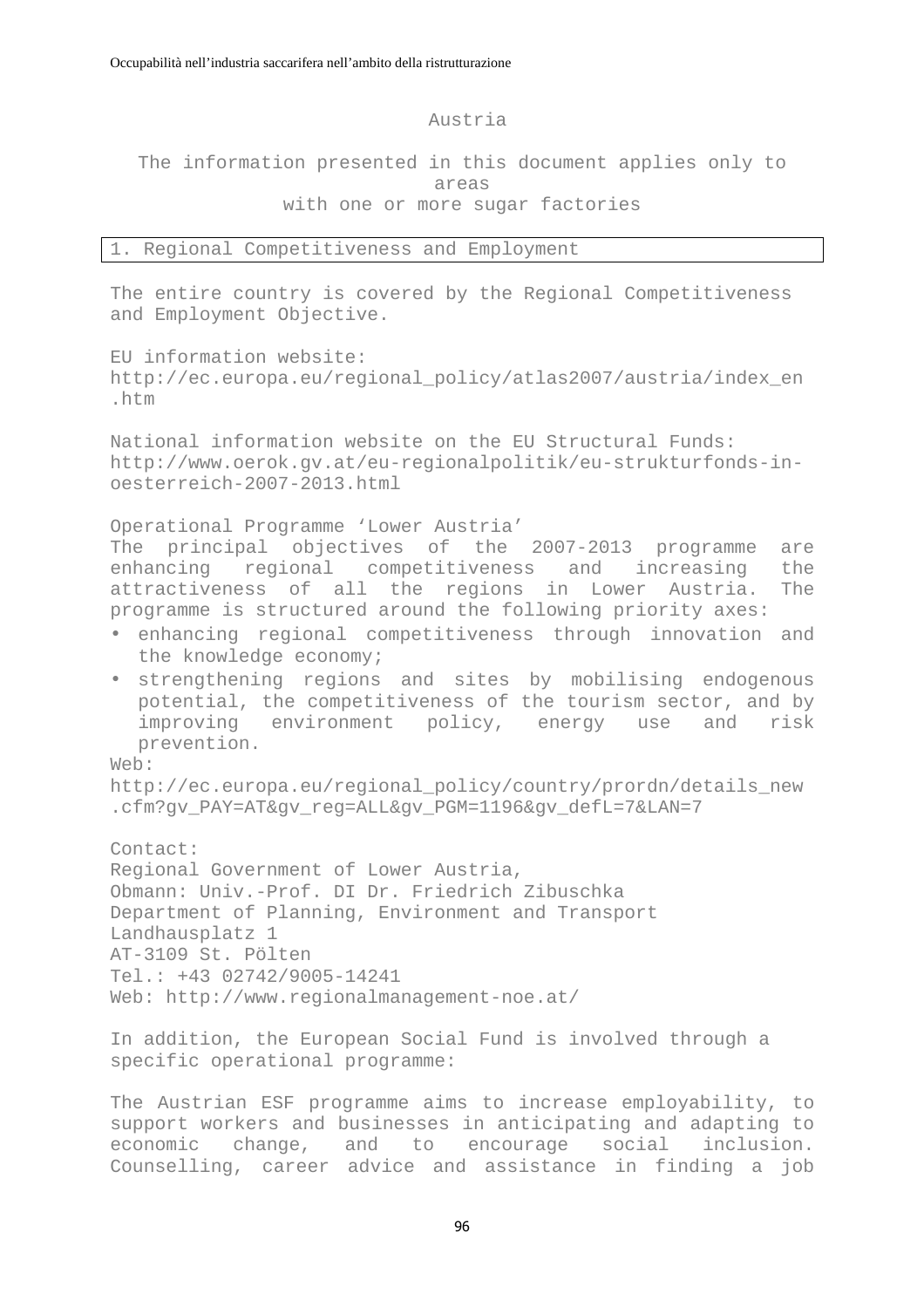# Austria

The information presented in this document applies only to areas with one or more sugar factories

## 1. Regional Competitiveness and Employment

The entire country is covered by the Regional Competitiveness and Employment Objective.

EU information website:
http://ec.europa.eu/regional_policy/atlas2007/austria/index_en.htm

National information website on the EU Structural Funds:
http://www.oerok.gv.at/eu-regionalpolitik/eu-strukturfonds-in-oesterreich-2007-2013.html

Operational Programme 'Lower Austria'
The principal objectives of the 2007-2013 programme are enhancing regional competitiveness and increasing the attractiveness of all the regions in Lower Austria. The programme is structured around the following priority axes:

- enhancing regional competitiveness through innovation and the knowledge economy;
- strengthening regions and sites by mobilising endogenous potential, the competitiveness of the tourism sector, and by improving environment policy, energy use and risk prevention.

Web:
http://ec.europa.eu/regional_policy/country/prordn/details_new.cfm?gv_PAY=AT&gv_reg=ALL&gv_PGM=1196&gv_defL=7&LAN=7

Contact:
Regional Government of Lower Austria,
Obmann: Univ.-Prof. DI Dr. Friedrich Zibuschka
Department of Planning, Environment and Transport
Landhausplatz 1
AT-3109 St. Pölten
Tel.: +43 02742/9005-14241
Web: http://www.regionalmanagement-noe.at/

In addition, the European Social Fund is involved through a specific operational programme:

The Austrian ESF programme aims to increase employability, to support workers and businesses in anticipating and adapting to economic change, and to encourage social inclusion. Counselling, career advice and assistance in finding a job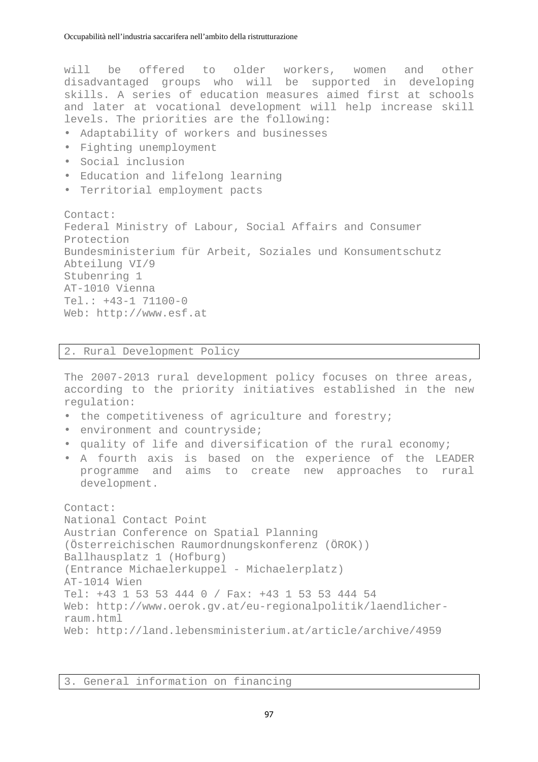will be offered to older workers, women and other disadvantaged groups who will be supported in developing skills. A series of education measures aimed first at schools and later at vocational development will help increase skill levels. The priorities are the following:

- Adaptability of workers and businesses
- Fighting unemployment
- Social inclusion
- Education and lifelong learning
- Territorial employment pacts

Contact:
Federal Ministry of Labour, Social Affairs and Consumer Protection
Bundesministerium für Arbeit, Soziales und Konsumentschutz
Abteilung VI/9
Stubenring 1
AT-1010 Vienna
Tel.: +43-1 71100-0
Web: http://www.esf.at

## 2. Rural Development Policy

The 2007-2013 rural development policy focuses on three areas, according to the priority initiatives established in the new regulation:

- the competitiveness of agriculture and forestry;
- environment and countryside;
- quality of life and diversification of the rural economy;
- A fourth axis is based on the experience of the LEADER programme and aims to create new approaches to rural development.

Contact:
National Contact Point
Austrian Conference on Spatial Planning
(Österreichischen Raumordnungskonferenz (ÖROK))
Ballhausplatz 1 (Hofburg)
(Entrance Michaelerkuppel - Michaelerplatz)
AT-1014 Wien
Tel: +43 1 53 53 444 0 / Fax: +43 1 53 53 444 54
Web: http://www.oerok.gv.at/eu-regionalpolitik/laendlicher-raum.html
Web: http://land.lebensministerium.at/article/archive/4959

## 3. General information on financing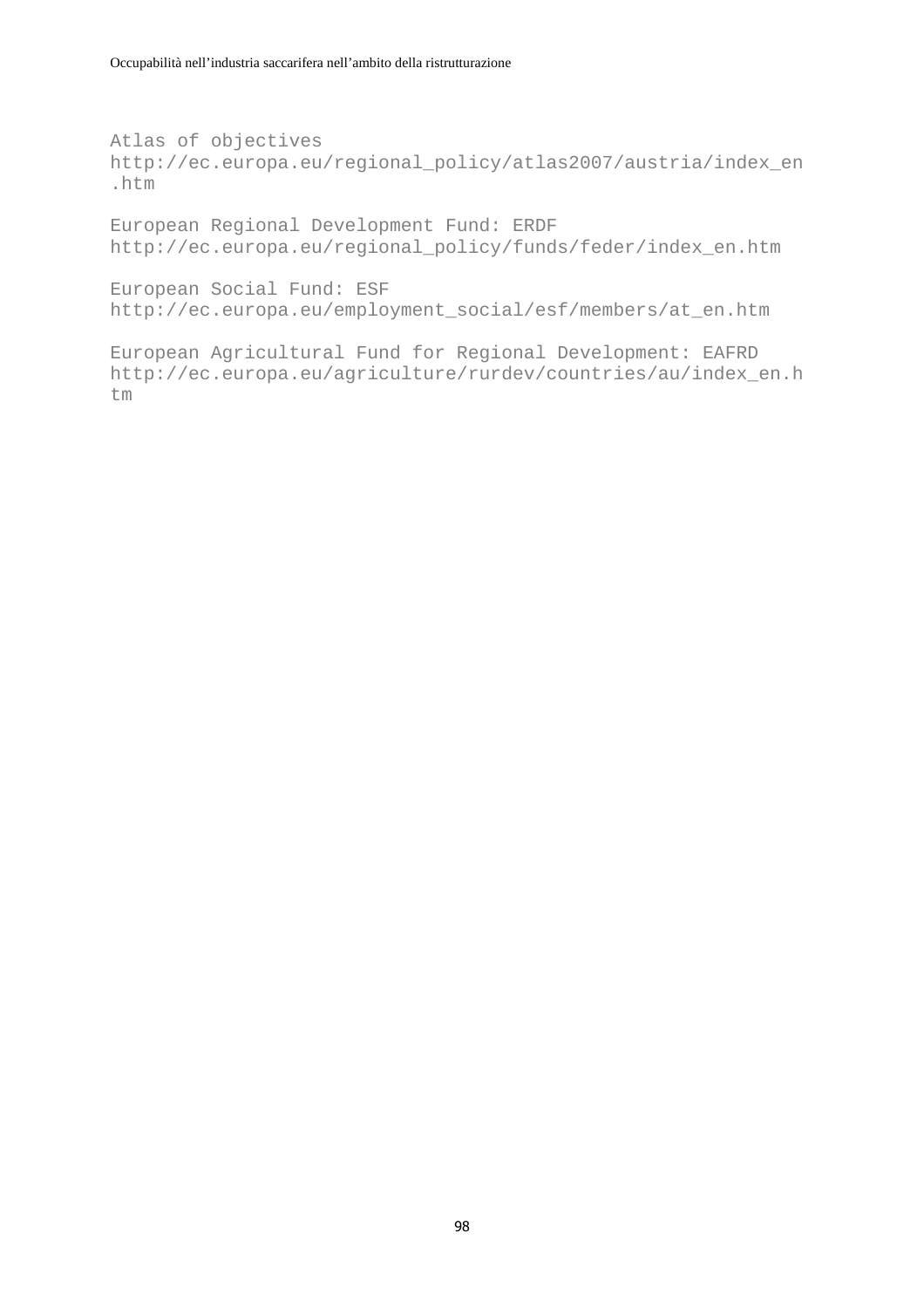Atlas of objectives
http://ec.europa.eu/regional_policy/atlas2007/austria/index_en.htm

European Regional Development Fund: ERDF
http://ec.europa.eu/regional_policy/funds/feder/index_en.htm

European Social Fund: ESF
http://ec.europa.eu/employment_social/esf/members/at_en.htm

European Agricultural Fund for Regional Development: EAFRD
http://ec.europa.eu/agriculture/rurdev/countries/au/index_en.htm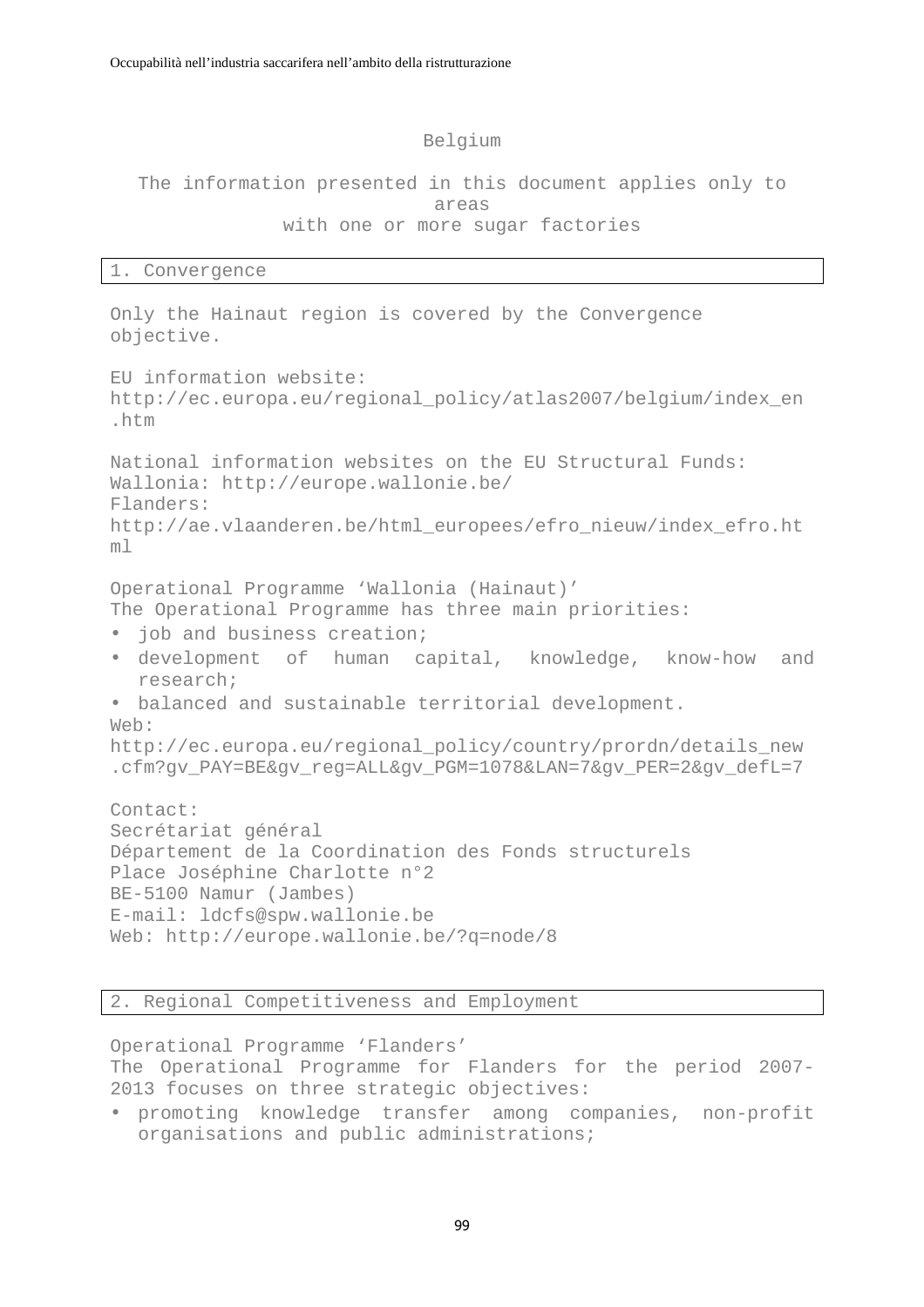# Belgium

The information presented in this document applies only to areas with one or more sugar factories

## 1. Convergence

Only the Hainaut region is covered by the Convergence objective.

EU information website:
http://ec.europa.eu/regional_policy/atlas2007/belgium/index_en.htm

National information websites on the EU Structural Funds:
Wallonia: http://europe.wallonie.be/
Flanders:
http://ae.vlaanderen.be/html_europees/efro_nieuw/index_efro.html

Operational Programme 'Wallonia (Hainaut)'
The Operational Programme has three main priorities:

- job and business creation;
- development of human capital, knowledge, know-how and research;
- balanced and sustainable territorial development.

Web:
http://ec.europa.eu/regional_policy/country/prordn/details_new.cfm?gv_PAY=BE&gv_reg=ALL&gv_PGM=1078&LAN=7&gv_PER=2&gv_defL=7

Contact:
Secrétariat général
Département de la Coordination des Fonds structurels
Place Joséphine Charlotte n°2
BE-5100 Namur (Jambes)
E-mail: ldcfs@spw.wallonie.be
Web: http://europe.wallonie.be/?q=node/8

## 2. Regional Competitiveness and Employment

Operational Programme 'Flanders'
The Operational Programme for Flanders for the period 2007-2013 focuses on three strategic objectives:

- promoting knowledge transfer among companies, non-profit organisations and public administrations;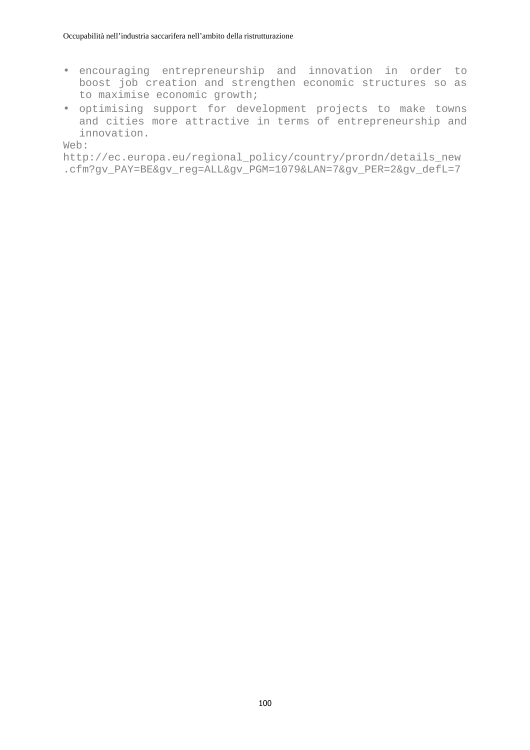- encouraging entrepreneurship and innovation in order to boost job creation and strengthen economic structures so as to maximise economic growth;
- optimising support for development projects to make towns and cities more attractive in terms of entrepreneurship and innovation.

Web:
http://ec.europa.eu/regional_policy/country/prordn/details_new.cfm?gv_PAY=BE&gv_reg=ALL&gv_PGM=1079&LAN=7&gv_PER=2&gv_defL=7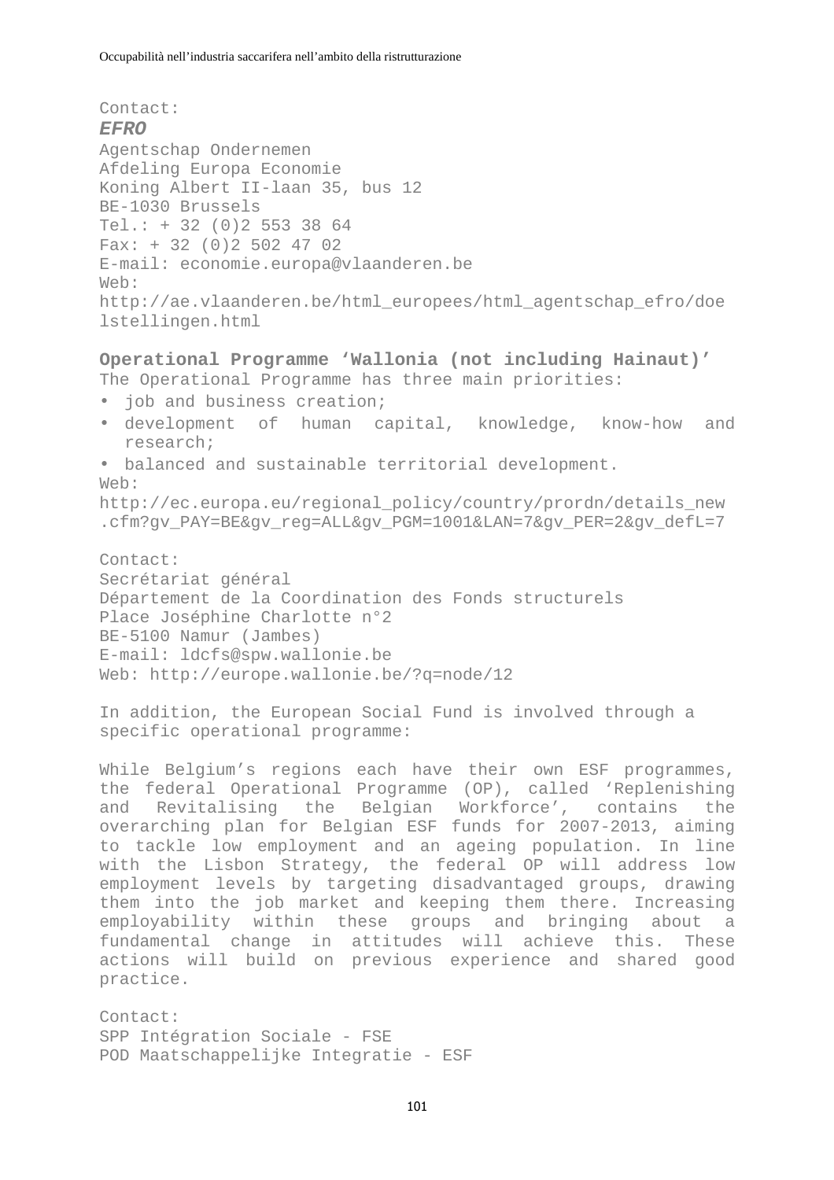Contact:
***EFRO***
Agentschap Ondernemen
Afdeling Europa Economie
Koning Albert II-laan 35, bus 12
BE-1030 Brussels
Tel.: + 32 (0)2 553 38 64
Fax: + 32 (0)2 502 47 02
E-mail: economie.europa@vlaanderen.be
Web:
http://ae.vlaanderen.be/html_europees/html_agentschap_efro/doelstellingen.html

**Operational Programme 'Wallonia (not including Hainaut)'**
The Operational Programme has three main priorities:

- job and business creation;
- development of human capital, knowledge, know-how and research;
- balanced and sustainable territorial development.

Web:
http://ec.europa.eu/regional_policy/country/prordn/details_new.cfm?gv_PAY=BE&gv_reg=ALL&gv_PGM=1001&LAN=7&gv_PER=2&gv_defL=7

Contact:
Secrétariat général
Département de la Coordination des Fonds structurels
Place Joséphine Charlotte n°2
BE-5100 Namur (Jambes)
E-mail: ldcfs@spw.wallonie.be
Web: http://europe.wallonie.be/?q=node/12

In addition, the European Social Fund is involved through a specific operational programme:

While Belgium's regions each have their own ESF programmes, the federal Operational Programme (OP), called 'Replenishing and Revitalising the Belgian Workforce', contains the overarching plan for Belgian ESF funds for 2007-2013, aiming to tackle low employment and an ageing population. In line with the Lisbon Strategy, the federal OP will address low employment levels by targeting disadvantaged groups, drawing them into the job market and keeping them there. Increasing employability within these groups and bringing about a fundamental change in attitudes will achieve this. These actions will build on previous experience and shared good practice.

Contact:
SPP Intégration Sociale - FSE
POD Maatschappelijke Integratie - ESF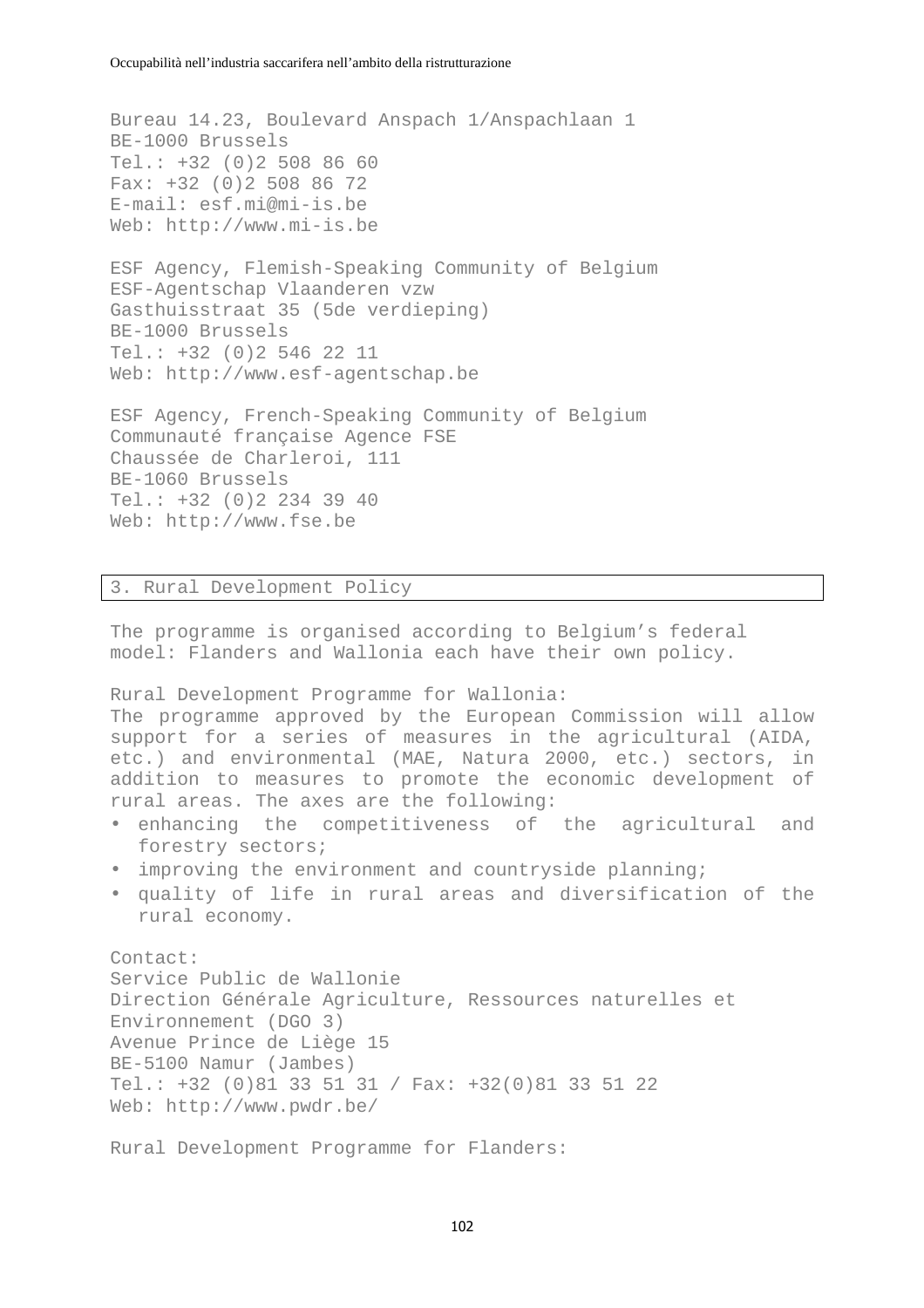Bureau 14.23, Boulevard Anspach 1/Anspachlaan 1
BE-1000 Brussels
Tel.: +32 (0)2 508 86 60
Fax: +32 (0)2 508 86 72
E-mail: esf.mi@mi-is.be
Web: http://www.mi-is.be

ESF Agency, Flemish-Speaking Community of Belgium
ESF-Agentschap Vlaanderen vzw
Gasthuisstraat 35 (5de verdieping)
BE-1000 Brussels
Tel.: +32 (0)2 546 22 11
Web: http://www.esf-agentschap.be

ESF Agency, French-Speaking Community of Belgium
Communauté française Agence FSE
Chaussée de Charleroi, 111
BE-1060 Brussels
Tel.: +32 (0)2 234 39 40
Web: http://www.fse.be

## 3. Rural Development Policy

The programme is organised according to Belgium's federal model: Flanders and Wallonia each have their own policy.

Rural Development Programme for Wallonia:
The programme approved by the European Commission will allow support for a series of measures in the agricultural (AIDA, etc.) and environmental (MAE, Natura 2000, etc.) sectors, in addition to measures to promote the economic development of rural areas. The axes are the following:

- enhancing the competitiveness of the agricultural and forestry sectors;
- improving the environment and countryside planning;
- quality of life in rural areas and diversification of the rural economy.

Contact:
Service Public de Wallonie
Direction Générale Agriculture, Ressources naturelles et Environnement (DGO 3)
Avenue Prince de Liège 15
BE-5100 Namur (Jambes)
Tel.: +32 (0)81 33 51 31 / Fax: +32(0)81 33 51 22
Web: http://www.pwdr.be/

Rural Development Programme for Flanders: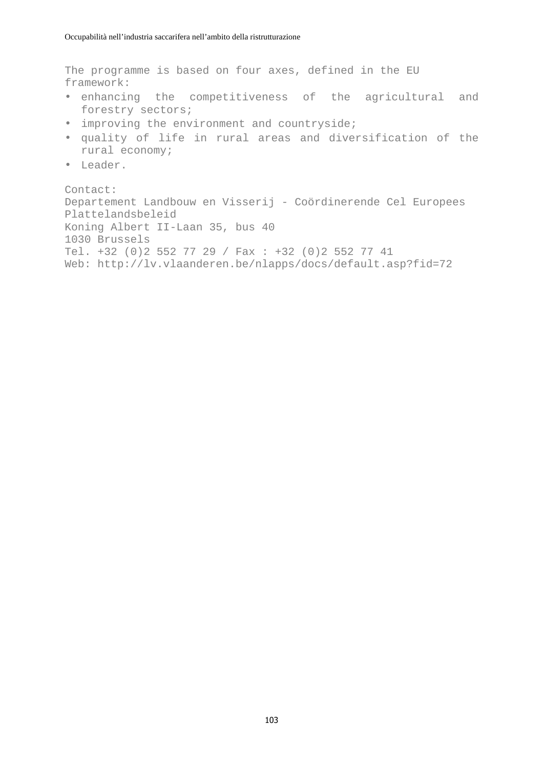The programme is based on four axes, defined in the EU framework:

- enhancing the competitiveness of the agricultural and forestry sectors;
- improving the environment and countryside;
- quality of life in rural areas and diversification of the rural economy;
- Leader.

Contact:
Departement Landbouw en Visserij - Coördinerende Cel Europees Plattelandsbeleid
Koning Albert II-Laan 35, bus 40
1030 Brussels
Tel. +32 (0)2 552 77 29 / Fax : +32 (0)2 552 77 41
Web: http://lv.vlaanderen.be/nlapps/docs/default.asp?fid=72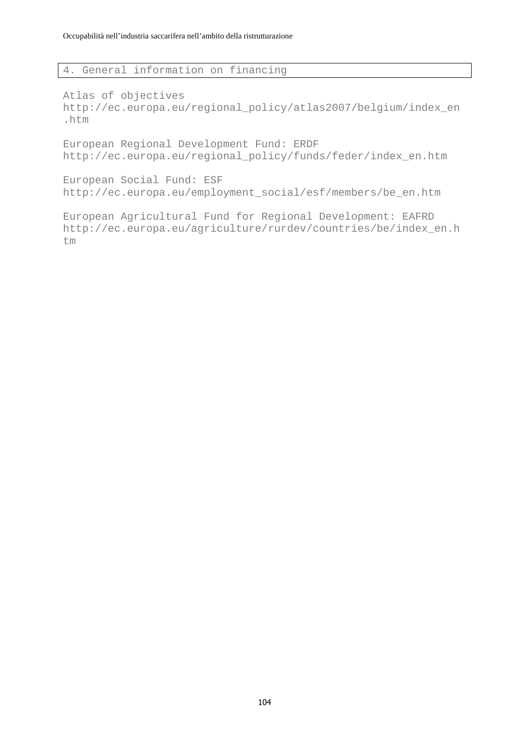## 4. General information on financing

Atlas of objectives
http://ec.europa.eu/regional_policy/atlas2007/belgium/index_en.htm

European Regional Development Fund: ERDF
http://ec.europa.eu/regional_policy/funds/feder/index_en.htm

European Social Fund: ESF
http://ec.europa.eu/employment_social/esf/members/be_en.htm

European Agricultural Fund for Regional Development: EAFRD
http://ec.europa.eu/agriculture/rurdev/countries/be/index_en.htm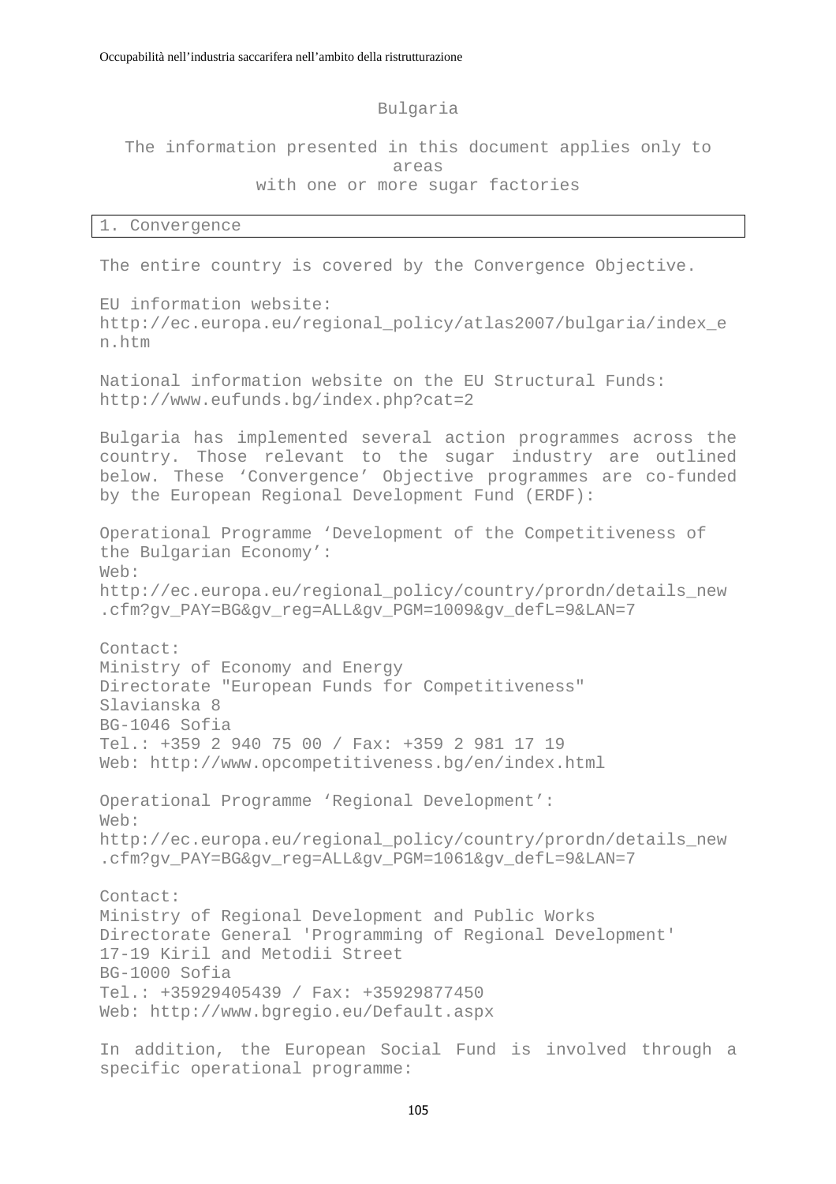## Bulgaria

The information presented in this document applies only to areas with one or more sugar factories

### 1. Convergence

The entire country is covered by the Convergence Objective.

EU information website:
http://ec.europa.eu/regional_policy/atlas2007/bulgaria/index_en.htm

National information website on the EU Structural Funds:
http://www.eufunds.bg/index.php?cat=2

Bulgaria has implemented several action programmes across the country. Those relevant to the sugar industry are outlined below. These ‘Convergence’ Objective programmes are co-funded by the European Regional Development Fund (ERDF):

Operational Programme ‘Development of the Competitiveness of the Bulgarian Economy’:
Web:
http://ec.europa.eu/regional_policy/country/prordn/details_new.cfm?gv_PAY=BG&gv_reg=ALL&gv_PGM=1009&gv_defL=9&LAN=7

Contact:
Ministry of Economy and Energy
Directorate "European Funds for Competitiveness"
Slavianska 8
BG-1046 Sofia
Tel.: +359 2 940 75 00 / Fax: +359 2 981 17 19
Web: http://www.opcompetitiveness.bg/en/index.html

Operational Programme ‘Regional Development’:
Web:
http://ec.europa.eu/regional_policy/country/prordn/details_new.cfm?gv_PAY=BG&gv_reg=ALL&gv_PGM=1061&gv_defL=9&LAN=7

Contact:
Ministry of Regional Development and Public Works
Directorate General 'Programming of Regional Development'
17-19 Kiril and Metodii Street
BG-1000 Sofia
Tel.: +35929405439 / Fax: +35929877450
Web: http://www.bgregio.eu/Default.aspx

In addition, the European Social Fund is involved through a specific operational programme: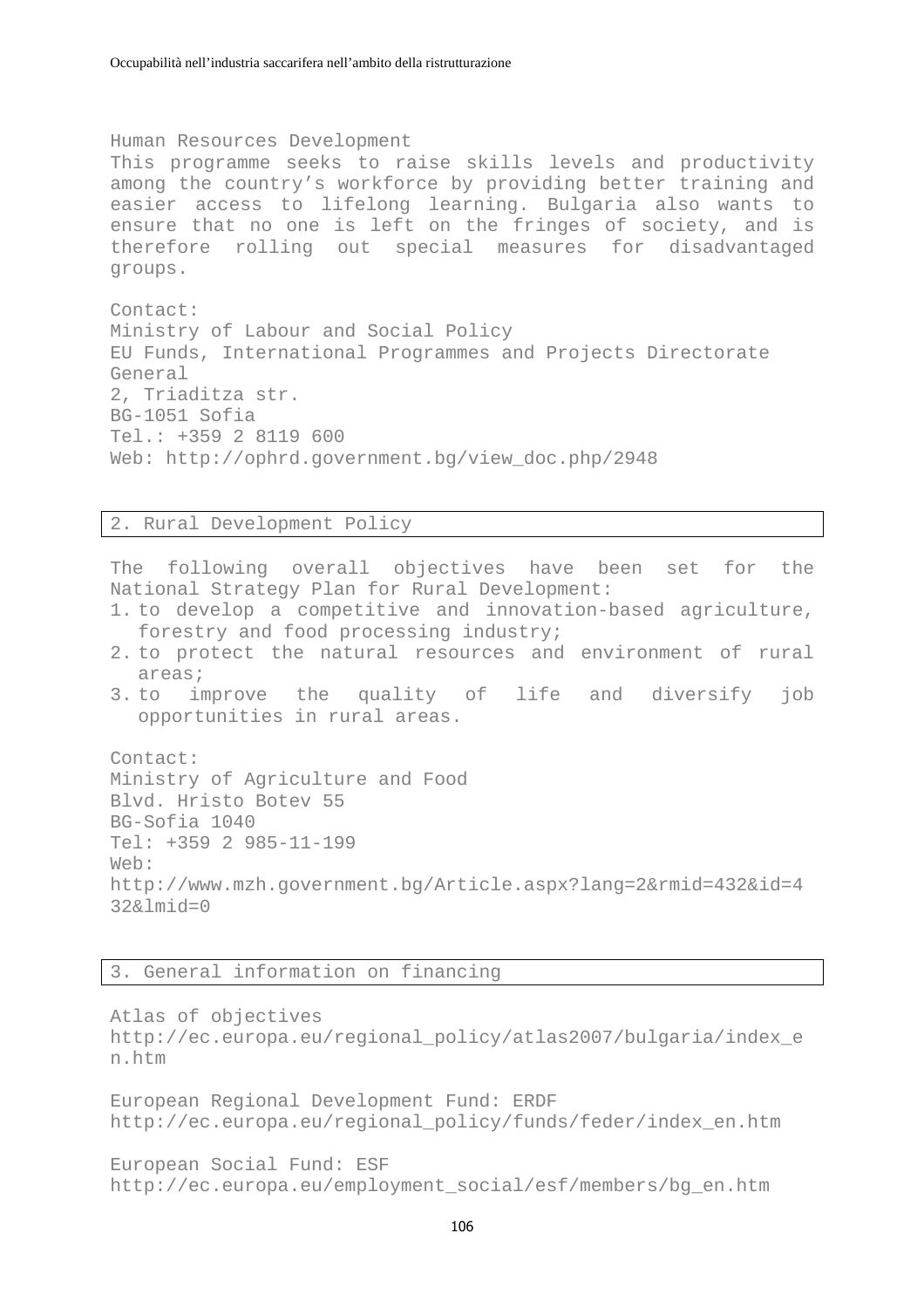Human Resources Development

This programme seeks to raise skills levels and productivity among the country's workforce by providing better training and easier access to lifelong learning. Bulgaria also wants to ensure that no one is left on the fringes of society, and is therefore rolling out special measures for disadvantaged groups.

Contact:
Ministry of Labour and Social Policy
EU Funds, International Programmes and Projects Directorate General
2, Triaditza str.
BG-1051 Sofia
Tel.: +359 2 8119 600
Web: http://ophrd.government.bg/view_doc.php/2948

## 2. Rural Development Policy

The following overall objectives have been set for the National Strategy Plan for Rural Development:

1. to develop a competitive and innovation-based agriculture, forestry and food processing industry;
2. to protect the natural resources and environment of rural areas;
3. to improve the quality of life and diversify job opportunities in rural areas.

Contact:
Ministry of Agriculture and Food
Blvd. Hristo Botev 55
BG-Sofia 1040
Tel: +359 2 985-11-199
Web:
http://www.mzh.government.bg/Article.aspx?lang=2&rmid=432&id=432&lmid=0

## 3. General information on financing

Atlas of objectives
http://ec.europa.eu/regional_policy/atlas2007/bulgaria/index_en.htm

European Regional Development Fund: ERDF
http://ec.europa.eu/regional_policy/funds/feder/index_en.htm

European Social Fund: ESF
http://ec.europa.eu/employment_social/esf/members/bg_en.htm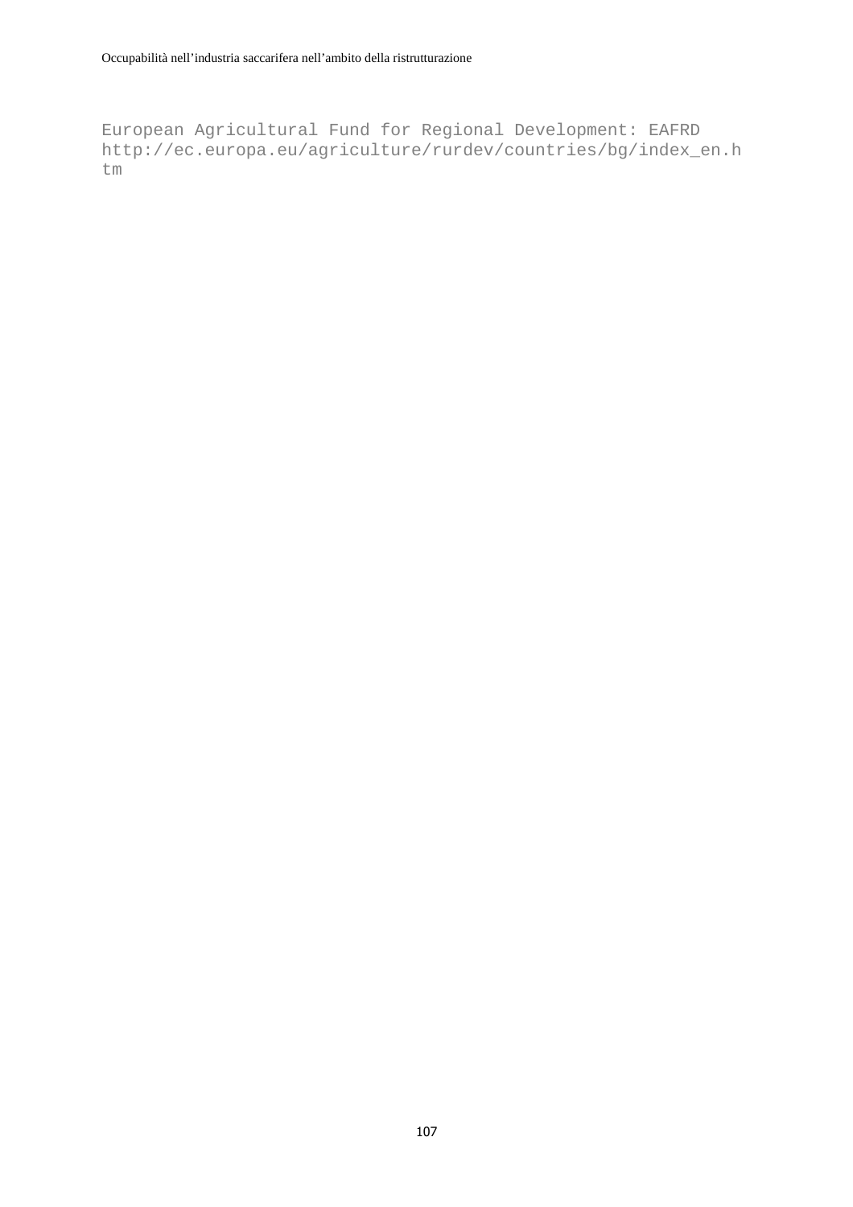European Agricultural Fund for Regional Development: EAFRD
http://ec.europa.eu/agriculture/rurdev/countries/bg/index_en.htm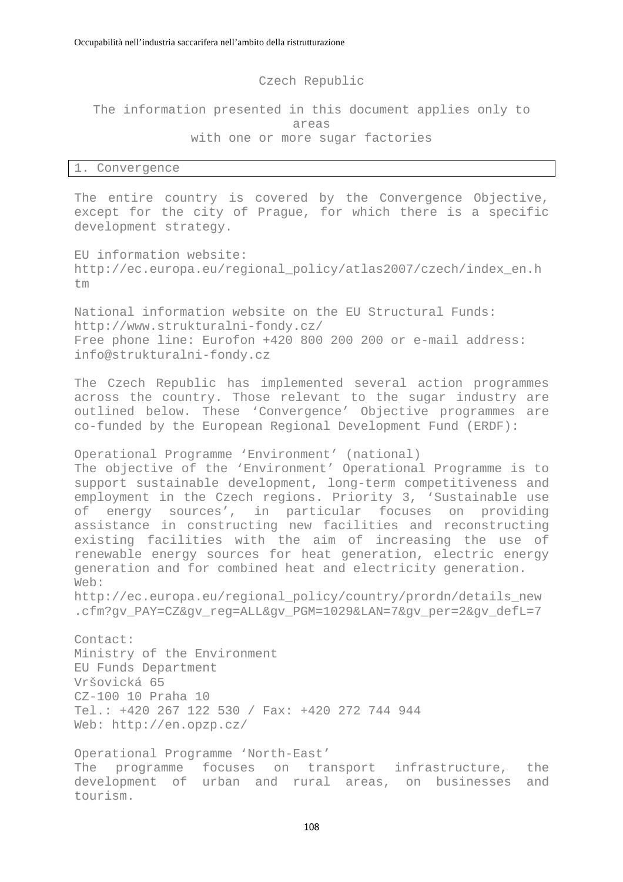## Czech Republic

The information presented in this document applies only to areas with one or more sugar factories

### 1. Convergence

The entire country is covered by the Convergence Objective, except for the city of Prague, for which there is a specific development strategy.

EU information website:
http://ec.europa.eu/regional_policy/atlas2007/czech/index_en.htm

National information website on the EU Structural Funds:
http://www.strukturalni-fondy.cz/
Free phone line: Eurofon +420 800 200 200 or e-mail address: info@strukturalni-fondy.cz

The Czech Republic has implemented several action programmes across the country. Those relevant to the sugar industry are outlined below. These 'Convergence' Objective programmes are co-funded by the European Regional Development Fund (ERDF):

Operational Programme 'Environment' (national)
The objective of the 'Environment' Operational Programme is to support sustainable development, long-term competitiveness and employment in the Czech regions. Priority 3, 'Sustainable use of energy sources', in particular focuses on providing assistance in constructing new facilities and reconstructing existing facilities with the aim of increasing the use of renewable energy sources for heat generation, electric energy generation and for combined heat and electricity generation.
Web:
http://ec.europa.eu/regional_policy/country/prordn/details_new.cfm?gv_PAY=CZ&gv_reg=ALL&gv_PGM=1029&LAN=7&gv_per=2&gv_defL=7

Contact:
Ministry of the Environment
EU Funds Department
Vršovická 65
CZ-100 10 Praha 10
Tel.: +420 267 122 530 / Fax: +420 272 744 944
Web: http://en.opzp.cz/

Operational Programme 'North-East'
The programme focuses on transport infrastructure, the development of urban and rural areas, on businesses and tourism.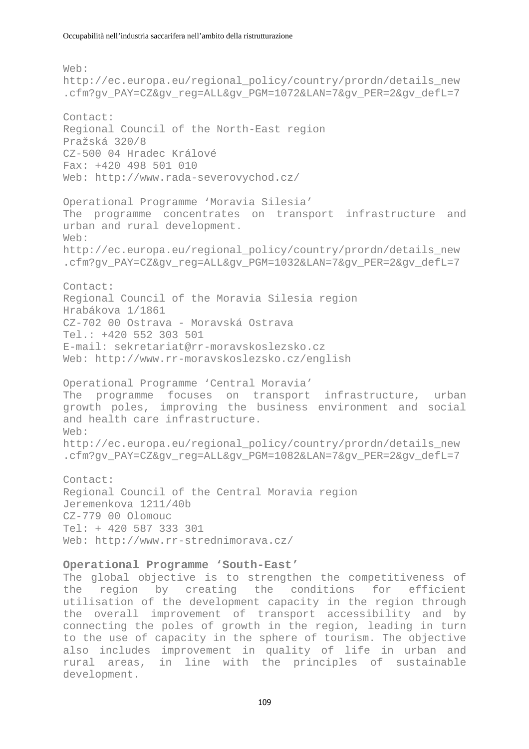Web:
http://ec.europa.eu/regional_policy/country/prordn/details_new.cfm?gv_PAY=CZ&gv_reg=ALL&gv_PGM=1072&LAN=7&gv_PER=2&gv_defL=7

Contact:
Regional Council of the North-East region
Pražská 320/8
CZ-500 04 Hradec Králové
Fax: +420 498 501 010
Web: http://www.rada-severovychod.cz/

Operational Programme 'Moravia Silesia'
The programme concentrates on transport infrastructure and urban and rural development.
Web:
http://ec.europa.eu/regional_policy/country/prordn/details_new.cfm?gv_PAY=CZ&gv_reg=ALL&gv_PGM=1032&LAN=7&gv_PER=2&gv_defL=7

Contact:
Regional Council of the Moravia Silesia region
Hrabákova 1/1861
CZ-702 00 Ostrava - Moravská Ostrava
Tel.: +420 552 303 501
E-mail: sekretariat@rr-moravskoslezsko.cz
Web: http://www.rr-moravskoslezsko.cz/english

Operational Programme 'Central Moravia'
The programme focuses on transport infrastructure, urban growth poles, improving the business environment and social and health care infrastructure.
Web:
http://ec.europa.eu/regional_policy/country/prordn/details_new.cfm?gv_PAY=CZ&gv_reg=ALL&gv_PGM=1082&LAN=7&gv_PER=2&gv_defL=7

Contact:
Regional Council of the Central Moravia region
Jeremenkova 1211/40b
CZ-779 00 Olomouc
Tel: + 420 587 333 301
Web: http://www.rr-strednimorava.cz/

**Operational Programme 'South-East'**
The global objective is to strengthen the competitiveness of the region by creating the conditions for efficient utilisation of the development capacity in the region through the overall improvement of transport accessibility and by connecting the poles of growth in the region, leading in turn to the use of capacity in the sphere of tourism. The objective also includes improvement in quality of life in urban and rural areas, in line with the principles of sustainable development.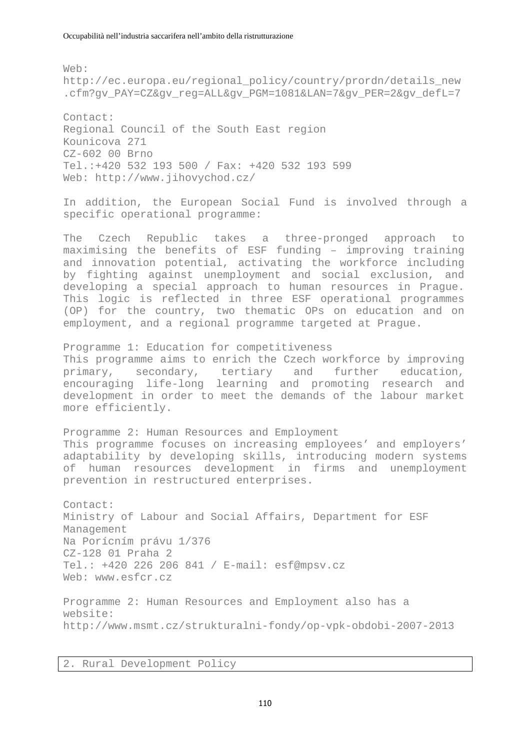Web:
http://ec.europa.eu/regional_policy/country/prordn/details_new.cfm?gv_PAY=CZ&gv_reg=ALL&gv_PGM=1081&LAN=7&gv_PER=2&gv_defL=7

Contact:
Regional Council of the South East region
Kounicova 271
CZ-602 00 Brno
Tel.:+420 532 193 500 / Fax: +420 532 193 599
Web: http://www.jihovychod.cz/

In addition, the European Social Fund is involved through a specific operational programme:

The Czech Republic takes a three-pronged approach to maximising the benefits of ESF funding – improving training and innovation potential, activating the workforce including by fighting against unemployment and social exclusion, and developing a special approach to human resources in Prague. This logic is reflected in three ESF operational programmes (OP) for the country, two thematic OPs on education and on employment, and a regional programme targeted at Prague.

Programme 1: Education for competitiveness
This programme aims to enrich the Czech workforce by improving primary, secondary, tertiary and further education, encouraging life-long learning and promoting research and development in order to meet the demands of the labour market more efficiently.

Programme 2: Human Resources and Employment
This programme focuses on increasing employees' and employers' adaptability by developing skills, introducing modern systems of human resources development in firms and unemployment prevention in restructured enterprises.

Contact:
Ministry of Labour and Social Affairs, Department for ESF Management
Na Porícním právu 1/376
CZ-128 01 Praha 2
Tel.: +420 226 206 841 / E-mail: esf@mpsv.cz
Web: www.esfcr.cz

Programme 2: Human Resources and Employment also has a website:
http://www.msmt.cz/strukturalni-fondy/op-vpk-obdobi-2007-2013

## 2. Rural Development Policy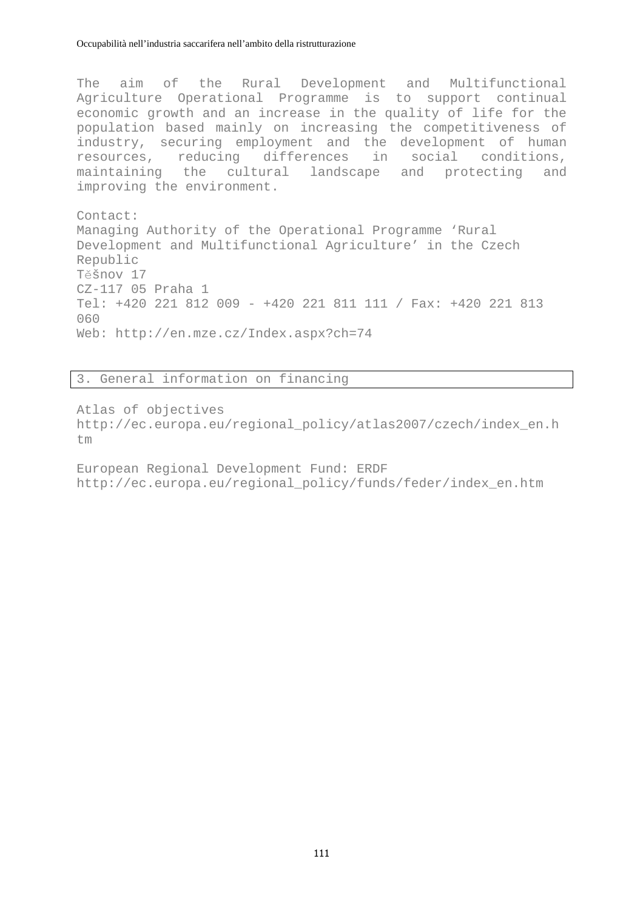The aim of the Rural Development and Multifunctional Agriculture Operational Programme is to support continual economic growth and an increase in the quality of life for the population based mainly on increasing the competitiveness of industry, securing employment and the development of human resources, reducing differences in social conditions, maintaining the cultural landscape and protecting and improving the environment.

Contact:
Managing Authority of the Operational Programme 'Rural Development and Multifunctional Agriculture' in the Czech Republic
Těšnov 17
CZ-117 05 Praha 1
Tel: +420 221 812 009 - +420 221 811 111 / Fax: +420 221 813 060
Web: http://en.mze.cz/Index.aspx?ch=74

## 3. General information on financing

Atlas of objectives
http://ec.europa.eu/regional_policy/atlas2007/czech/index_en.htm

European Regional Development Fund: ERDF
http://ec.europa.eu/regional_policy/funds/feder/index_en.htm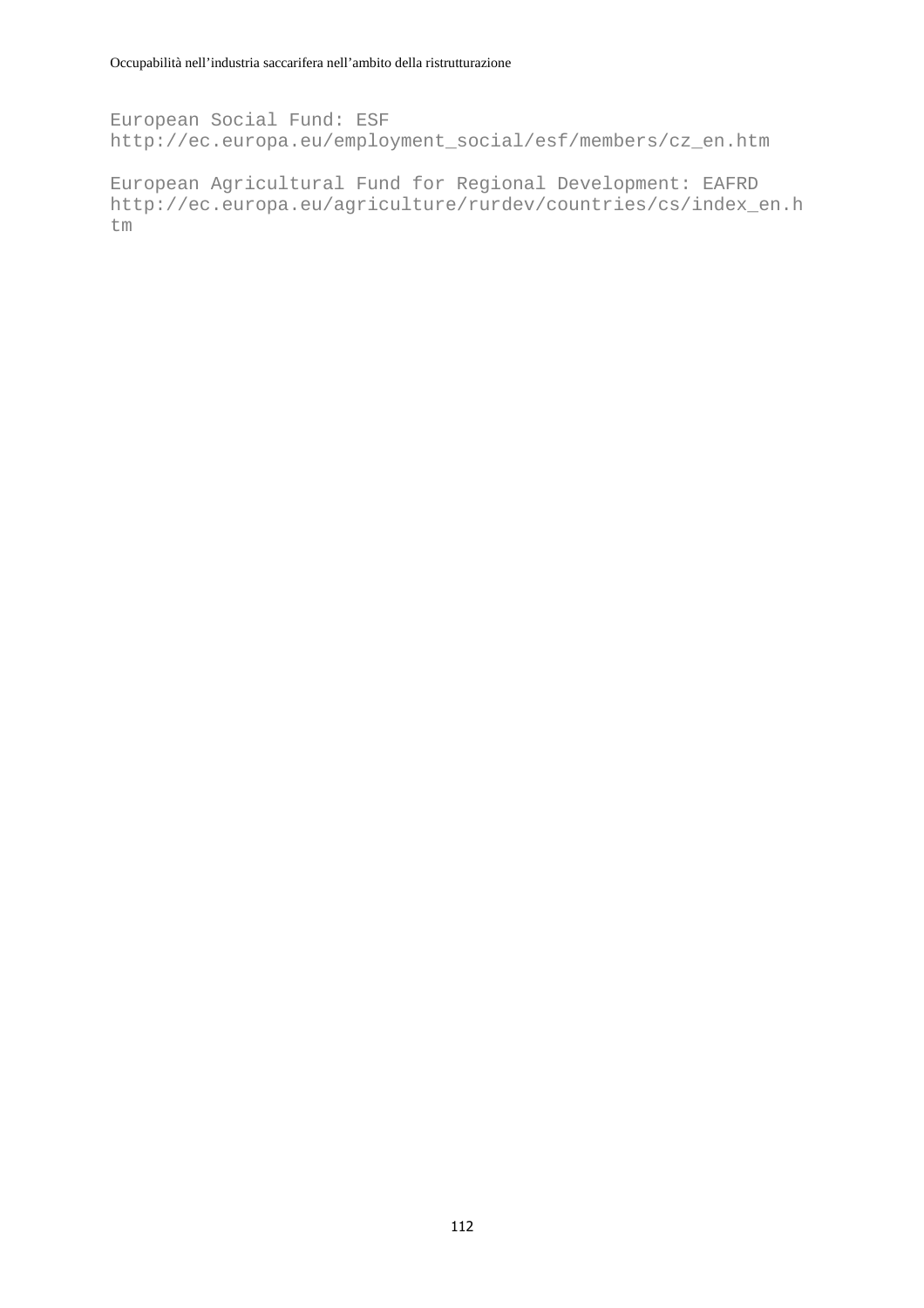European Social Fund: ESF
http://ec.europa.eu/employment_social/esf/members/cz_en.htm

European Agricultural Fund for Regional Development: EAFRD
http://ec.europa.eu/agriculture/rurdev/countries/cs/index_en.htm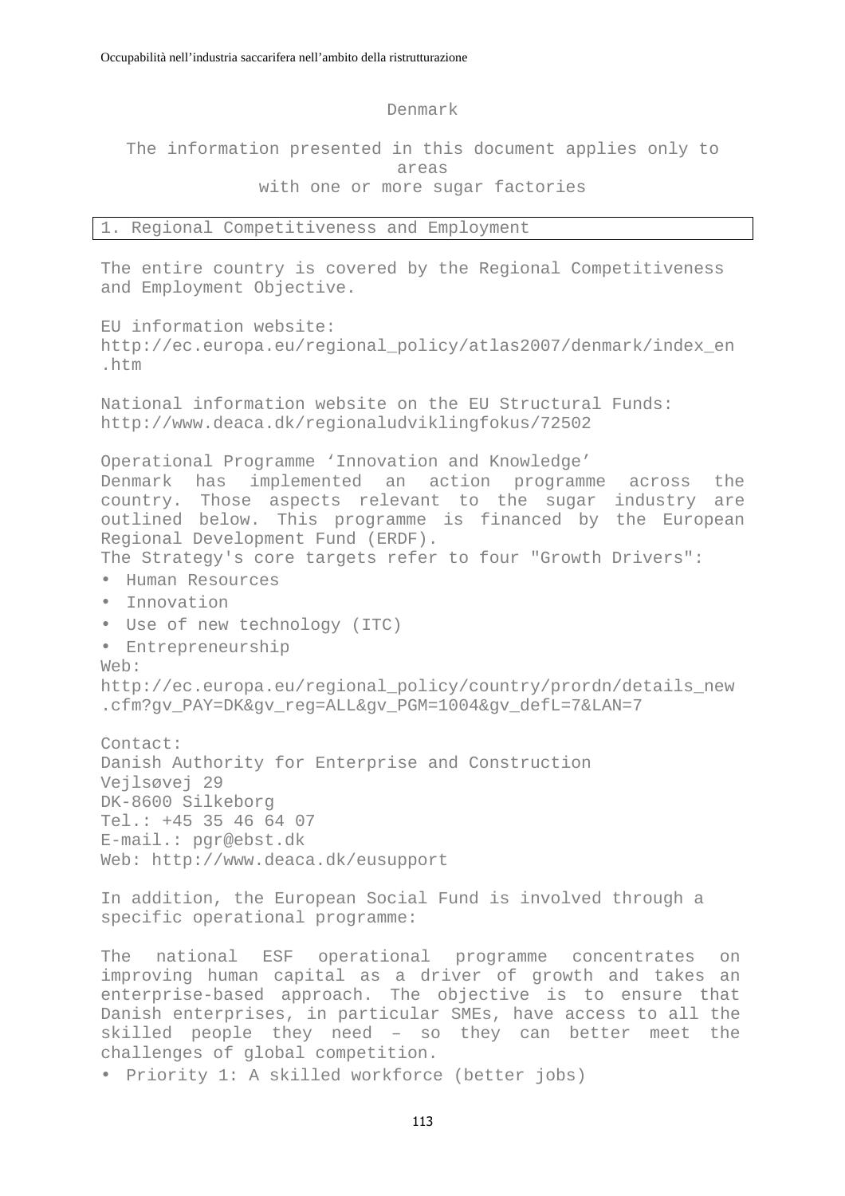# Denmark

The information presented in this document applies only to areas with one or more sugar factories

## 1. Regional Competitiveness and Employment

The entire country is covered by the Regional Competitiveness and Employment Objective.

EU information website:
http://ec.europa.eu/regional_policy/atlas2007/denmark/index_en.htm

National information website on the EU Structural Funds:
http://www.deaca.dk/regionaludviklingfokus/72502

Operational Programme 'Innovation and Knowledge'
Denmark has implemented an action programme across the country. Those aspects relevant to the sugar industry are outlined below. This programme is financed by the European Regional Development Fund (ERDF).
The Strategy's core targets refer to four "Growth Drivers":

- Human Resources
- Innovation
- Use of new technology (ITC)
- Entrepreneurship

Web:
http://ec.europa.eu/regional_policy/country/prordn/details_new.cfm?gv_PAY=DK&gv_reg=ALL&gv_PGM=1004&gv_defL=7&LAN=7

Contact:
Danish Authority for Enterprise and Construction
Vejlsøvej 29
DK-8600 Silkeborg
Tel.: +45 35 46 64 07
E-mail.: pgr@ebst.dk
Web: http://www.deaca.dk/eusupport

In addition, the European Social Fund is involved through a specific operational programme:

The national ESF operational programme concentrates on improving human capital as a driver of growth and takes an enterprise-based approach. The objective is to ensure that Danish enterprises, in particular SMEs, have access to all the skilled people they need – so they can better meet the challenges of global competition.

- Priority 1: A skilled workforce (better jobs)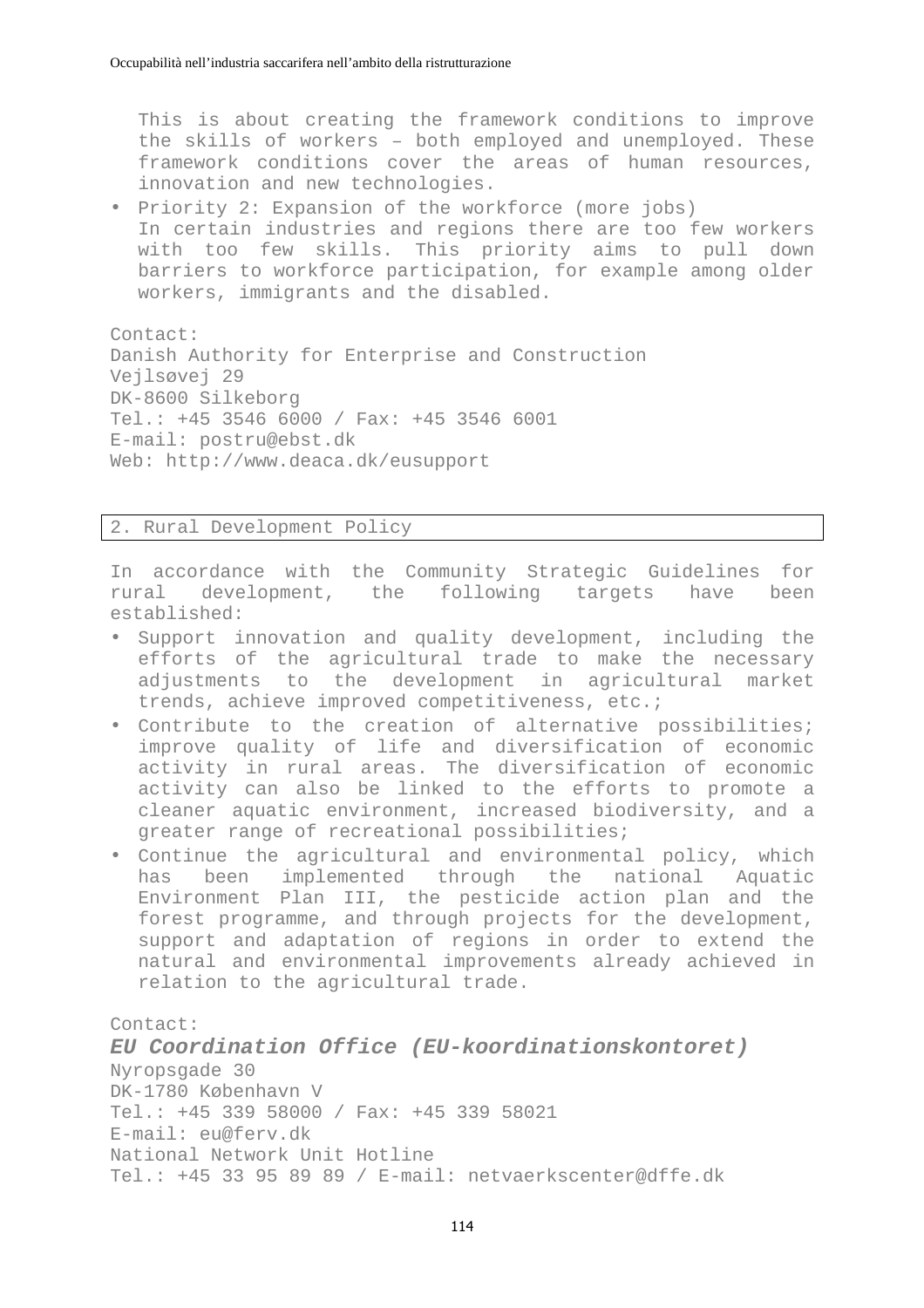This is about creating the framework conditions to improve the skills of workers – both employed and unemployed. These framework conditions cover the areas of human resources, innovation and new technologies.

- Priority 2: Expansion of the workforce (more jobs)
  In certain industries and regions there are too few workers with too few skills. This priority aims to pull down barriers to workforce participation, for example among older workers, immigrants and the disabled.

Contact:
Danish Authority for Enterprise and Construction
Vejlsøvej 29
DK-8600 Silkeborg
Tel.: +45 3546 6000 / Fax: +45 3546 6001
E-mail: postru@ebst.dk
Web: http://www.deaca.dk/eusupport

## 2. Rural Development Policy

In accordance with the Community Strategic Guidelines for rural development, the following targets have been established:

- Support innovation and quality development, including the efforts of the agricultural trade to make the necessary adjustments to the development in agricultural market trends, achieve improved competitiveness, etc.;
- Contribute to the creation of alternative possibilities; improve quality of life and diversification of economic activity in rural areas. The diversification of economic activity can also be linked to the efforts to promote a cleaner aquatic environment, increased biodiversity, and a greater range of recreational possibilities;
- Continue the agricultural and environmental policy, which has been implemented through the national Aquatic Environment Plan III, the pesticide action plan and the forest programme, and through projects for the development, support and adaptation of regions in order to extend the natural and environmental improvements already achieved in relation to the agricultural trade.

Contact:
***EU Coordination Office (EU-koordinationskontoret)***
Nyropsgade 30
DK-1780 København V
Tel.: +45 339 58000 / Fax: +45 339 58021
E-mail: eu@ferv.dk
National Network Unit Hotline
Tel.: +45 33 95 89 89 / E-mail: netvaerkscenter@dffe.dk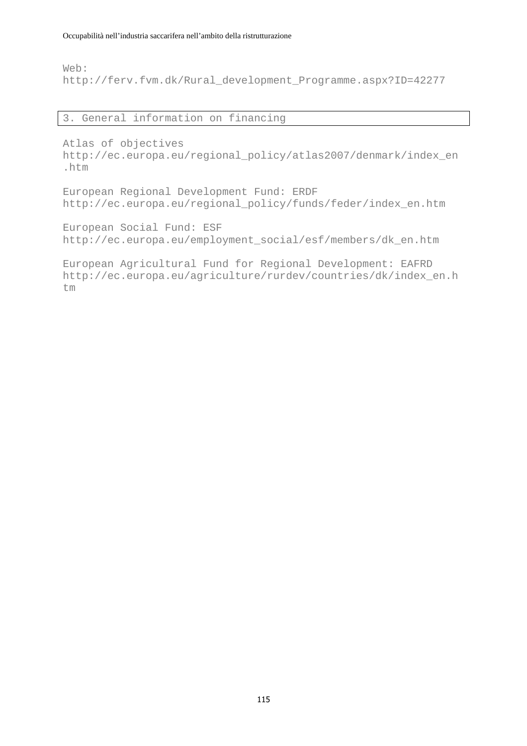Web:
http://ferv.fvm.dk/Rural_development_Programme.aspx?ID=42277

## 3. General information on financing

Atlas of objectives
http://ec.europa.eu/regional_policy/atlas2007/denmark/index_en.htm

European Regional Development Fund: ERDF
http://ec.europa.eu/regional_policy/funds/feder/index_en.htm

European Social Fund: ESF
http://ec.europa.eu/employment_social/esf/members/dk_en.htm

European Agricultural Fund for Regional Development: EAFRD
http://ec.europa.eu/agriculture/rurdev/countries/dk/index_en.htm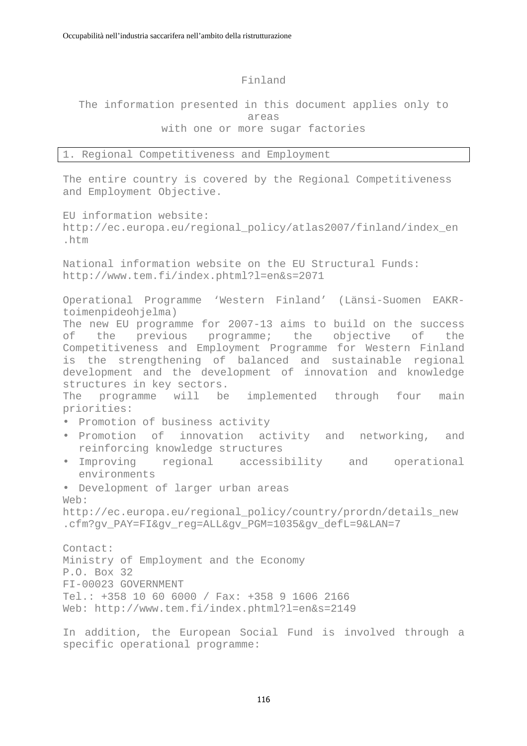# Finland

The information presented in this document applies only to areas with one or more sugar factories

## 1. Regional Competitiveness and Employment

The entire country is covered by the Regional Competitiveness and Employment Objective.

EU information website:
http://ec.europa.eu/regional_policy/atlas2007/finland/index_en.htm

National information website on the EU Structural Funds:
http://www.tem.fi/index.phtml?l=en&s=2071

Operational Programme 'Western Finland' (Länsi-Suomen EAKR-toimenpideohjelma)
The new EU programme for 2007-13 aims to build on the success of the previous programme; the objective of the Competitiveness and Employment Programme for Western Finland is the strengthening of balanced and sustainable regional development and the development of innovation and knowledge structures in key sectors.
The programme will be implemented through four main priorities:

- Promotion of business activity
- Promotion of innovation activity and networking, and reinforcing knowledge structures
- Improving regional accessibility and operational environments
- Development of larger urban areas

Web:
http://ec.europa.eu/regional_policy/country/prordn/details_new.cfm?gv_PAY=FI&gv_reg=ALL&gv_PGM=1035&gv_defL=9&LAN=7

Contact:
Ministry of Employment and the Economy
P.O. Box 32
FI-00023 GOVERNMENT
Tel.: +358 10 60 6000 / Fax: +358 9 1606 2166
Web: http://www.tem.fi/index.phtml?l=en&s=2149

In addition, the European Social Fund is involved through a specific operational programme: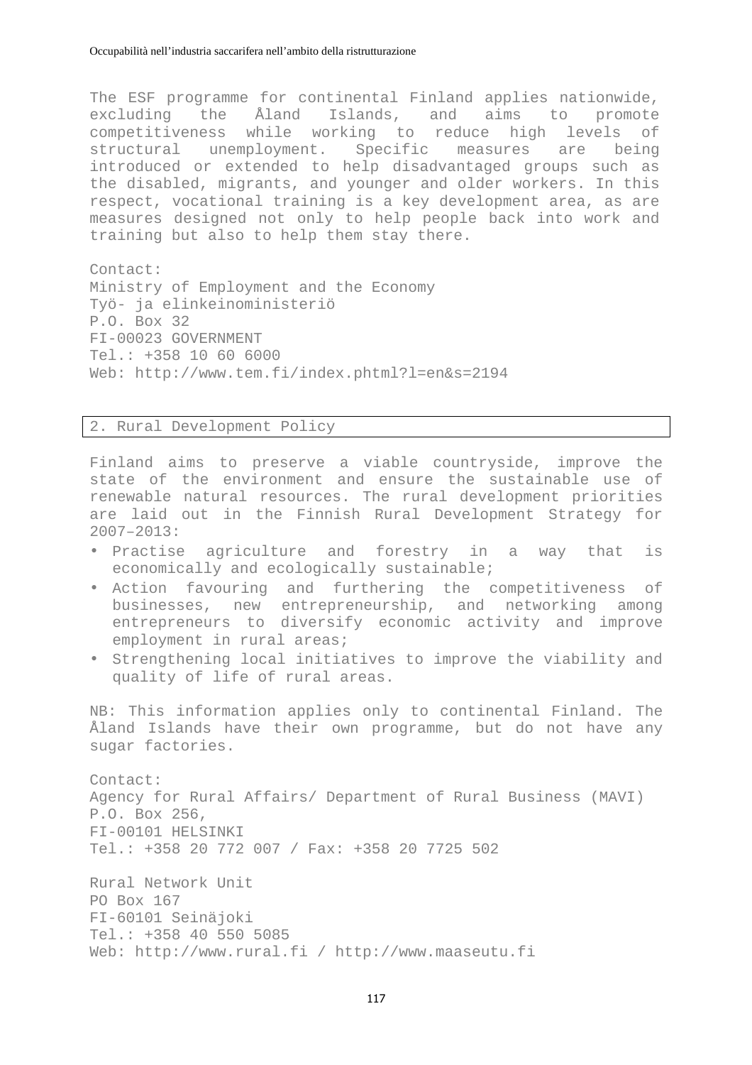The ESF programme for continental Finland applies nationwide, excluding the Åland Islands, and aims to promote competitiveness while working to reduce high levels of structural unemployment. Specific measures are being introduced or extended to help disadvantaged groups such as the disabled, migrants, and younger and older workers. In this respect, vocational training is a key development area, as are measures designed not only to help people back into work and training but also to help them stay there.

Contact:
Ministry of Employment and the Economy
Työ- ja elinkeinoministeriö
P.O. Box 32
FI-00023 GOVERNMENT
Tel.: +358 10 60 6000
Web: http://www.tem.fi/index.phtml?l=en&s=2194

## 2. Rural Development Policy

Finland aims to preserve a viable countryside, improve the state of the environment and ensure the sustainable use of renewable natural resources. The rural development priorities are laid out in the Finnish Rural Development Strategy for 2007–2013:

- Practise agriculture and forestry in a way that is economically and ecologically sustainable;
- Action favouring and furthering the competitiveness of businesses, new entrepreneurship, and networking among entrepreneurs to diversify economic activity and improve employment in rural areas;
- Strengthening local initiatives to improve the viability and quality of life of rural areas.

NB: This information applies only to continental Finland. The Åland Islands have their own programme, but do not have any sugar factories.

Contact:
Agency for Rural Affairs/ Department of Rural Business (MAVI)
P.O. Box 256,
FI-00101 HELSINKI
Tel.: +358 20 772 007 / Fax: +358 20 7725 502

Rural Network Unit
PO Box 167
FI-60101 Seinäjoki
Tel.: +358 40 550 5085
Web: http://www.rural.fi / http://www.maaseutu.fi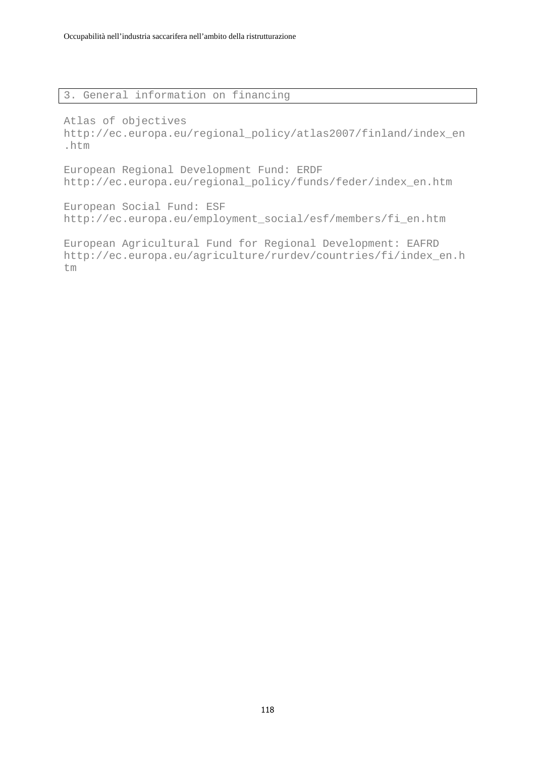## 3. General information on financing

Atlas of objectives
http://ec.europa.eu/regional_policy/atlas2007/finland/index_en.htm

European Regional Development Fund: ERDF
http://ec.europa.eu/regional_policy/funds/feder/index_en.htm

European Social Fund: ESF
http://ec.europa.eu/employment_social/esf/members/fi_en.htm

European Agricultural Fund for Regional Development: EAFRD
http://ec.europa.eu/agriculture/rurdev/countries/fi/index_en.htm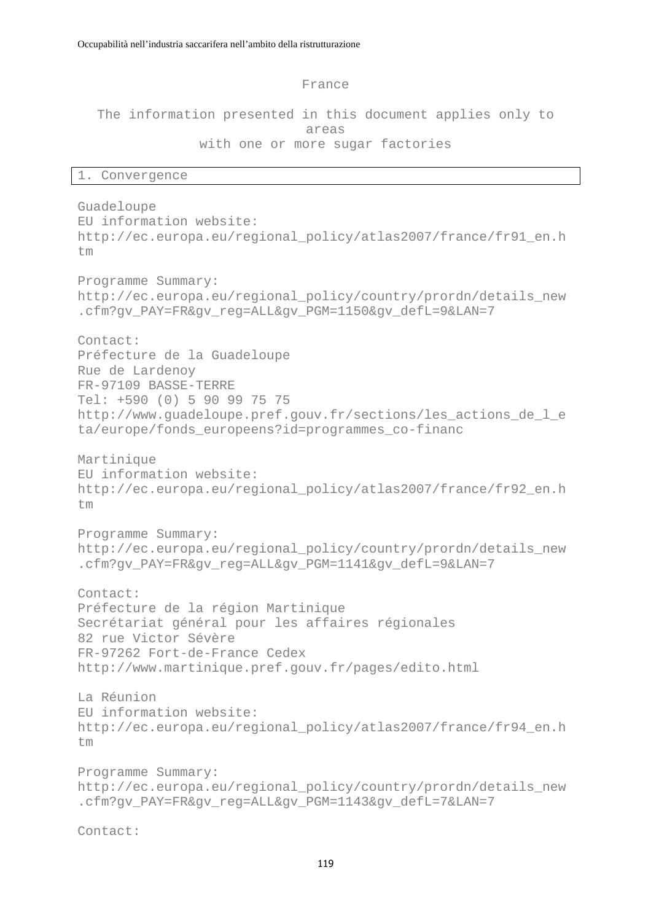France

The information presented in this document applies only to areas with one or more sugar factories

## 1. Convergence

Guadeloupe
EU information website:
http://ec.europa.eu/regional_policy/atlas2007/france/fr91_en.htm

Programme Summary:
http://ec.europa.eu/regional_policy/country/prordn/details_new.cfm?gv_PAY=FR&gv_reg=ALL&gv_PGM=1150&gv_defL=9&LAN=7

Contact:
Préfecture de la Guadeloupe
Rue de Lardenoy
FR-97109 BASSE-TERRE
Tel: +590 (0) 5 90 99 75 75
http://www.guadeloupe.pref.gouv.fr/sections/les_actions_de_l_eta/europe/fonds_europeens?id=programmes_co-financ

Martinique
EU information website:
http://ec.europa.eu/regional_policy/atlas2007/france/fr92_en.htm

Programme Summary:
http://ec.europa.eu/regional_policy/country/prordn/details_new.cfm?gv_PAY=FR&gv_reg=ALL&gv_PGM=1141&gv_defL=9&LAN=7

Contact:
Préfecture de la région Martinique
Secrétariat général pour les affaires régionales
82 rue Victor Sévère
FR-97262 Fort-de-France Cedex
http://www.martinique.pref.gouv.fr/pages/edito.html

La Réunion
EU information website:
http://ec.europa.eu/regional_policy/atlas2007/france/fr94_en.htm

Programme Summary:
http://ec.europa.eu/regional_policy/country/prordn/details_new.cfm?gv_PAY=FR&gv_reg=ALL&gv_PGM=1143&gv_defL=7&LAN=7

Contact: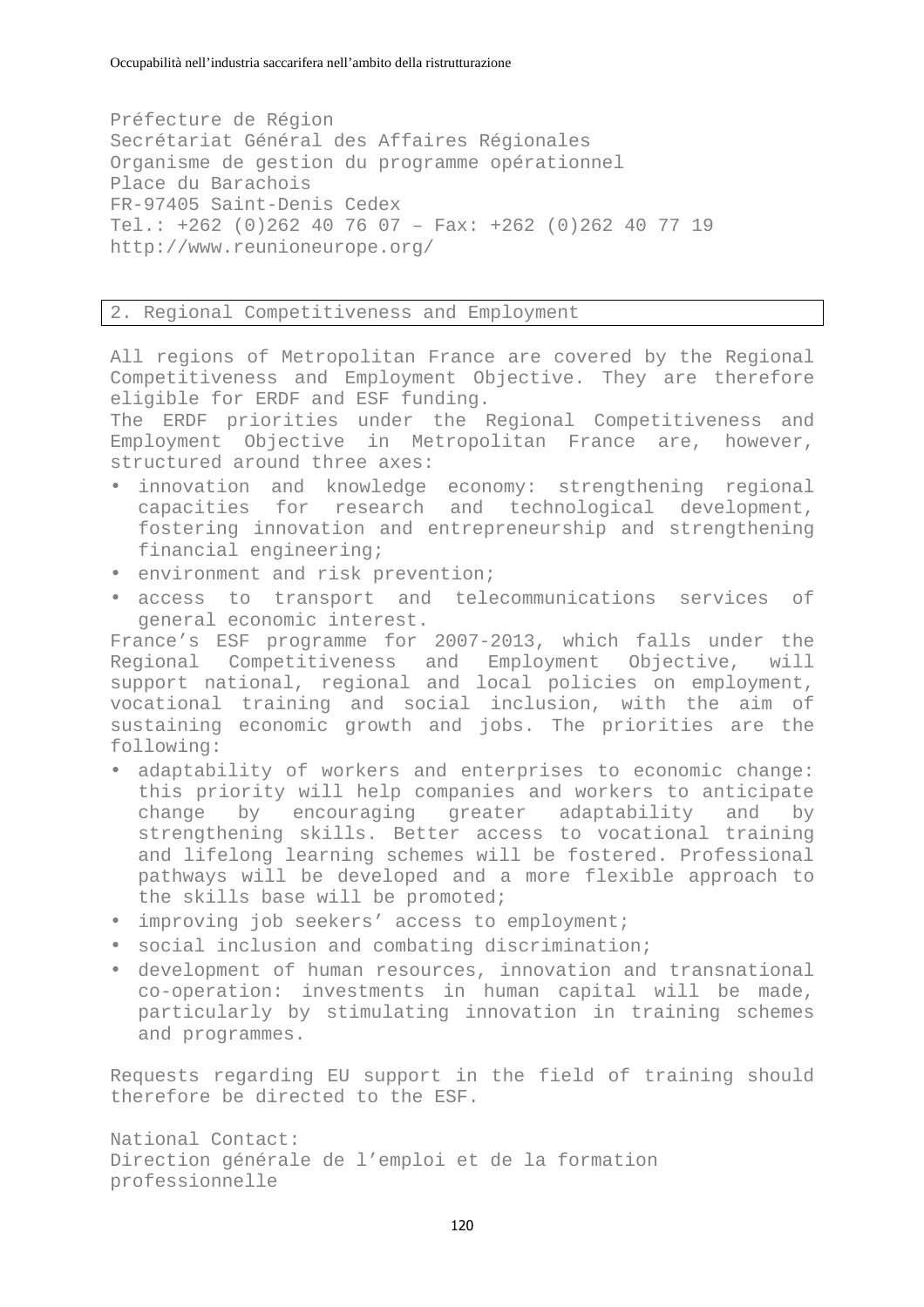Préfecture de Région
Secrétariat Général des Affaires Régionales
Organisme de gestion du programme opérationnel
Place du Barachois
FR-97405 Saint-Denis Cedex
Tel.: +262 (0)262 40 76 07 – Fax: +262 (0)262 40 77 19
http://www.reunioneurope.org/

## 2. Regional Competitiveness and Employment

All regions of Metropolitan France are covered by the Regional Competitiveness and Employment Objective. They are therefore eligible for ERDF and ESF funding.
The ERDF priorities under the Regional Competitiveness and Employment Objective in Metropolitan France are, however, structured around three axes:

- innovation and knowledge economy: strengthening regional capacities for research and technological development, fostering innovation and entrepreneurship and strengthening financial engineering;
- environment and risk prevention;
- access to transport and telecommunications services of general economic interest.

France's ESF programme for 2007-2013, which falls under the Regional Competitiveness and Employment Objective, will support national, regional and local policies on employment, vocational training and social inclusion, with the aim of sustaining economic growth and jobs. The priorities are the following:

- adaptability of workers and enterprises to economic change: this priority will help companies and workers to anticipate change by encouraging greater adaptability and by strengthening skills. Better access to vocational training and lifelong learning schemes will be fostered. Professional pathways will be developed and a more flexible approach to the skills base will be promoted;
- improving job seekers' access to employment;
- social inclusion and combating discrimination;
- development of human resources, innovation and transnational co-operation: investments in human capital will be made, particularly by stimulating innovation in training schemes and programmes.

Requests regarding EU support in the field of training should therefore be directed to the ESF.

National Contact:
Direction générale de l'emploi et de la formation professionnelle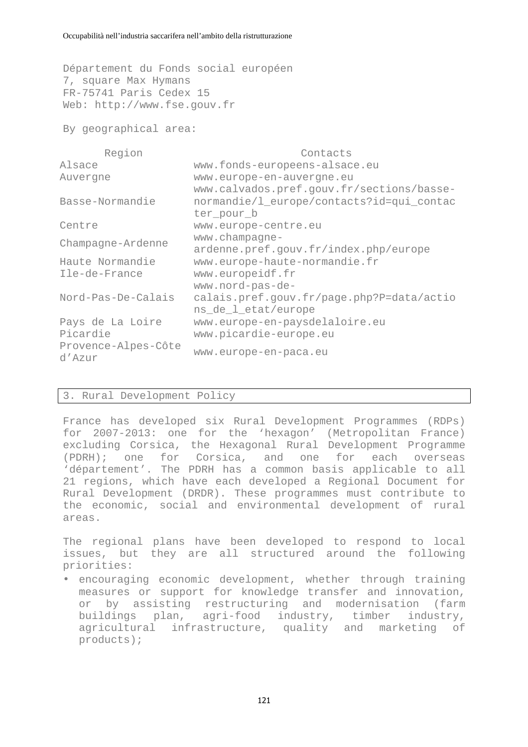Département du Fonds social européen
7, square Max Hymans
FR-75741 Paris Cedex 15
Web: http://www.fse.gouv.fr

By geographical area:

| Region | Contacts |
|---|---|
| Alsace | www.fonds-europeens-alsace.eu |
| Auvergne | www.europe-en-auvergne.eu |
| Basse-Normandie | www.calvados.pref.gouv.fr/sections/basse-normandie/l_europe/contacts?id=qui_contacter_pour_b |
| Centre | www.europe-centre.eu |
| Champagne-Ardenne | www.champagne-ardenne.pref.gouv.fr/index.php/europe |
| Haute Normandie | www.europe-haute-normandie.fr |
| Ile-de-France | www.europeidf.fr |
| Nord-Pas-De-Calais | www.nord-pas-de-calais.pref.gouv.fr/page.php?P=data/actions_de_l_etat/europe |
| Pays de La Loire | www.europe-en-paysdelaloire.eu |
| Picardie | www.picardie-europe.eu |
| Provence-Alpes-Côte d'Azur | www.europe-en-paca.eu |

## 3. Rural Development Policy

France has developed six Rural Development Programmes (RDPs) for 2007-2013: one for the 'hexagon' (Metropolitan France) excluding Corsica, the Hexagonal Rural Development Programme (PDRH); one for Corsica, and one for each overseas 'département'. The PDRH has a common basis applicable to all 21 regions, which have each developed a Regional Document for Rural Development (DRDR). These programmes must contribute to the economic, social and environmental development of rural areas.

The regional plans have been developed to respond to local issues, but they are all structured around the following priorities:

- encouraging economic development, whether through training measures or support for knowledge transfer and innovation, or by assisting restructuring and modernisation (farm buildings plan, agri-food industry, timber industry, agricultural infrastructure, quality and marketing of products);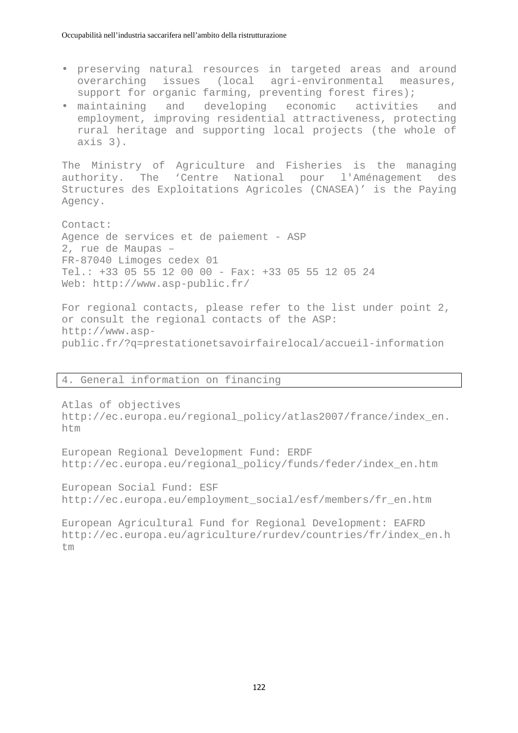- preserving natural resources in targeted areas and around overarching issues (local agri-environmental measures, support for organic farming, preventing forest fires);
- maintaining and developing economic activities and employment, improving residential attractiveness, protecting rural heritage and supporting local projects (the whole of axis 3).

The Ministry of Agriculture and Fisheries is the managing authority. The ‘Centre National pour l'Aménagement des Structures des Exploitations Agricoles (CNASEA)’ is the Paying Agency.

Contact:
Agence de services et de paiement - ASP
2, rue de Maupas –
FR-87040 Limoges cedex 01
Tel.: +33 05 55 12 00 00 - Fax: +33 05 55 12 05 24
Web: http://www.asp-public.fr/

For regional contacts, please refer to the list under point 2, or consult the regional contacts of the ASP:
http://www.asp-public.fr/?q=prestationetsavoirfairelocal/accueil-information

## 4. General information on financing

Atlas of objectives
http://ec.europa.eu/regional_policy/atlas2007/france/index_en.htm

European Regional Development Fund: ERDF
http://ec.europa.eu/regional_policy/funds/feder/index_en.htm

European Social Fund: ESF
http://ec.europa.eu/employment_social/esf/members/fr_en.htm

European Agricultural Fund for Regional Development: EAFRD
http://ec.europa.eu/agriculture/rurdev/countries/fr/index_en.htm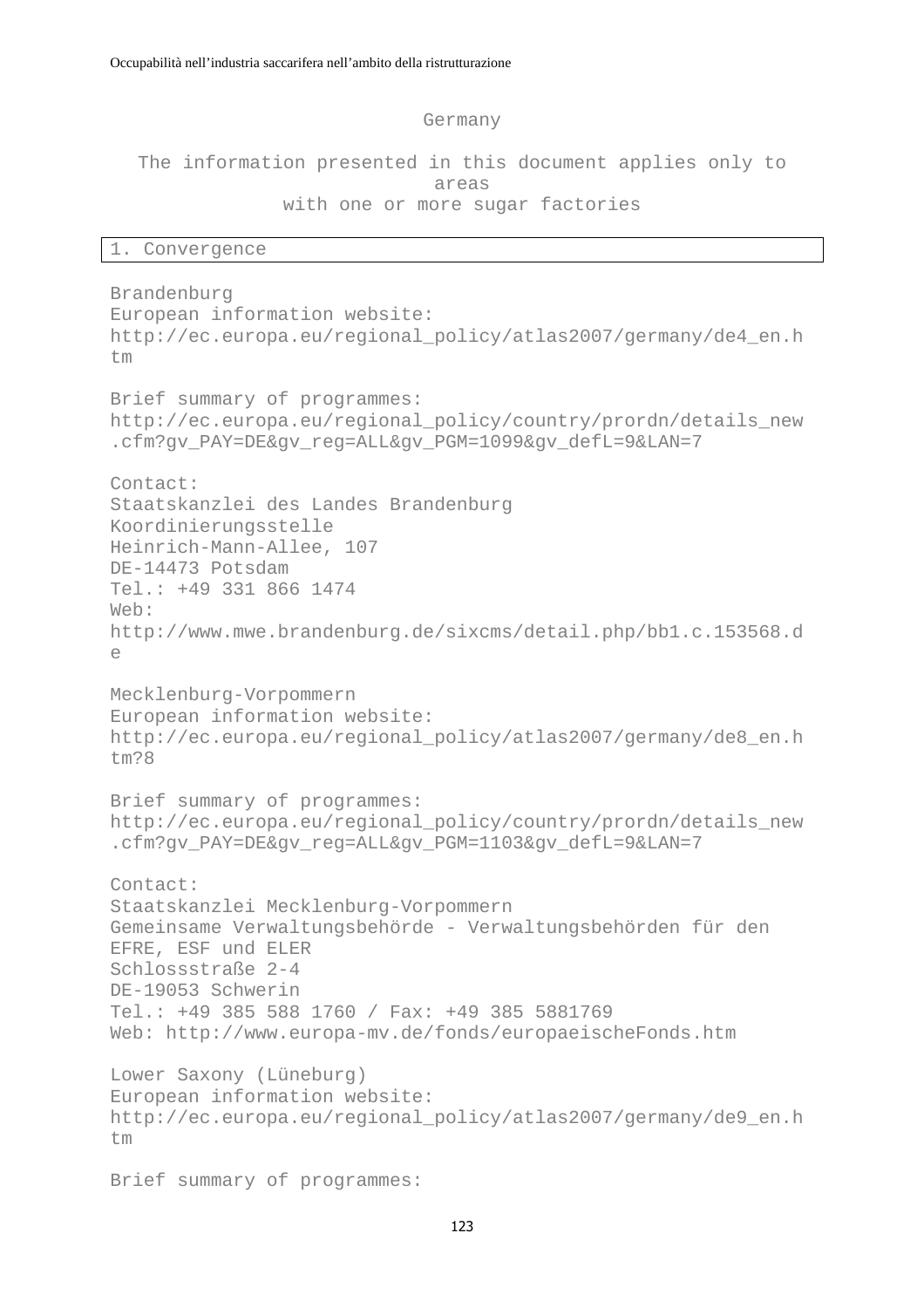Germany

The information presented in this document applies only to areas with one or more sugar factories

## 1. Convergence

Brandenburg
European information website:
http://ec.europa.eu/regional_policy/atlas2007/germany/de4_en.htm

Brief summary of programmes:
http://ec.europa.eu/regional_policy/country/prordn/details_new.cfm?gv_PAY=DE&gv_reg=ALL&gv_PGM=1099&gv_defL=9&LAN=7

Contact:
Staatskanzlei des Landes Brandenburg
Koordinierungsstelle
Heinrich-Mann-Allee, 107
DE-14473 Potsdam
Tel.: +49 331 866 1474
Web:
http://www.mwe.brandenburg.de/sixcms/detail.php/bb1.c.153568.de

Mecklenburg-Vorpommern
European information website:
http://ec.europa.eu/regional_policy/atlas2007/germany/de8_en.htm?8

Brief summary of programmes:
http://ec.europa.eu/regional_policy/country/prordn/details_new.cfm?gv_PAY=DE&gv_reg=ALL&gv_PGM=1103&gv_defL=9&LAN=7

Contact:
Staatskanzlei Mecklenburg-Vorpommern
Gemeinsame Verwaltungsbehörde - Verwaltungsbehörden für den EFRE, ESF und ELER
Schlossstraße 2-4
DE-19053 Schwerin
Tel.: +49 385 588 1760 / Fax: +49 385 5881769
Web: http://www.europa-mv.de/fonds/europaeischeFonds.htm

Lower Saxony (Lüneburg)
European information website:
http://ec.europa.eu/regional_policy/atlas2007/germany/de9_en.htm

Brief summary of programmes: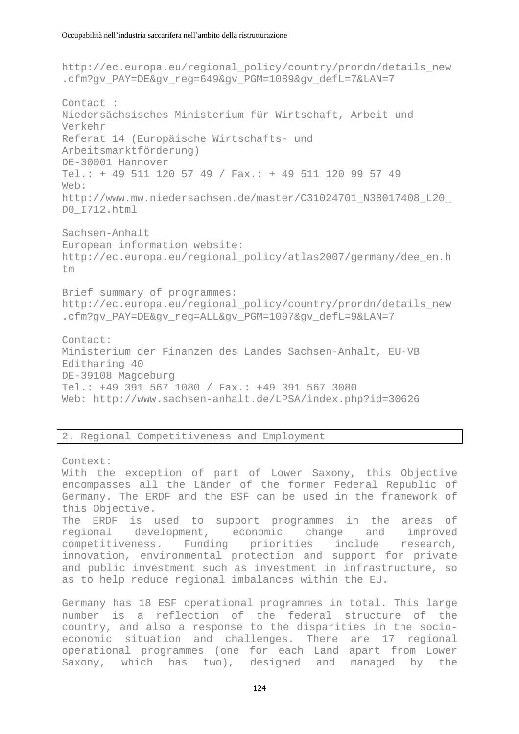http://ec.europa.eu/regional_policy/country/prordn/details_new.cfm?gv_PAY=DE&gv_reg=649&gv_PGM=1089&gv_defL=7&LAN=7

Contact :
Niedersächsisches Ministerium für Wirtschaft, Arbeit und Verkehr
Referat 14 (Europäische Wirtschafts- und Arbeitsmarktförderung)
DE-30001 Hannover
Tel.: + 49 511 120 57 49 / Fax.: + 49 511 120 99 57 49
Web:
http://www.mw.niedersachsen.de/master/C31024701_N38017408_L20_D0_I712.html

Sachsen-Anhalt
European information website:
http://ec.europa.eu/regional_policy/atlas2007/germany/dee_en.htm

Brief summary of programmes:
http://ec.europa.eu/regional_policy/country/prordn/details_new.cfm?gv_PAY=DE&gv_reg=ALL&gv_PGM=1097&gv_defL=9&LAN=7

Contact:
Ministerium der Finanzen des Landes Sachsen-Anhalt, EU-VB
Editharing 40
DE-39108 Magdeburg
Tel.: +49 391 567 1080 / Fax.: +49 391 567 3080
Web: http://www.sachsen-anhalt.de/LPSA/index.php?id=30626

## 2. Regional Competitiveness and Employment

Context:
With the exception of part of Lower Saxony, this Objective encompasses all the Länder of the former Federal Republic of Germany. The ERDF and the ESF can be used in the framework of this Objective.
The ERDF is used to support programmes in the areas of regional development, economic change and improved competitiveness. Funding priorities include research, innovation, environmental protection and support for private and public investment such as investment in infrastructure, so as to help reduce regional imbalances within the EU.

Germany has 18 ESF operational programmes in total. This large number is a reflection of the federal structure of the country, and also a response to the disparities in the socio-economic situation and challenges. There are 17 regional operational programmes (one for each Land apart from Lower Saxony, which has two), designed and managed by the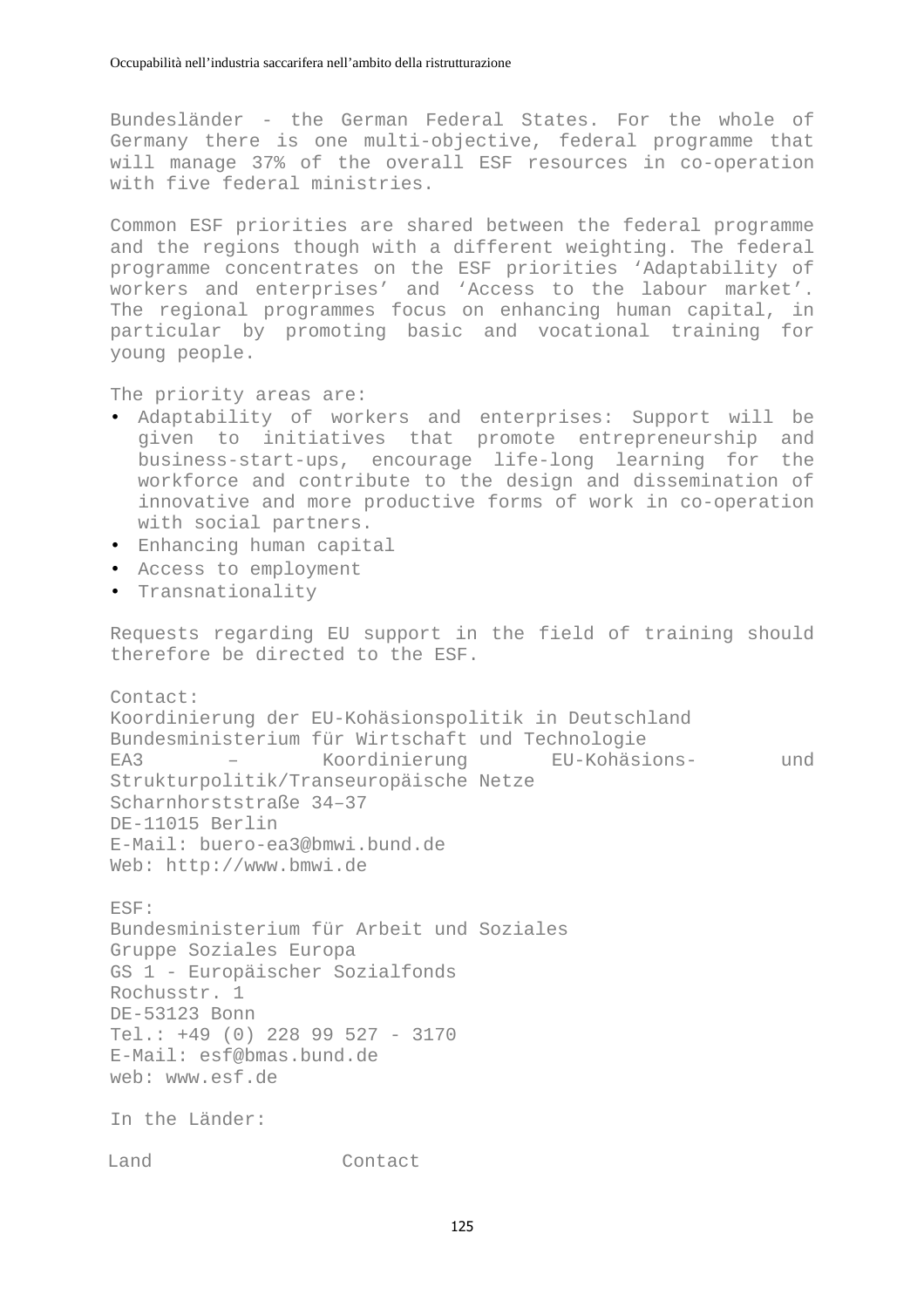Bundesländer - the German Federal States. For the whole of Germany there is one multi-objective, federal programme that will manage 37% of the overall ESF resources in co-operation with five federal ministries.

Common ESF priorities are shared between the federal programme and the regions though with a different weighting. The federal programme concentrates on the ESF priorities 'Adaptability of workers and enterprises' and 'Access to the labour market'. The regional programmes focus on enhancing human capital, in particular by promoting basic and vocational training for young people.

The priority areas are:

- Adaptability of workers and enterprises: Support will be given to initiatives that promote entrepreneurship and business-start-ups, encourage life-long learning for the workforce and contribute to the design and dissemination of innovative and more productive forms of work in co-operation with social partners.
- Enhancing human capital
- Access to employment
- Transnationality

Requests regarding EU support in the field of training should therefore be directed to the ESF.

Contact:
Koordinierung der EU-Kohäsionspolitik in Deutschland
Bundesministerium für Wirtschaft und Technologie
EA3 – Koordinierung EU-Kohäsions- und Strukturpolitik/Transeuropäische Netze
Scharnhorststraße 34–37
DE-11015 Berlin
E-Mail: buero-ea3@bmwi.bund.de
Web: http://www.bmwi.de

ESF:
Bundesministerium für Arbeit und Soziales
Gruppe Soziales Europa
GS 1 - Europäischer Sozialfonds
Rochusstr. 1
DE-53123 Bonn
Tel.: +49 (0) 228 99 527 - 3170
E-Mail: esf@bmas.bund.de
web: www.esf.de

In the Länder:

| Land | Contact |
| --- | --- |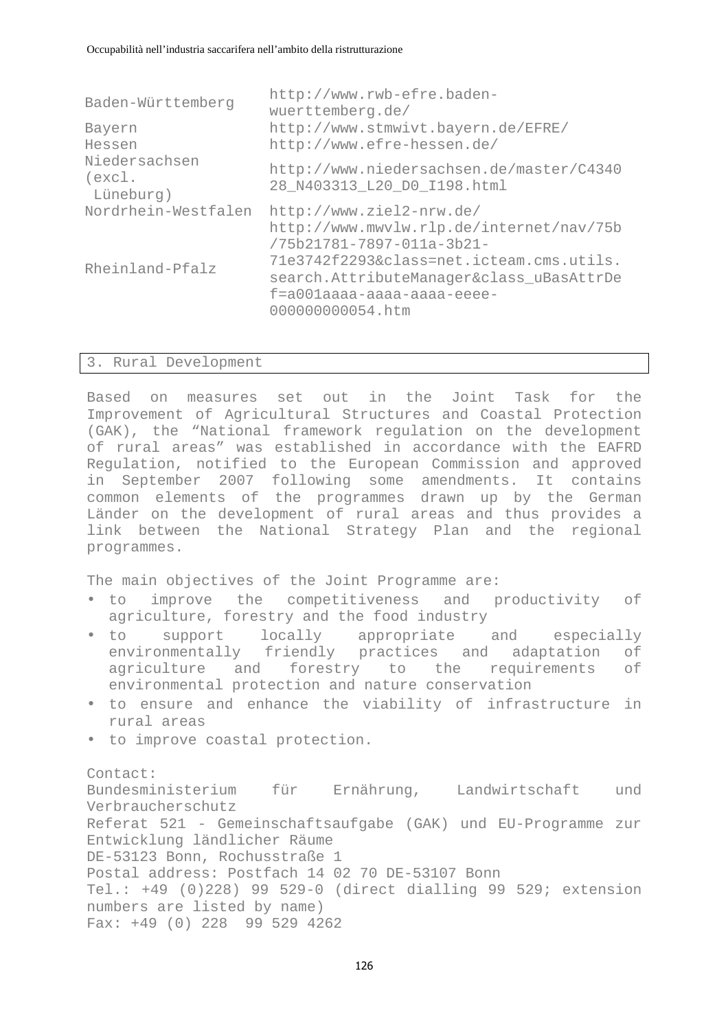| | |
|---|---|
| Baden-Württemberg | http://www.rwb-efre.baden-wuerttemberg.de/ |
| Bayern | http://www.stmwivt.bayern.de/EFRE/ |
| Hessen | http://www.efre-hessen.de/ |
| Niedersachsen (excl. Lüneburg) | http://www.niedersachsen.de/master/C434028_N403313_L20_D0_I198.html |
| Nordrhein-Westfalen | http://www.ziel2-nrw.de/ |
| Rheinland-Pfalz | http://www.mwvlw.rlp.de/internet/nav/75b/75b21781-7897-011a-3b21-71e3742f2293&class=net.icteam.cms.utils.search.AttributeManager&class_uBasAttrDef=a001aaaa-aaaa-aaaa-eeee-000000000054.htm |

## 3. Rural Development

Based on measures set out in the Joint Task for the Improvement of Agricultural Structures and Coastal Protection (GAK), the "National framework regulation on the development of rural areas" was established in accordance with the EAFRD Regulation, notified to the European Commission and approved in September 2007 following some amendments. It contains common elements of the programmes drawn up by the German Länder on the development of rural areas and thus provides a link between the National Strategy Plan and the regional programmes.

The main objectives of the Joint Programme are:

- to improve the competitiveness and productivity of agriculture, forestry and the food industry
- to support locally appropriate and especially environmentally friendly practices and adaptation of agriculture and forestry to the requirements of environmental protection and nature conservation
- to ensure and enhance the viability of infrastructure in rural areas
- to improve coastal protection.

Contact:
Bundesministerium für Ernährung, Landwirtschaft und Verbraucherschutz
Referat 521 - Gemeinschaftsaufgabe (GAK) und EU-Programme zur Entwicklung ländlicher Räume
DE-53123 Bonn, Rochusstraße 1
Postal address: Postfach 14 02 70 DE-53107 Bonn
Tel.: +49 (0)228) 99 529-0 (direct dialling 99 529; extension numbers are listed by name)
Fax: +49 (0) 228 99 529 4262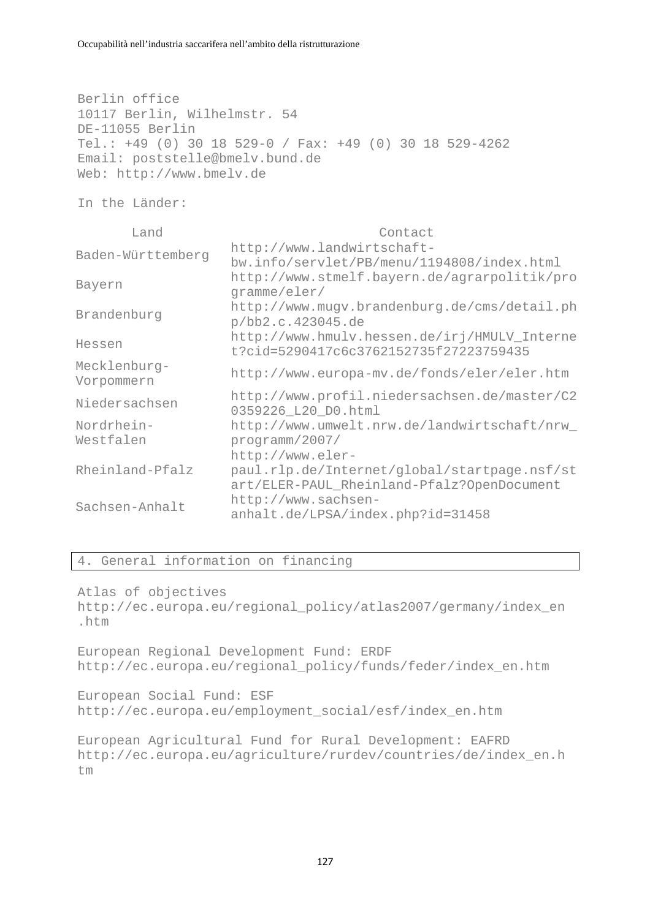Berlin office  
10117 Berlin, Wilhelmstr. 54  
DE-11055 Berlin  
Tel.: +49 (0) 30 18 529-0 / Fax: +49 (0) 30 18 529-4262  
Email: poststelle@bmelv.bund.de  
Web: http://www.bmelv.de

In the Länder:

| Land | Contact |
| --- | --- |
| Baden-Württemberg | http://www.landwirtschaft-bw.info/servlet/PB/menu/1194808/index.html |
| Bayern | http://www.stmelf.bayern.de/agrarpolitik/programme/eler/ |
| Brandenburg | http://www.mugv.brandenburg.de/cms/detail.php/bb2.c.423045.de |
| Hessen | http://www.hmulv.hessen.de/irj/HMULV_Internet?cid=5290417c6c3762152735f27223759435 |
| Mecklenburg-Vorpommern | http://www.europa-mv.de/fonds/eler/eler.htm |
| Niedersachsen | http://www.profil.niedersachsen.de/master/C20359226_L20_D0.html |
| Nordrhein-Westfalen | http://www.umwelt.nrw.de/landwirtschaft/nrw_programm/2007/ |
| Rheinland-Pfalz | http://www.eler-paul.rlp.de/Internet/global/startpage.nsf/start/ELER-PAUL_Rheinland-Pfalz?OpenDocument |
| Sachsen-Anhalt | http://www.sachsen-anhalt.de/LPSA/index.php?id=31458 |

## 4. General information on financing

Atlas of objectives  
http://ec.europa.eu/regional_policy/atlas2007/germany/index_en.htm

European Regional Development Fund: ERDF  
http://ec.europa.eu/regional_policy/funds/feder/index_en.htm

European Social Fund: ESF  
http://ec.europa.eu/employment_social/esf/index_en.htm

European Agricultural Fund for Rural Development: EAFRD  
http://ec.europa.eu/agriculture/rurdev/countries/de/index_en.htm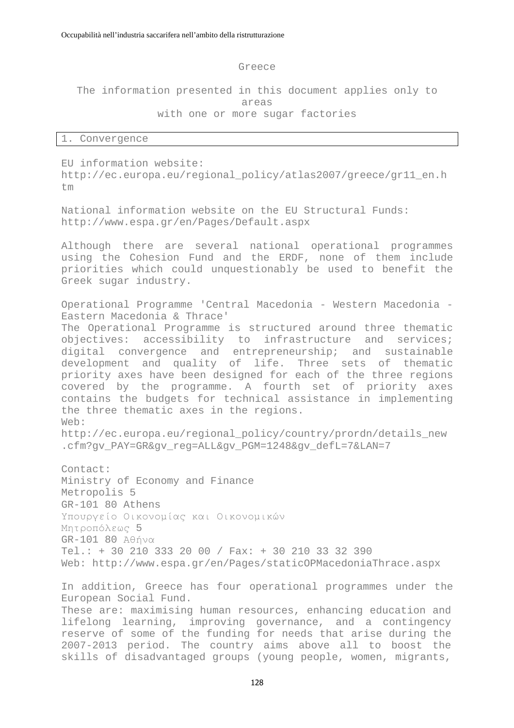Greece

The information presented in this document applies only to areas with one or more sugar factories

## 1. Convergence

EU information website:
http://ec.europa.eu/regional_policy/atlas2007/greece/gr11_en.htm

National information website on the EU Structural Funds:
http://www.espa.gr/en/Pages/Default.aspx

Although there are several national operational programmes using the Cohesion Fund and the ERDF, none of them include priorities which could unquestionably be used to benefit the Greek sugar industry.

Operational Programme 'Central Macedonia - Western Macedonia - Eastern Macedonia & Thrace'
The Operational Programme is structured around three thematic objectives: accessibility to infrastructure and services; digital convergence and entrepreneurship; and sustainable development and quality of life. Three sets of thematic priority axes have been designed for each of the three regions covered by the programme. A fourth set of priority axes contains the budgets for technical assistance in implementing the three thematic axes in the regions.
Web:
http://ec.europa.eu/regional_policy/country/prordn/details_new.cfm?gv_PAY=GR&gv_reg=ALL&gv_PGM=1248&gv_defL=7&LAN=7

Contact:
Ministry of Economy and Finance
Metropolis 5
GR-101 80 Athens
Υπουργείο Οικονομίας και Οικονομικών
Μητροπόλεως 5
GR-101 80 Αθήνα
Tel.: + 30 210 333 20 00 / Fax: + 30 210 33 32 390
Web: http://www.espa.gr/en/Pages/staticOPMacedoniaThrace.aspx

In addition, Greece has four operational programmes under the European Social Fund.
These are: maximising human resources, enhancing education and lifelong learning, improving governance, and a contingency reserve of some of the funding for needs that arise during the 2007-2013 period. The country aims above all to boost the skills of disadvantaged groups (young people, women, migrants,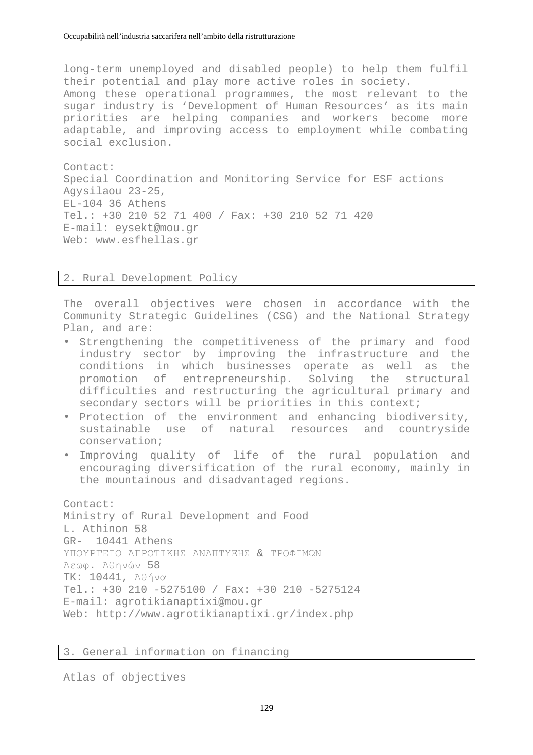long-term unemployed and disabled people) to help them fulfil their potential and play more active roles in society.
Among these operational programmes, the most relevant to the sugar industry is ‘Development of Human Resources’ as its main priorities are helping companies and workers become more adaptable, and improving access to employment while combating social exclusion.

Contact:
Special Coordination and Monitoring Service for ESF actions
Agysilaou 23-25,
EL-104 36 Athens
Tel.: +30 210 52 71 400 / Fax: +30 210 52 71 420
E-mail: eysekt@mou.gr
Web: www.esfhellas.gr

## 2. Rural Development Policy

The overall objectives were chosen in accordance with the Community Strategic Guidelines (CSG) and the National Strategy Plan, and are:

- Strengthening the competitiveness of the primary and food industry sector by improving the infrastructure and the conditions in which businesses operate as well as the promotion of entrepreneurship. Solving the structural difficulties and restructuring the agricultural primary and secondary sectors will be priorities in this context;
- Protection of the environment and enhancing biodiversity, sustainable use of natural resources and countryside conservation;
- Improving quality of life of the rural population and encouraging diversification of the rural economy, mainly in the mountainous and disadvantaged regions.

Contact:
Ministry of Rural Development and Food
L. Athinon 58
GR- 10441 Athens
ΥΠΟΥΡΓΕΙΟ ΑΓΡΟΤΙΚΗΣ ΑΝΑΠΤΥΞΗΣ & ΤΡΟΦΙΜΩΝ
Λεωφ. Αθηνών 58
ΤΚ: 10441, Αθήνα
Tel.: +30 210 -5275100 / Fax: +30 210 -5275124
E-mail: agrotikianaptixi@mou.gr
Web: http://www.agrotikianaptixi.gr/index.php

## 3. General information on financing

Atlas of objectives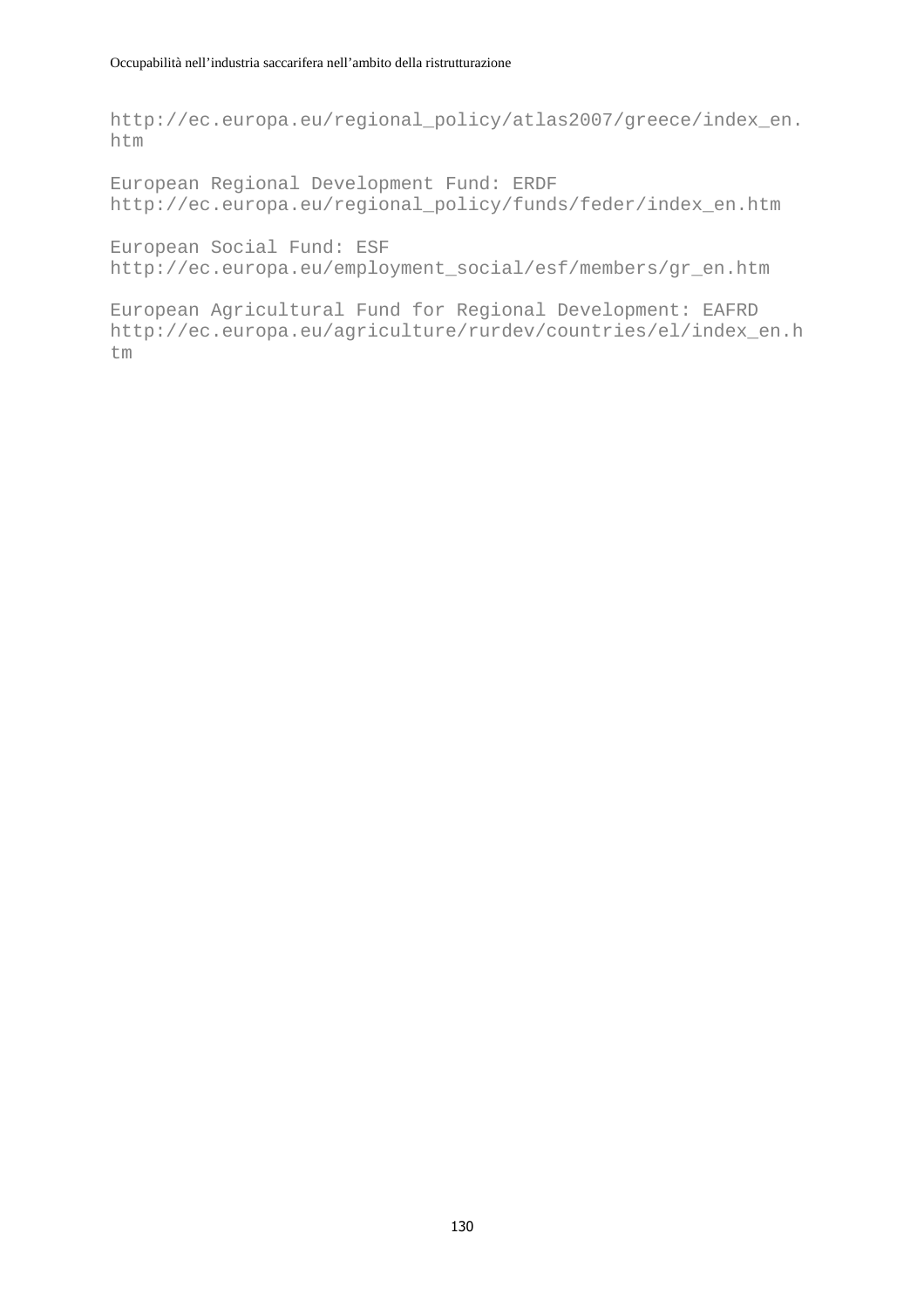http://ec.europa.eu/regional_policy/atlas2007/greece/index_en.htm

European Regional Development Fund: ERDF
http://ec.europa.eu/regional_policy/funds/feder/index_en.htm

European Social Fund: ESF
http://ec.europa.eu/employment_social/esf/members/gr_en.htm

European Agricultural Fund for Regional Development: EAFRD
http://ec.europa.eu/agriculture/rurdev/countries/el/index_en.htm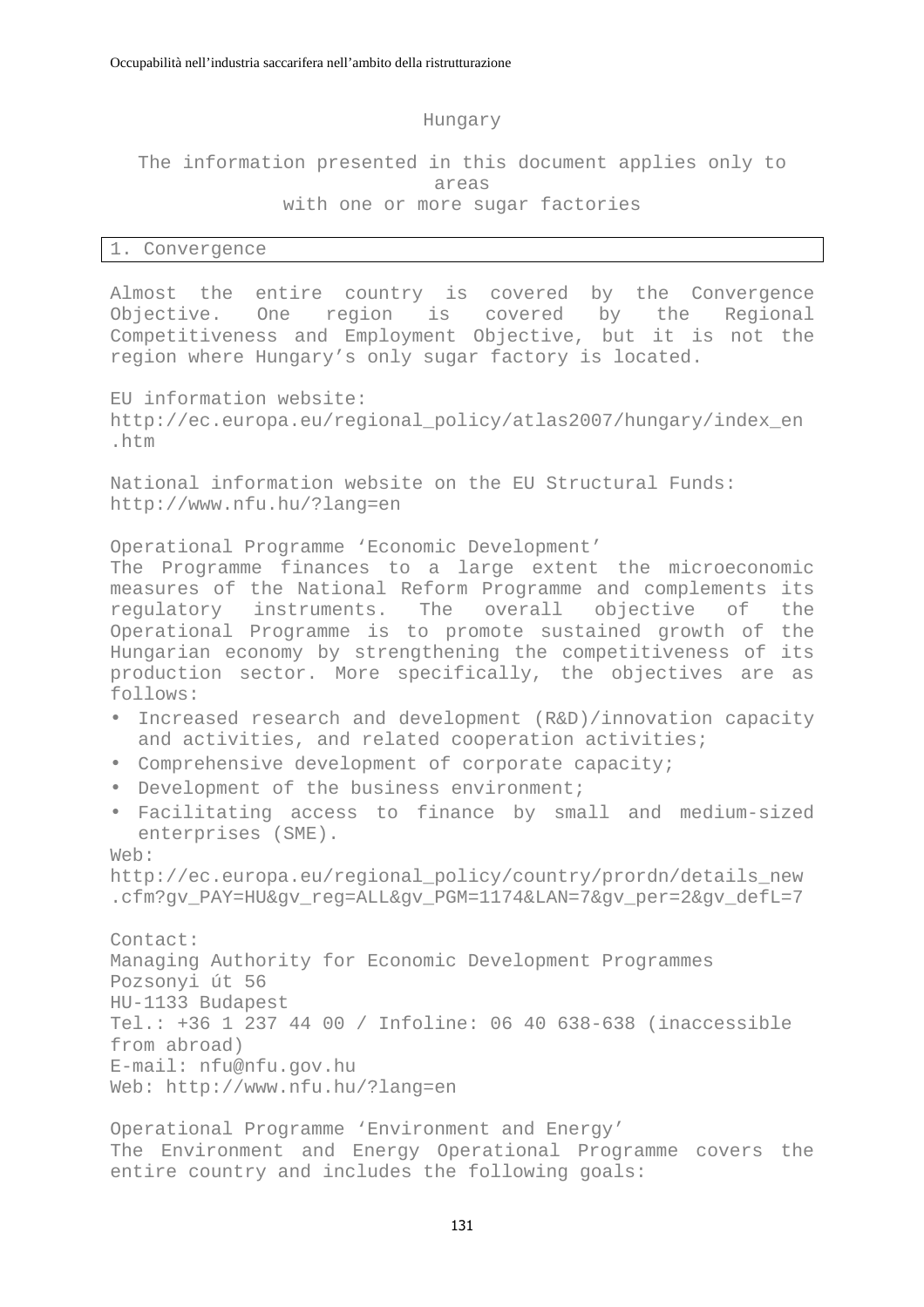# Hungary

The information presented in this document applies only to areas with one or more sugar factories

## 1. Convergence

Almost the entire country is covered by the Convergence Objective. One region is covered by the Regional Competitiveness and Employment Objective, but it is not the region where Hungary's only sugar factory is located.

EU information website:
http://ec.europa.eu/regional_policy/atlas2007/hungary/index_en.htm

National information website on the EU Structural Funds:
http://www.nfu.hu/?lang=en

Operational Programme 'Economic Development'
The Programme finances to a large extent the microeconomic measures of the National Reform Programme and complements its regulatory instruments. The overall objective of the Operational Programme is to promote sustained growth of the Hungarian economy by strengthening the competitiveness of its production sector. More specifically, the objectives are as follows:

- Increased research and development (R&D)/innovation capacity and activities, and related cooperation activities;
- Comprehensive development of corporate capacity;
- Development of the business environment;
- Facilitating access to finance by small and medium-sized enterprises (SME).

Web:
http://ec.europa.eu/regional_policy/country/prordn/details_new.cfm?gv_PAY=HU&gv_reg=ALL&gv_PGM=1174&LAN=7&gv_per=2&gv_defL=7

Contact:
Managing Authority for Economic Development Programmes
Pozsonyi út 56
HU-1133 Budapest
Tel.: +36 1 237 44 00 / Infoline: 06 40 638-638 (inaccessible from abroad)
E-mail: nfu@nfu.gov.hu
Web: http://www.nfu.hu/?lang=en

Operational Programme 'Environment and Energy'
The Environment and Energy Operational Programme covers the entire country and includes the following goals: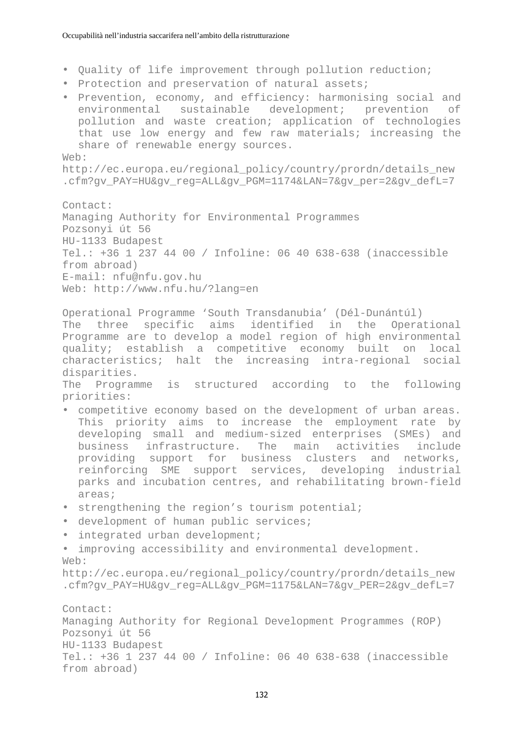- Quality of life improvement through pollution reduction;
- Protection and preservation of natural assets;
- Prevention, economy, and efficiency: harmonising social and environmental sustainable development; prevention of pollution and waste creation; application of technologies that use low energy and few raw materials; increasing the share of renewable energy sources.

Web: http://ec.europa.eu/regional_policy/country/prordn/details_new.cfm?gv_PAY=HU&gv_reg=ALL&gv_PGM=1174&LAN=7&gv_per=2&gv_defL=7

Contact:
Managing Authority for Environmental Programmes
Pozsonyi út 56
HU-1133 Budapest
Tel.: +36 1 237 44 00 / Infoline: 06 40 638-638 (inaccessible from abroad)
E-mail: nfu@nfu.gov.hu
Web: http://www.nfu.hu/?lang=en

Operational Programme ‘South Transdanubia’ (Dél-Dunántúl)
The three specific aims identified in the Operational Programme are to develop a model region of high environmental quality; establish a competitive economy built on local characteristics; halt the increasing intra-regional social disparities.
The Programme is structured according to the following priorities:

- competitive economy based on the development of urban areas. This priority aims to increase the employment rate by developing small and medium-sized enterprises (SMEs) and business infrastructure. The main activities include providing support for business clusters and networks, reinforcing SME support services, developing industrial parks and incubation centres, and rehabilitating brown-field areas;
- strengthening the region’s tourism potential;
- development of human public services;
- integrated urban development;
- improving accessibility and environmental development.

Web: http://ec.europa.eu/regional_policy/country/prordn/details_new.cfm?gv_PAY=HU&gv_reg=ALL&gv_PGM=1175&LAN=7&gv_PER=2&gv_defL=7

Contact:
Managing Authority for Regional Development Programmes (ROP)
Pozsonyi út 56
HU-1133 Budapest
Tel.: +36 1 237 44 00 / Infoline: 06 40 638-638 (inaccessible from abroad)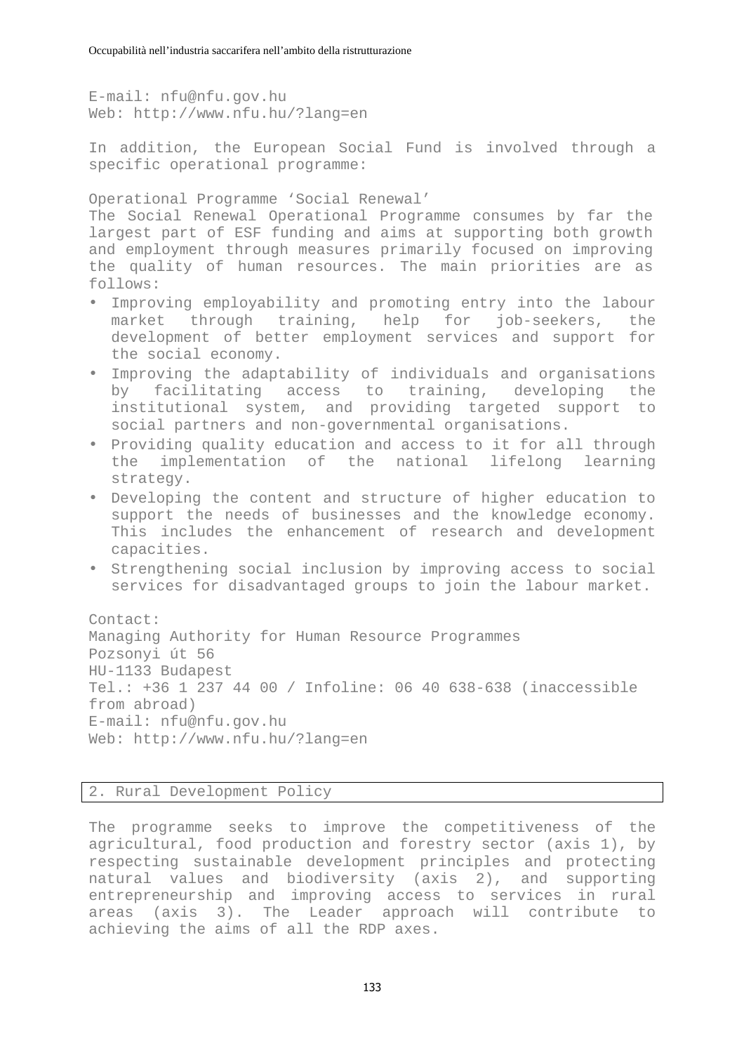E-mail: nfu@nfu.gov.hu
Web: http://www.nfu.hu/?lang=en

In addition, the European Social Fund is involved through a specific operational programme:

Operational Programme ‘Social Renewal’
The Social Renewal Operational Programme consumes by far the largest part of ESF funding and aims at supporting both growth and employment through measures primarily focused on improving the quality of human resources. The main priorities are as follows:

- Improving employability and promoting entry into the labour market through training, help for job-seekers, the development of better employment services and support for the social economy.
- Improving the adaptability of individuals and organisations by facilitating access to training, developing the institutional system, and providing targeted support to social partners and non-governmental organisations.
- Providing quality education and access to it for all through the implementation of the national lifelong learning strategy.
- Developing the content and structure of higher education to support the needs of businesses and the knowledge economy. This includes the enhancement of research and development capacities.
- Strengthening social inclusion by improving access to social services for disadvantaged groups to join the labour market.

Contact:
Managing Authority for Human Resource Programmes
Pozsonyi út 56
HU-1133 Budapest
Tel.: +36 1 237 44 00 / Infoline: 06 40 638-638 (inaccessible from abroad)
E-mail: nfu@nfu.gov.hu
Web: http://www.nfu.hu/?lang=en

## 2. Rural Development Policy

The programme seeks to improve the competitiveness of the agricultural, food production and forestry sector (axis 1), by respecting sustainable development principles and protecting natural values and biodiversity (axis 2), and supporting entrepreneurship and improving access to services in rural areas (axis 3). The Leader approach will contribute to achieving the aims of all the RDP axes.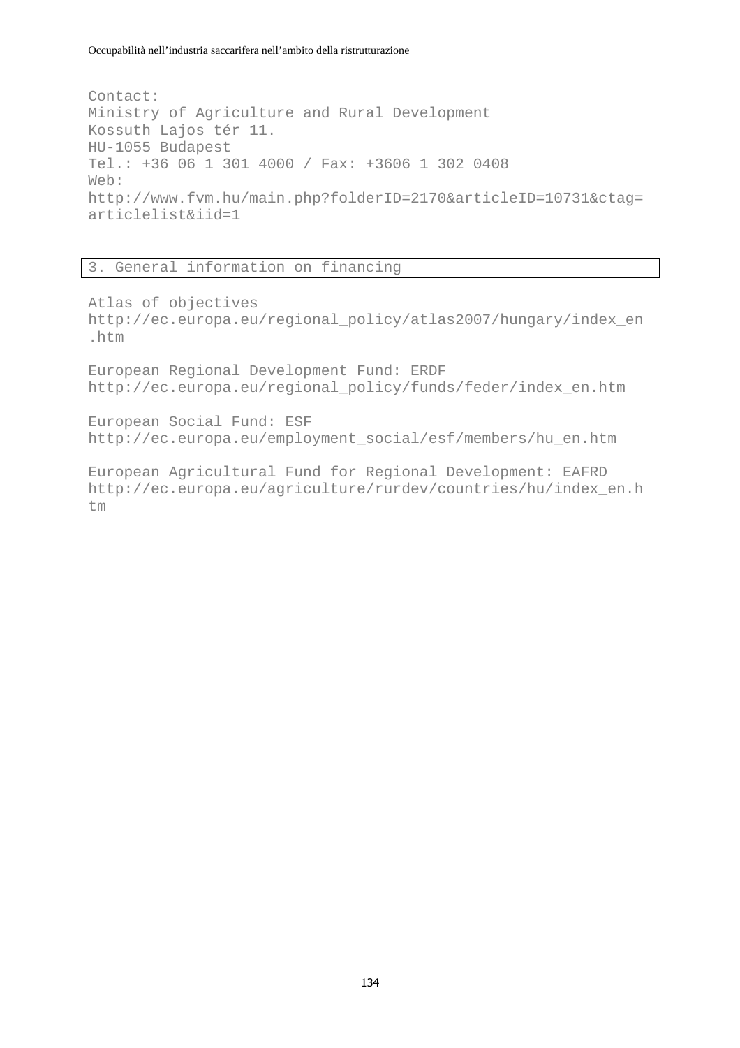Contact:
Ministry of Agriculture and Rural Development
Kossuth Lajos tér 11.
HU-1055 Budapest
Tel.: +36 06 1 301 4000 / Fax: +3606 1 302 0408
Web:
http://www.fvm.hu/main.php?folderID=2170&articleID=10731&ctag=articlelist&iid=1

## 3. General information on financing

Atlas of objectives
http://ec.europa.eu/regional_policy/atlas2007/hungary/index_en.htm

European Regional Development Fund: ERDF
http://ec.europa.eu/regional_policy/funds/feder/index_en.htm

European Social Fund: ESF
http://ec.europa.eu/employment_social/esf/members/hu_en.htm

European Agricultural Fund for Regional Development: EAFRD
http://ec.europa.eu/agriculture/rurdev/countries/hu/index_en.htm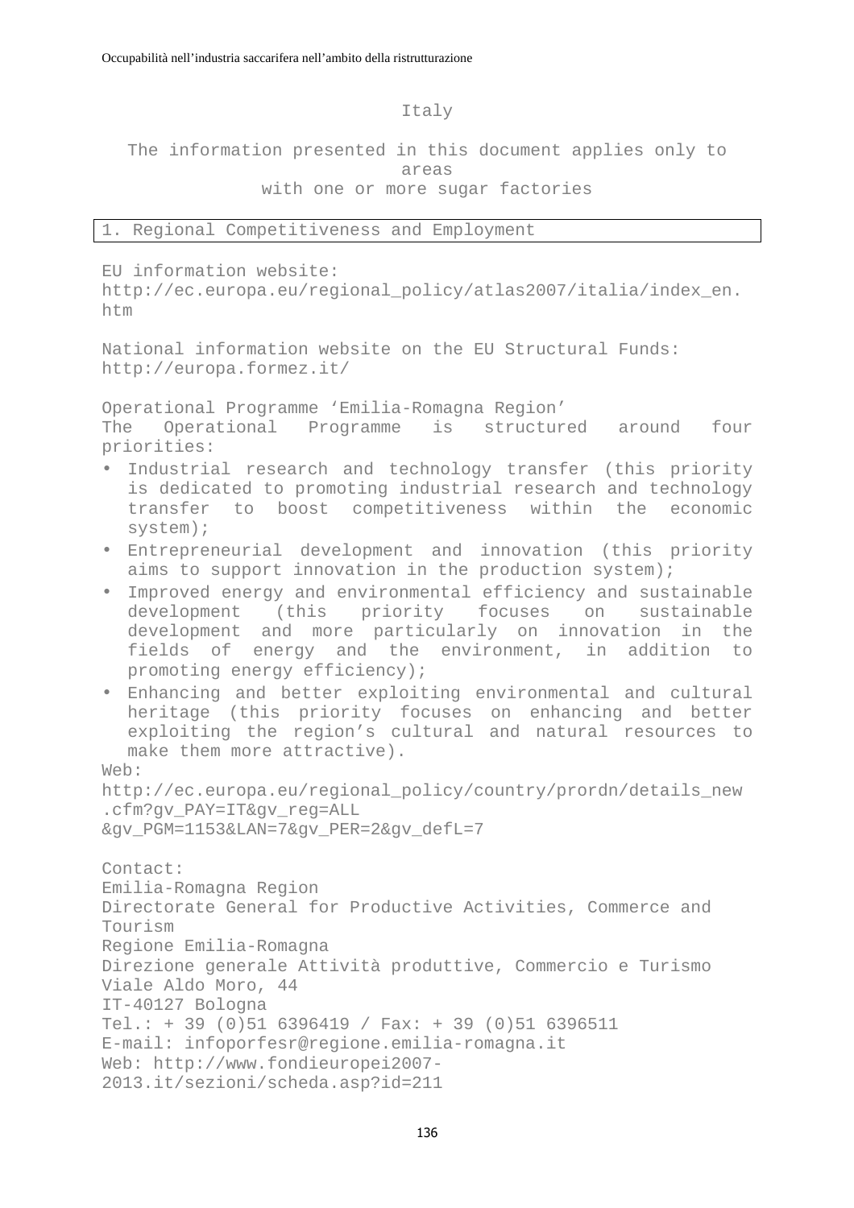# Italy

The information presented in this document applies only to areas with one or more sugar factories

## 1. Regional Competitiveness and Employment

EU information website:
http://ec.europa.eu/regional_policy/atlas2007/italia/index_en.htm

National information website on the EU Structural Funds:
http://europa.formez.it/

Operational Programme ‘Emilia-Romagna Region’
The Operational Programme is structured around four priorities:

- Industrial research and technology transfer (this priority is dedicated to promoting industrial research and technology transfer to boost competitiveness within the economic system);
- Entrepreneurial development and innovation (this priority aims to support innovation in the production system);
- Improved energy and environmental efficiency and sustainable development (this priority focuses on sustainable development and more particularly on innovation in the fields of energy and the environment, in addition to promoting energy efficiency);
- Enhancing and better exploiting environmental and cultural heritage (this priority focuses on enhancing and better exploiting the region’s cultural and natural resources to make them more attractive).

Web:
http://ec.europa.eu/regional_policy/country/prordn/details_new.cfm?gv_PAY=IT&gv_reg=ALL&gv_PGM=1153&LAN=7&gv_PER=2&gv_defL=7

Contact:
Emilia-Romagna Region
Directorate General for Productive Activities, Commerce and Tourism
Regione Emilia-Romagna
Direzione generale Attività produttive, Commercio e Turismo
Viale Aldo Moro, 44
IT-40127 Bologna
Tel.: + 39 (0)51 6396419 / Fax: + 39 (0)51 6396511
E-mail: infoporfesr@regione.emilia-romagna.it
Web: http://www.fondieuropei2007-2013.it/sezioni/scheda.asp?id=211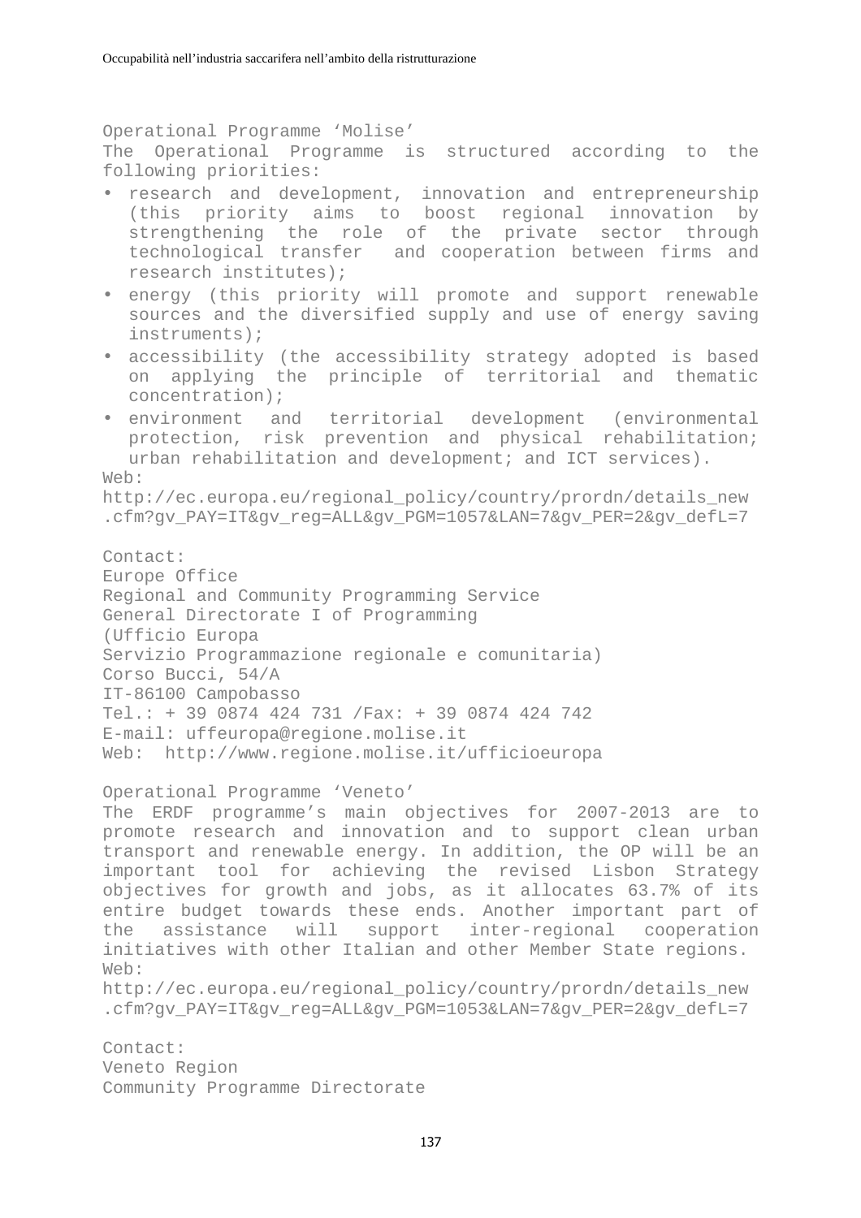Operational Programme 'Molise'

The Operational Programme is structured according to the following priorities:

- research and development, innovation and entrepreneurship (this priority aims to boost regional innovation by strengthening the role of the private sector through technological transfer and cooperation between firms and research institutes);
- energy (this priority will promote and support renewable sources and the diversified supply and use of energy saving instruments);
- accessibility (the accessibility strategy adopted is based on applying the principle of territorial and thematic concentration);
- environment and territorial development (environmental protection, risk prevention and physical rehabilitation; urban rehabilitation and development; and ICT services).

Web:
http://ec.europa.eu/regional_policy/country/prordn/details_new.cfm?gv_PAY=IT&gv_reg=ALL&gv_PGM=1057&LAN=7&gv_PER=2&gv_defL=7

Contact:
Europe Office
Regional and Community Programming Service
General Directorate I of Programming
(Ufficio Europa
Servizio Programmazione regionale e comunitaria)
Corso Bucci, 54/A
IT-86100 Campobasso
Tel.: + 39 0874 424 731 /Fax: + 39 0874 424 742
E-mail: uffeuropa@regione.molise.it
Web: http://www.regione.molise.it/ufficioeuropa

Operational Programme 'Veneto'

The ERDF programme's main objectives for 2007-2013 are to promote research and innovation and to support clean urban transport and renewable energy. In addition, the OP will be an important tool for achieving the revised Lisbon Strategy objectives for growth and jobs, as it allocates 63.7% of its entire budget towards these ends. Another important part of the assistance will support inter-regional cooperation initiatives with other Italian and other Member State regions.

Web:
http://ec.europa.eu/regional_policy/country/prordn/details_new.cfm?gv_PAY=IT&gv_reg=ALL&gv_PGM=1053&LAN=7&gv_PER=2&gv_defL=7

Contact:
Veneto Region
Community Programme Directorate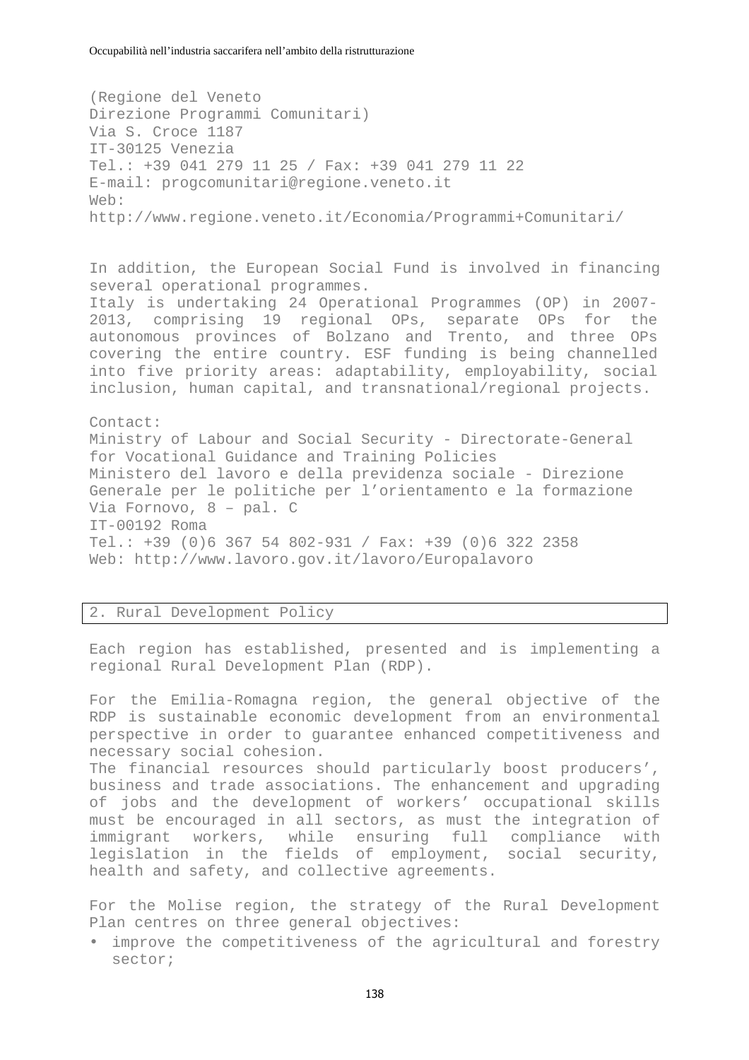(Regione del Veneto
Direzione Programmi Comunitari)
Via S. Croce 1187
IT-30125 Venezia
Tel.: +39 041 279 11 25 / Fax: +39 041 279 11 22
E-mail: progcomunitari@regione.veneto.it
Web:
http://www.regione.veneto.it/Economia/Programmi+Comunitari/

In addition, the European Social Fund is involved in financing several operational programmes.
Italy is undertaking 24 Operational Programmes (OP) in 2007-2013, comprising 19 regional OPs, separate OPs for the autonomous provinces of Bolzano and Trento, and three OPs covering the entire country. ESF funding is being channelled into five priority areas: adaptability, employability, social inclusion, human capital, and transnational/regional projects.

Contact:
Ministry of Labour and Social Security - Directorate-General for Vocational Guidance and Training Policies
Ministero del lavoro e della previdenza sociale - Direzione Generale per le politiche per l'orientamento e la formazione
Via Fornovo, 8 – pal. C
IT-00192 Roma
Tel.: +39 (0)6 367 54 802-931 / Fax: +39 (0)6 322 2358
Web: http://www.lavoro.gov.it/lavoro/Europalavoro

## 2. Rural Development Policy

Each region has established, presented and is implementing a regional Rural Development Plan (RDP).

For the Emilia-Romagna region, the general objective of the RDP is sustainable economic development from an environmental perspective in order to guarantee enhanced competitiveness and necessary social cohesion.
The financial resources should particularly boost producers', business and trade associations. The enhancement and upgrading of jobs and the development of workers' occupational skills must be encouraged in all sectors, as must the integration of immigrant workers, while ensuring full compliance with legislation in the fields of employment, social security, health and safety, and collective agreements.

For the Molise region, the strategy of the Rural Development Plan centres on three general objectives:

- improve the competitiveness of the agricultural and forestry sector;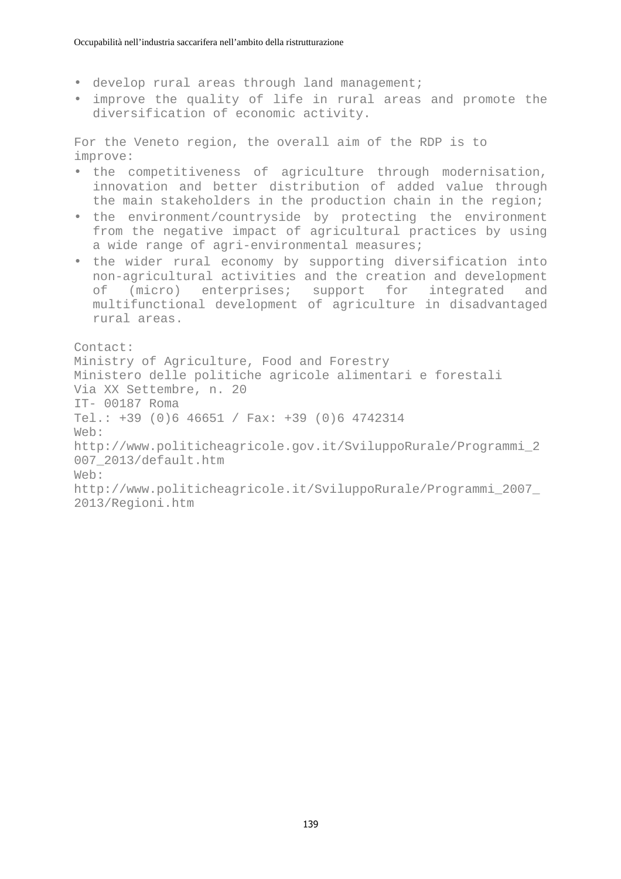- develop rural areas through land management;
- improve the quality of life in rural areas and promote the diversification of economic activity.

For the Veneto region, the overall aim of the RDP is to improve:

- the competitiveness of agriculture through modernisation, innovation and better distribution of added value through the main stakeholders in the production chain in the region;
- the environment/countryside by protecting the environment from the negative impact of agricultural practices by using a wide range of agri-environmental measures;
- the wider rural economy by supporting diversification into non-agricultural activities and the creation and development of (micro) enterprises; support for integrated and multifunctional development of agriculture in disadvantaged rural areas.

Contact:
Ministry of Agriculture, Food and Forestry
Ministero delle politiche agricole alimentari e forestali
Via XX Settembre, n. 20
IT- 00187 Roma
Tel.: +39 (0)6 46651 / Fax: +39 (0)6 4742314
Web: http://www.politicheagricole.gov.it/SviluppoRurale/Programmi_2007_2013/default.htm
Web: http://www.politicheagricole.it/SviluppoRurale/Programmi_2007_2013/Regioni.htm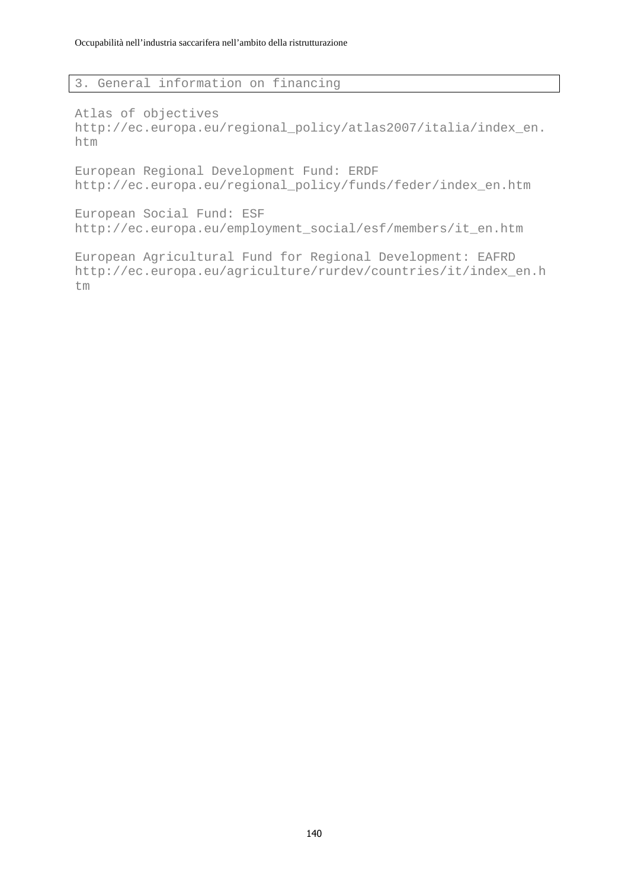## 3. General information on financing

Atlas of objectives
http://ec.europa.eu/regional_policy/atlas2007/italia/index_en.htm

European Regional Development Fund: ERDF
http://ec.europa.eu/regional_policy/funds/feder/index_en.htm

European Social Fund: ESF
http://ec.europa.eu/employment_social/esf/members/it_en.htm

European Agricultural Fund for Regional Development: EAFRD
http://ec.europa.eu/agriculture/rurdev/countries/it/index_en.htm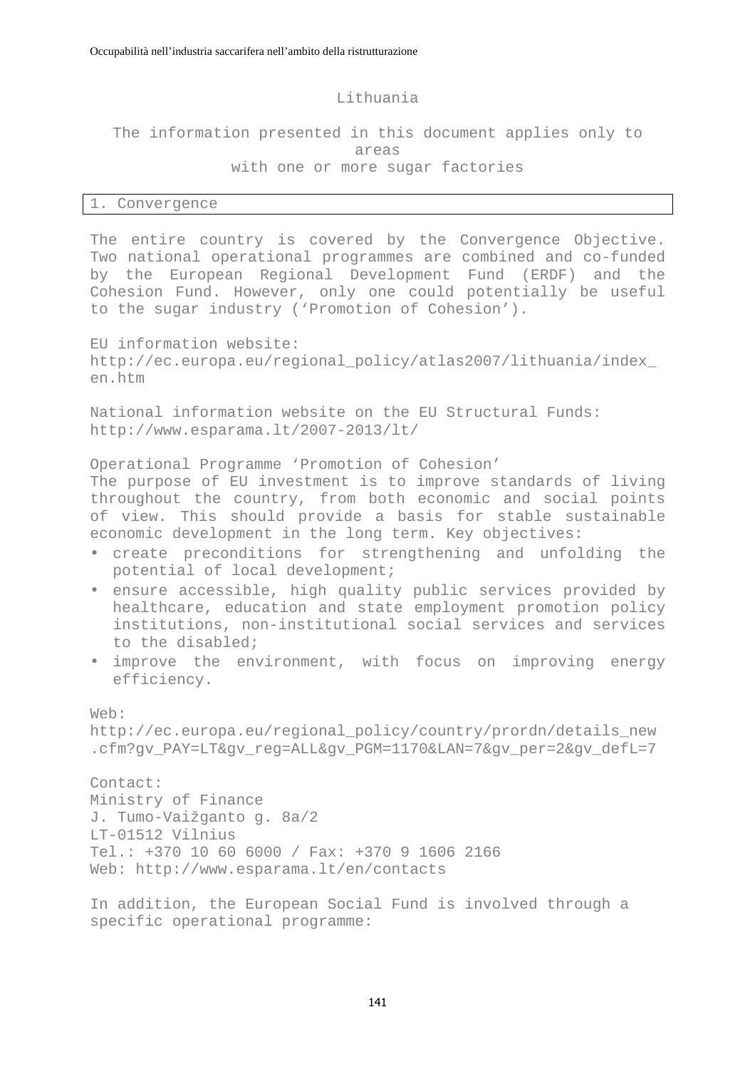# Lithuania

The information presented in this document applies only to areas with one or more sugar factories

## 1. Convergence

The entire country is covered by the Convergence Objective. Two national operational programmes are combined and co-funded by the European Regional Development Fund (ERDF) and the Cohesion Fund. However, only one could potentially be useful to the sugar industry (‘Promotion of Cohesion’).

EU information website:
http://ec.europa.eu/regional_policy/atlas2007/lithuania/index_en.htm

National information website on the EU Structural Funds:
http://www.esparama.lt/2007-2013/lt/

Operational Programme ‘Promotion of Cohesion’
The purpose of EU investment is to improve standards of living throughout the country, from both economic and social points of view. This should provide a basis for stable sustainable economic development in the long term. Key objectives:

- create preconditions for strengthening and unfolding the potential of local development;
- ensure accessible, high quality public services provided by healthcare, education and state employment promotion policy institutions, non-institutional social services and services to the disabled;
- improve the environment, with focus on improving energy efficiency.

Web:
http://ec.europa.eu/regional_policy/country/prordn/details_new.cfm?gv_PAY=LT&gv_reg=ALL&gv_PGM=1170&LAN=7&gv_per=2&gv_defL=7

Contact:
Ministry of Finance
J. Tumo-Vaižganto g. 8a/2
LT-01512 Vilnius
Tel.: +370 10 60 6000 / Fax: +370 9 1606 2166
Web: http://www.esparama.lt/en/contacts

In addition, the European Social Fund is involved through a specific operational programme: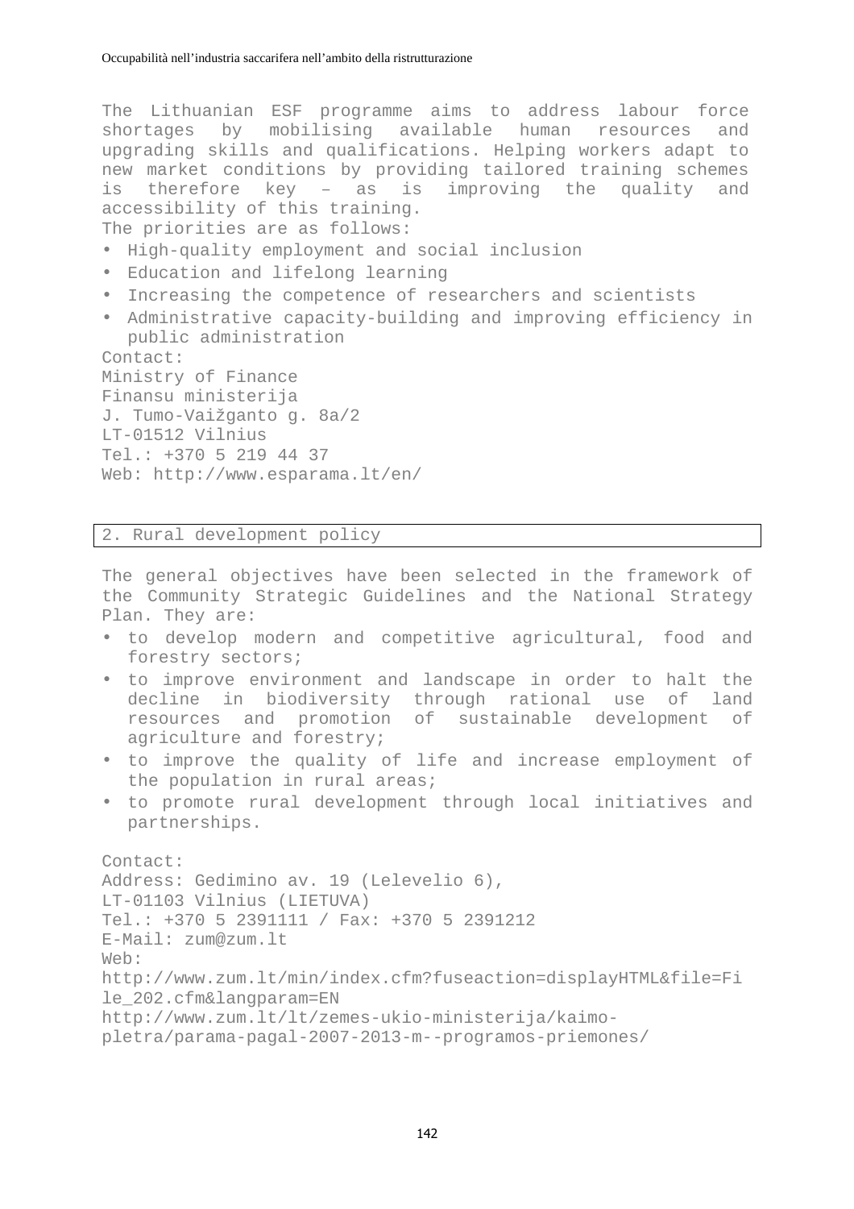The Lithuanian ESF programme aims to address labour force shortages by mobilising available human resources and upgrading skills and qualifications. Helping workers adapt to new market conditions by providing tailored training schemes is therefore key – as is improving the quality and accessibility of this training.

The priorities are as follows:

- High-quality employment and social inclusion
- Education and lifelong learning
- Increasing the competence of researchers and scientists
- Administrative capacity-building and improving efficiency in public administration

Contact:
Ministry of Finance
Finansu ministerija
J. Tumo-Vaižganto g. 8a/2
LT-01512 Vilnius
Tel.: +370 5 219 44 37
Web: http://www.esparama.lt/en/

## 2. Rural development policy

The general objectives have been selected in the framework of the Community Strategic Guidelines and the National Strategy Plan. They are:

- to develop modern and competitive agricultural, food and forestry sectors;
- to improve environment and landscape in order to halt the decline in biodiversity through rational use of land resources and promotion of sustainable development of agriculture and forestry;
- to improve the quality of life and increase employment of the population in rural areas;
- to promote rural development through local initiatives and partnerships.

Contact:
Address: Gedimino av. 19 (Lelevelio 6),
LT-01103 Vilnius (LIETUVA)
Tel.: +370 5 2391111 / Fax: +370 5 2391212
E-Mail: zum@zum.lt
Web:
http://www.zum.lt/min/index.cfm?fuseaction=displayHTML&file=File_202.cfm&langparam=EN
http://www.zum.lt/lt/zemes-ukio-ministerija/kaimo-pletra/parama-pagal-2007-2013-m--programos-priemones/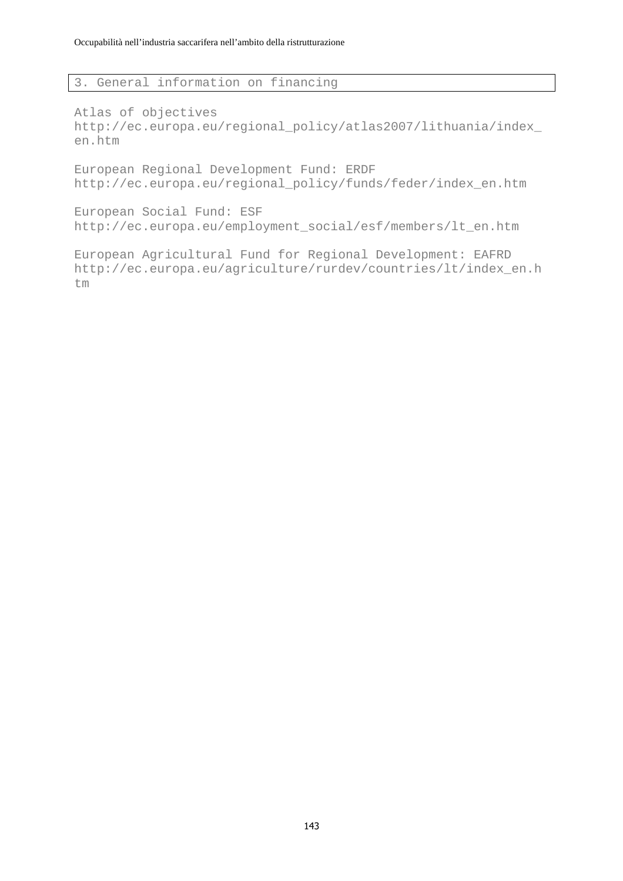## 3. General information on financing

Atlas of objectives
http://ec.europa.eu/regional_policy/atlas2007/lithuania/index_en.htm

European Regional Development Fund: ERDF
http://ec.europa.eu/regional_policy/funds/feder/index_en.htm

European Social Fund: ESF
http://ec.europa.eu/employment_social/esf/members/lt_en.htm

European Agricultural Fund for Regional Development: EAFRD
http://ec.europa.eu/agriculture/rurdev/countries/lt/index_en.htm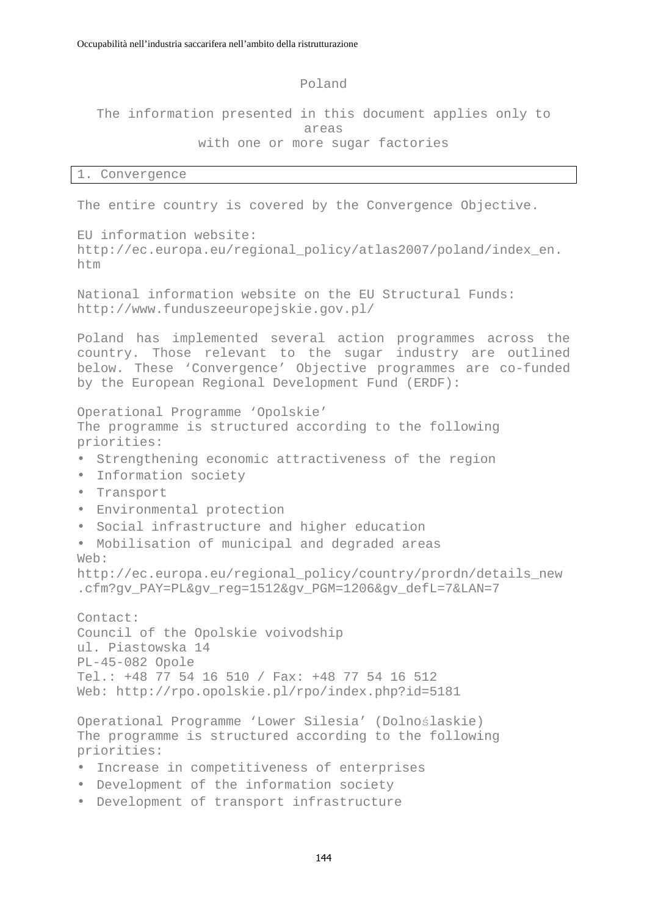## Poland

The information presented in this document applies only to areas with one or more sugar factories

### 1. Convergence

The entire country is covered by the Convergence Objective.

EU information website:
http://ec.europa.eu/regional_policy/atlas2007/poland/index_en.htm

National information website on the EU Structural Funds:
http://www.funduszeeuropejskie.gov.pl/

Poland has implemented several action programmes across the country. Those relevant to the sugar industry are outlined below. These 'Convergence' Objective programmes are co-funded by the European Regional Development Fund (ERDF):

Operational Programme 'Opolskie'
The programme is structured according to the following priorities:

- Strengthening economic attractiveness of the region
- Information society
- Transport
- Environmental protection
- Social infrastructure and higher education
- Mobilisation of municipal and degraded areas

Web:
http://ec.europa.eu/regional_policy/country/prordn/details_new.cfm?gv_PAY=PL&gv_reg=1512&gv_PGM=1206&gv_defL=7&LAN=7

Contact:
Council of the Opolskie voivodship
ul. Piastowska 14
PL-45-082 Opole
Tel.: +48 77 54 16 510 / Fax: +48 77 54 16 512
Web: http://rpo.opolskie.pl/rpo/index.php?id=5181

Operational Programme 'Lower Silesia' (Dolnoślaskie)
The programme is structured according to the following priorities:

- Increase in competitiveness of enterprises
- Development of the information society
- Development of transport infrastructure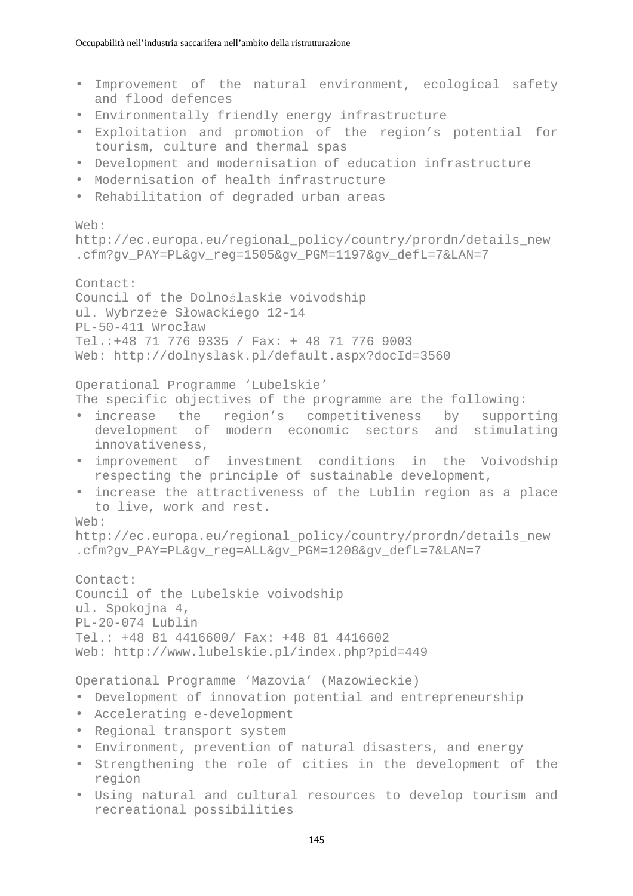- Improvement of the natural environment, ecological safety and flood defences
- Environmentally friendly energy infrastructure
- Exploitation and promotion of the region's potential for tourism, culture and thermal spas
- Development and modernisation of education infrastructure
- Modernisation of health infrastructure
- Rehabilitation of degraded urban areas

Web:
http://ec.europa.eu/regional_policy/country/prordn/details_new.cfm?gv_PAY=PL&gv_reg=1505&gv_PGM=1197&gv_defL=7&LAN=7

Contact:
Council of the Dolnośląskie voivodship
ul. Wybrzeże Słowackiego 12-14
PL-50-411 Wrocław
Tel.:+48 71 776 9335 / Fax: + 48 71 776 9003
Web: http://dolnyslask.pl/default.aspx?docId=3560

Operational Programme 'Lubelskie'
The specific objectives of the programme are the following:

- increase the region's competitiveness by supporting development of modern economic sectors and stimulating innovativeness,
- improvement of investment conditions in the Voivodship respecting the principle of sustainable development,
- increase the attractiveness of the Lublin region as a place to live, work and rest.

Web:
http://ec.europa.eu/regional_policy/country/prordn/details_new.cfm?gv_PAY=PL&gv_reg=ALL&gv_PGM=1208&gv_defL=7&LAN=7

Contact:
Council of the Lubelskie voivodship
ul. Spokojna 4,
PL-20-074 Lublin
Tel.: +48 81 4416600/ Fax: +48 81 4416602
Web: http://www.lubelskie.pl/index.php?pid=449

Operational Programme 'Mazovia' (Mazowieckie)

- Development of innovation potential and entrepreneurship
- Accelerating e-development
- Regional transport system
- Environment, prevention of natural disasters, and energy
- Strengthening the role of cities in the development of the region
- Using natural and cultural resources to develop tourism and recreational possibilities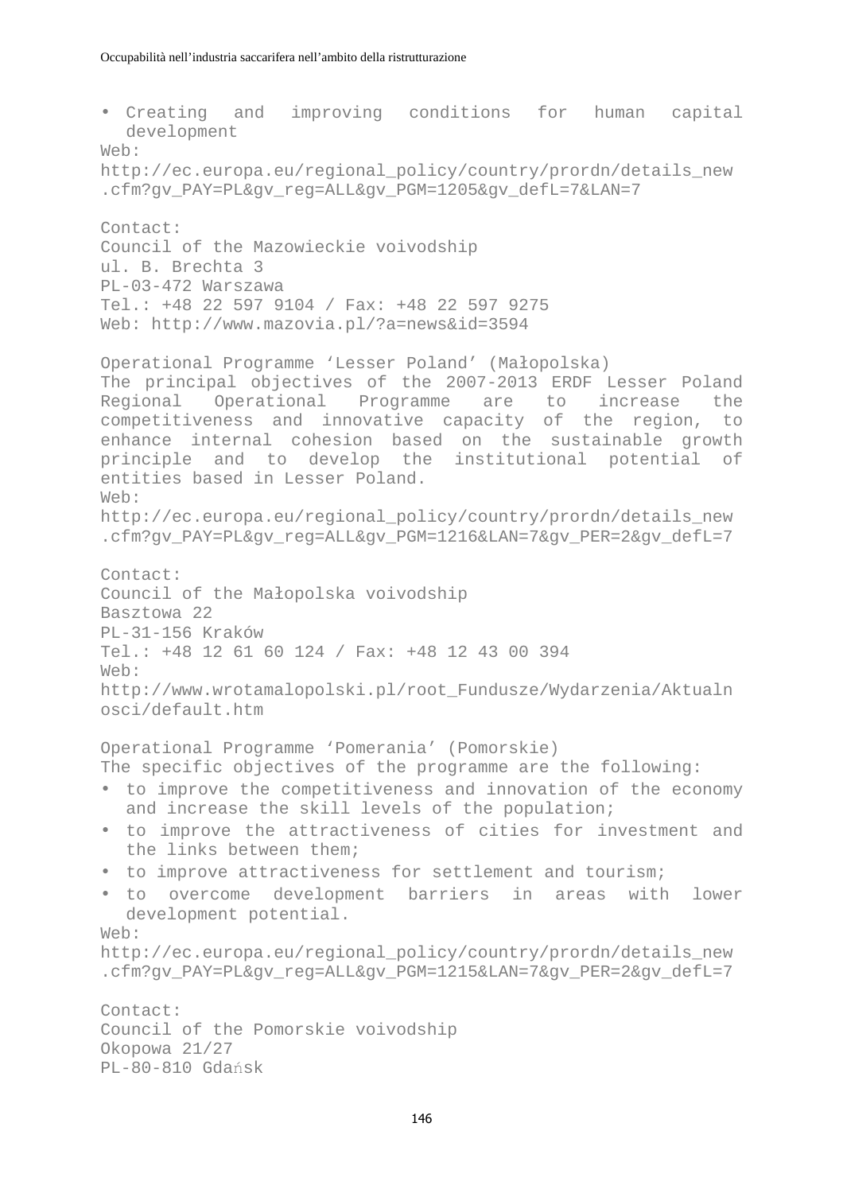- Creating and improving conditions for human capital development

Web:
http://ec.europa.eu/regional_policy/country/prordn/details_new.cfm?gv_PAY=PL&gv_reg=ALL&gv_PGM=1205&gv_defL=7&LAN=7

Contact:
Council of the Mazowieckie voivodship
ul. B. Brechta 3
PL-03-472 Warszawa
Tel.: +48 22 597 9104 / Fax: +48 22 597 9275
Web: http://www.mazovia.pl/?a=news&id=3594

Operational Programme 'Lesser Poland' (Małopolska)
The principal objectives of the 2007-2013 ERDF Lesser Poland Regional Operational Programme are to increase the competitiveness and innovative capacity of the region, to enhance internal cohesion based on the sustainable growth principle and to develop the institutional potential of entities based in Lesser Poland.
Web:
http://ec.europa.eu/regional_policy/country/prordn/details_new.cfm?gv_PAY=PL&gv_reg=ALL&gv_PGM=1216&LAN=7&gv_PER=2&gv_defL=7

Contact:
Council of the Małopolska voivodship
Basztowa 22
PL-31-156 Kraków
Tel.: +48 12 61 60 124 / Fax: +48 12 43 00 394
Web:
http://www.wrotamalopolski.pl/root_Fundusze/Wydarzenia/Aktualnosci/default.htm

Operational Programme 'Pomerania' (Pomorskie)
The specific objectives of the programme are the following:

- to improve the competitiveness and innovation of the economy and increase the skill levels of the population;
- to improve the attractiveness of cities for investment and the links between them;
- to improve attractiveness for settlement and tourism;
- to overcome development barriers in areas with lower development potential.

Web:
http://ec.europa.eu/regional_policy/country/prordn/details_new.cfm?gv_PAY=PL&gv_reg=ALL&gv_PGM=1215&LAN=7&gv_PER=2&gv_defL=7

Contact:
Council of the Pomorskie voivodship
Okopowa 21/27
PL-80-810 Gdańsk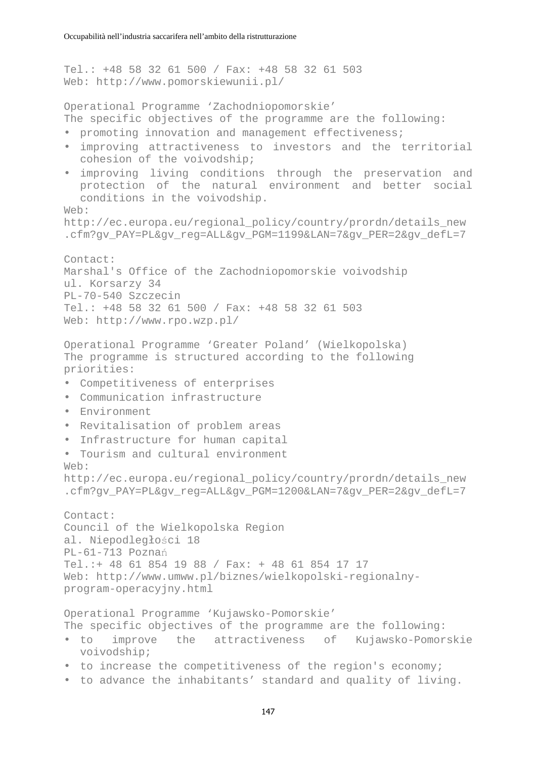Tel.: +48 58 32 61 500 / Fax: +48 58 32 61 503
Web: http://www.pomorskiewunii.pl/

Operational Programme ‘Zachodniopomorskie’
The specific objectives of the programme are the following:

- promoting innovation and management effectiveness;
- improving attractiveness to investors and the territorial cohesion of the voivodship;
- improving living conditions through the preservation and protection of the natural environment and better social conditions in the voivodship.

Web:
http://ec.europa.eu/regional_policy/country/prordn/details_new.cfm?gv_PAY=PL&gv_reg=ALL&gv_PGM=1199&LAN=7&gv_PER=2&gv_defL=7

Contact:
Marshal's Office of the Zachodniopomorskie voivodship
ul. Korsarzy 34
PL-70-540 Szczecin
Tel.: +48 58 32 61 500 / Fax: +48 58 32 61 503
Web: http://www.rpo.wzp.pl/

Operational Programme ‘Greater Poland’ (Wielkopolska)
The programme is structured according to the following priorities:

- Competitiveness of enterprises
- Communication infrastructure
- Environment
- Revitalisation of problem areas
- Infrastructure for human capital
- Tourism and cultural environment

Web:
http://ec.europa.eu/regional_policy/country/prordn/details_new.cfm?gv_PAY=PL&gv_reg=ALL&gv_PGM=1200&LAN=7&gv_PER=2&gv_defL=7

Contact:
Council of the Wielkopolska Region
al. Niepodległości 18
PL-61-713 Poznań
Tel.:+ 48 61 854 19 88 / Fax: + 48 61 854 17 17
Web: http://www.umww.pl/biznes/wielkopolski-regionalny-program-operacyjny.html

Operational Programme ‘Kujawsko-Pomorskie’
The specific objectives of the programme are the following:

- to improve the attractiveness of Kujawsko-Pomorskie voivodship;
- to increase the competitiveness of the region's economy;
- to advance the inhabitants’ standard and quality of living.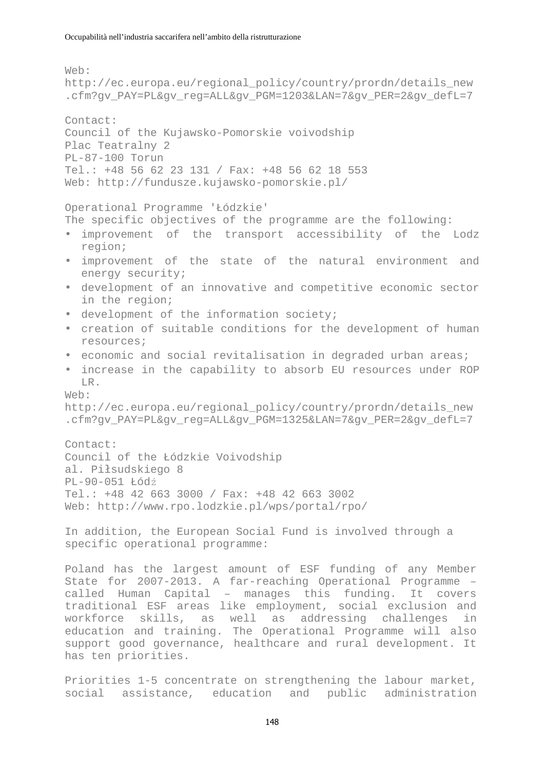Web:
http://ec.europa.eu/regional_policy/country/prordn/details_new.cfm?gv_PAY=PL&gv_reg=ALL&gv_PGM=1203&LAN=7&gv_PER=2&gv_defL=7

Contact:
Council of the Kujawsko-Pomorskie voivodship
Plac Teatralny 2
PL-87-100 Torun
Tel.: +48 56 62 23 131 / Fax: +48 56 62 18 553
Web: http://fundusze.kujawsko-pomorskie.pl/

Operational Programme 'Łódzkie'
The specific objectives of the programme are the following:

- improvement of the transport accessibility of the Lodz region;
- improvement of the state of the natural environment and energy security;
- development of an innovative and competitive economic sector in the region;
- development of the information society;
- creation of suitable conditions for the development of human resources;
- economic and social revitalisation in degraded urban areas;
- increase in the capability to absorb EU resources under ROP LR.

Web:
http://ec.europa.eu/regional_policy/country/prordn/details_new.cfm?gv_PAY=PL&gv_reg=ALL&gv_PGM=1325&LAN=7&gv_PER=2&gv_defL=7

Contact:
Council of the Łódzkie Voivodship
al. Piłsudskiego 8
PL-90-051 Łódź
Tel.: +48 42 663 3000 / Fax: +48 42 663 3002
Web: http://www.rpo.lodzkie.pl/wps/portal/rpo/

In addition, the European Social Fund is involved through a specific operational programme:

Poland has the largest amount of ESF funding of any Member State for 2007-2013. A far-reaching Operational Programme – called Human Capital – manages this funding. It covers traditional ESF areas like employment, social exclusion and workforce skills, as well as addressing challenges in education and training. The Operational Programme will also support good governance, healthcare and rural development. It has ten priorities.

Priorities 1-5 concentrate on strengthening the labour market, social assistance, education and public administration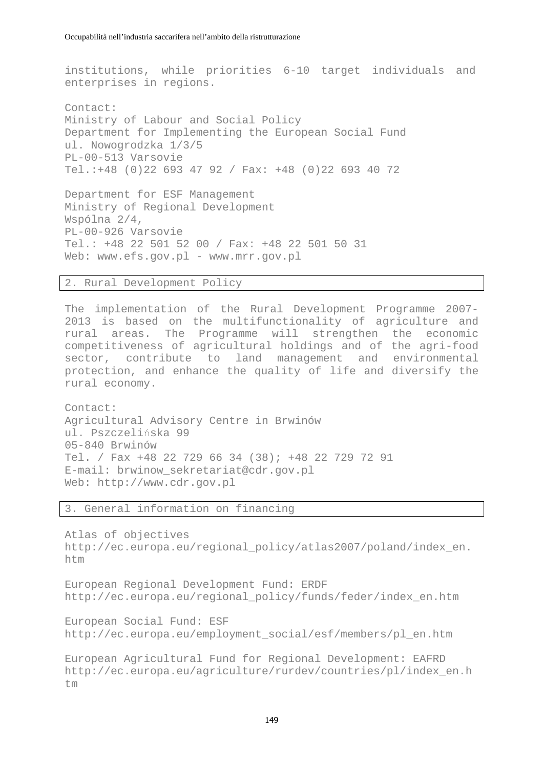institutions, while priorities 6-10 target individuals and enterprises in regions.

Contact:
Ministry of Labour and Social Policy
Department for Implementing the European Social Fund
ul. Nowogrodzka 1/3/5
PL-00-513 Varsovie
Tel.:+48 (0)22 693 47 92 / Fax: +48 (0)22 693 40 72

Department for ESF Management
Ministry of Regional Development
Wspólna 2/4,
PL-00-926 Varsovie
Tel.: +48 22 501 52 00 / Fax: +48 22 501 50 31
Web: www.efs.gov.pl - www.mrr.gov.pl

## 2. Rural Development Policy

The implementation of the Rural Development Programme 2007-2013 is based on the multifunctionality of agriculture and rural areas. The Programme will strengthen the economic competitiveness of agricultural holdings and of the agri-food sector, contribute to land management and environmental protection, and enhance the quality of life and diversify the rural economy.

Contact:
Agricultural Advisory Centre in Brwinów
ul. Pszczelińska 99
05-840 Brwinów
Tel. / Fax +48 22 729 66 34 (38); +48 22 729 72 91
E-mail: brwinow_sekretariat@cdr.gov.pl
Web: http://www.cdr.gov.pl

## 3. General information on financing

Atlas of objectives
http://ec.europa.eu/regional_policy/atlas2007/poland/index_en.htm

European Regional Development Fund: ERDF
http://ec.europa.eu/regional_policy/funds/feder/index_en.htm

European Social Fund: ESF
http://ec.europa.eu/employment_social/esf/members/pl_en.htm

European Agricultural Fund for Regional Development: EAFRD
http://ec.europa.eu/agriculture/rurdev/countries/pl/index_en.htm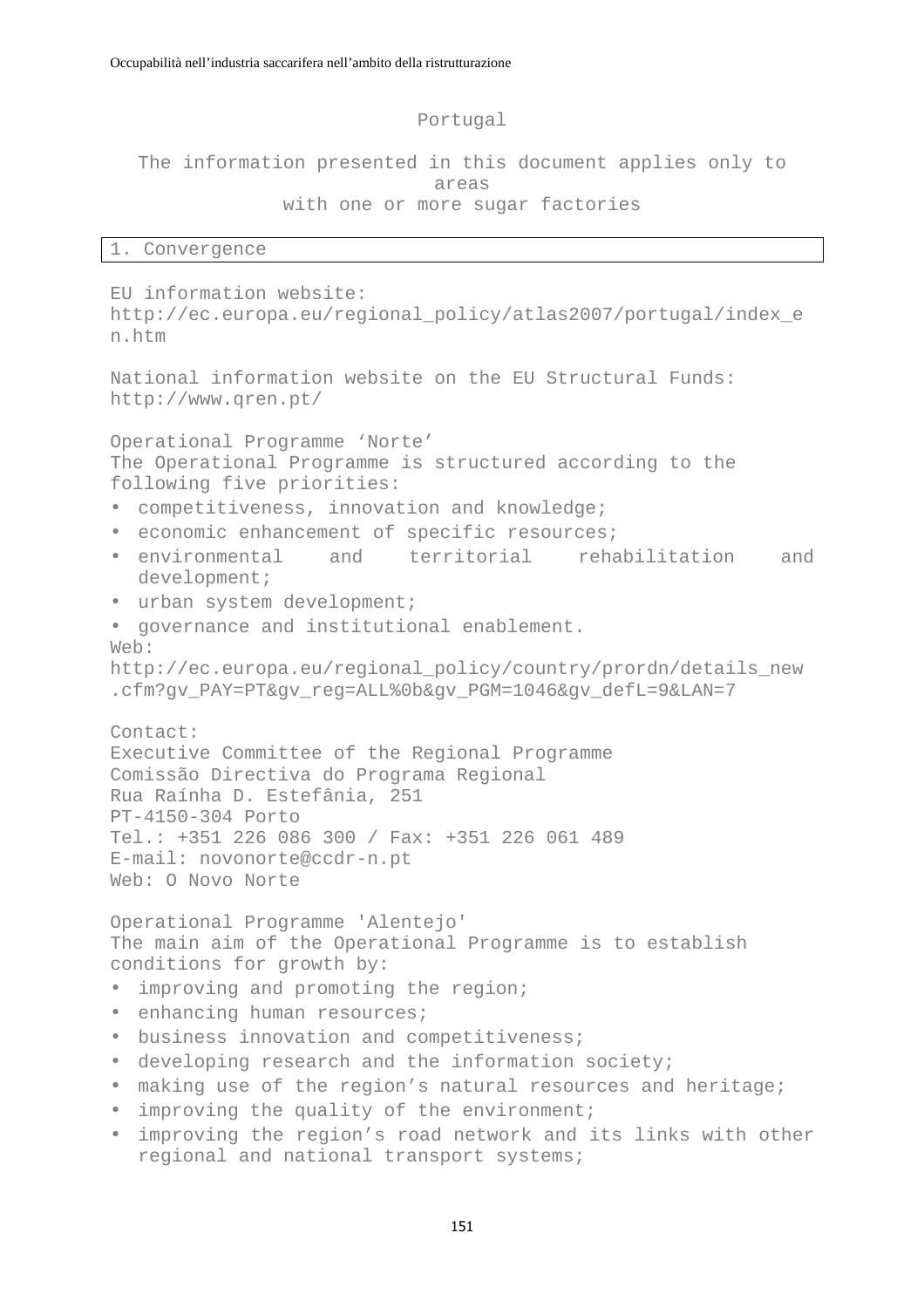# Portugal

The information presented in this document applies only to areas with one or more sugar factories

## 1. Convergence

EU information website:
http://ec.europa.eu/regional_policy/atlas2007/portugal/index_en.htm

National information website on the EU Structural Funds:
http://www.qren.pt/

Operational Programme 'Norte'
The Operational Programme is structured according to the following five priorities:

- competitiveness, innovation and knowledge;
- economic enhancement of specific resources;
- environmental and territorial rehabilitation and development;
- urban system development;
- governance and institutional enablement.

Web:
http://ec.europa.eu/regional_policy/country/prordn/details_new.cfm?gv_PAY=PT&gv_reg=ALL%0b&gv_PGM=1046&gv_defL=9&LAN=7

Contact:
Executive Committee of the Regional Programme
Comissão Directiva do Programa Regional
Rua Raínha D. Estefânia, 251
PT-4150-304 Porto
Tel.: +351 226 086 300 / Fax: +351 226 061 489
E-mail: novonorte@ccdr-n.pt
Web: O Novo Norte

Operational Programme 'Alentejo'
The main aim of the Operational Programme is to establish conditions for growth by:

- improving and promoting the region;
- enhancing human resources;
- business innovation and competitiveness;
- developing research and the information society;
- making use of the region's natural resources and heritage;
- improving the quality of the environment;
- improving the region's road network and its links with other regional and national transport systems;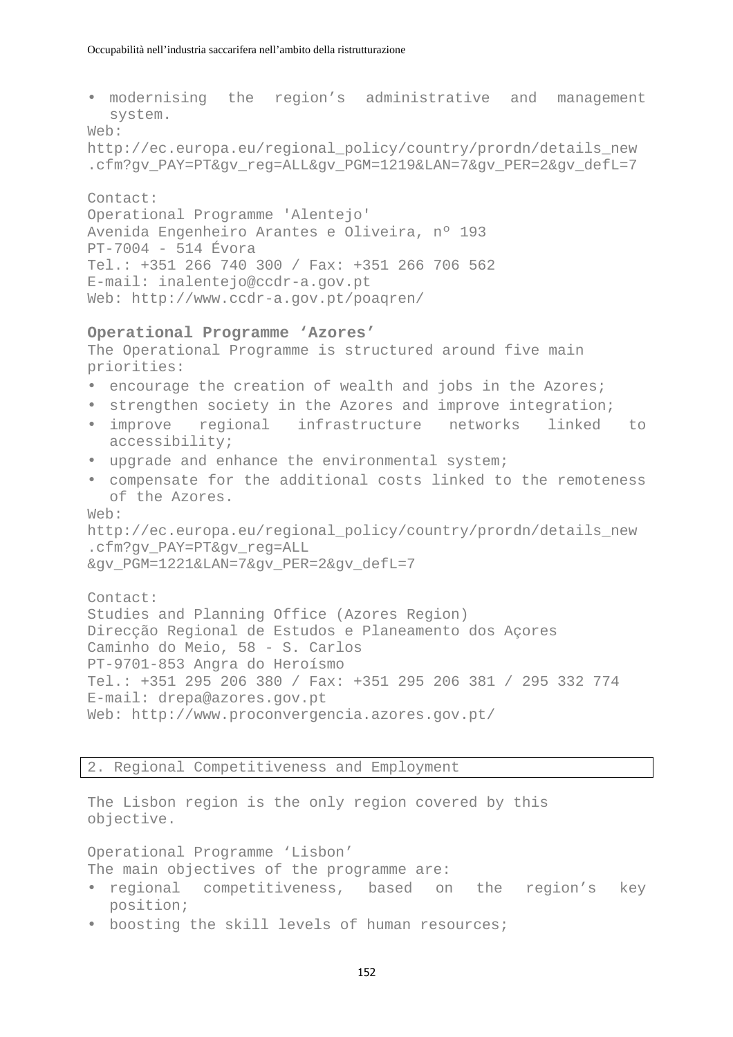- modernising the region’s administrative and management system.

Web:
http://ec.europa.eu/regional_policy/country/prordn/details_new.cfm?gv_PAY=PT&gv_reg=ALL&gv_PGM=1219&LAN=7&gv_PER=2&gv_defL=7

Contact:
Operational Programme 'Alentejo'
Avenida Engenheiro Arantes e Oliveira, nº 193
PT-7004 - 514 Évora
Tel.: +351 266 740 300 / Fax: +351 266 706 562
E-mail: inalentejo@ccdr-a.gov.pt
Web: http://www.ccdr-a.gov.pt/poaqren/

**Operational Programme ‘Azores’**

The Operational Programme is structured around five main priorities:

- encourage the creation of wealth and jobs in the Azores;
- strengthen society in the Azores and improve integration;
- improve regional infrastructure networks linked to accessibility;
- upgrade and enhance the environmental system;
- compensate for the additional costs linked to the remoteness of the Azores.

Web:
http://ec.europa.eu/regional_policy/country/prordn/details_new.cfm?gv_PAY=PT&gv_reg=ALL&gv_PGM=1221&LAN=7&gv_PER=2&gv_defL=7

Contact:
Studies and Planning Office (Azores Region)
Direcção Regional de Estudos e Planeamento dos Açores
Caminho do Meio, 58 - S. Carlos
PT-9701-853 Angra do Heroísmo
Tel.: +351 295 206 380 / Fax: +351 295 206 381 / 295 332 774
E-mail: drepa@azores.gov.pt
Web: http://www.proconvergencia.azores.gov.pt/

## 2. Regional Competitiveness and Employment

The Lisbon region is the only region covered by this objective.

Operational Programme ‘Lisbon’

The main objectives of the programme are:

- regional competitiveness, based on the region’s key position;
- boosting the skill levels of human resources;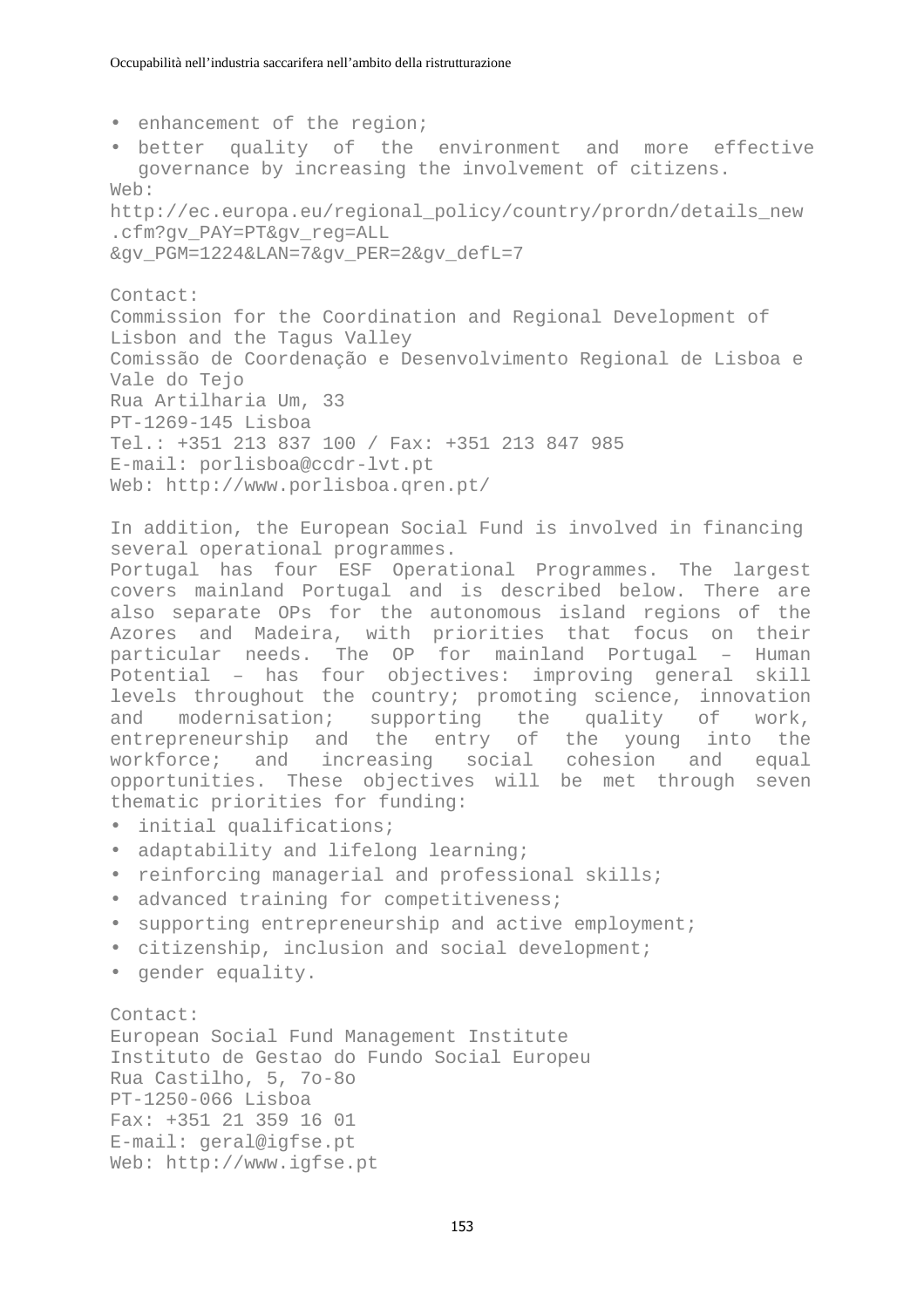- enhancement of the region;
- better quality of the environment and more effective governance by increasing the involvement of citizens.

Web:
http://ec.europa.eu/regional_policy/country/prordn/details_new.cfm?gv_PAY=PT&gv_reg=ALL&gv_PGM=1224&LAN=7&gv_PER=2&gv_defL=7

Contact:
Commission for the Coordination and Regional Development of Lisbon and the Tagus Valley
Comissão de Coordenação e Desenvolvimento Regional de Lisboa e Vale do Tejo
Rua Artilharia Um, 33
PT-1269-145 Lisboa
Tel.: +351 213 837 100 / Fax: +351 213 847 985
E-mail: porlisboa@ccdr-lvt.pt
Web: http://www.porlisboa.qren.pt/

In addition, the European Social Fund is involved in financing several operational programmes.
Portugal has four ESF Operational Programmes. The largest covers mainland Portugal and is described below. There are also separate OPs for the autonomous island regions of the Azores and Madeira, with priorities that focus on their particular needs. The OP for mainland Portugal – Human Potential – has four objectives: improving general skill levels throughout the country; promoting science, innovation and modernisation; supporting the quality of work, entrepreneurship and the entry of the young into the workforce; and increasing social cohesion and equal opportunities. These objectives will be met through seven thematic priorities for funding:

- initial qualifications;
- adaptability and lifelong learning;
- reinforcing managerial and professional skills;
- advanced training for competitiveness;
- supporting entrepreneurship and active employment;
- citizenship, inclusion and social development;
- gender equality.

Contact:
European Social Fund Management Institute
Instituto de Gestao do Fundo Social Europeu
Rua Castilho, 5, 7o-8o
PT-1250-066 Lisboa
Fax: +351 21 359 16 01
E-mail: geral@igfse.pt
Web: http://www.igfse.pt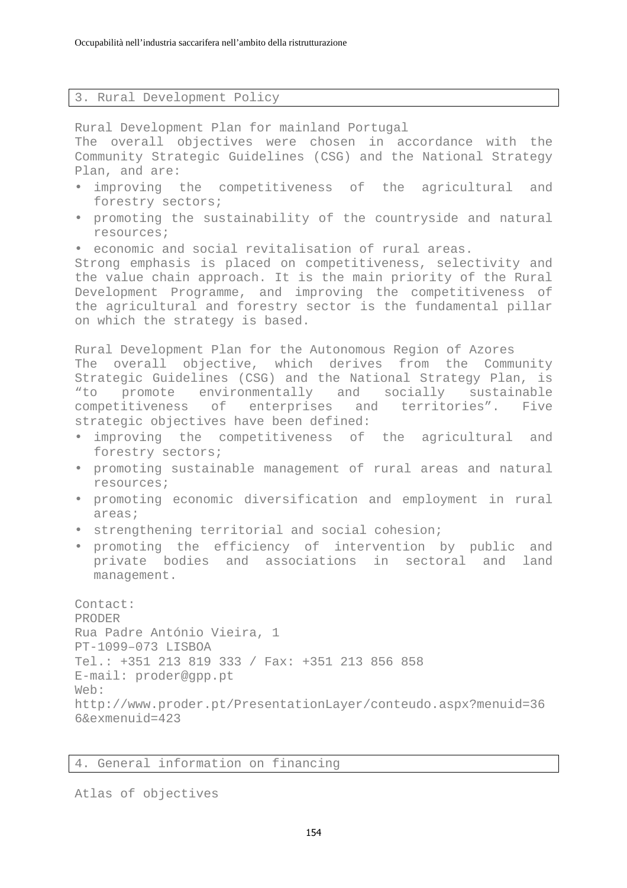## 3. Rural Development Policy

Rural Development Plan for mainland Portugal

The overall objectives were chosen in accordance with the Community Strategic Guidelines (CSG) and the National Strategy Plan, and are:

- improving the competitiveness of the agricultural and forestry sectors;
- promoting the sustainability of the countryside and natural resources;
- economic and social revitalisation of rural areas.

Strong emphasis is placed on competitiveness, selectivity and the value chain approach. It is the main priority of the Rural Development Programme, and improving the competitiveness of the agricultural and forestry sector is the fundamental pillar on which the strategy is based.

Rural Development Plan for the Autonomous Region of Azores

The overall objective, which derives from the Community Strategic Guidelines (CSG) and the National Strategy Plan, is "to promote environmentally and socially sustainable competitiveness of enterprises and territories". Five strategic objectives have been defined:

- improving the competitiveness of the agricultural and forestry sectors;
- promoting sustainable management of rural areas and natural resources;
- promoting economic diversification and employment in rural areas;
- strengthening territorial and social cohesion;
- promoting the efficiency of intervention by public and private bodies and associations in sectoral and land management.

Contact:
PRODER
Rua Padre António Vieira, 1
PT-1099–073 LISBOA
Tel.: +351 213 819 333 / Fax: +351 213 856 858
E-mail: proder@gpp.pt
Web:
http://www.proder.pt/PresentationLayer/conteudo.aspx?menuid=366&exmenuid=423

## 4. General information on financing

Atlas of objectives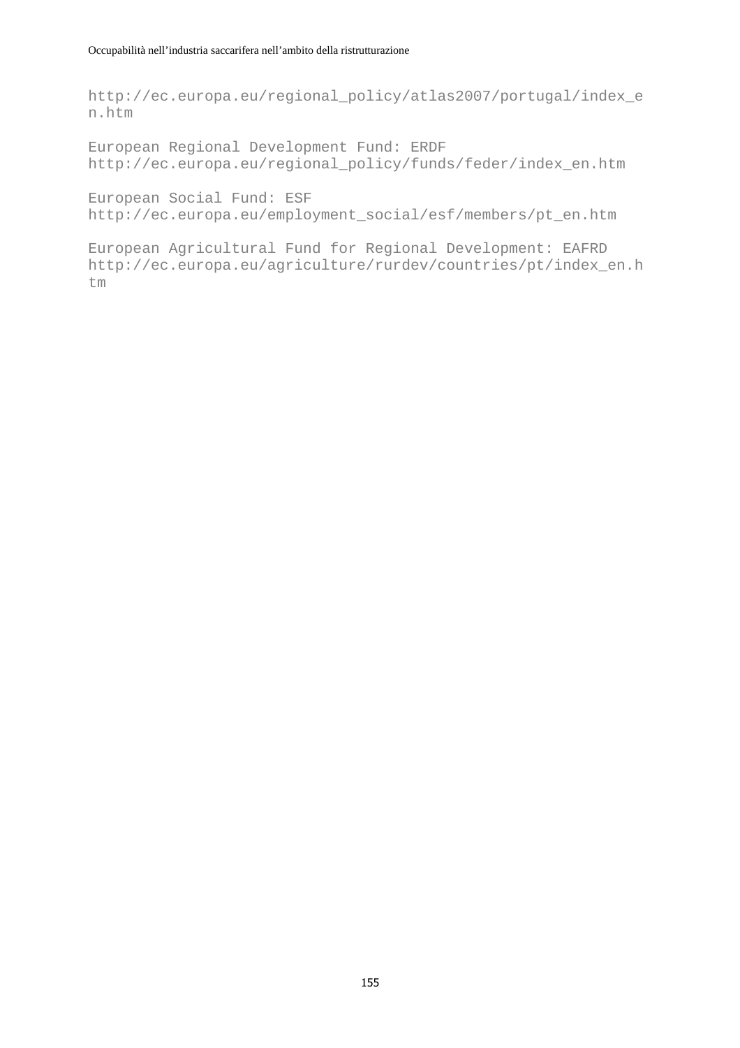http://ec.europa.eu/regional_policy/atlas2007/portugal/index_en.htm

European Regional Development Fund: ERDF
http://ec.europa.eu/regional_policy/funds/feder/index_en.htm

European Social Fund: ESF
http://ec.europa.eu/employment_social/esf/members/pt_en.htm

European Agricultural Fund for Regional Development: EAFRD
http://ec.europa.eu/agriculture/rurdev/countries/pt/index_en.htm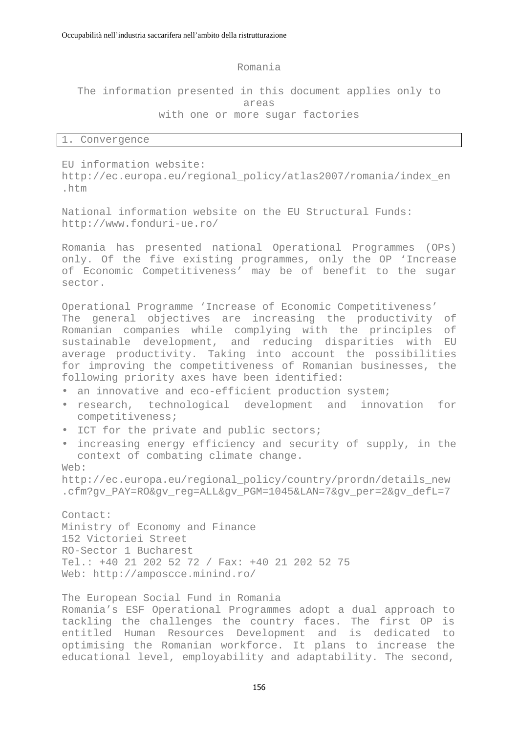Romania

The information presented in this document applies only to areas with one or more sugar factories

## 1. Convergence

EU information website:
http://ec.europa.eu/regional_policy/atlas2007/romania/index_en.htm

National information website on the EU Structural Funds:
http://www.fonduri-ue.ro/

Romania has presented national Operational Programmes (OPs) only. Of the five existing programmes, only the OP ‘Increase of Economic Competitiveness’ may be of benefit to the sugar sector.

Operational Programme ‘Increase of Economic Competitiveness’
The general objectives are increasing the productivity of Romanian companies while complying with the principles of sustainable development, and reducing disparities with EU average productivity. Taking into account the possibilities for improving the competitiveness of Romanian businesses, the following priority axes have been identified:

- an innovative and eco-efficient production system;
- research, technological development and innovation for competitiveness;
- ICT for the private and public sectors;
- increasing energy efficiency and security of supply, in the context of combating climate change.

Web:
http://ec.europa.eu/regional_policy/country/prordn/details_new.cfm?gv_PAY=RO&gv_reg=ALL&gv_PGM=1045&LAN=7&gv_per=2&gv_defL=7

Contact:
Ministry of Economy and Finance
152 Victoriei Street
RO-Sector 1 Bucharest
Tel.: +40 21 202 52 72 / Fax: +40 21 202 52 75
Web: http://amposcce.minind.ro/

The European Social Fund in Romania
Romania’s ESF Operational Programmes adopt a dual approach to tackling the challenges the country faces. The first OP is entitled Human Resources Development and is dedicated to optimising the Romanian workforce. It plans to increase the educational level, employability and adaptability. The second,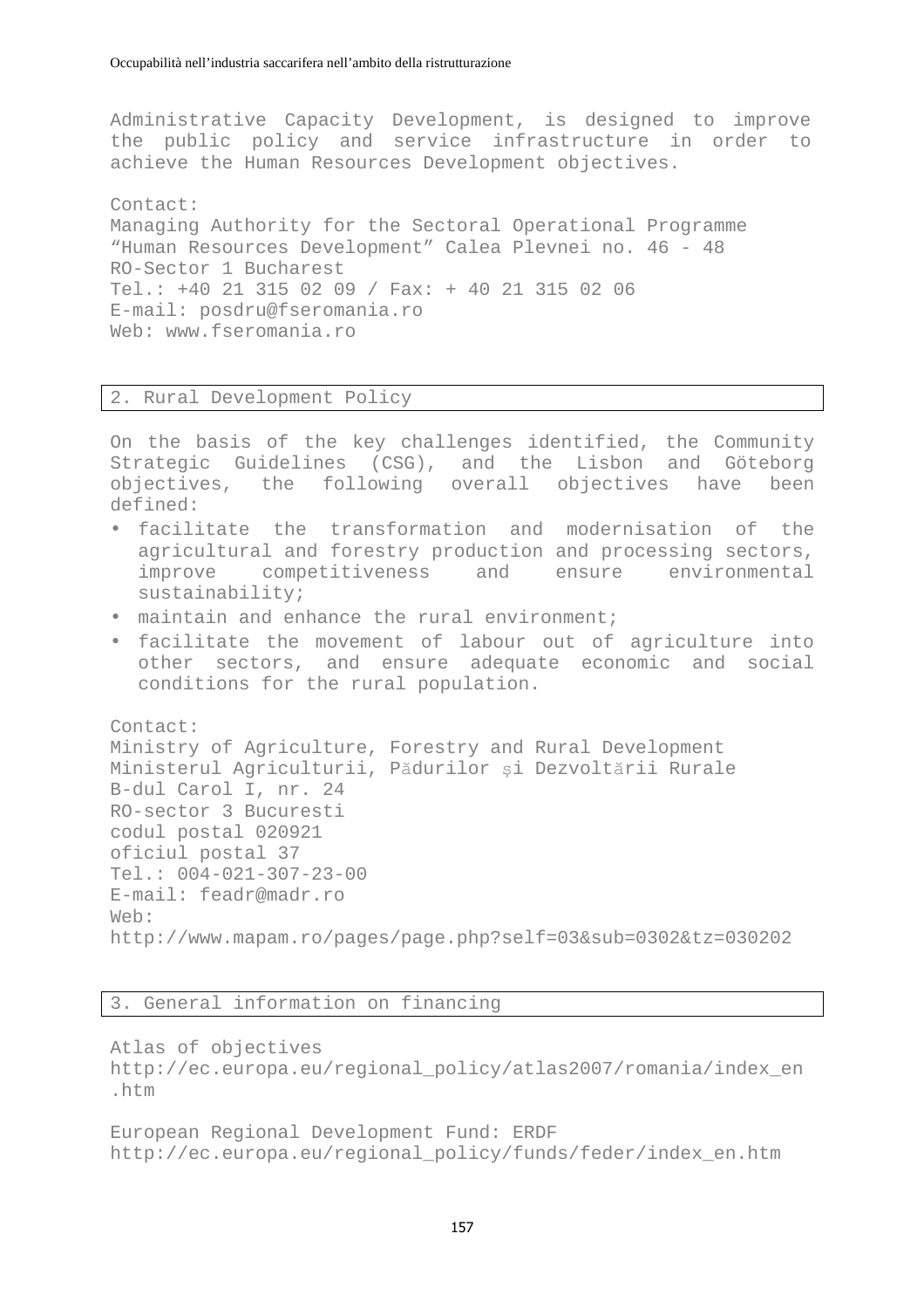Administrative Capacity Development, is designed to improve the public policy and service infrastructure in order to achieve the Human Resources Development objectives.

Contact:
Managing Authority for the Sectoral Operational Programme "Human Resources Development" Calea Plevnei no. 46 - 48
RO-Sector 1 Bucharest
Tel.: +40 21 315 02 09 / Fax: + 40 21 315 02 06
E-mail: posdru@fseromania.ro
Web: www.fseromania.ro

## 2. Rural Development Policy

On the basis of the key challenges identified, the Community Strategic Guidelines (CSG), and the Lisbon and Göteborg objectives, the following overall objectives have been defined:

- facilitate the transformation and modernisation of the agricultural and forestry production and processing sectors, improve competitiveness and ensure environmental sustainability;
- maintain and enhance the rural environment;
- facilitate the movement of labour out of agriculture into other sectors, and ensure adequate economic and social conditions for the rural population.

Contact:
Ministry of Agriculture, Forestry and Rural Development
Ministerul Agriculturii, Pădurilor şi Dezvoltării Rurale
B-dul Carol I, nr. 24
RO-sector 3 Bucuresti
codul postal 020921
oficiul postal 37
Tel.: 004-021-307-23-00
E-mail: feadr@madr.ro
Web:
http://www.mapam.ro/pages/page.php?self=03&sub=0302&tz=030202

## 3. General information on financing

Atlas of objectives
http://ec.europa.eu/regional_policy/atlas2007/romania/index_en.htm

European Regional Development Fund: ERDF
http://ec.europa.eu/regional_policy/funds/feder/index_en.htm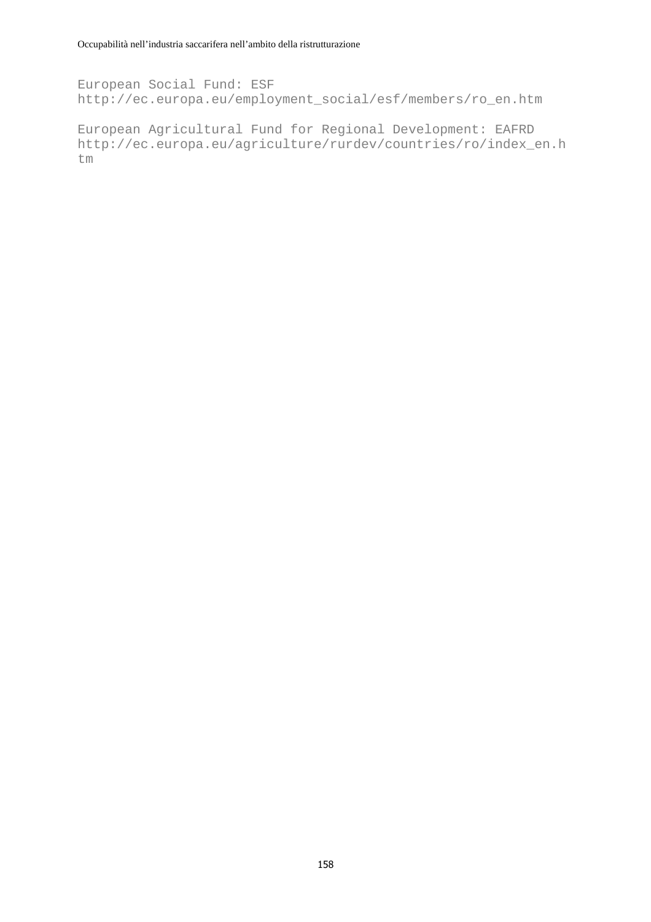European Social Fund: ESF
http://ec.europa.eu/employment_social/esf/members/ro_en.htm

European Agricultural Fund for Regional Development: EAFRD
http://ec.europa.eu/agriculture/rurdev/countries/ro/index_en.htm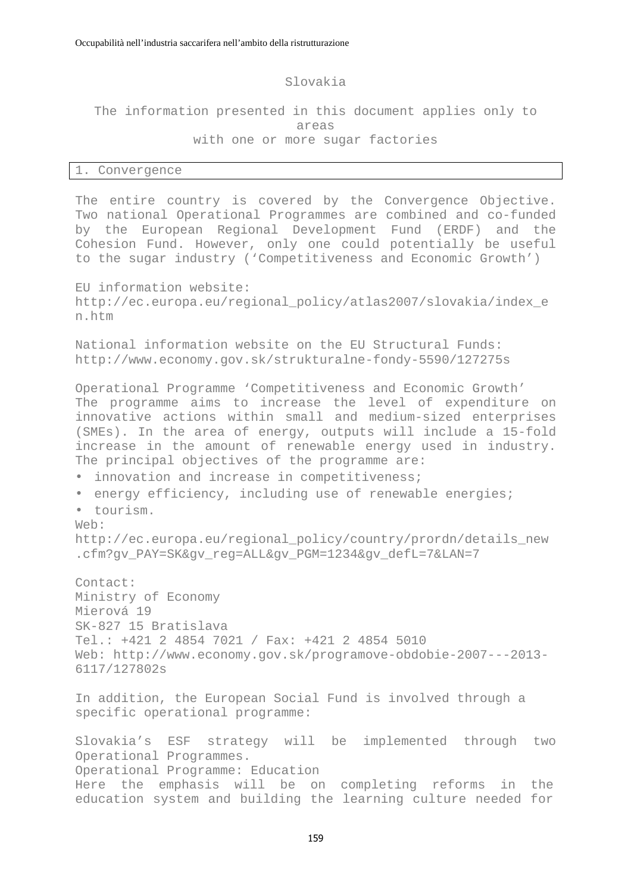# Slovakia

The information presented in this document applies only to areas with one or more sugar factories

## 1. Convergence

The entire country is covered by the Convergence Objective. Two national Operational Programmes are combined and co-funded by the European Regional Development Fund (ERDF) and the Cohesion Fund. However, only one could potentially be useful to the sugar industry (‘Competitiveness and Economic Growth’)

EU information website:
http://ec.europa.eu/regional_policy/atlas2007/slovakia/index_en.htm

National information website on the EU Structural Funds:
http://www.economy.gov.sk/strukturalne-fondy-5590/127275s

Operational Programme ‘Competitiveness and Economic Growth’
The programme aims to increase the level of expenditure on innovative actions within small and medium-sized enterprises (SMEs). In the area of energy, outputs will include a 15-fold increase in the amount of renewable energy used in industry. The principal objectives of the programme are:

- innovation and increase in competitiveness;
- energy efficiency, including use of renewable energies;
- tourism.

Web:
http://ec.europa.eu/regional_policy/country/prordn/details_new.cfm?gv_PAY=SK&gv_reg=ALL&gv_PGM=1234&gv_defL=7&LAN=7

Contact:
Ministry of Economy
Mierová 19
SK-827 15 Bratislava
Tel.: +421 2 4854 7021 / Fax: +421 2 4854 5010
Web: http://www.economy.gov.sk/programove-obdobie-2007---2013-6117/127802s

In addition, the European Social Fund is involved through a specific operational programme:

Slovakia’s ESF strategy will be implemented through two Operational Programmes.
Operational Programme: Education
Here the emphasis will be on completing reforms in the education system and building the learning culture needed for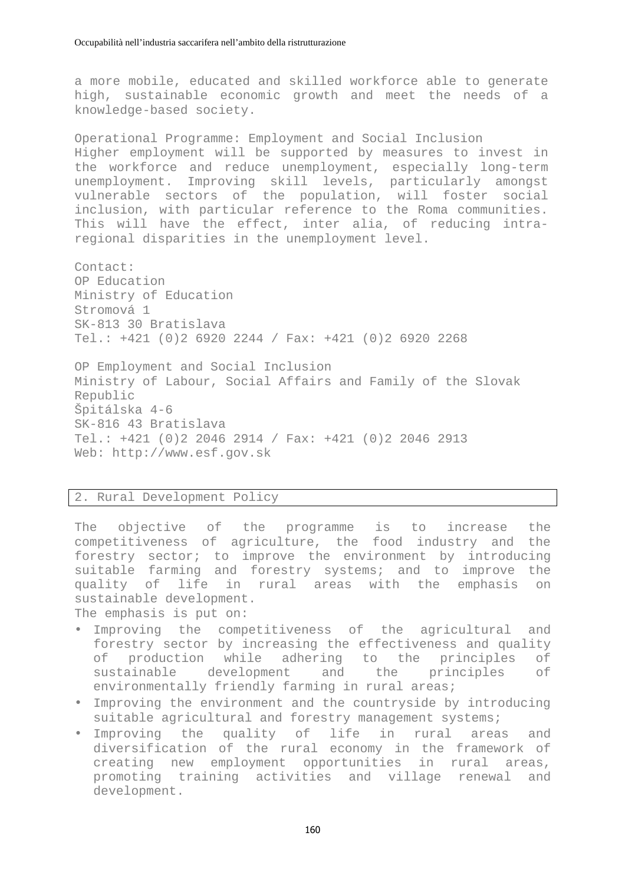a more mobile, educated and skilled workforce able to generate high, sustainable economic growth and meet the needs of a knowledge-based society.

Operational Programme: Employment and Social Inclusion
Higher employment will be supported by measures to invest in the workforce and reduce unemployment, especially long-term unemployment. Improving skill levels, particularly amongst vulnerable sectors of the population, will foster social inclusion, with particular reference to the Roma communities. This will have the effect, inter alia, of reducing intra-regional disparities in the unemployment level.

Contact:
OP Education
Ministry of Education
Stromová 1
SK-813 30 Bratislava
Tel.: +421 (0)2 6920 2244 / Fax: +421 (0)2 6920 2268

OP Employment and Social Inclusion
Ministry of Labour, Social Affairs and Family of the Slovak Republic
Špitálska 4-6
SK-816 43 Bratislava
Tel.: +421 (0)2 2046 2914 / Fax: +421 (0)2 2046 2913
Web: http://www.esf.gov.sk

## 2. Rural Development Policy

The objective of the programme is to increase the competitiveness of agriculture, the food industry and the forestry sector; to improve the environment by introducing suitable farming and forestry systems; and to improve the quality of life in rural areas with the emphasis on sustainable development.
The emphasis is put on:

- Improving the competitiveness of the agricultural and forestry sector by increasing the effectiveness and quality of production while adhering to the principles of sustainable development and the principles of environmentally friendly farming in rural areas;
- Improving the environment and the countryside by introducing suitable agricultural and forestry management systems;
- Improving the quality of life in rural areas and diversification of the rural economy in the framework of creating new employment opportunities in rural areas, promoting training activities and village renewal and development.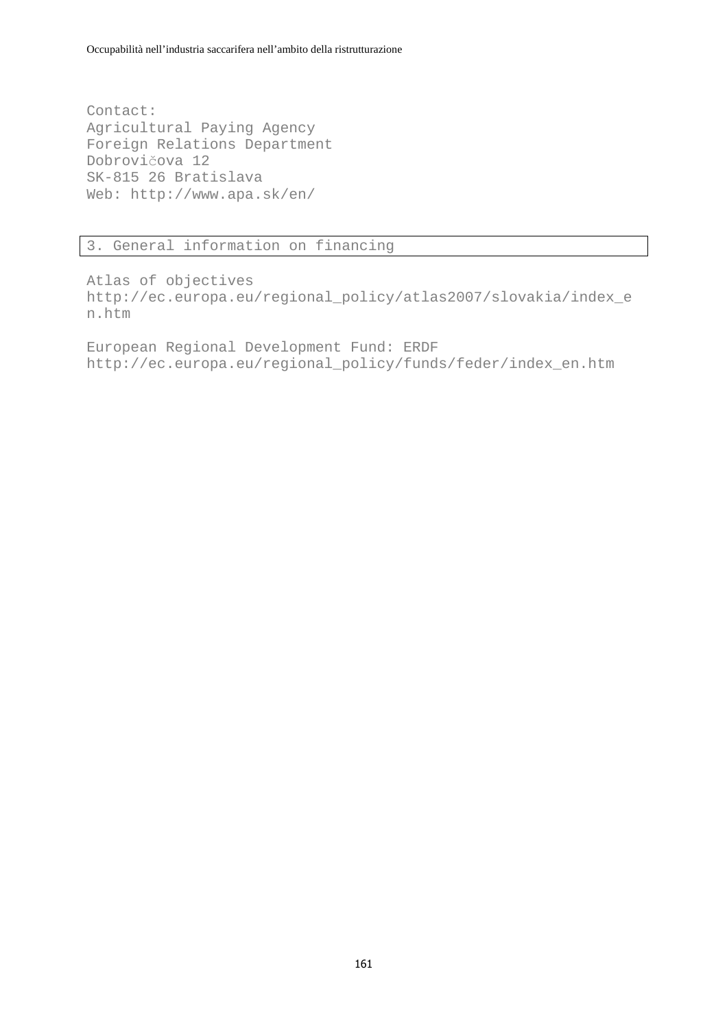Contact:
Agricultural Paying Agency
Foreign Relations Department
Dobrovičova 12
SK-815 26 Bratislava
Web: http://www.apa.sk/en/

## 3. General information on financing

Atlas of objectives
http://ec.europa.eu/regional_policy/atlas2007/slovakia/index_en.htm

European Regional Development Fund: ERDF
http://ec.europa.eu/regional_policy/funds/feder/index_en.htm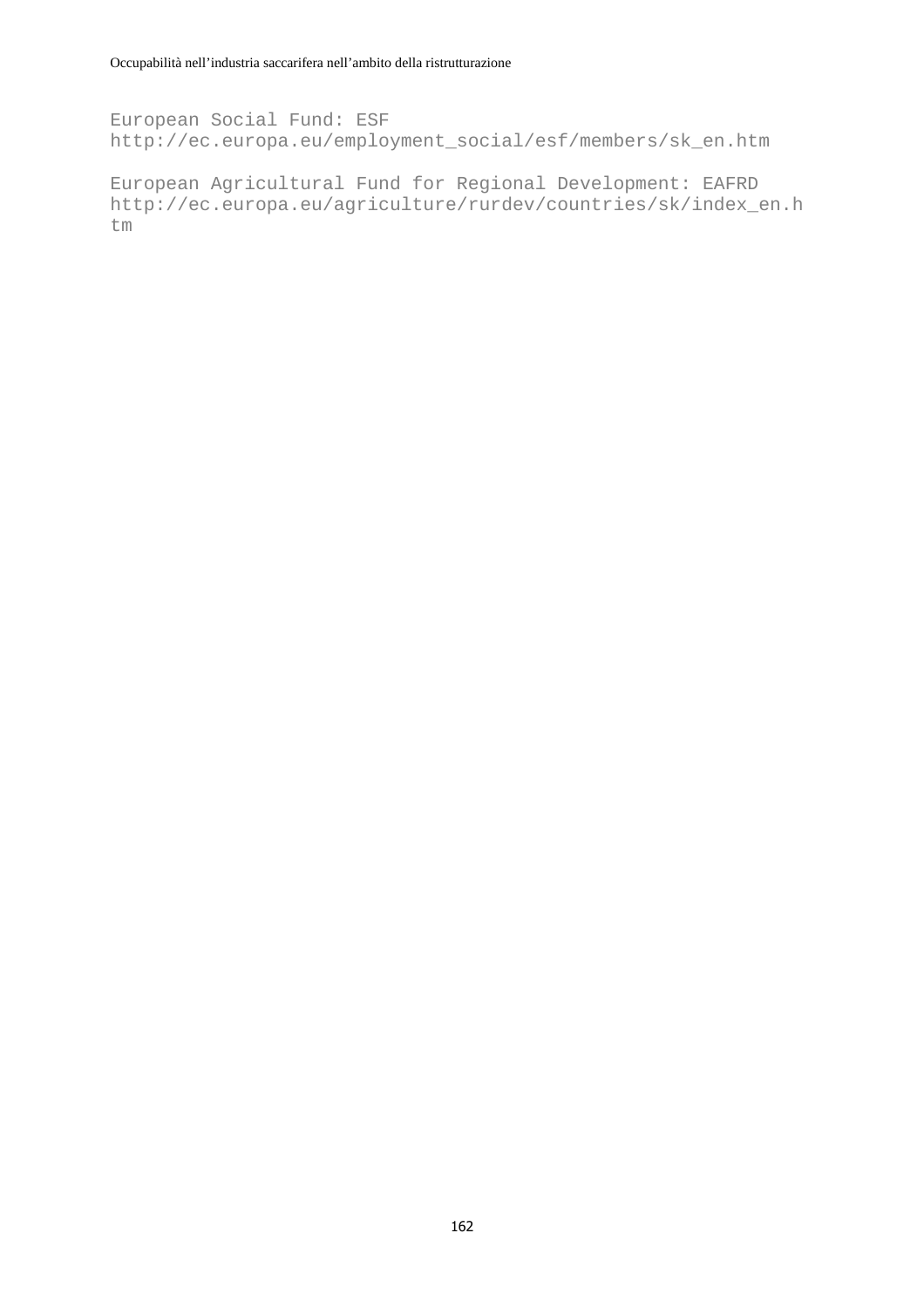European Social Fund: ESF
http://ec.europa.eu/employment_social/esf/members/sk_en.htm

European Agricultural Fund for Regional Development: EAFRD
http://ec.europa.eu/agriculture/rurdev/countries/sk/index_en.htm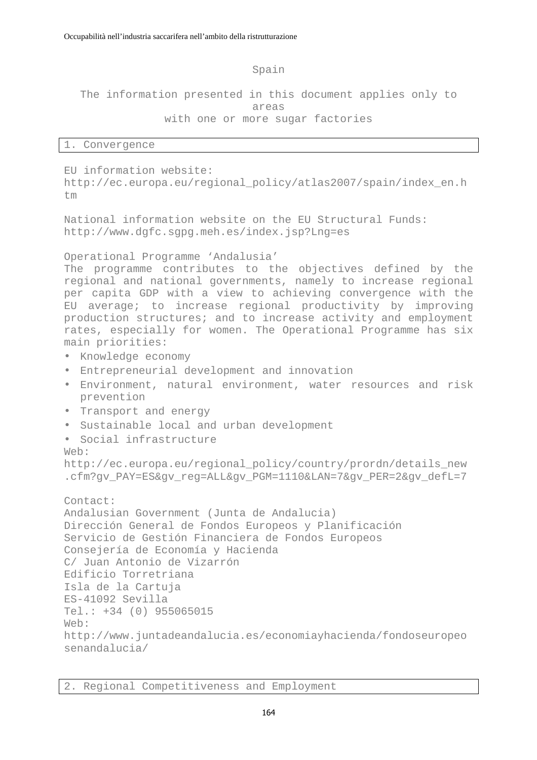# Spain

The information presented in this document applies only to areas with one or more sugar factories

## 1. Convergence

EU information website:
http://ec.europa.eu/regional_policy/atlas2007/spain/index_en.htm

National information website on the EU Structural Funds:
http://www.dgfc.sgpg.meh.es/index.jsp?Lng=es

Operational Programme ‘Andalusia’
The programme contributes to the objectives defined by the regional and national governments, namely to increase regional per capita GDP with a view to achieving convergence with the EU average; to increase regional productivity by improving production structures; and to increase activity and employment rates, especially for women. The Operational Programme has six main priorities:

- Knowledge economy
- Entrepreneurial development and innovation
- Environment, natural environment, water resources and risk prevention
- Transport and energy
- Sustainable local and urban development
- Social infrastructure

Web:
http://ec.europa.eu/regional_policy/country/prordn/details_new.cfm?gv_PAY=ES&gv_reg=ALL&gv_PGM=1110&LAN=7&gv_PER=2&gv_defL=7

Contact:
Andalusian Government (Junta de Andalucia)
Dirección General de Fondos Europeos y Planificación
Servicio de Gestión Financiera de Fondos Europeos
Consejería de Economía y Hacienda
C/ Juan Antonio de Vizarrón
Edificio Torretriana
Isla de la Cartuja
ES-41092 Sevilla
Tel.: +34 (0) 955065015
Web:
http://www.juntadeandalucia.es/economiayhacienda/fondoseuropeosenandalucia/

## 2. Regional Competitiveness and Employment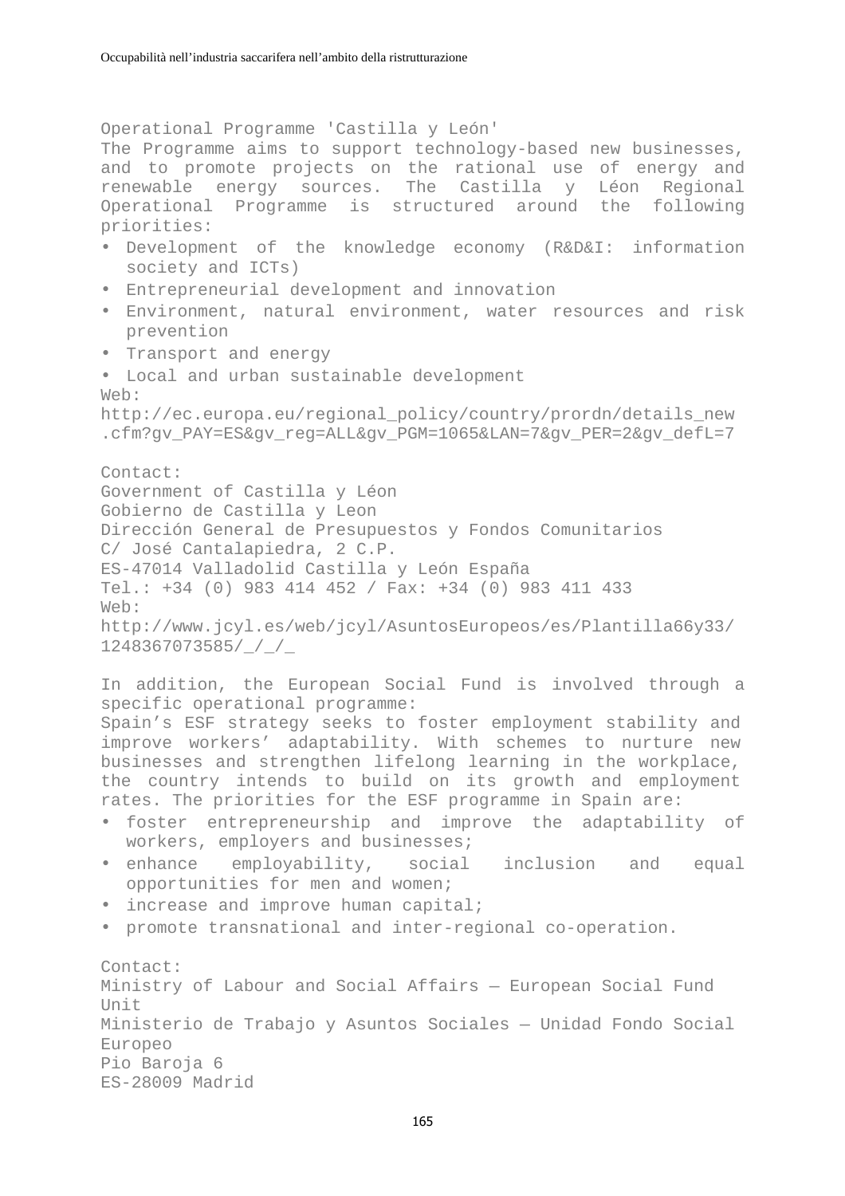Operational Programme 'Castilla y León'

The Programme aims to support technology-based new businesses, and to promote projects on the rational use of energy and renewable energy sources. The Castilla y Léon Regional Operational Programme is structured around the following priorities:

- Development of the knowledge economy (R&D&I: information society and ICTs)
- Entrepreneurial development and innovation
- Environment, natural environment, water resources and risk prevention
- Transport and energy
- Local and urban sustainable development

Web:
http://ec.europa.eu/regional_policy/country/prordn/details_new.cfm?gv_PAY=ES&gv_reg=ALL&gv_PGM=1065&LAN=7&gv_PER=2&gv_defL=7

Contact:
Government of Castilla y Léon
Gobierno de Castilla y Leon
Dirección General de Presupuestos y Fondos Comunitarios
C/ José Cantalapiedra, 2 C.P.
ES-47014 Valladolid Castilla y León España
Tel.: +34 (0) 983 414 452 / Fax: +34 (0) 983 411 433
Web:
http://www.jcyl.es/web/jcyl/AsuntosEuropeos/es/Plantilla66y33/1248367073585/_/_/_

In addition, the European Social Fund is involved through a specific operational programme:

Spain's ESF strategy seeks to foster employment stability and improve workers' adaptability. With schemes to nurture new businesses and strengthen lifelong learning in the workplace, the country intends to build on its growth and employment rates. The priorities for the ESF programme in Spain are:

- foster entrepreneurship and improve the adaptability of workers, employers and businesses;
- enhance employability, social inclusion and equal opportunities for men and women;
- increase and improve human capital;
- promote transnational and inter-regional co-operation.

Contact:
Ministry of Labour and Social Affairs — European Social Fund Unit
Ministerio de Trabajo y Asuntos Sociales — Unidad Fondo Social Europeo
Pio Baroja 6
ES-28009 Madrid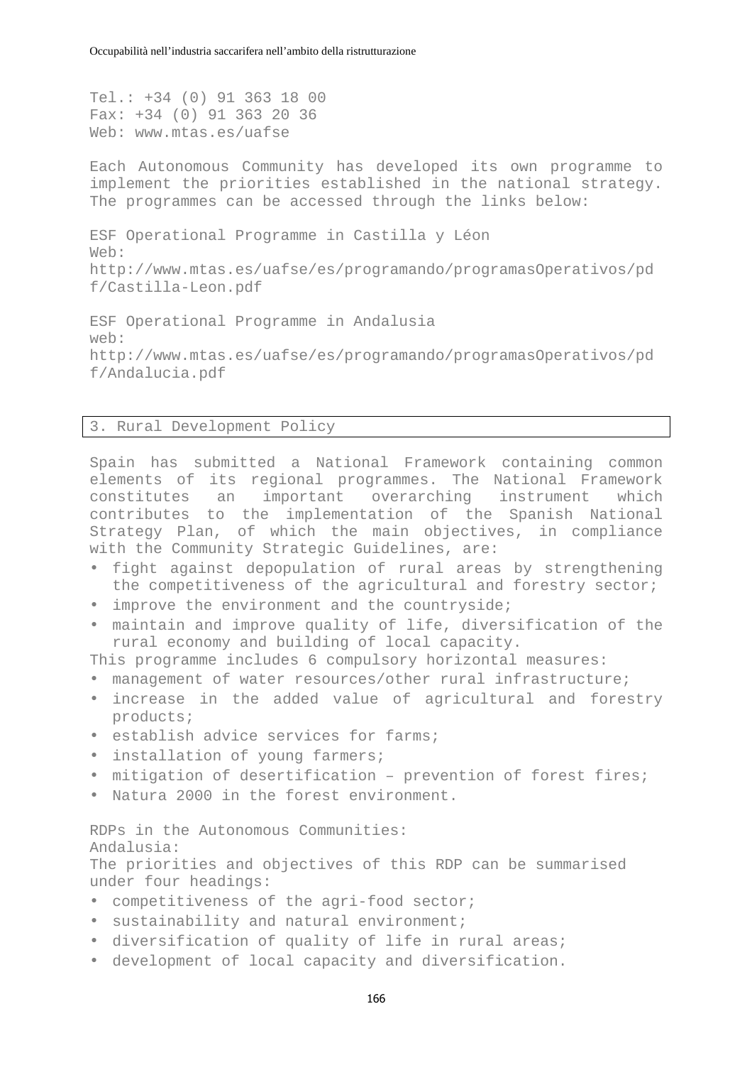Tel.: +34 (0) 91 363 18 00
Fax: +34 (0) 91 363 20 36
Web: www.mtas.es/uafse

Each Autonomous Community has developed its own programme to implement the priorities established in the national strategy. The programmes can be accessed through the links below:

ESF Operational Programme in Castilla y Léon
Web:
http://www.mtas.es/uafse/es/programando/programasOperativos/pdf/Castilla-Leon.pdf

ESF Operational Programme in Andalusia
web:
http://www.mtas.es/uafse/es/programando/programasOperativos/pdf/Andalucia.pdf

## 3. Rural Development Policy

Spain has submitted a National Framework containing common elements of its regional programmes. The National Framework constitutes an important overarching instrument which contributes to the implementation of the Spanish National Strategy Plan, of which the main objectives, in compliance with the Community Strategic Guidelines, are:

- fight against depopulation of rural areas by strengthening the competitiveness of the agricultural and forestry sector;
- improve the environment and the countryside;
- maintain and improve quality of life, diversification of the rural economy and building of local capacity.

This programme includes 6 compulsory horizontal measures:

- management of water resources/other rural infrastructure;
- increase in the added value of agricultural and forestry products;
- establish advice services for farms;
- installation of young farmers;
- mitigation of desertification – prevention of forest fires;
- Natura 2000 in the forest environment.

RDPs in the Autonomous Communities:
Andalusia:
The priorities and objectives of this RDP can be summarised under four headings:

- competitiveness of the agri-food sector;
- sustainability and natural environment;
- diversification of quality of life in rural areas;
- development of local capacity and diversification.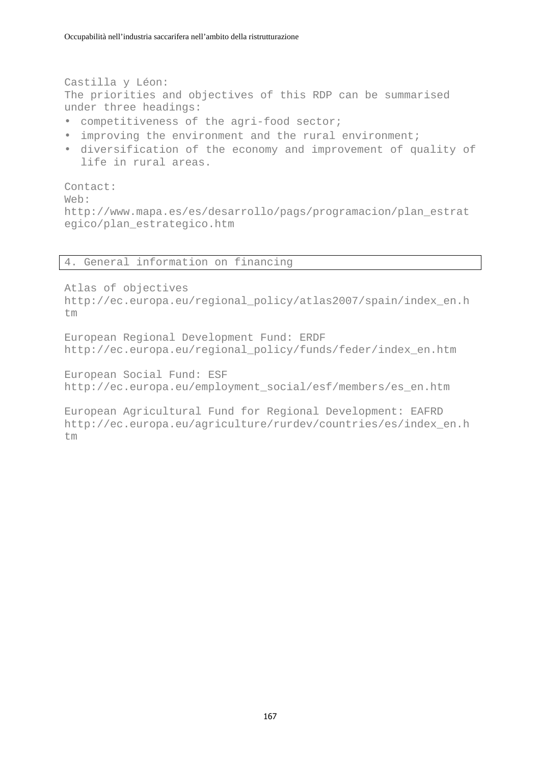Castilla y Léon:
The priorities and objectives of this RDP can be summarised under three headings:

- competitiveness of the agri-food sector;
- improving the environment and the rural environment;
- diversification of the economy and improvement of quality of life in rural areas.

Contact:
Web:
http://www.mapa.es/es/desarrollo/pags/programacion/plan_estrategico/plan_estrategico.htm

## 4. General information on financing

Atlas of objectives
http://ec.europa.eu/regional_policy/atlas2007/spain/index_en.htm

European Regional Development Fund: ERDF
http://ec.europa.eu/regional_policy/funds/feder/index_en.htm

European Social Fund: ESF
http://ec.europa.eu/employment_social/esf/members/es_en.htm

European Agricultural Fund for Regional Development: EAFRD
http://ec.europa.eu/agriculture/rurdev/countries/es/index_en.htm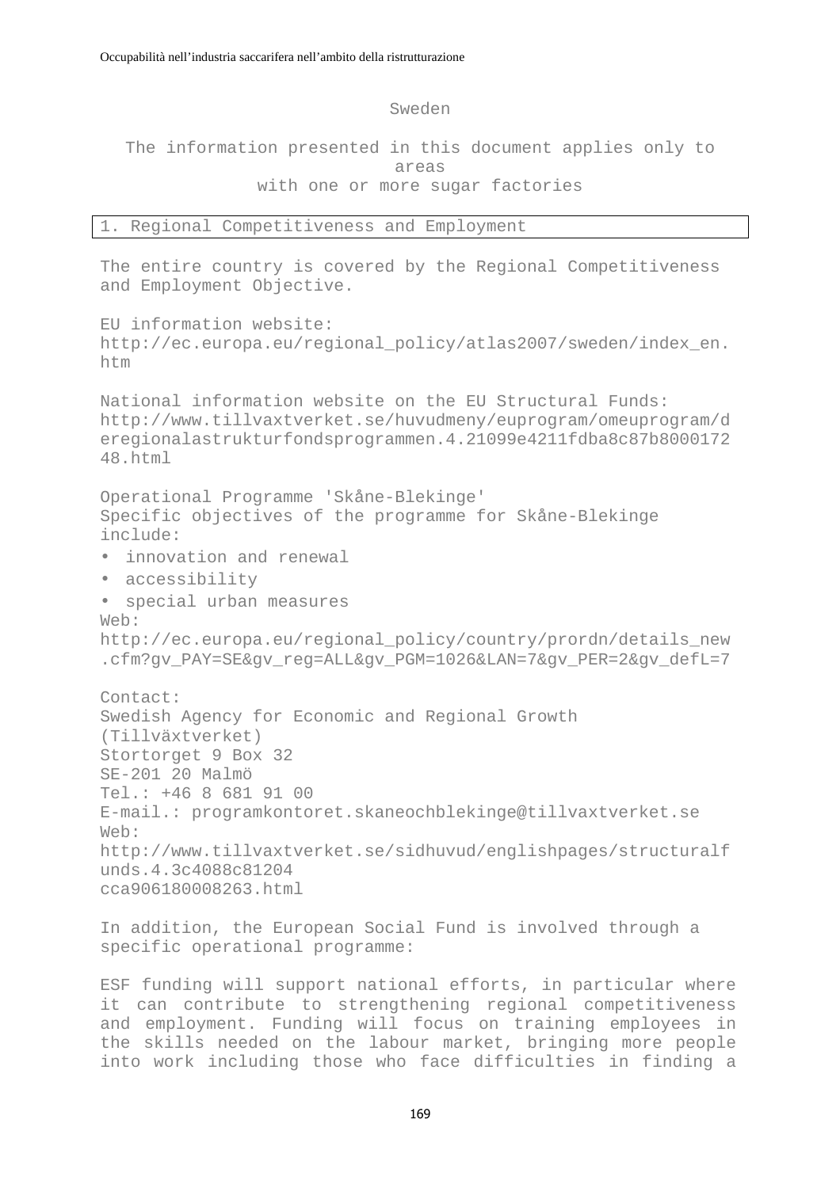# Sweden

The information presented in this document applies only to areas with one or more sugar factories

## 1. Regional Competitiveness and Employment

The entire country is covered by the Regional Competitiveness and Employment Objective.

EU information website:
http://ec.europa.eu/regional_policy/atlas2007/sweden/index_en.htm

National information website on the EU Structural Funds:
http://www.tillvaxtverket.se/huvudmeny/euprogram/omeuprogram/deregionalastrukturfondsprogrammen.4.21099e4211fdba8c87b800017248.html

Operational Programme 'Skåne-Blekinge'
Specific objectives of the programme for Skåne-Blekinge include:

- innovation and renewal
- accessibility
- special urban measures

Web:
http://ec.europa.eu/regional_policy/country/prordn/details_new.cfm?gv_PAY=SE&gv_reg=ALL&gv_PGM=1026&LAN=7&gv_PER=2&gv_defL=7

Contact:
Swedish Agency for Economic and Regional Growth (Tillväxtverket)
Stortorget 9 Box 32
SE-201 20 Malmö
Tel.: +46 8 681 91 00
E-mail.: programkontoret.skaneochblekinge@tillvaxtverket.se
Web:
http://www.tillvaxtverket.se/sidhuvud/englishpages/structuralfunds.4.3c4088c81204cca906180008263.html

In addition, the European Social Fund is involved through a specific operational programme:

ESF funding will support national efforts, in particular where it can contribute to strengthening regional competitiveness and employment. Funding will focus on training employees in the skills needed on the labour market, bringing more people into work including those who face difficulties in finding a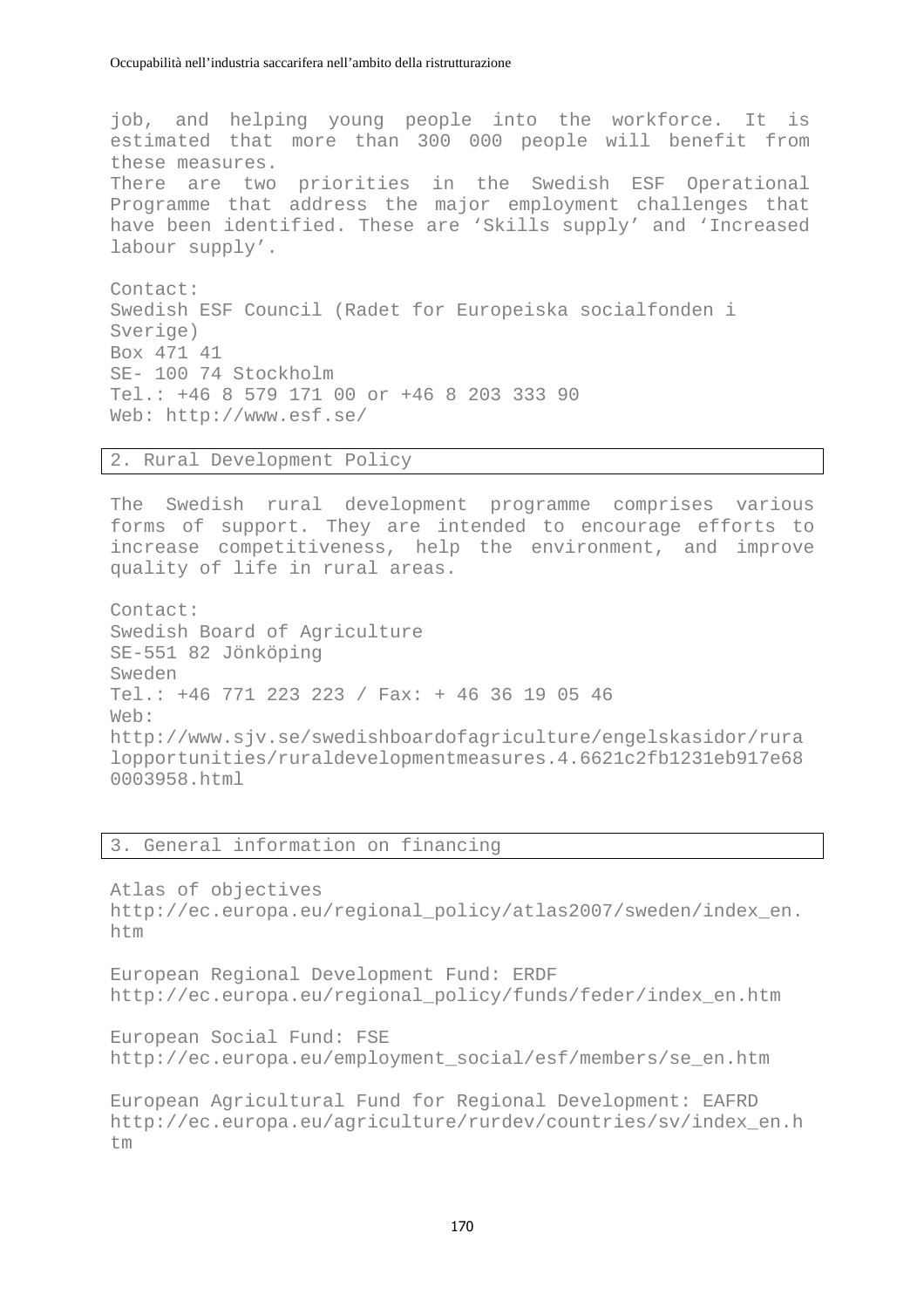job, and helping young people into the workforce. It is estimated that more than 300 000 people will benefit from these measures.
There are two priorities in the Swedish ESF Operational Programme that address the major employment challenges that have been identified. These are ‘Skills supply’ and ‘Increased labour supply’.

Contact:
Swedish ESF Council (Radet for Europeiska socialfonden i Sverige)
Box 471 41
SE- 100 74 Stockholm
Tel.: +46 8 579 171 00 or +46 8 203 333 90
Web: http://www.esf.se/

## 2. Rural Development Policy

The Swedish rural development programme comprises various forms of support. They are intended to encourage efforts to increase competitiveness, help the environment, and improve quality of life in rural areas.

Contact:
Swedish Board of Agriculture
SE-551 82 Jönköping
Sweden
Tel.: +46 771 223 223 / Fax: + 46 36 19 05 46
Web:
http://www.sjv.se/swedishboardofagriculture/engelskasidor/ruralopportunities/ruraldevelopmentmeasures.4.6621c2fb1231eb917e680003958.html

## 3. General information on financing

Atlas of objectives
http://ec.europa.eu/regional_policy/atlas2007/sweden/index_en.htm

European Regional Development Fund: ERDF
http://ec.europa.eu/regional_policy/funds/feder/index_en.htm

European Social Fund: FSE
http://ec.europa.eu/employment_social/esf/members/se_en.htm

European Agricultural Fund for Regional Development: EAFRD
http://ec.europa.eu/agriculture/rurdev/countries/sv/index_en.htm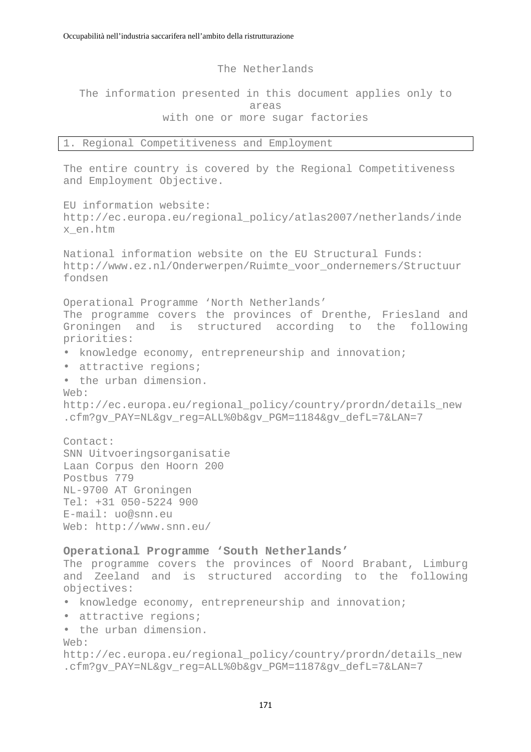# The Netherlands

The information presented in this document applies only to areas with one or more sugar factories

## 1. Regional Competitiveness and Employment

The entire country is covered by the Regional Competitiveness and Employment Objective.

EU information website:
http://ec.europa.eu/regional_policy/atlas2007/netherlands/index_en.htm

National information website on the EU Structural Funds:
http://www.ez.nl/Onderwerpen/Ruimte_voor_ondernemers/Structuurfondsen

Operational Programme 'North Netherlands'
The programme covers the provinces of Drenthe, Friesland and Groningen and is structured according to the following priorities:

- knowledge economy, entrepreneurship and innovation;
- attractive regions;
- the urban dimension.

Web:
http://ec.europa.eu/regional_policy/country/prordn/details_new.cfm?gv_PAY=NL&gv_reg=ALL%0b&gv_PGM=1184&gv_defL=7&LAN=7

Contact:
SNN Uitvoeringsorganisatie
Laan Corpus den Hoorn 200
Postbus 779
NL-9700 AT Groningen
Tel: +31 050-5224 900
E-mail: uo@snn.eu
Web: http://www.snn.eu/

**Operational Programme 'South Netherlands'**
The programme covers the provinces of Noord Brabant, Limburg and Zeeland and is structured according to the following objectives:

- knowledge economy, entrepreneurship and innovation;
- attractive regions;
- the urban dimension.

Web:
http://ec.europa.eu/regional_policy/country/prordn/details_new.cfm?gv_PAY=NL&gv_reg=ALL%0b&gv_PGM=1187&gv_defL=7&LAN=7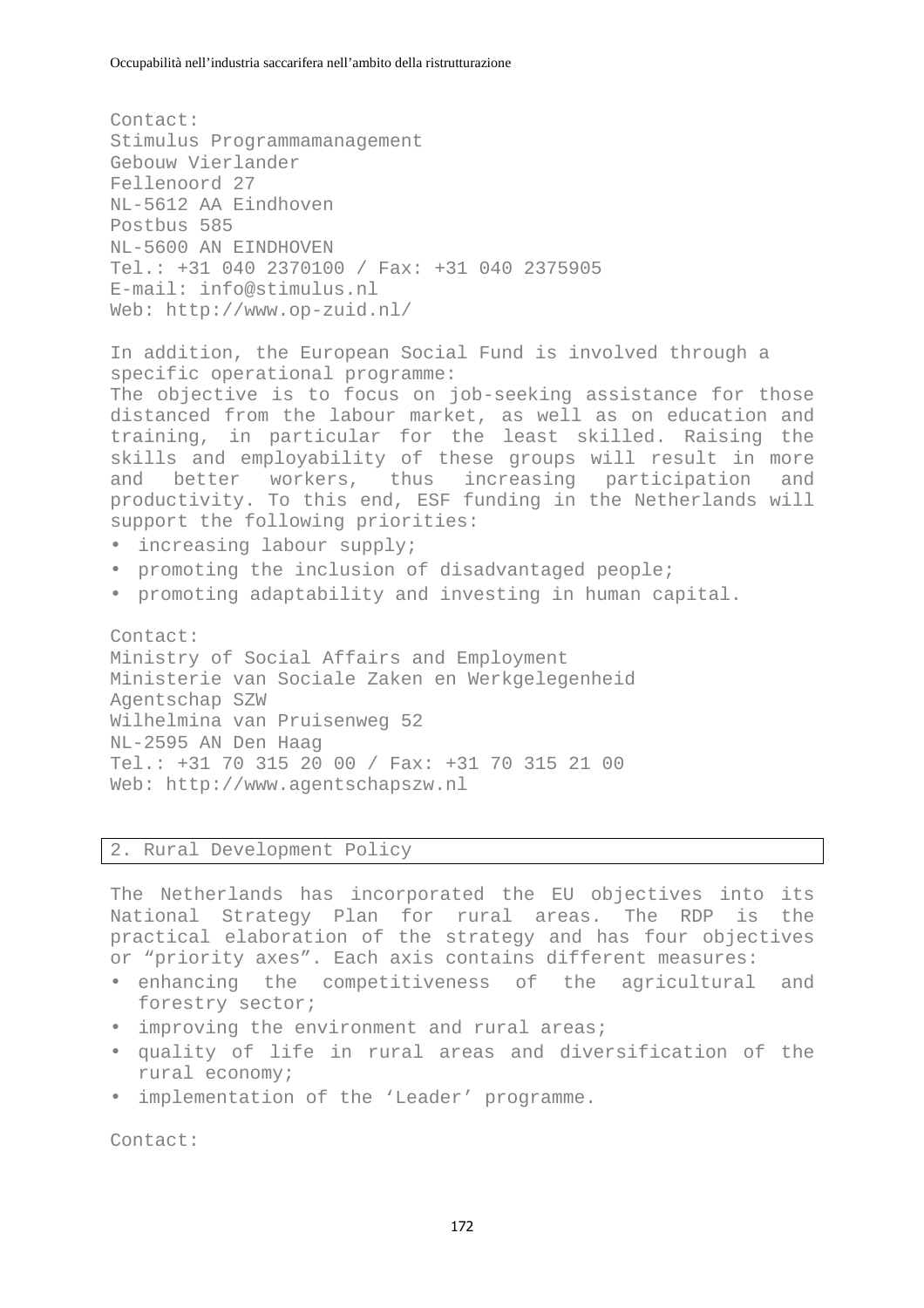Contact:
Stimulus Programmamanagement
Gebouw Vierlander
Fellenoord 27
NL-5612 AA Eindhoven
Postbus 585
NL-5600 AN EINDHOVEN
Tel.: +31 040 2370100 / Fax: +31 040 2375905
E-mail: info@stimulus.nl
Web: http://www.op-zuid.nl/

In addition, the European Social Fund is involved through a specific operational programme:
The objective is to focus on job-seeking assistance for those distanced from the labour market, as well as on education and training, in particular for the least skilled. Raising the skills and employability of these groups will result in more and better workers, thus increasing participation and productivity. To this end, ESF funding in the Netherlands will support the following priorities:

- increasing labour supply;
- promoting the inclusion of disadvantaged people;
- promoting adaptability and investing in human capital.

Contact:
Ministry of Social Affairs and Employment
Ministerie van Sociale Zaken en Werkgelegenheid
Agentschap SZW
Wilhelmina van Pruisenweg 52
NL-2595 AN Den Haag
Tel.: +31 70 315 20 00 / Fax: +31 70 315 21 00
Web: http://www.agentschapszw.nl

## 2. Rural Development Policy

The Netherlands has incorporated the EU objectives into its National Strategy Plan for rural areas. The RDP is the practical elaboration of the strategy and has four objectives or "priority axes". Each axis contains different measures:

- enhancing the competitiveness of the agricultural and forestry sector;
- improving the environment and rural areas;
- quality of life in rural areas and diversification of the rural economy;
- implementation of the 'Leader' programme.

Contact: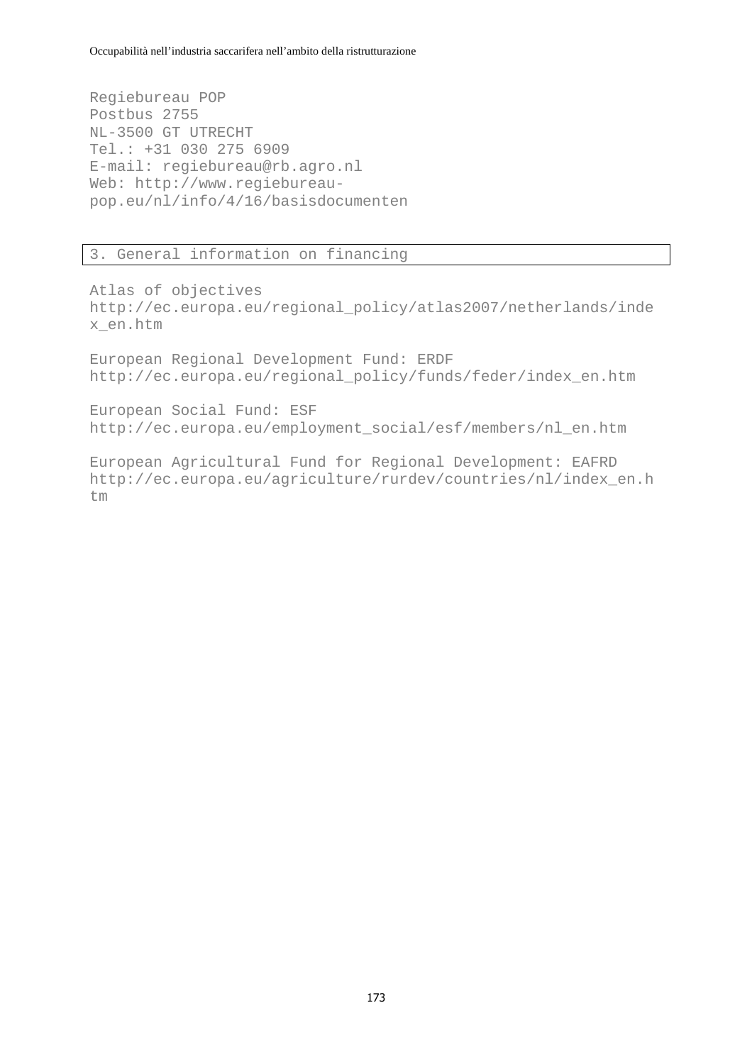Regiebureau POP
Postbus 2755
NL-3500 GT UTRECHT
Tel.: +31 030 275 6909
E-mail: regiebureau@rb.agro.nl
Web: http://www.regiebureau-pop.eu/nl/info/4/16/basisdocumenten

## 3. General information on financing

Atlas of objectives
http://ec.europa.eu/regional_policy/atlas2007/netherlands/index_en.htm

European Regional Development Fund: ERDF
http://ec.europa.eu/regional_policy/funds/feder/index_en.htm

European Social Fund: ESF
http://ec.europa.eu/employment_social/esf/members/nl_en.htm

European Agricultural Fund for Regional Development: EAFRD
http://ec.europa.eu/agriculture/rurdev/countries/nl/index_en.htm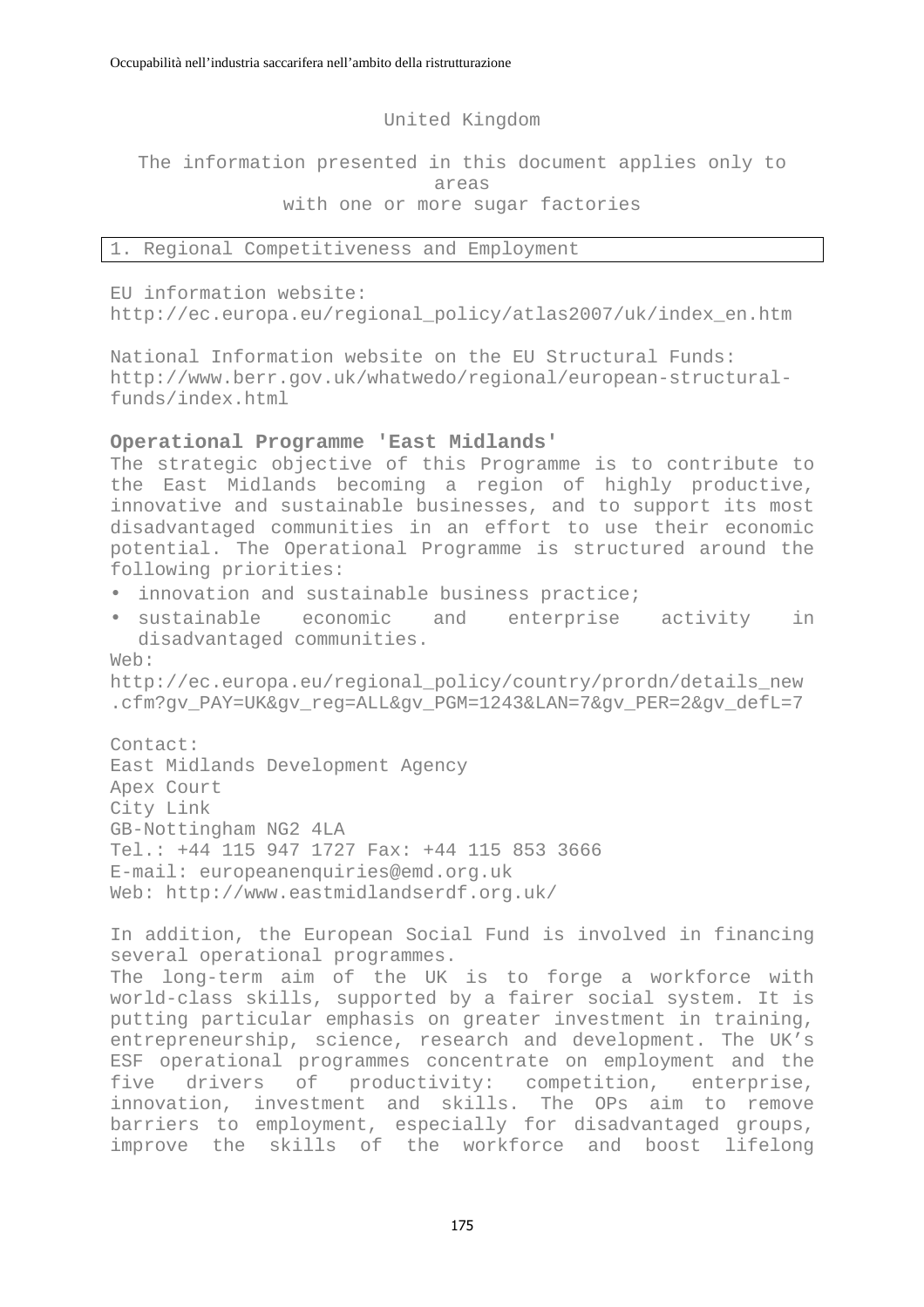United Kingdom

The information presented in this document applies only to areas with one or more sugar factories

## 1. Regional Competitiveness and Employment

EU information website:
http://ec.europa.eu/regional_policy/atlas2007/uk/index_en.htm

National Information website on the EU Structural Funds:
http://www.berr.gov.uk/whatwedo/regional/european-structural-funds/index.html

**Operational Programme 'East Midlands'**

The strategic objective of this Programme is to contribute to the East Midlands becoming a region of highly productive, innovative and sustainable businesses, and to support its most disadvantaged communities in an effort to use their economic potential. The Operational Programme is structured around the following priorities:

- innovation and sustainable business practice;
- sustainable economic and enterprise activity in disadvantaged communities.

Web:
http://ec.europa.eu/regional_policy/country/prordn/details_new.cfm?gv_PAY=UK&gv_reg=ALL&gv_PGM=1243&LAN=7&gv_PER=2&gv_defL=7

Contact:
East Midlands Development Agency
Apex Court
City Link
GB-Nottingham NG2 4LA
Tel.: +44 115 947 1727 Fax: +44 115 853 3666
E-mail: europeanenquiries@emd.org.uk
Web: http://www.eastmidlandserdf.org.uk/

In addition, the European Social Fund is involved in financing several operational programmes.
The long-term aim of the UK is to forge a workforce with world-class skills, supported by a fairer social system. It is putting particular emphasis on greater investment in training, entrepreneurship, science, research and development. The UK's ESF operational programmes concentrate on employment and the five drivers of productivity: competition, enterprise, innovation, investment and skills. The OPs aim to remove barriers to employment, especially for disadvantaged groups, improve the skills of the workforce and boost lifelong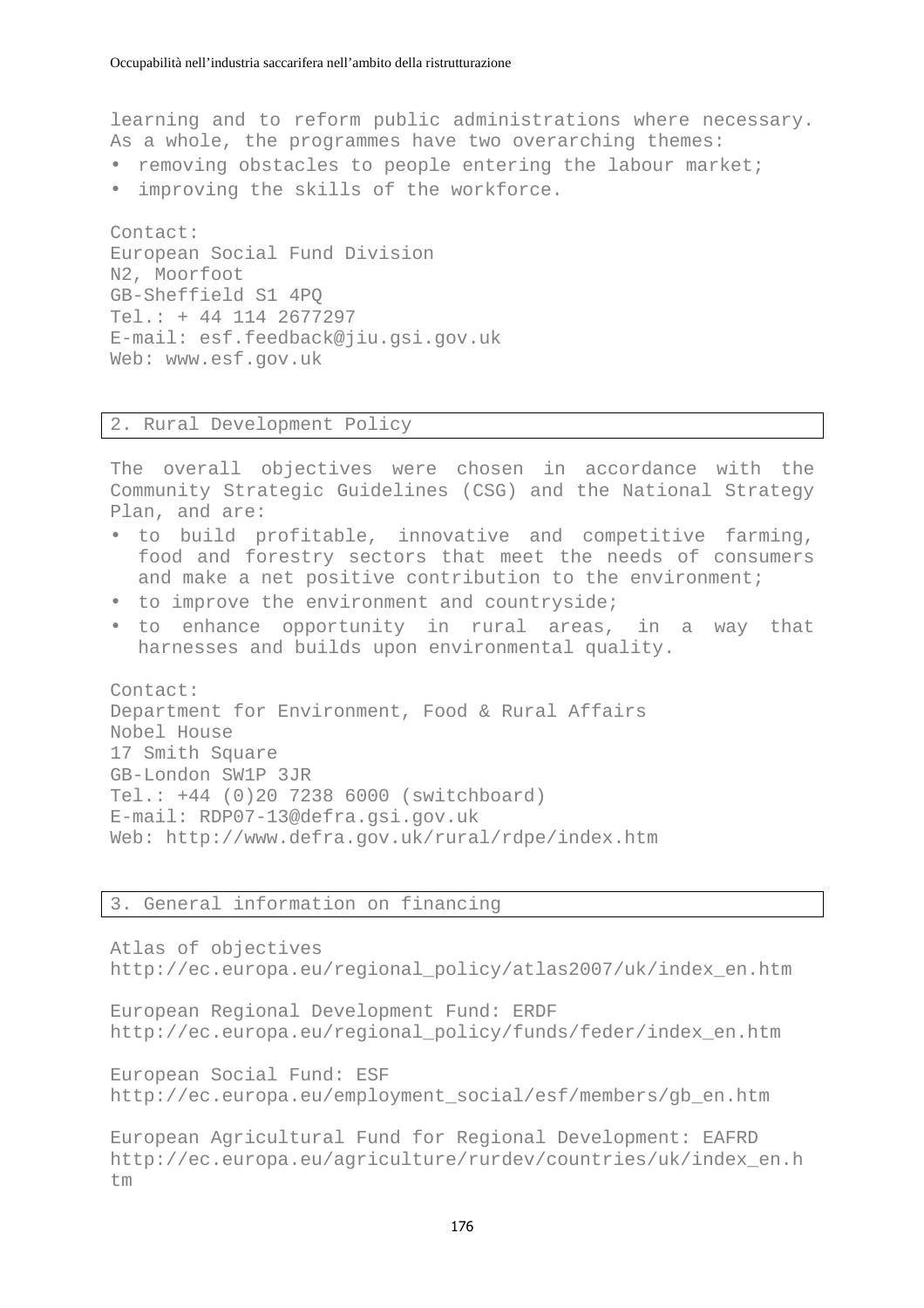learning and to reform public administrations where necessary. As a whole, the programmes have two overarching themes:

- removing obstacles to people entering the labour market;
- improving the skills of the workforce.

Contact:
European Social Fund Division
N2, Moorfoot
GB-Sheffield S1 4PQ
Tel.: + 44 114 2677297
E-mail: esf.feedback@jiu.gsi.gov.uk
Web: www.esf.gov.uk

## 2. Rural Development Policy

The overall objectives were chosen in accordance with the Community Strategic Guidelines (CSG) and the National Strategy Plan, and are:

- to build profitable, innovative and competitive farming, food and forestry sectors that meet the needs of consumers and make a net positive contribution to the environment;
- to improve the environment and countryside;
- to enhance opportunity in rural areas, in a way that harnesses and builds upon environmental quality.

Contact:
Department for Environment, Food & Rural Affairs
Nobel House
17 Smith Square
GB-London SW1P 3JR
Tel.: +44 (0)20 7238 6000 (switchboard)
E-mail: RDP07-13@defra.gsi.gov.uk
Web: http://www.defra.gov.uk/rural/rdpe/index.htm

## 3. General information on financing

Atlas of objectives
http://ec.europa.eu/regional_policy/atlas2007/uk/index_en.htm

European Regional Development Fund: ERDF
http://ec.europa.eu/regional_policy/funds/feder/index_en.htm

European Social Fund: ESF
http://ec.europa.eu/employment_social/esf/members/gb_en.htm

European Agricultural Fund for Regional Development: EAFRD
http://ec.europa.eu/agriculture/rurdev/countries/uk/index_en.htm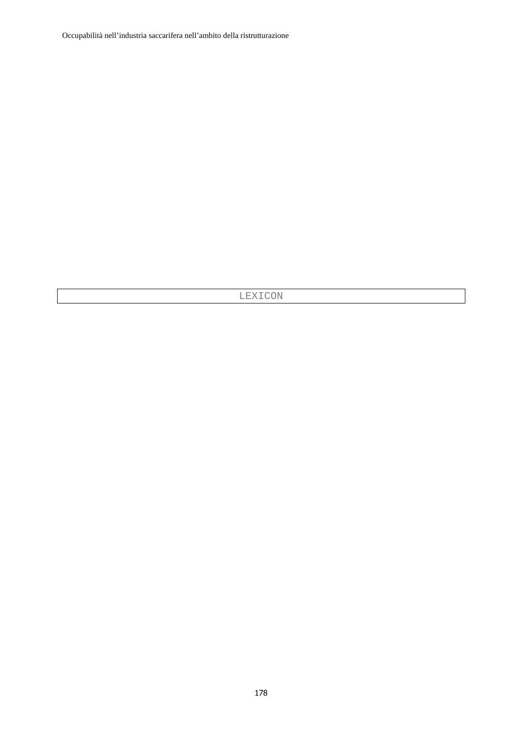# LEXICON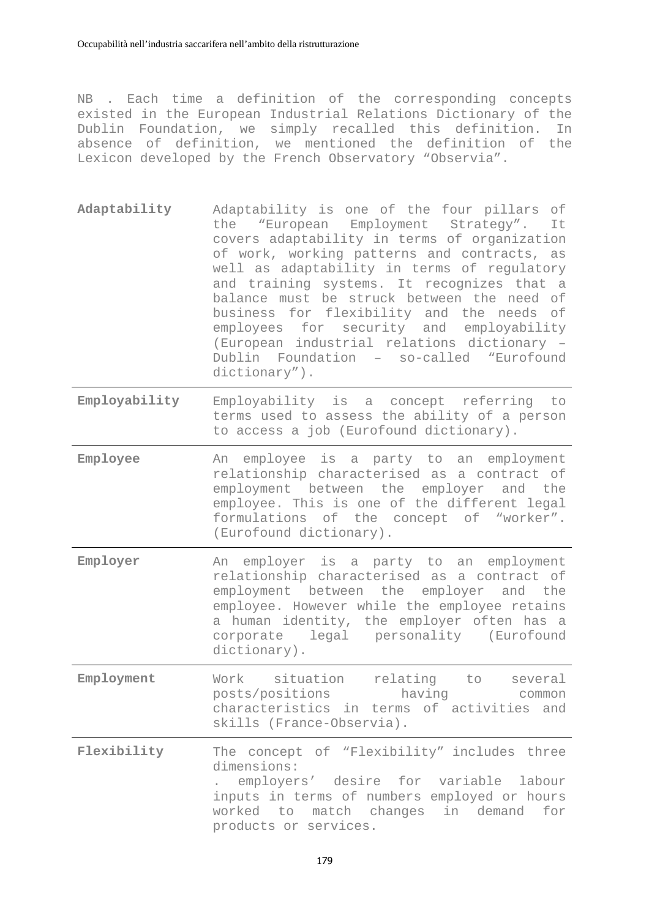NB . Each time a definition of the corresponding concepts existed in the European Industrial Relations Dictionary of the Dublin Foundation, we simply recalled this definition. In absence of definition, we mentioned the definition of the Lexicon developed by the French Observatory "Observia".

| | |
|---|---|
| **Adaptability** | Adaptability is one of the four pillars of the "European Employment Strategy". It covers adaptability in terms of organization of work, working patterns and contracts, as well as adaptability in terms of regulatory and training systems. It recognizes that a balance must be struck between the need of business for flexibility and the needs of employees for security and employability (European industrial relations dictionary – Dublin Foundation – so-called "Eurofound dictionary"). |
| **Employability** | Employability is a concept referring to terms used to assess the ability of a person to access a job (Eurofound dictionary). |
| **Employee** | An employee is a party to an employment relationship characterised as a contract of employment between the employer and the employee. This is one of the different legal formulations of the concept of "worker". (Eurofound dictionary). |
| **Employer** | An employer is a party to an employment relationship characterised as a contract of employment between the employer and the employee. However while the employee retains a human identity, the employer often has a corporate legal personality (Eurofound dictionary). |
| **Employment** | Work situation relating to several posts/positions having common characteristics in terms of activities and skills (France-Observia). |
| **Flexibility** | The concept of "Flexibility" includes three dimensions:<br>. employers' desire for variable labour inputs in terms of numbers employed or hours worked to match changes in demand for products or services. |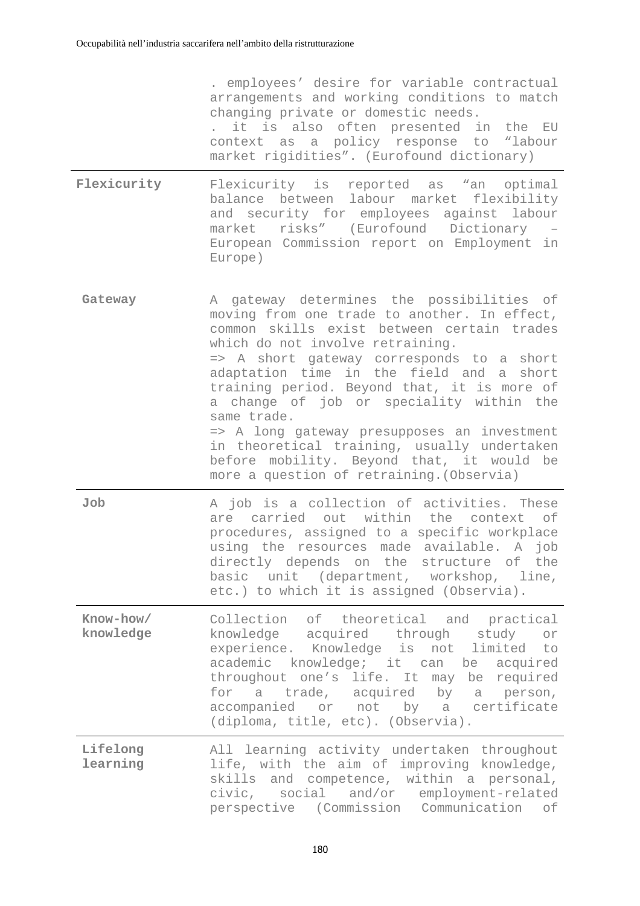| | |
|---|---|
| | . employees’ desire for variable contractual arrangements and working conditions to match changing private or domestic needs.<br>. it is also often presented in the EU context as a policy response to “labour market rigidities”. (Eurofound dictionary) |
| **Flexicurity** | Flexicurity is reported as “an optimal balance between labour market flexibility and security for employees against labour market risks” (Eurofound Dictionary – European Commission report on Employment in Europe) |
| **Gateway** | A gateway determines the possibilities of moving from one trade to another. In effect, common skills exist between certain trades which do not involve retraining.<br>=> A short gateway corresponds to a short adaptation time in the field and a short training period. Beyond that, it is more of a change of job or speciality within the same trade.<br>=> A long gateway presupposes an investment in theoretical training, usually undertaken before mobility. Beyond that, it would be more a question of retraining.(Observia) |
| **Job** | A job is a collection of activities. These are carried out within the context of procedures, assigned to a specific workplace using the resources made available. A job directly depends on the structure of the basic unit (department, workshop, line, etc.) to which it is assigned (Observia). |
| **Know-how/ knowledge** | Collection of theoretical and practical knowledge acquired through study or experience. Knowledge is not limited to academic knowledge; it can be acquired throughout one’s life. It may be required for a trade, acquired by a person, accompanied or not by a certificate (diploma, title, etc). (Observia). |
| **Lifelong learning** | All learning activity undertaken throughout life, with the aim of improving knowledge, skills and competence, within a personal, civic, social and/or employment-related perspective (Commission Communication of |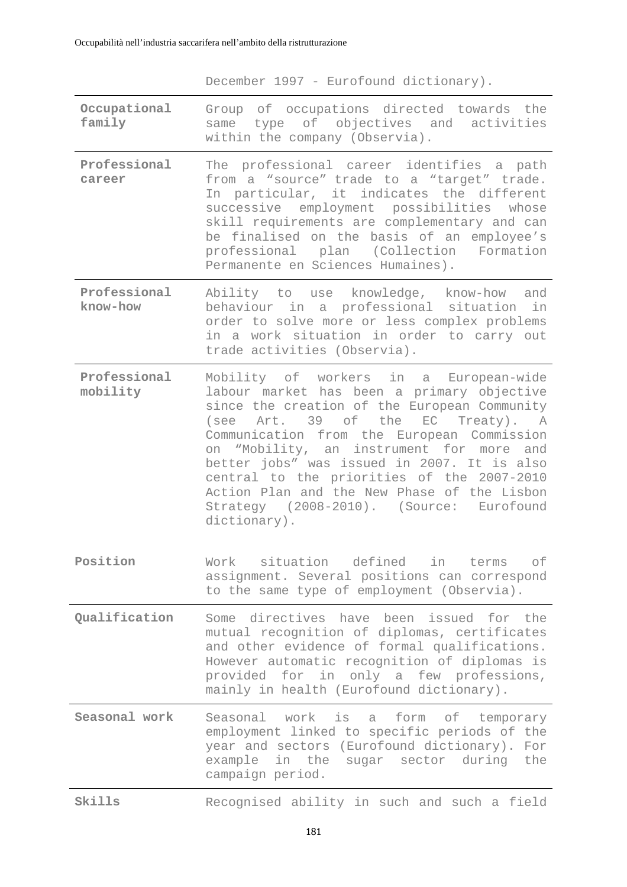| | |
|---|---|
| | December 1997 - Eurofound dictionary). |
| **Occupational family** | Group of occupations directed towards the same type of objectives and activities within the company (Observia). |
| **Professional career** | The professional career identifies a path from a “source” trade to a “target” trade. In particular, it indicates the different successive employment possibilities whose skill requirements are complementary and can be finalised on the basis of an employee’s professional plan (Collection Formation Permanente en Sciences Humaines). |
| **Professional know-how** | Ability to use knowledge, know-how and behaviour in a professional situation in order to solve more or less complex problems in a work situation in order to carry out trade activities (Observia). |
| **Professional mobility** | Mobility of workers in a European-wide labour market has been a primary objective since the creation of the European Community (see Art. 39 of the EC Treaty). A Communication from the European Commission on “Mobility, an instrument for more and better jobs” was issued in 2007. It is also central to the priorities of the 2007-2010 Action Plan and the New Phase of the Lisbon Strategy (2008-2010). (Source: Eurofound dictionary). |
| **Position** | Work situation defined in terms of assignment. Several positions can correspond to the same type of employment (Observia). |
| **Qualification** | Some directives have been issued for the mutual recognition of diplomas, certificates and other evidence of formal qualifications. However automatic recognition of diplomas is provided for in only a few professions, mainly in health (Eurofound dictionary). |
| **Seasonal work** | Seasonal work is a form of temporary employment linked to specific periods of the year and sectors (Eurofound dictionary). For example in the sugar sector during the campaign period. |
| **Skills** | Recognised ability in such and such a field |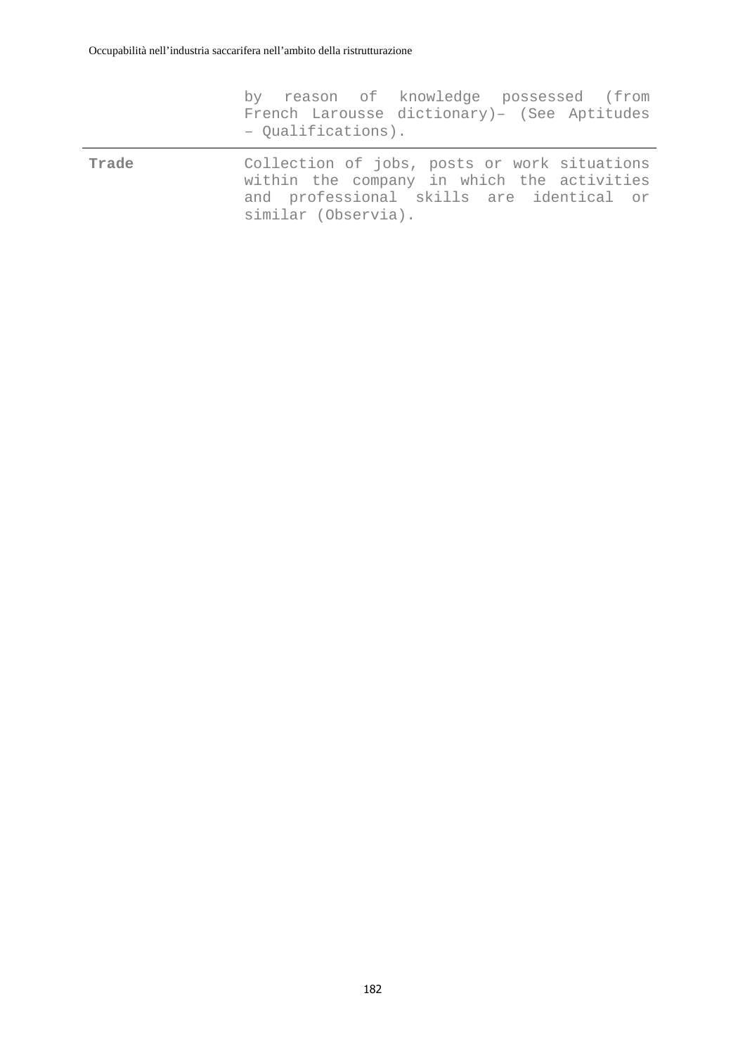| | |
|---|---|
| | by reason of knowledge possessed (from French Larousse dictionary)– (See Aptitudes – Qualifications). |
| **Trade** | Collection of jobs, posts or work situations within the company in which the activities and professional skills are identical or similar (Observia). |